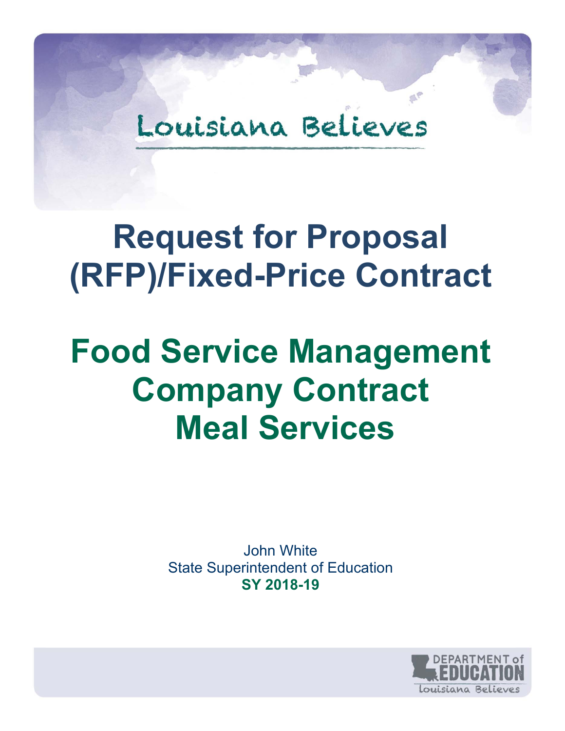Louisiana Believes

# Request for Proposal (RFP)/Fixed-Price Contract

# Food Service Management Company Contract Meal Services

John White
State Superintendent of Education
**SY 2018-19**

DEPARTMENT of EDUCATION
Louisiana Believes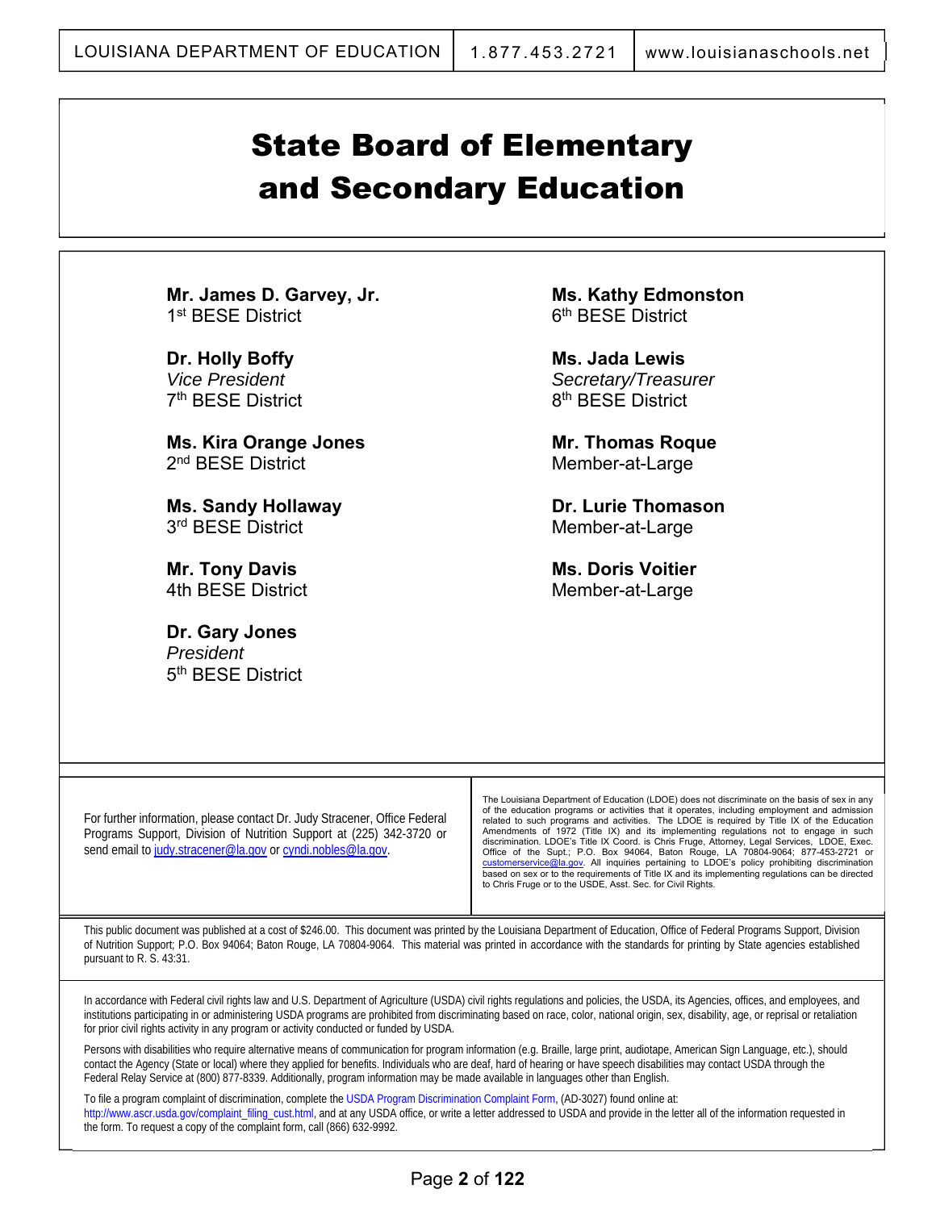# State Board of Elementary and Secondary Education

**Mr. James D. Garvey, Jr.**
1st BESE District

**Dr. Holly Boffy**
*Vice President*
7th BESE District

**Ms. Kira Orange Jones**
2nd BESE District

**Ms. Sandy Hollaway**
3rd BESE District

**Mr. Tony Davis**
4th BESE District

**Dr. Gary Jones**
*President*
5th BESE District

**Ms. Kathy Edmonston**
6th BESE District

**Ms. Jada Lewis**
*Secretary/Treasurer*
8th BESE District

**Mr. Thomas Roque**
Member-at-Large

**Dr. Lurie Thomason**
Member-at-Large

**Ms. Doris Voitier**
Member-at-Large

For further information, please contact Dr. Judy Stracener, Office Federal Programs Support, Division of Nutrition Support at (225) 342-3720 or send email to judy.stracener@la.gov or cyndi.nobles@la.gov.

The Louisiana Department of Education (LDOE) does not discriminate on the basis of sex in any of the education programs or activities that it operates, including employment and admission related to such programs and activities. The LDOE is required by Title IX of the Education Amendments of 1972 (Title IX) and its implementing regulations not to engage in such discrimination. LDOE's Title IX Coord. is Chris Fruge, Attorney, Legal Services, LDOE, Exec. Office of the Supt.; P.O. Box 94064, Baton Rouge, LA 70804-9064; 877-453-2721 or customerservice@la.gov. All inquiries pertaining to LDOE's policy prohibiting discrimination based on sex or to the requirements of Title IX and its implementing regulations can be directed to Chris Fruge or to the USDE, Asst. Sec. for Civil Rights.

This public document was published at a cost of $246.00. This document was printed by the Louisiana Department of Education, Office of Federal Programs Support, Division of Nutrition Support; P.O. Box 94064; Baton Rouge, LA 70804-9064. This material was printed in accordance with the standards for printing by State agencies established pursuant to R. S. 43:31.

In accordance with Federal civil rights law and U.S. Department of Agriculture (USDA) civil rights regulations and policies, the USDA, its Agencies, offices, and employees, and institutions participating in or administering USDA programs are prohibited from discriminating based on race, color, national origin, sex, disability, age, or reprisal or retaliation for prior civil rights activity in any program or activity conducted or funded by USDA.

Persons with disabilities who require alternative means of communication for program information (e.g. Braille, large print, audiotape, American Sign Language, etc.), should contact the Agency (State or local) where they applied for benefits. Individuals who are deaf, hard of hearing or have speech disabilities may contact USDA through the Federal Relay Service at (800) 877-8339. Additionally, program information may be made available in languages other than English.

To file a program complaint of discrimination, complete the USDA Program Discrimination Complaint Form, (AD-3027) found online at: http://www.ascr.usda.gov/complaint_filing_cust.html, and at any USDA office, or write a letter addressed to USDA and provide in the letter all of the information requested in the form. To request a copy of the complaint form, call (866) 632-9992.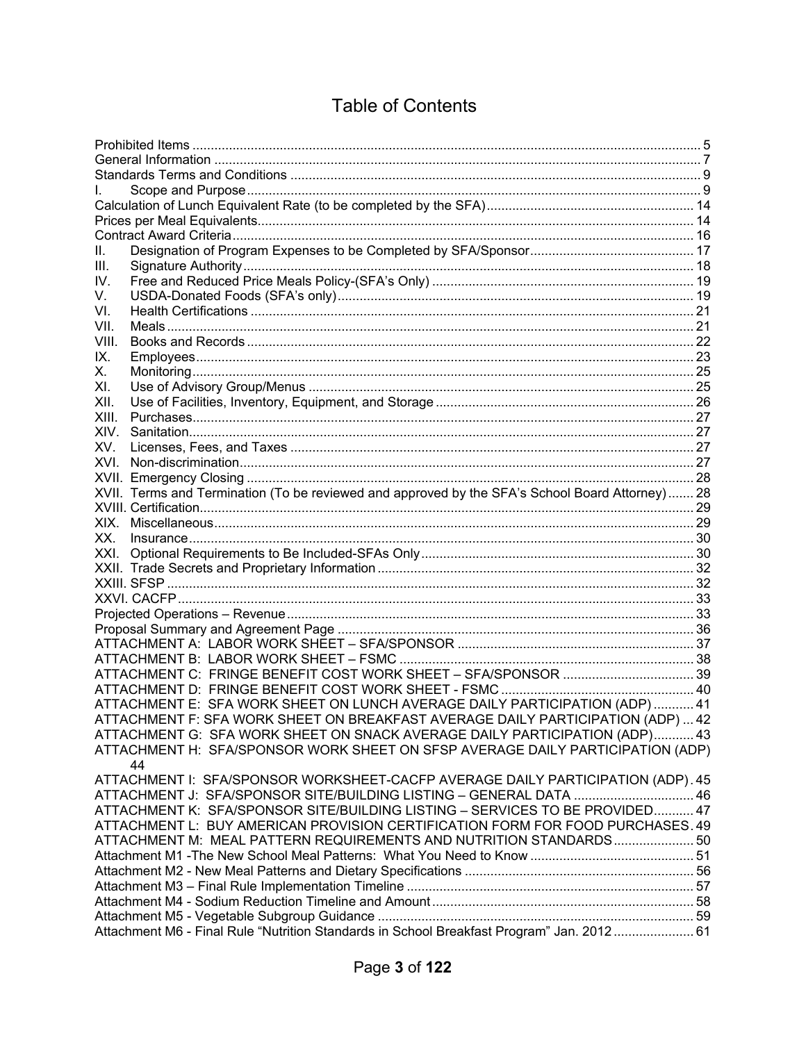# Table of Contents

Prohibited Items ..... 5
General Information ..... 7
Standards Terms and Conditions ..... 9
I. Scope and Purpose ..... 9
Calculation of Lunch Equivalent Rate (to be completed by the SFA) ..... 14
Prices per Meal Equivalents ..... 14
Contract Award Criteria ..... 16
II. Designation of Program Expenses to be Completed by SFA/Sponsor ..... 17
III. Signature Authority ..... 18
IV. Free and Reduced Price Meals Policy-(SFA's Only) ..... 19
V. USDA-Donated Foods (SFA's only) ..... 19
VI. Health Certifications ..... 21
VII. Meals ..... 21
VIII. Books and Records ..... 22
IX. Employees ..... 23
X. Monitoring ..... 25
XI. Use of Advisory Group/Menus ..... 25
XII. Use of Facilities, Inventory, Equipment, and Storage ..... 26
XIII. Purchases ..... 27
XIV. Sanitation ..... 27
XV. Licenses, Fees, and Taxes ..... 27
XVI. Non-discrimination ..... 27
XVII. Emergency Closing ..... 28
XVII. Terms and Termination (To be reviewed and approved by the SFA's School Board Attorney) ..... 28
XVIII. Certification ..... 29
XIX. Miscellaneous ..... 29
XX. Insurance ..... 30
XXI. Optional Requirements to Be Included-SFAs Only ..... 30
XXII. Trade Secrets and Proprietary Information ..... 32
XXIII. SFSP ..... 32
XXVI. CACFP ..... 33
Projected Operations – Revenue ..... 33
Proposal Summary and Agreement Page ..... 36
ATTACHMENT A: LABOR WORK SHEET – SFA/SPONSOR ..... 37
ATTACHMENT B: LABOR WORK SHEET – FSMC ..... 38
ATTACHMENT C: FRINGE BENEFIT COST WORK SHEET – SFA/SPONSOR ..... 39
ATTACHMENT D: FRINGE BENEFIT COST WORK SHEET - FSMC ..... 40
ATTACHMENT E: SFA WORK SHEET ON LUNCH AVERAGE DAILY PARTICIPATION (ADP) ..... 41
ATTACHMENT F: SFA WORK SHEET ON BREAKFAST AVERAGE DAILY PARTICIPATION (ADP) ..... 42
ATTACHMENT G: SFA WORK SHEET ON SNACK AVERAGE DAILY PARTICIPATION (ADP) ..... 43
ATTACHMENT H: SFA/SPONSOR WORK SHEET ON SFSP AVERAGE DAILY PARTICIPATION (ADP) ..... 44
ATTACHMENT I: SFA/SPONSOR WORKSHEET-CACFP AVERAGE DAILY PARTICIPATION (ADP) ..... 45
ATTACHMENT J: SFA/SPONSOR SITE/BUILDING LISTING – GENERAL DATA ..... 46
ATTACHMENT K: SFA/SPONSOR SITE/BUILDING LISTING – SERVICES TO BE PROVIDED ..... 47
ATTACHMENT L: BUY AMERICAN PROVISION CERTIFICATION FORM FOR FOOD PURCHASES ..... 49
ATTACHMENT M: MEAL PATTERN REQUIREMENTS AND NUTRITION STANDARDS ..... 50
Attachment M1 -The New School Meal Patterns: What You Need to Know ..... 51
Attachment M2 - New Meal Patterns and Dietary Specifications ..... 56
Attachment M3 – Final Rule Implementation Timeline ..... 57
Attachment M4 - Sodium Reduction Timeline and Amount ..... 58
Attachment M5 - Vegetable Subgroup Guidance ..... 59
Attachment M6 - Final Rule "Nutrition Standards in School Breakfast Program" Jan. 2012 ..... 61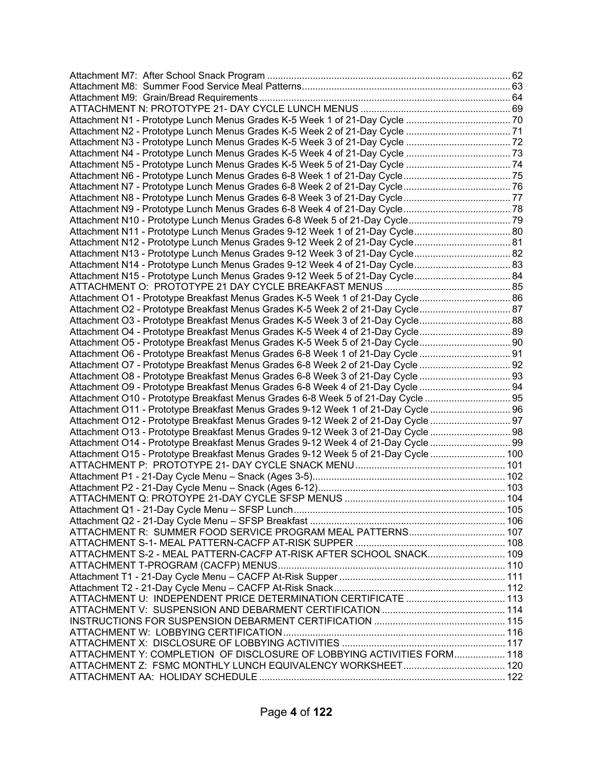Attachment M7: After School Snack Program ........................................................................................ 62
Attachment M8: Summer Food Service Meal Patterns............................................................................ 63
Attachment M9: Grain/Bread Requirements........................................................................................... 64
ATTACHMENT N: PROTOTYPE 21- DAY CYCLE LUNCH MENUS ....................................................... 69
Attachment N1 - Prototype Lunch Menus Grades K-5 Week 1 of 21-Day Cycle ....................................... 70
Attachment N2 - Prototype Lunch Menus Grades K-5 Week 2 of 21-Day Cycle ....................................... 71
Attachment N3 - Prototype Lunch Menus Grades K-5 Week 3 of 21-Day Cycle ....................................... 72
Attachment N4 - Prototype Lunch Menus Grades K-5 Week 4 of 21-Day Cycle ....................................... 73
Attachment N5 - Prototype Lunch Menus Grades K-5 Week 5 of 21-Day Cycle ....................................... 74
Attachment N6 - Prototype Lunch Menus Grades 6-8 Week 1 of 21-Day Cycle........................................ 75
Attachment N7 - Prototype Lunch Menus Grades 6-8 Week 2 of 21-Day Cycle........................................ 76
Attachment N8 - Prototype Lunch Menus Grades 6-8 Week 3 of 21-Day Cycle........................................ 77
Attachment N9 - Prototype Lunch Menus Grades 6-8 Week 4 of 21-Day Cycle........................................ 78
Attachment N10 - Prototype Lunch Menus Grades 6-8 Week 5 of 21-Day Cycle...................................... 79
Attachment N11 - Prototype Lunch Menus Grades 9-12 Week 1 of 21-Day Cycle.................................... 80
Attachment N12 - Prototype Lunch Menus Grades 9-12 Week 2 of 21-Day Cycle.................................... 81
Attachment N13 - Prototype Lunch Menus Grades 9-12 Week 3 of 21-Day Cycle.................................... 82
Attachment N14 - Prototype Lunch Menus Grades 9-12 Week 4 of 21-Day Cycle.................................... 83
Attachment N15 - Prototype Lunch Menus Grades 9-12 Week 5 of 21-Day Cycle.................................... 84
ATTACHMENT O: PROTOTYPE 21 DAY CYCLE BREAKFAST MENUS ............................................... 85
Attachment O1 - Prototype Breakfast Menus Grades K-5 Week 1 of 21-Day Cycle.................................. 86
Attachment O2 - Prototype Breakfast Menus Grades K-5 Week 2 of 21-Day Cycle.................................. 87
Attachment O3 - Prototype Breakfast Menus Grades K-5 Week 3 of 21-Day Cycle.................................. 88
Attachment O4 - Prototype Breakfast Menus Grades K-5 Week 4 of 21-Day Cycle.................................. 89
Attachment O5 - Prototype Breakfast Menus Grades K-5 Week 5 of 21-Day Cycle.................................. 90
Attachment O6 - Prototype Breakfast Menus Grades 6-8 Week 1 of 21-Day Cycle .................................. 91
Attachment O7 - Prototype Breakfast Menus Grades 6-8 Week 2 of 21-Day Cycle .................................. 92
Attachment O8 - Prototype Breakfast Menus Grades 6-8 Week 3 of 21-Day Cycle .................................. 93
Attachment O9 - Prototype Breakfast Menus Grades 6-8 Week 4 of 21-Day Cycle .................................. 94
Attachment O10 - Prototype Breakfast Menus Grades 6-8 Week 5 of 21-Day Cycle ................................ 95
Attachment O11 - Prototype Breakfast Menus Grades 9-12 Week 1 of 21-Day Cycle .............................. 96
Attachment O12 - Prototype Breakfast Menus Grades 9-12 Week 2 of 21-Day Cycle .............................. 97
Attachment O13 - Prototype Breakfast Menus Grades 9-12 Week 3 of 21-Day Cycle .............................. 98
Attachment O14 - Prototype Breakfast Menus Grades 9-12 Week 4 of 21-Day Cycle .............................. 99
Attachment O15 - Prototype Breakfast Menus Grades 9-12 Week 5 of 21-Day Cycle ............................ 100
ATTACHMENT P: PROTOTYPE 21- DAY CYCLE SNACK MENU ........................................................ 101
Attachment P1 - 21-Day Cycle Menu – Snack (Ages 3-5)........................................................................ 102
Attachment P2 - 21-Day Cycle Menu – Snack (Ages 6-12)...................................................................... 103
ATTACHMENT Q: PROTOYPE 21-DAY CYCLE SFSP MENUS ............................................................ 104
Attachment Q1 - 21-Day Cycle Menu – SFSP Lunch............................................................................... 105
Attachment Q2 - 21-Day Cycle Menu – SFSP Breakfast ......................................................................... 106
ATTACHMENT R: SUMMER FOOD SERVICE PROGRAM MEAL PATTERNS.................................... 107
ATTACHMENT S-1- MEAL PATTERN-CACFP AT-RISK SUPPER ........................................................ 108
ATTACHMENT S-2 - MEAL PATTERN-CACFP AT-RISK AFTER SCHOOL SNACK............................. 109
ATTACHMENT T-PROGRAM (CACFP) MENUS..................................................................................... 110
Attachment T1 - 21-Day Cycle Menu – CACFP At-Risk Supper .............................................................. 111
Attachment T2 - 21-Day Cycle Menu – CACFP At-Risk Snack................................................................ 112
ATTACHMENT U: INDEPENDENT PRICE DETERMINATION CERTIFICATE ..................................... 113
ATTACHMENT V: SUSPENSION AND DEBARMENT CERTIFICATION .............................................. 114
INSTRUCTIONS FOR SUSPENSION DEBARMENT CERTIFICATION ................................................. 115
ATTACHMENT W: LOBBYING CERTIFICATION.................................................................................... 116
ATTACHMENT X: DISCLOSURE OF LOBBYING ACTIVITIES ............................................................. 117
ATTACHMENT Y: COMPLETION OF DISCLOSURE OF LOBBYING ACTIVITIES FORM................... 118
ATTACHMENT Z: FSMC MONTHLY LUNCH EQUIVALENCY WORKSHEET...................................... 120
ATTACHMENT AA: HOLIDAY SCHEDULE ............................................................................................ 122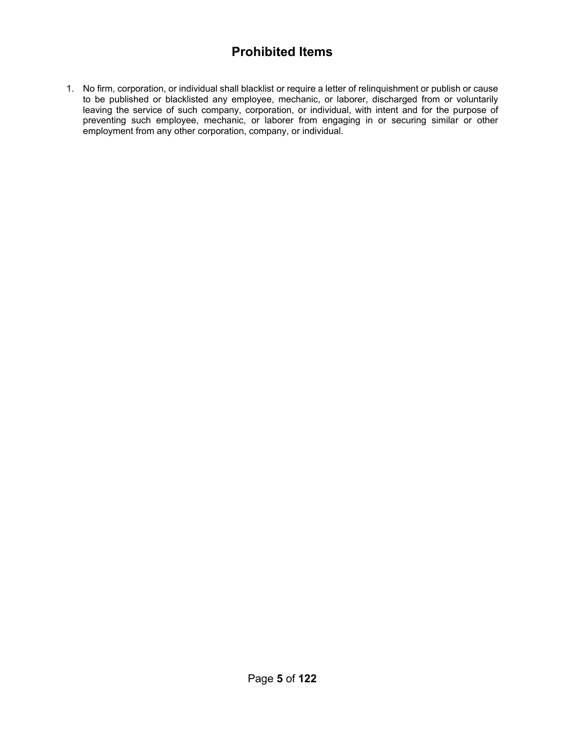# Prohibited Items

1. No firm, corporation, or individual shall blacklist or require a letter of relinquishment or publish or cause to be published or blacklisted any employee, mechanic, or laborer, discharged from or voluntarily leaving the service of such company, corporation, or individual, with intent and for the purpose of preventing such employee, mechanic, or laborer from engaging in or securing similar or other employment from any other corporation, company, or individual.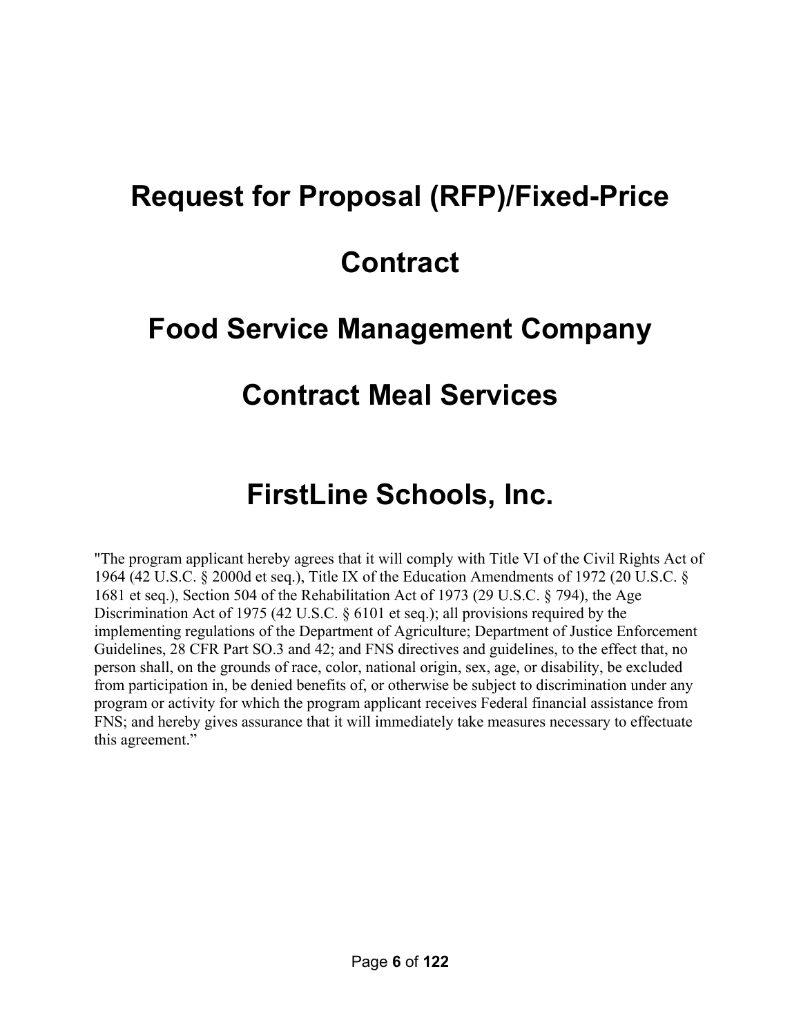# Request for Proposal (RFP)/Fixed-Price Contract

# Food Service Management Company Contract Meal Services

# FirstLine Schools, Inc.

"The program applicant hereby agrees that it will comply with Title VI of the Civil Rights Act of 1964 (42 U.S.C. § 2000d et seq.), Title IX of the Education Amendments of 1972 (20 U.S.C. § 1681 et seq.), Section 504 of the Rehabilitation Act of 1973 (29 U.S.C. § 794), the Age Discrimination Act of 1975 (42 U.S.C. § 6101 et seq.); all provisions required by the implementing regulations of the Department of Agriculture; Department of Justice Enforcement Guidelines, 28 CFR Part SO.3 and 42; and FNS directives and guidelines, to the effect that, no person shall, on the grounds of race, color, national origin, sex, age, or disability, be excluded from participation in, be denied benefits of, or otherwise be subject to discrimination under any program or activity for which the program applicant receives Federal financial assistance from FNS; and hereby gives assurance that it will immediately take measures necessary to effectuate this agreement."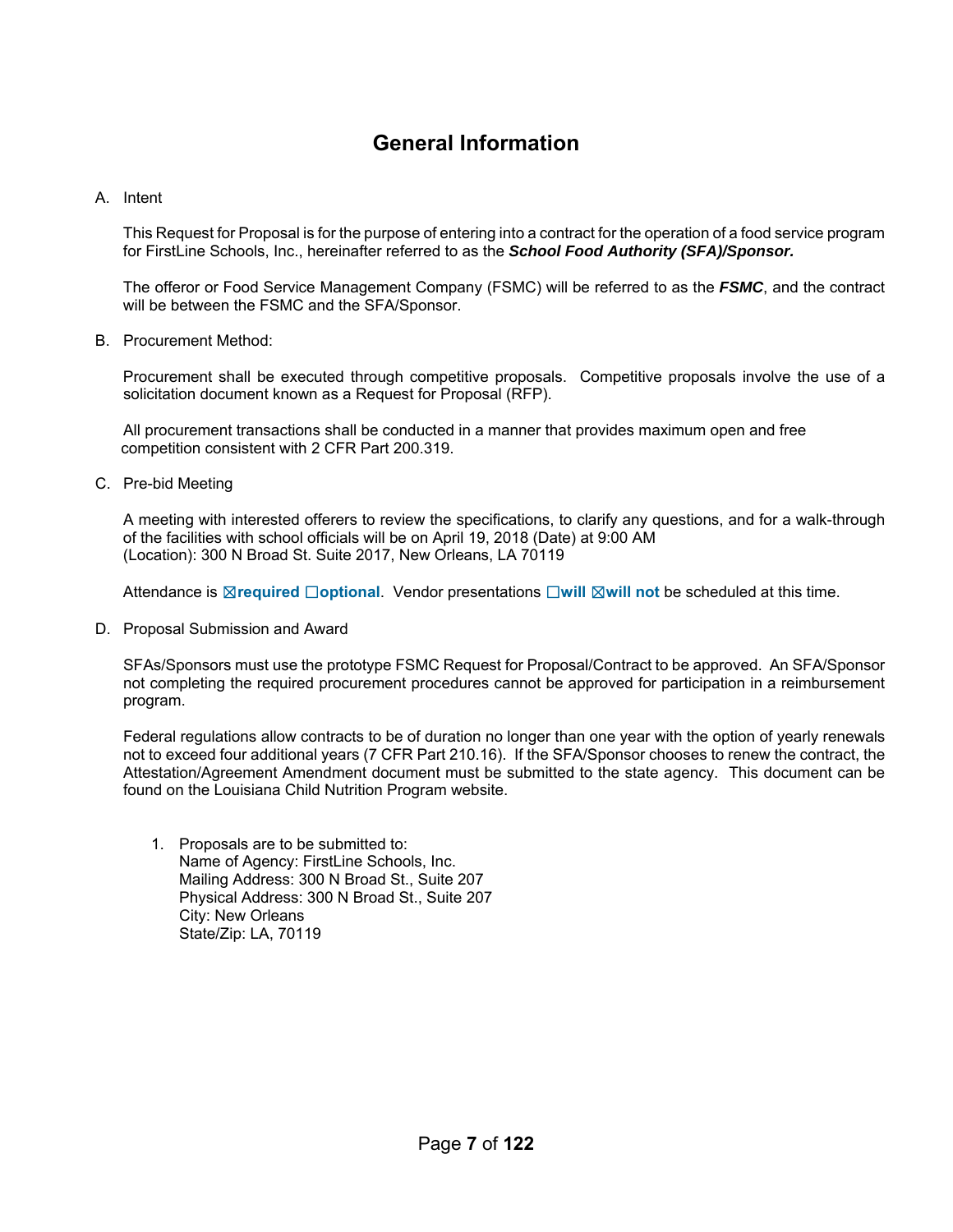# General Information

A. Intent

This Request for Proposal is for the purpose of entering into a contract for the operation of a food service program for FirstLine Schools, Inc., hereinafter referred to as the ***School Food Authority (SFA)/Sponsor.***

The offeror or Food Service Management Company (FSMC) will be referred to as the ***FSMC***, and the contract will be between the FSMC and the SFA/Sponsor.

B. Procurement Method:

Procurement shall be executed through competitive proposals. Competitive proposals involve the use of a solicitation document known as a Request for Proposal (RFP).

All procurement transactions shall be conducted in a manner that provides maximum open and free competition consistent with 2 CFR Part 200.319.

C. Pre-bid Meeting

A meeting with interested offerers to review the specifications, to clarify any questions, and for a walk-through of the facilities with school officials will be on April 19, 2018 (Date) at 9:00 AM
(Location): 300 N Broad St. Suite 2017, New Orleans, LA 70119

Attendance is ☒**required** ☐**optional**. Vendor presentations ☐**will** ☒**will not** be scheduled at this time.

D. Proposal Submission and Award

SFAs/Sponsors must use the prototype FSMC Request for Proposal/Contract to be approved. An SFA/Sponsor not completing the required procurement procedures cannot be approved for participation in a reimbursement program.

Federal regulations allow contracts to be of duration no longer than one year with the option of yearly renewals not to exceed four additional years (7 CFR Part 210.16). If the SFA/Sponsor chooses to renew the contract, the Attestation/Agreement Amendment document must be submitted to the state agency. This document can be found on the Louisiana Child Nutrition Program website.

1. Proposals are to be submitted to:
   Name of Agency: FirstLine Schools, Inc.
   Mailing Address: 300 N Broad St., Suite 207
   Physical Address: 300 N Broad St., Suite 207
   City: New Orleans
   State/Zip: LA, 70119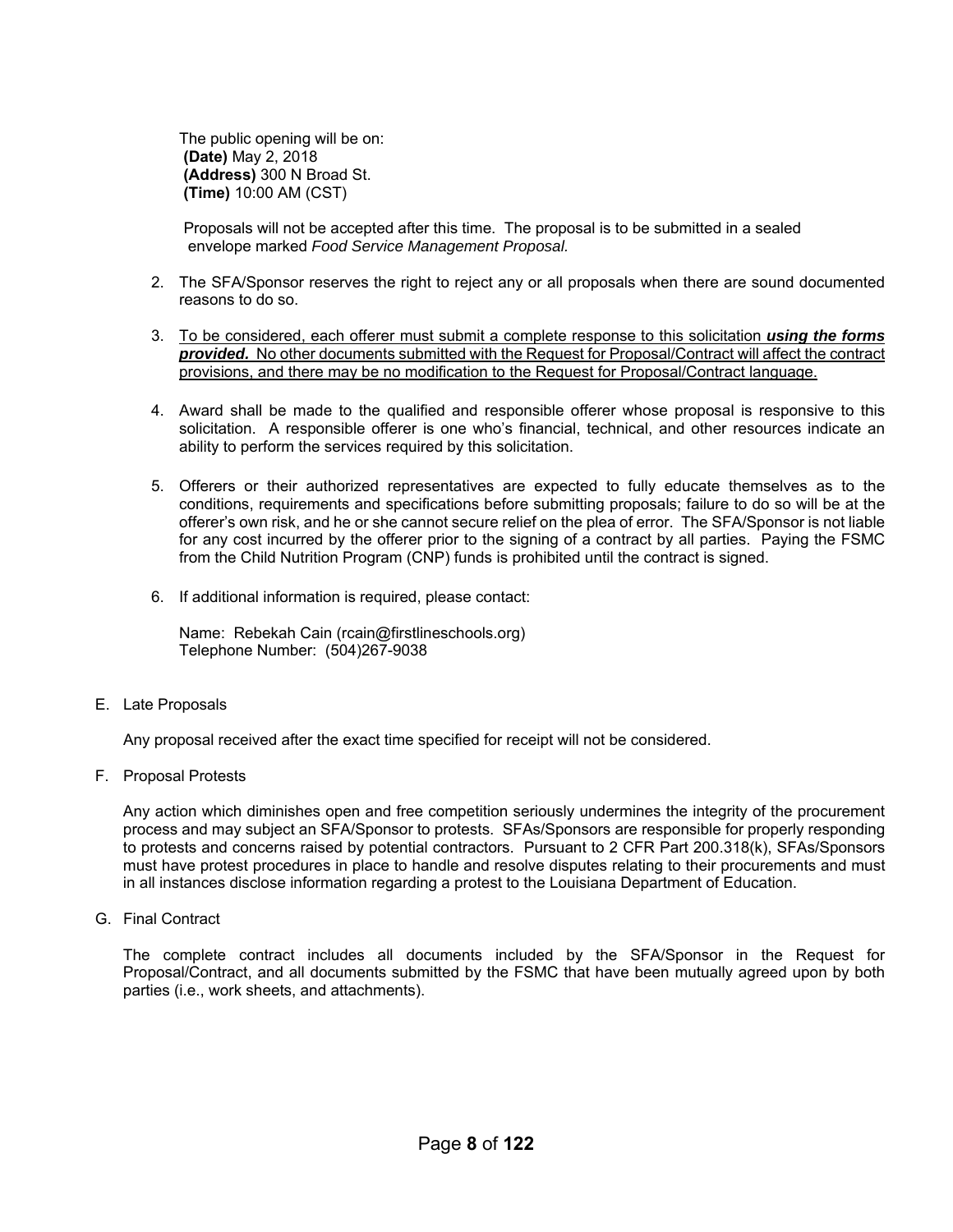The public opening will be on:
**(Date)** May 2, 2018
**(Address)** 300 N Broad St.
**(Time)** 10:00 AM (CST)

Proposals will not be accepted after this time. The proposal is to be submitted in a sealed envelope marked *Food Service Management Proposal.*

2. The SFA/Sponsor reserves the right to reject any or all proposals when there are sound documented reasons to do so.

3. <u>To be considered, each offerer must submit a complete response to this solicitation ***using the forms provided.*** No other documents submitted with the Request for Proposal/Contract will affect the contract provisions, and there may be no modification to the Request for Proposal/Contract language.</u>

4. Award shall be made to the qualified and responsible offerer whose proposal is responsive to this solicitation. A responsible offerer is one who's financial, technical, and other resources indicate an ability to perform the services required by this solicitation.

5. Offerers or their authorized representatives are expected to fully educate themselves as to the conditions, requirements and specifications before submitting proposals; failure to do so will be at the offerer's own risk, and he or she cannot secure relief on the plea of error. The SFA/Sponsor is not liable for any cost incurred by the offerer prior to the signing of a contract by all parties. Paying the FSMC from the Child Nutrition Program (CNP) funds is prohibited until the contract is signed.

6. If additional information is required, please contact:

   Name: Rebekah Cain (rcain@firstlineschools.org)
   Telephone Number: (504)267-9038

E. Late Proposals

Any proposal received after the exact time specified for receipt will not be considered.

F. Proposal Protests

Any action which diminishes open and free competition seriously undermines the integrity of the procurement process and may subject an SFA/Sponsor to protests. SFAs/Sponsors are responsible for properly responding to protests and concerns raised by potential contractors. Pursuant to 2 CFR Part 200.318(k), SFAs/Sponsors must have protest procedures in place to handle and resolve disputes relating to their procurements and must in all instances disclose information regarding a protest to the Louisiana Department of Education.

G. Final Contract

The complete contract includes all documents included by the SFA/Sponsor in the Request for Proposal/Contract, and all documents submitted by the FSMC that have been mutually agreed upon by both parties (i.e., work sheets, and attachments).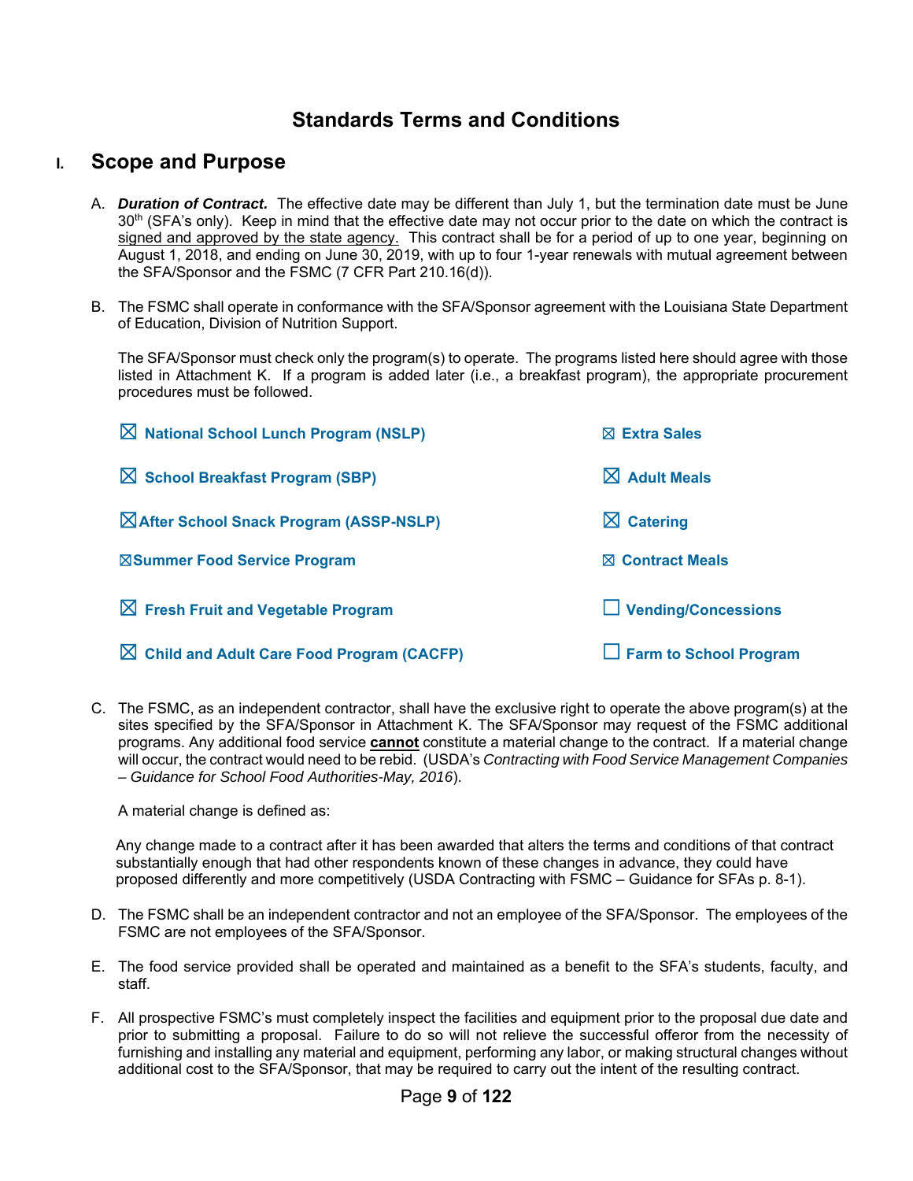# Standards Terms and Conditions

## I. Scope and Purpose

A. ***Duration of Contract.*** The effective date may be different than July 1, but the termination date must be June 30th (SFA's only). Keep in mind that the effective date may not occur prior to the date on which the contract is signed and approved by the state agency. This contract shall be for a period of up to one year, beginning on August 1, 2018, and ending on June 30, 2019, with up to four 1-year renewals with mutual agreement between the SFA/Sponsor and the FSMC (7 CFR Part 210.16(d)).

B. The FSMC shall operate in conformance with the SFA/Sponsor agreement with the Louisiana State Department of Education, Division of Nutrition Support.

The SFA/Sponsor must check only the program(s) to operate. The programs listed here should agree with those listed in Attachment K. If a program is added later (i.e., a breakfast program), the appropriate procurement procedures must be followed.

- ☒ **National School Lunch Program (NSLP)**
- ☒ **School Breakfast Program (SBP)**
- ☒ **After School Snack Program (ASSP-NSLP)**
- ☒ **Summer Food Service Program**
- ☒ **Fresh Fruit and Vegetable Program**
- ☒ **Child and Adult Care Food Program (CACFP)**
- ☒ **Extra Sales**
- ☒ **Adult Meals**
- ☒ **Catering**
- ☒ **Contract Meals**
- ☐ **Vending/Concessions**
- ☐ **Farm to School Program**

C. The FSMC, as an independent contractor, shall have the exclusive right to operate the above program(s) at the sites specified by the SFA/Sponsor in Attachment K. The SFA/Sponsor may request of the FSMC additional programs. Any additional food service **cannot** constitute a material change to the contract. If a material change will occur, the contract would need to be rebid. (USDA's *Contracting with Food Service Management Companies – Guidance for School Food Authorities-May, 2016*).

A material change is defined as:

Any change made to a contract after it has been awarded that alters the terms and conditions of that contract substantially enough that had other respondents known of these changes in advance, they could have proposed differently and more competitively (USDA Contracting with FSMC – Guidance for SFAs p. 8-1).

D. The FSMC shall be an independent contractor and not an employee of the SFA/Sponsor. The employees of the FSMC are not employees of the SFA/Sponsor.

E. The food service provided shall be operated and maintained as a benefit to the SFA's students, faculty, and staff.

F. All prospective FSMC's must completely inspect the facilities and equipment prior to the proposal due date and prior to submitting a proposal. Failure to do so will not relieve the successful offeror from the necessity of furnishing and installing any material and equipment, performing any labor, or making structural changes without additional cost to the SFA/Sponsor, that may be required to carry out the intent of the resulting contract.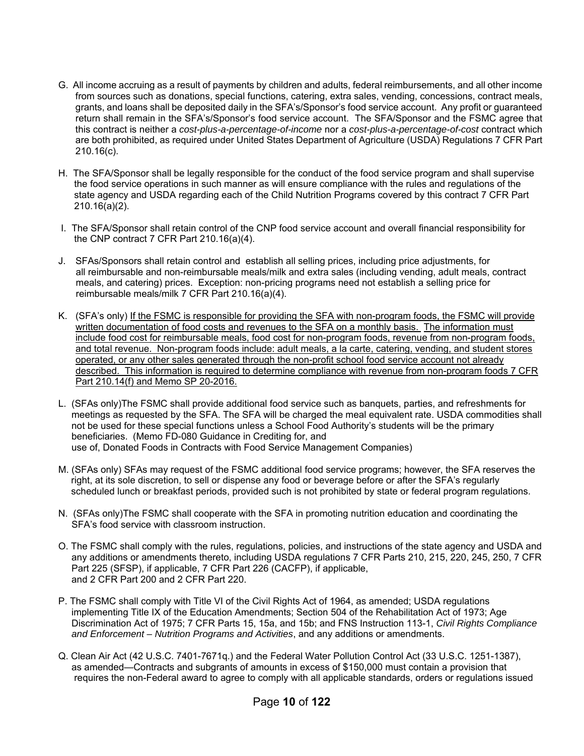G. All income accruing as a result of payments by children and adults, federal reimbursements, and all other income from sources such as donations, special functions, catering, extra sales, vending, concessions, contract meals, grants, and loans shall be deposited daily in the SFA's/Sponsor's food service account. Any profit or guaranteed return shall remain in the SFA's/Sponsor's food service account. The SFA/Sponsor and the FSMC agree that this contract is neither a *cost-plus-a-percentage-of-income* nor a *cost-plus-a-percentage-of-cost* contract which are both prohibited, as required under United States Department of Agriculture (USDA) Regulations 7 CFR Part 210.16(c).

H. The SFA/Sponsor shall be legally responsible for the conduct of the food service program and shall supervise the food service operations in such manner as will ensure compliance with the rules and regulations of the state agency and USDA regarding each of the Child Nutrition Programs covered by this contract 7 CFR Part 210.16(a)(2).

I. The SFA/Sponsor shall retain control of the CNP food service account and overall financial responsibility for the CNP contract 7 CFR Part 210.16(a)(4).

J. SFAs/Sponsors shall retain control and establish all selling prices, including price adjustments, for all reimbursable and non-reimbursable meals/milk and extra sales (including vending, adult meals, contract meals, and catering) prices. Exception: non-pricing programs need not establish a selling price for reimbursable meals/milk 7 CFR Part 210.16(a)(4).

K. (SFA's only) <u>If the FSMC is responsible for providing the SFA with non-program foods, the FSMC will provide written documentation of food costs and revenues to the SFA on a monthly basis. The information must include food cost for reimbursable meals, food cost for non-program foods, revenue from non-program foods, and total revenue. Non-program foods include: adult meals, a la carte, catering, vending, and student stores operated, or any other sales generated through the non-profit school food service account not already described. This information is required to determine compliance with revenue from non-program foods 7 CFR Part 210.14(f) and Memo SP 20-2016.</u>

L. (SFAs only)The FSMC shall provide additional food service such as banquets, parties, and refreshments for meetings as requested by the SFA. The SFA will be charged the meal equivalent rate. USDA commodities shall not be used for these special functions unless a School Food Authority's students will be the primary beneficiaries. (Memo FD-080 Guidance in Crediting for, and use of, Donated Foods in Contracts with Food Service Management Companies)

M. (SFAs only) SFAs may request of the FSMC additional food service programs; however, the SFA reserves the right, at its sole discretion, to sell or dispense any food or beverage before or after the SFA's regularly scheduled lunch or breakfast periods, provided such is not prohibited by state or federal program regulations.

N. (SFAs only)The FSMC shall cooperate with the SFA in promoting nutrition education and coordinating the SFA's food service with classroom instruction.

O. The FSMC shall comply with the rules, regulations, policies, and instructions of the state agency and USDA and any additions or amendments thereto, including USDA regulations 7 CFR Parts 210, 215, 220, 245, 250, 7 CFR Part 225 (SFSP), if applicable, 7 CFR Part 226 (CACFP), if applicable, and 2 CFR Part 200 and 2 CFR Part 220.

P. The FSMC shall comply with Title VI of the Civil Rights Act of 1964, as amended; USDA regulations implementing Title IX of the Education Amendments; Section 504 of the Rehabilitation Act of 1973; Age Discrimination Act of 1975; 7 CFR Parts 15, 15a, and 15b; and FNS Instruction 113-1, *Civil Rights Compliance and Enforcement – Nutrition Programs and Activities*, and any additions or amendments.

Q. Clean Air Act (42 U.S.C. 7401-7671q.) and the Federal Water Pollution Control Act (33 U.S.C. 1251-1387), as amended—Contracts and subgrants of amounts in excess of $150,000 must contain a provision that requires the non-Federal award to agree to comply with all applicable standards, orders or regulations issued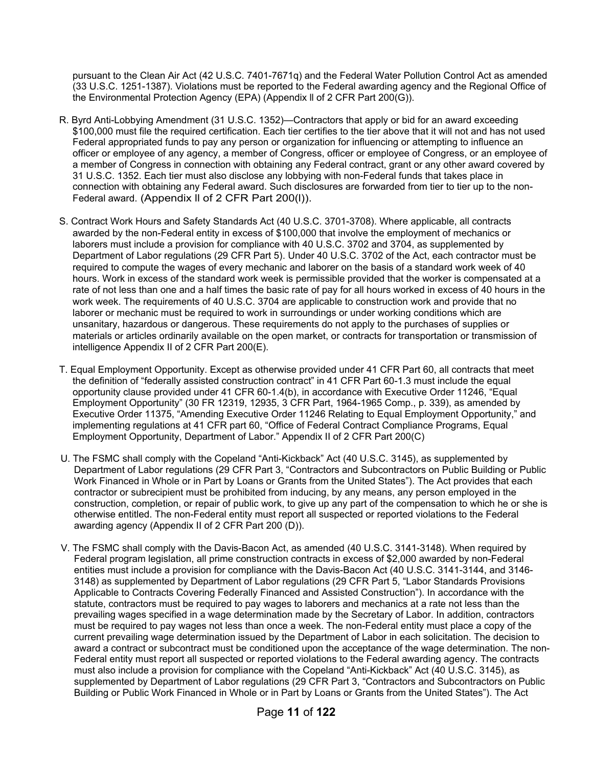pursuant to the Clean Air Act (42 U.S.C. 7401-7671q) and the Federal Water Pollution Control Act as amended (33 U.S.C. 1251-1387). Violations must be reported to the Federal awarding agency and the Regional Office of the Environmental Protection Agency (EPA) (Appendix ll of 2 CFR Part 200(G)).

R. Byrd Anti-Lobbying Amendment (31 U.S.C. 1352)—Contractors that apply or bid for an award exceeding $100,000 must file the required certification. Each tier certifies to the tier above that it will not and has not used Federal appropriated funds to pay any person or organization for influencing or attempting to influence an officer or employee of any agency, a member of Congress, officer or employee of Congress, or an employee of a member of Congress in connection with obtaining any Federal contract, grant or any other award covered by 31 U.S.C. 1352. Each tier must also disclose any lobbying with non-Federal funds that takes place in connection with obtaining any Federal award. Such disclosures are forwarded from tier to tier up to the non-Federal award. (Appendix II of 2 CFR Part 200(I)).

S. Contract Work Hours and Safety Standards Act (40 U.S.C. 3701-3708). Where applicable, all contracts awarded by the non-Federal entity in excess of $100,000 that involve the employment of mechanics or laborers must include a provision for compliance with 40 U.S.C. 3702 and 3704, as supplemented by Department of Labor regulations (29 CFR Part 5). Under 40 U.S.C. 3702 of the Act, each contractor must be required to compute the wages of every mechanic and laborer on the basis of a standard work week of 40 hours. Work in excess of the standard work week is permissible provided that the worker is compensated at a rate of not less than one and a half times the basic rate of pay for all hours worked in excess of 40 hours in the work week. The requirements of 40 U.S.C. 3704 are applicable to construction work and provide that no laborer or mechanic must be required to work in surroundings or under working conditions which are unsanitary, hazardous or dangerous. These requirements do not apply to the purchases of supplies or materials or articles ordinarily available on the open market, or contracts for transportation or transmission of intelligence Appendix II of 2 CFR Part 200(E).

T. Equal Employment Opportunity. Except as otherwise provided under 41 CFR Part 60, all contracts that meet the definition of "federally assisted construction contract" in 41 CFR Part 60-1.3 must include the equal opportunity clause provided under 41 CFR 60-1.4(b), in accordance with Executive Order 11246, "Equal Employment Opportunity" (30 FR 12319, 12935, 3 CFR Part, 1964-1965 Comp., p. 339), as amended by Executive Order 11375, "Amending Executive Order 11246 Relating to Equal Employment Opportunity," and implementing regulations at 41 CFR part 60, "Office of Federal Contract Compliance Programs, Equal Employment Opportunity, Department of Labor." Appendix II of 2 CFR Part 200(C)

U. The FSMC shall comply with the Copeland "Anti-Kickback" Act (40 U.S.C. 3145), as supplemented by Department of Labor regulations (29 CFR Part 3, "Contractors and Subcontractors on Public Building or Public Work Financed in Whole or in Part by Loans or Grants from the United States"). The Act provides that each contractor or subrecipient must be prohibited from inducing, by any means, any person employed in the construction, completion, or repair of public work, to give up any part of the compensation to which he or she is otherwise entitled. The non-Federal entity must report all suspected or reported violations to the Federal awarding agency (Appendix II of 2 CFR Part 200 (D)).

V. The FSMC shall comply with the Davis-Bacon Act, as amended (40 U.S.C. 3141-3148). When required by Federal program legislation, all prime construction contracts in excess of $2,000 awarded by non-Federal entities must include a provision for compliance with the Davis-Bacon Act (40 U.S.C. 3141-3144, and 3146-3148) as supplemented by Department of Labor regulations (29 CFR Part 5, "Labor Standards Provisions Applicable to Contracts Covering Federally Financed and Assisted Construction"). In accordance with the statute, contractors must be required to pay wages to laborers and mechanics at a rate not less than the prevailing wages specified in a wage determination made by the Secretary of Labor. In addition, contractors must be required to pay wages not less than once a week. The non-Federal entity must place a copy of the current prevailing wage determination issued by the Department of Labor in each solicitation. The decision to award a contract or subcontract must be conditioned upon the acceptance of the wage determination. The non-Federal entity must report all suspected or reported violations to the Federal awarding agency. The contracts must also include a provision for compliance with the Copeland "Anti-Kickback" Act (40 U.S.C. 3145), as supplemented by Department of Labor regulations (29 CFR Part 3, "Contractors and Subcontractors on Public Building or Public Work Financed in Whole or in Part by Loans or Grants from the United States"). The Act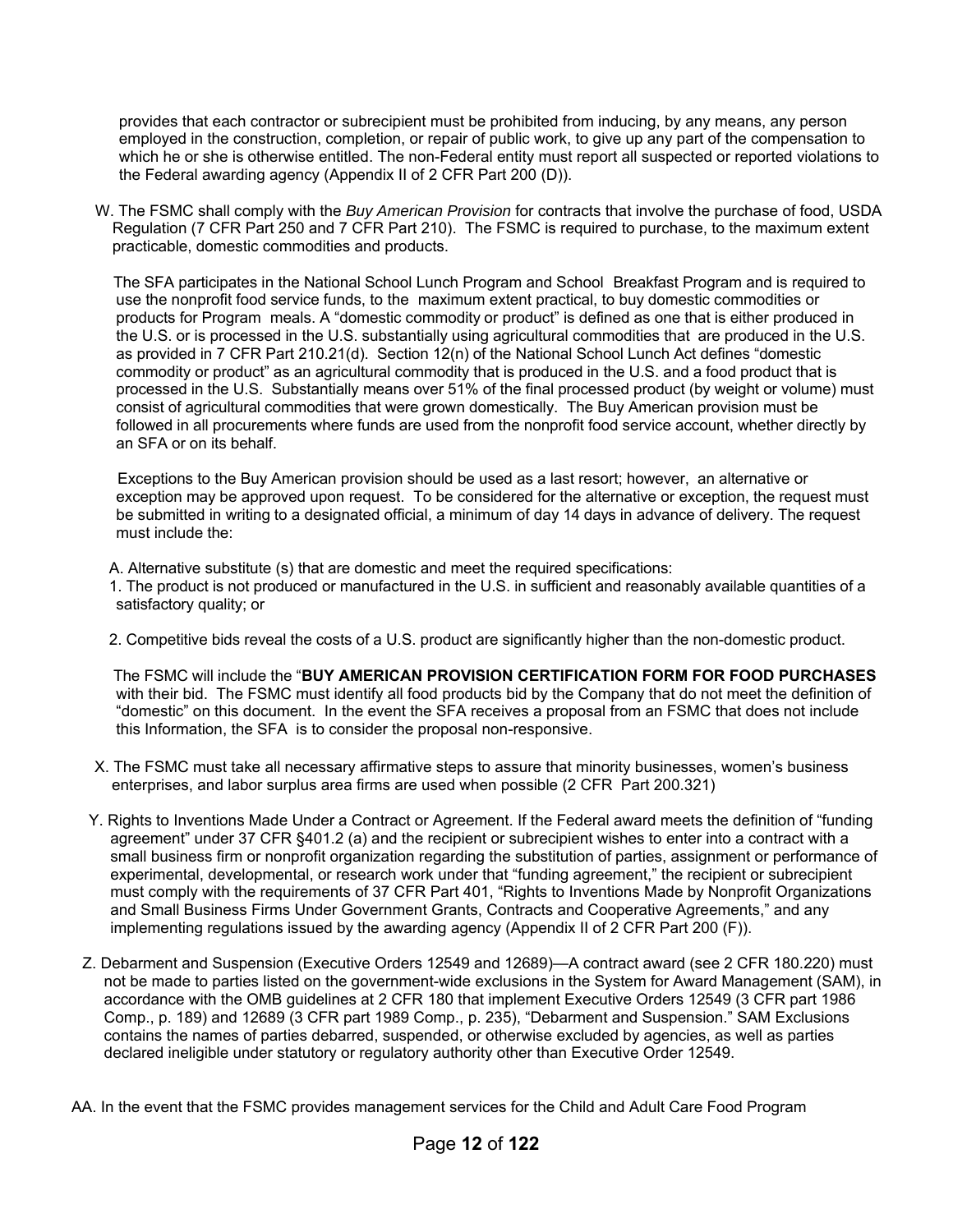provides that each contractor or subrecipient must be prohibited from inducing, by any means, any person employed in the construction, completion, or repair of public work, to give up any part of the compensation to which he or she is otherwise entitled. The non-Federal entity must report all suspected or reported violations to the Federal awarding agency (Appendix II of 2 CFR Part 200 (D)).

W. The FSMC shall comply with the *Buy American Provision* for contracts that involve the purchase of food, USDA Regulation (7 CFR Part 250 and 7 CFR Part 210). The FSMC is required to purchase, to the maximum extent practicable, domestic commodities and products.

The SFA participates in the National School Lunch Program and School Breakfast Program and is required to use the nonprofit food service funds, to the maximum extent practical, to buy domestic commodities or products for Program meals. A "domestic commodity or product" is defined as one that is either produced in the U.S. or is processed in the U.S. substantially using agricultural commodities that are produced in the U.S. as provided in 7 CFR Part 210.21(d). Section 12(n) of the National School Lunch Act defines "domestic commodity or product" as an agricultural commodity that is produced in the U.S. and a food product that is processed in the U.S. Substantially means over 51% of the final processed product (by weight or volume) must consist of agricultural commodities that were grown domestically. The Buy American provision must be followed in all procurements where funds are used from the nonprofit food service account, whether directly by an SFA or on its behalf.

Exceptions to the Buy American provision should be used as a last resort; however, an alternative or exception may be approved upon request. To be considered for the alternative or exception, the request must be submitted in writing to a designated official, a minimum of day 14 days in advance of delivery. The request must include the:

A. Alternative substitute (s) that are domestic and meet the required specifications:

1. The product is not produced or manufactured in the U.S. in sufficient and reasonably available quantities of a satisfactory quality; or

2. Competitive bids reveal the costs of a U.S. product are significantly higher than the non-domestic product.

The FSMC will include the "**BUY AMERICAN PROVISION CERTIFICATION FORM FOR FOOD PURCHASES** with their bid. The FSMC must identify all food products bid by the Company that do not meet the definition of "domestic" on this document. In the event the SFA receives a proposal from an FSMC that does not include this Information, the SFA is to consider the proposal non-responsive.

X. The FSMC must take all necessary affirmative steps to assure that minority businesses, women's business enterprises, and labor surplus area firms are used when possible (2 CFR Part 200.321)

Y. Rights to Inventions Made Under a Contract or Agreement. If the Federal award meets the definition of "funding agreement" under 37 CFR §401.2 (a) and the recipient or subrecipient wishes to enter into a contract with a small business firm or nonprofit organization regarding the substitution of parties, assignment or performance of experimental, developmental, or research work under that "funding agreement," the recipient or subrecipient must comply with the requirements of 37 CFR Part 401, "Rights to Inventions Made by Nonprofit Organizations and Small Business Firms Under Government Grants, Contracts and Cooperative Agreements," and any implementing regulations issued by the awarding agency (Appendix II of 2 CFR Part 200 (F)).

Z. Debarment and Suspension (Executive Orders 12549 and 12689)—A contract award (see 2 CFR 180.220) must not be made to parties listed on the government-wide exclusions in the System for Award Management (SAM), in accordance with the OMB guidelines at 2 CFR 180 that implement Executive Orders 12549 (3 CFR part 1986 Comp., p. 189) and 12689 (3 CFR part 1989 Comp., p. 235), "Debarment and Suspension." SAM Exclusions contains the names of parties debarred, suspended, or otherwise excluded by agencies, as well as parties declared ineligible under statutory or regulatory authority other than Executive Order 12549.

AA. In the event that the FSMC provides management services for the Child and Adult Care Food Program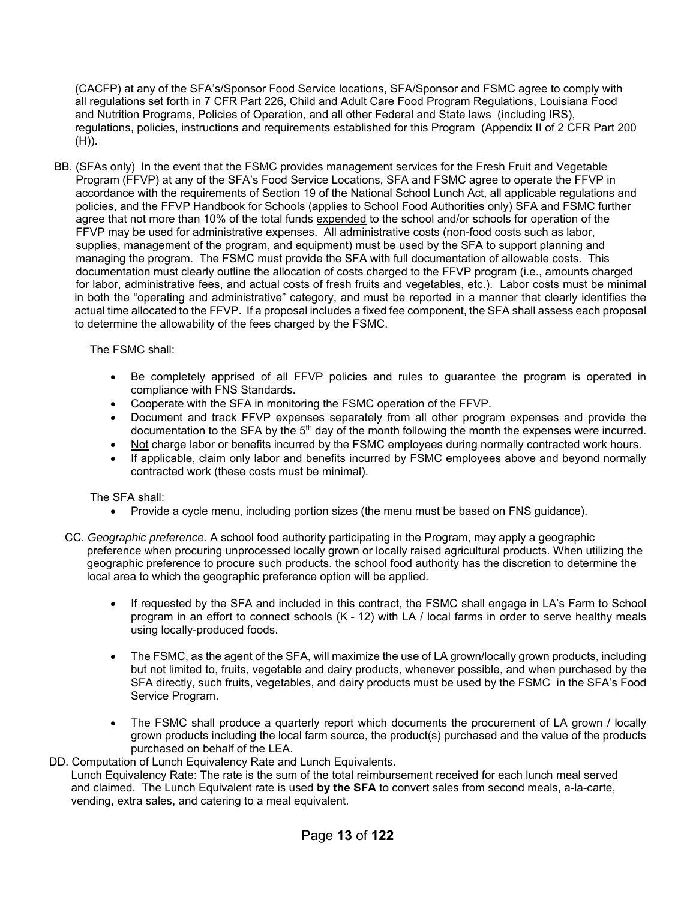(CACFP) at any of the SFA's/Sponsor Food Service locations, SFA/Sponsor and FSMC agree to comply with all regulations set forth in 7 CFR Part 226, Child and Adult Care Food Program Regulations, Louisiana Food and Nutrition Programs, Policies of Operation, and all other Federal and State laws (including IRS), regulations, policies, instructions and requirements established for this Program (Appendix II of 2 CFR Part 200 (H)).

BB. (SFAs only) In the event that the FSMC provides management services for the Fresh Fruit and Vegetable Program (FFVP) at any of the SFA's Food Service Locations, SFA and FSMC agree to operate the FFVP in accordance with the requirements of Section 19 of the National School Lunch Act, all applicable regulations and policies, and the FFVP Handbook for Schools (applies to School Food Authorities only) SFA and FSMC further agree that not more than 10% of the total funds <u>expended</u> to the school and/or schools for operation of the FFVP may be used for administrative expenses. All administrative costs (non-food costs such as labor, supplies, management of the program, and equipment) must be used by the SFA to support planning and managing the program. The FSMC must provide the SFA with full documentation of allowable costs. This documentation must clearly outline the allocation of costs charged to the FFVP program (i.e., amounts charged for labor, administrative fees, and actual costs of fresh fruits and vegetables, etc.). Labor costs must be minimal in both the "operating and administrative" category, and must be reported in a manner that clearly identifies the actual time allocated to the FFVP. If a proposal includes a fixed fee component, the SFA shall assess each proposal to determine the allowability of the fees charged by the FSMC.

The FSMC shall:

- Be completely apprised of all FFVP policies and rules to guarantee the program is operated in compliance with FNS Standards.
- Cooperate with the SFA in monitoring the FSMC operation of the FFVP.
- Document and track FFVP expenses separately from all other program expenses and provide the documentation to the SFA by the 5th day of the month following the month the expenses were incurred.
- <u>Not</u> charge labor or benefits incurred by the FSMC employees during normally contracted work hours.
- If applicable, claim only labor and benefits incurred by FSMC employees above and beyond normally contracted work (these costs must be minimal).

The SFA shall:

- Provide a cycle menu, including portion sizes (the menu must be based on FNS guidance).

CC. *Geographic preference.* A school food authority participating in the Program, may apply a geographic preference when procuring unprocessed locally grown or locally raised agricultural products. When utilizing the geographic preference to procure such products. the school food authority has the discretion to determine the local area to which the geographic preference option will be applied.

- If requested by the SFA and included in this contract, the FSMC shall engage in LA's Farm to School program in an effort to connect schools (K - 12) with LA / local farms in order to serve healthy meals using locally-produced foods.
- The FSMC, as the agent of the SFA, will maximize the use of LA grown/locally grown products, including but not limited to, fruits, vegetable and dairy products, whenever possible, and when purchased by the SFA directly, such fruits, vegetables, and dairy products must be used by the FSMC in the SFA's Food Service Program.
- The FSMC shall produce a quarterly report which documents the procurement of LA grown / locally grown products including the local farm source, the product(s) purchased and the value of the products purchased on behalf of the LEA.

DD. Computation of Lunch Equivalency Rate and Lunch Equivalents.
Lunch Equivalency Rate: The rate is the sum of the total reimbursement received for each lunch meal served and claimed. The Lunch Equivalent rate is used **by the SFA** to convert sales from second meals, a-la-carte, vending, extra sales, and catering to a meal equivalent.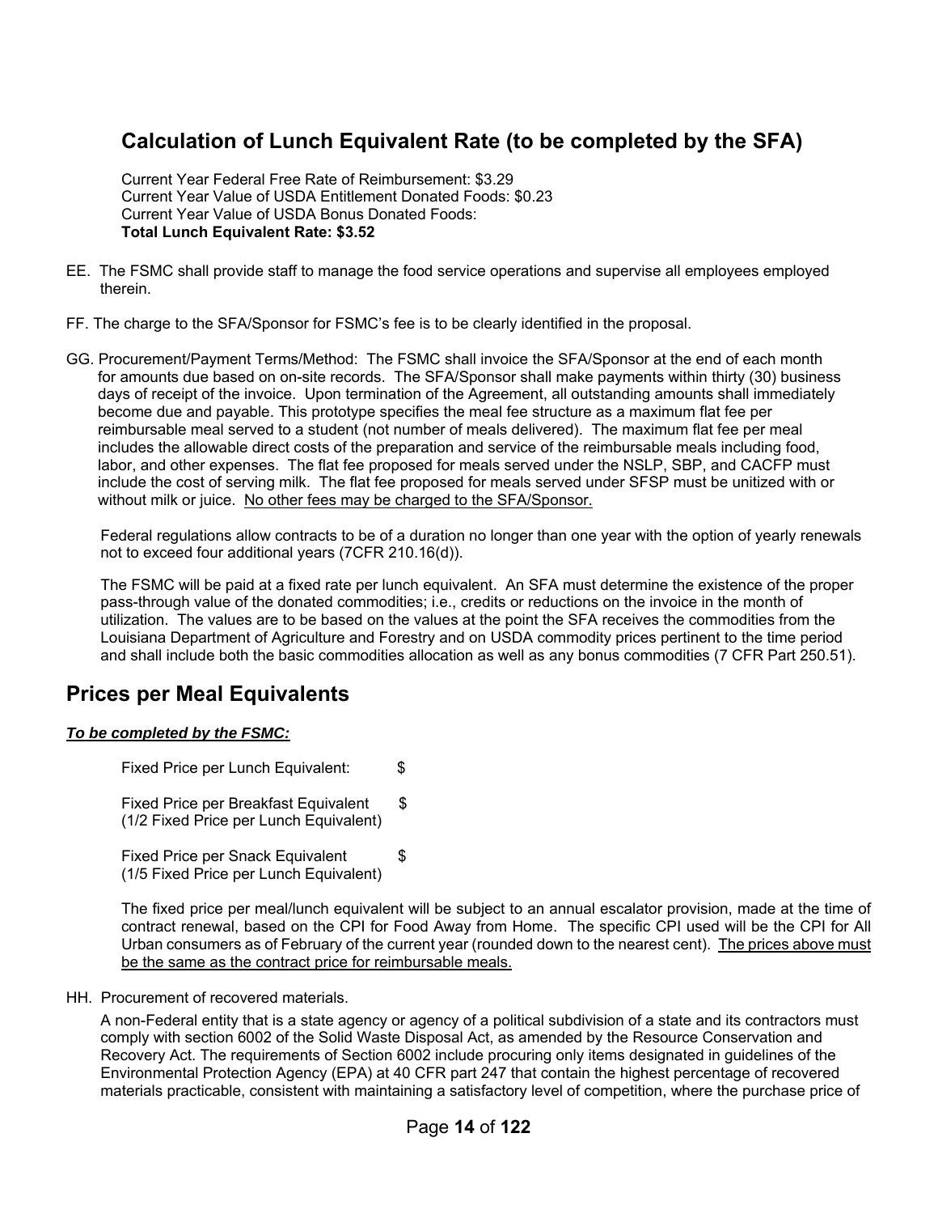## Calculation of Lunch Equivalent Rate (to be completed by the SFA)

Current Year Federal Free Rate of Reimbursement: $3.29
Current Year Value of USDA Entitlement Donated Foods: $0.23
Current Year Value of USDA Bonus Donated Foods:
**Total Lunch Equivalent Rate: $3.52**

EE. The FSMC shall provide staff to manage the food service operations and supervise all employees employed therein.

FF. The charge to the SFA/Sponsor for FSMC's fee is to be clearly identified in the proposal.

GG. Procurement/Payment Terms/Method: The FSMC shall invoice the SFA/Sponsor at the end of each month for amounts due based on on-site records. The SFA/Sponsor shall make payments within thirty (30) business days of receipt of the invoice. Upon termination of the Agreement, all outstanding amounts shall immediately become due and payable. This prototype specifies the meal fee structure as a maximum flat fee per reimbursable meal served to a student (not number of meals delivered). The maximum flat fee per meal includes the allowable direct costs of the preparation and service of the reimbursable meals including food, labor, and other expenses. The flat fee proposed for meals served under the NSLP, SBP, and CACFP must include the cost of serving milk. The flat fee proposed for meals served under SFSP must be unitized with or without milk or juice. <u>No other fees may be charged to the SFA/Sponsor.</u>

Federal regulations allow contracts to be of a duration no longer than one year with the option of yearly renewals not to exceed four additional years (7CFR 210.16(d)).

The FSMC will be paid at a fixed rate per lunch equivalent. An SFA must determine the existence of the proper pass-through value of the donated commodities; i.e., credits or reductions on the invoice in the month of utilization. The values are to be based on the values at the point the SFA receives the commodities from the Louisiana Department of Agriculture and Forestry and on USDA commodity prices pertinent to the time period and shall include both the basic commodities allocation as well as any bonus commodities (7 CFR Part 250.51).

## Prices per Meal Equivalents

***<u>To be completed by the FSMC:</u>***

Fixed Price per Lunch Equivalent: $

Fixed Price per Breakfast Equivalent (1/2 Fixed Price per Lunch Equivalent) $

Fixed Price per Snack Equivalent (1/5 Fixed Price per Lunch Equivalent) $

The fixed price per meal/lunch equivalent will be subject to an annual escalator provision, made at the time of contract renewal, based on the CPI for Food Away from Home. The specific CPI used will be the CPI for All Urban consumers as of February of the current year (rounded down to the nearest cent). <u>The prices above must be the same as the contract price for reimbursable meals.</u>

HH. Procurement of recovered materials.

A non-Federal entity that is a state agency or agency of a political subdivision of a state and its contractors must comply with section 6002 of the Solid Waste Disposal Act, as amended by the Resource Conservation and Recovery Act. The requirements of Section 6002 include procuring only items designated in guidelines of the Environmental Protection Agency (EPA) at 40 CFR part 247 that contain the highest percentage of recovered materials practicable, consistent with maintaining a satisfactory level of competition, where the purchase price of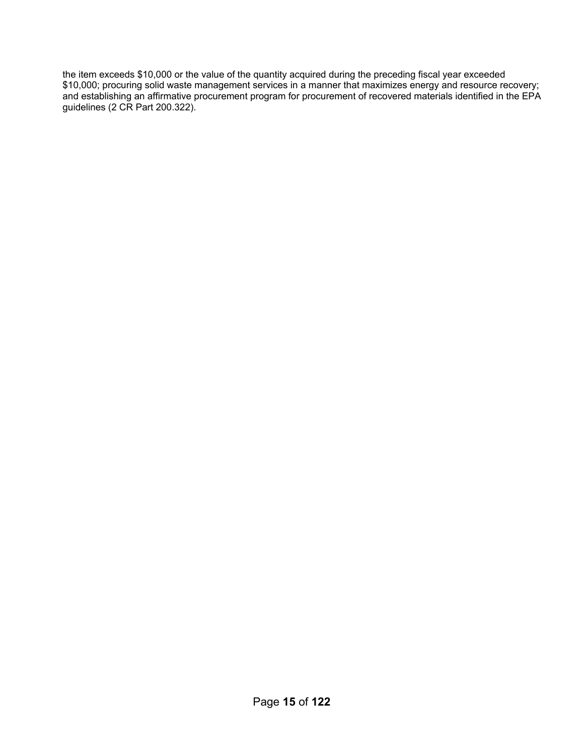the item exceeds $10,000 or the value of the quantity acquired during the preceding fiscal year exceeded $10,000; procuring solid waste management services in a manner that maximizes energy and resource recovery; and establishing an affirmative procurement program for procurement of recovered materials identified in the EPA guidelines (2 CR Part 200.322).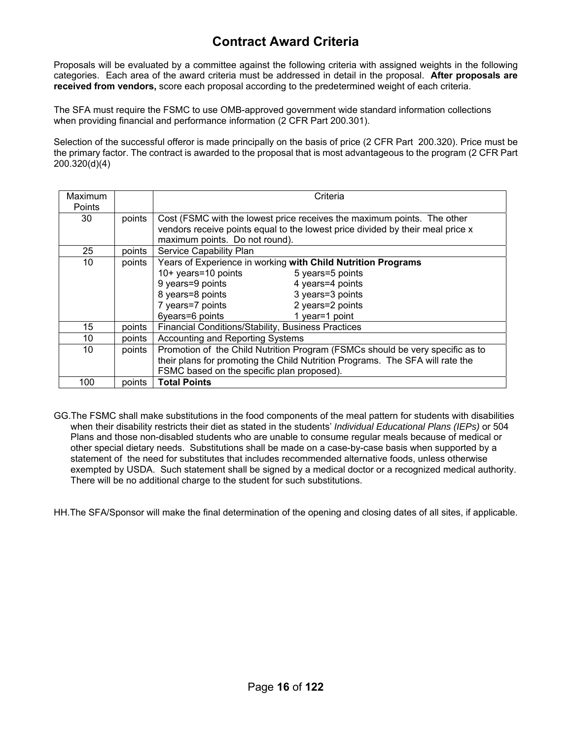# Contract Award Criteria

Proposals will be evaluated by a committee against the following criteria with assigned weights in the following categories. Each area of the award criteria must be addressed in detail in the proposal. **After proposals are received from vendors,** score each proposal according to the predetermined weight of each criteria.

The SFA must require the FSMC to use OMB-approved government wide standard information collections when providing financial and performance information (2 CFR Part 200.301).

Selection of the successful offeror is made principally on the basis of price (2 CFR Part 200.320). Price must be the primary factor. The contract is awarded to the proposal that is most advantageous to the program (2 CFR Part 200.320(d)(4)

| Maximum Points | | Criteria |
|---|---|---|
| 30 | points | Cost (FSMC with the lowest price receives the maximum points. The other vendors receive points equal to the lowest price divided by their meal price x maximum points. Do not round). |
| 25 | points | Service Capability Plan |
| 10 | points | Years of Experience in working **with Child Nutrition Programs**<br>10+ years=10 points 5 years=5 points<br>9 years=9 points 4 years=4 points<br>8 years=8 points 3 years=3 points<br>7 years=7 points 2 years=2 points<br>6years=6 points 1 year=1 point |
| 15 | points | Financial Conditions/Stability, Business Practices |
| 10 | points | Accounting and Reporting Systems |
| 10 | points | Promotion of the Child Nutrition Program (FSMCs should be very specific as to their plans for promoting the Child Nutrition Programs. The SFA will rate the FSMC based on the specific plan proposed). |
| 100 | points | **Total Points** |

GG. The FSMC shall make substitutions in the food components of the meal pattern for students with disabilities when their disability restricts their diet as stated in the students' *Individual Educational Plans (IEPs)* or 504 Plans and those non-disabled students who are unable to consume regular meals because of medical or other special dietary needs. Substitutions shall be made on a case-by-case basis when supported by a statement of the need for substitutes that includes recommended alternative foods, unless otherwise exempted by USDA. Such statement shall be signed by a medical doctor or a recognized medical authority. There will be no additional charge to the student for such substitutions.

HH. The SFA/Sponsor will make the final determination of the opening and closing dates of all sites, if applicable.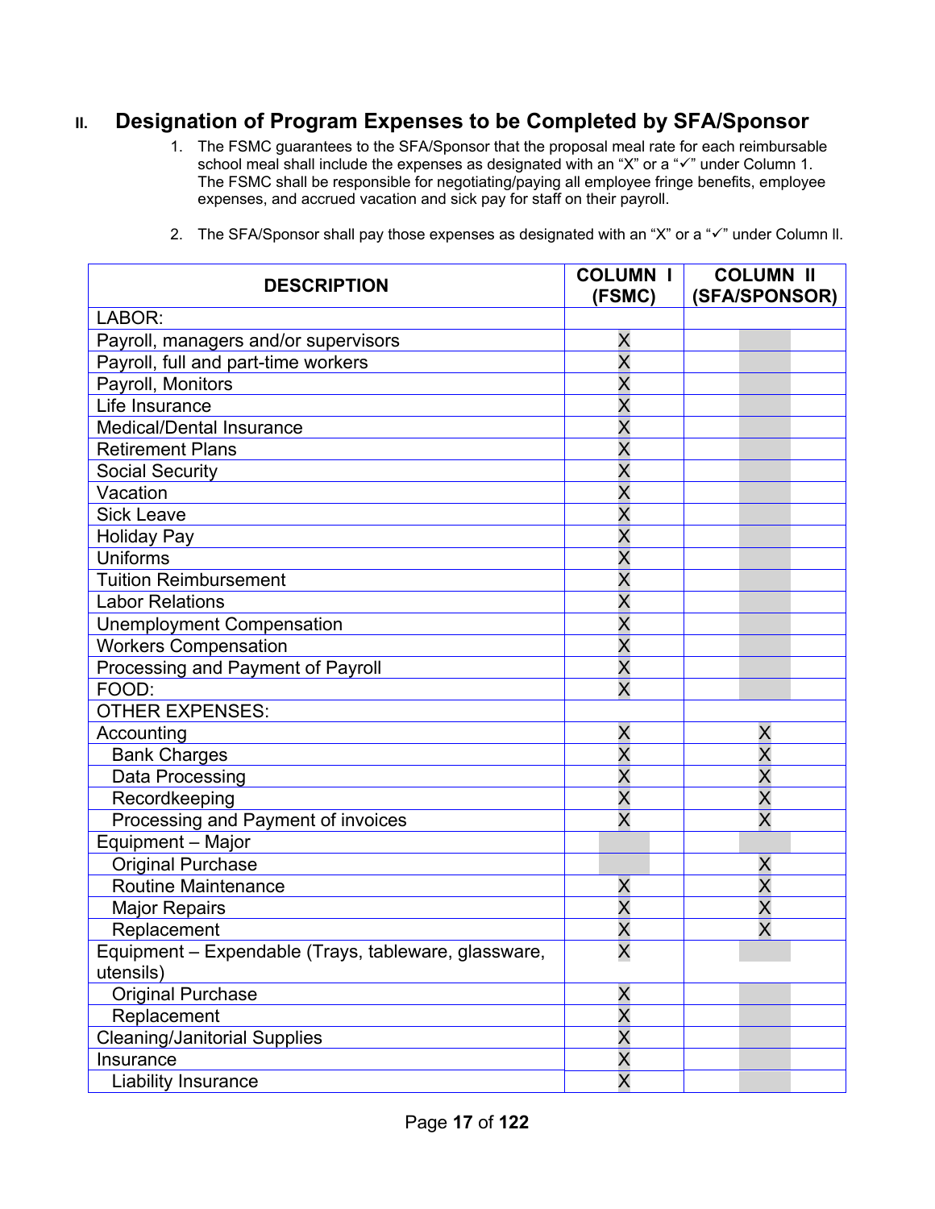## II. Designation of Program Expenses to be Completed by SFA/Sponsor

1. The FSMC guarantees to the SFA/Sponsor that the proposal meal rate for each reimbursable school meal shall include the expenses as designated with an "X" or a "✓" under Column 1. The FSMC shall be responsible for negotiating/paying all employee fringe benefits, employee expenses, and accrued vacation and sick pay for staff on their payroll.

2. The SFA/Sponsor shall pay those expenses as designated with an "X" or a "✓" under Column ll.

| DESCRIPTION | COLUMN I (FSMC) | COLUMN II (SFA/SPONSOR) |
|---|---|---|
| LABOR: | | |
| Payroll, managers and/or supervisors | X | |
| Payroll, full and part-time workers | X | |
| Payroll, Monitors | X | |
| Life Insurance | X | |
| Medical/Dental Insurance | X | |
| Retirement Plans | X | |
| Social Security | X | |
| Vacation | X | |
| Sick Leave | X | |
| Holiday Pay | X | |
| Uniforms | X | |
| Tuition Reimbursement | X | |
| Labor Relations | X | |
| Unemployment Compensation | X | |
| Workers Compensation | X | |
| Processing and Payment of Payroll | X | |
| FOOD: | X | |
| OTHER EXPENSES: | | |
| Accounting | X | X |
| Bank Charges | X | X |
| Data Processing | X | X |
| Recordkeeping | X | X |
| Processing and Payment of invoices | X | X |
| Equipment – Major | | |
| Original Purchase | | X |
| Routine Maintenance | X | X |
| Major Repairs | X | X |
| Replacement | X | X |
| Equipment – Expendable (Trays, tableware, glassware, utensils) | X | |
| Original Purchase | X | |
| Replacement | X | |
| Cleaning/Janitorial Supplies | X | |
| Insurance | X | |
| Liability Insurance | X | |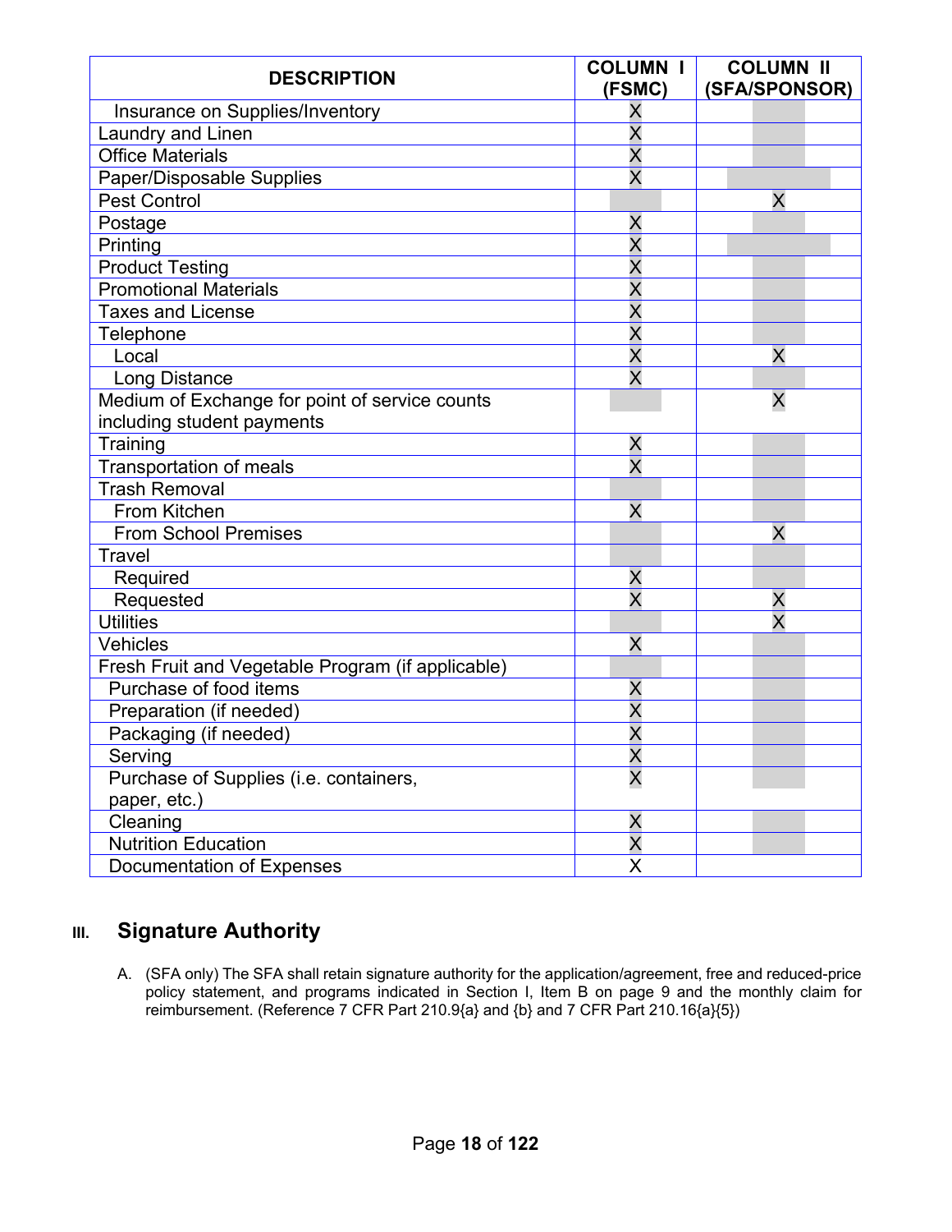| DESCRIPTION | COLUMN I (FSMC) | COLUMN II (SFA/SPONSOR) |
|---|---|---|
| Insurance on Supplies/Inventory | X | |
| Laundry and Linen | X | |
| Office Materials | X | |
| Paper/Disposable Supplies | X | |
| Pest Control | | X |
| Postage | X | |
| Printing | X | |
| Product Testing | X | |
| Promotional Materials | X | |
| Taxes and License | X | |
| Telephone | X | |
| Local | X | X |
| Long Distance | X | |
| Medium of Exchange for point of service counts including student payments | | X |
| Training | X | |
| Transportation of meals | X | |
| Trash Removal | | |
| From Kitchen | X | |
| From School Premises | | X |
| Travel | | |
| Required | X | |
| Requested | X | X |
| Utilities | | X |
| Vehicles | X | |
| Fresh Fruit and Vegetable Program (if applicable) | | |
| Purchase of food items | X | |
| Preparation (if needed) | X | |
| Packaging (if needed) | X | |
| Serving | X | |
| Purchase of Supplies (i.e. containers, paper, etc.) | X | |
| Cleaning | X | |
| Nutrition Education | X | |
| Documentation of Expenses | X | |

## III. Signature Authority

A. (SFA only) The SFA shall retain signature authority for the application/agreement, free and reduced-price policy statement, and programs indicated in Section I, Item B on page 9 and the monthly claim for reimbursement. (Reference 7 CFR Part 210.9{a} and {b} and 7 CFR Part 210.16{a}{5})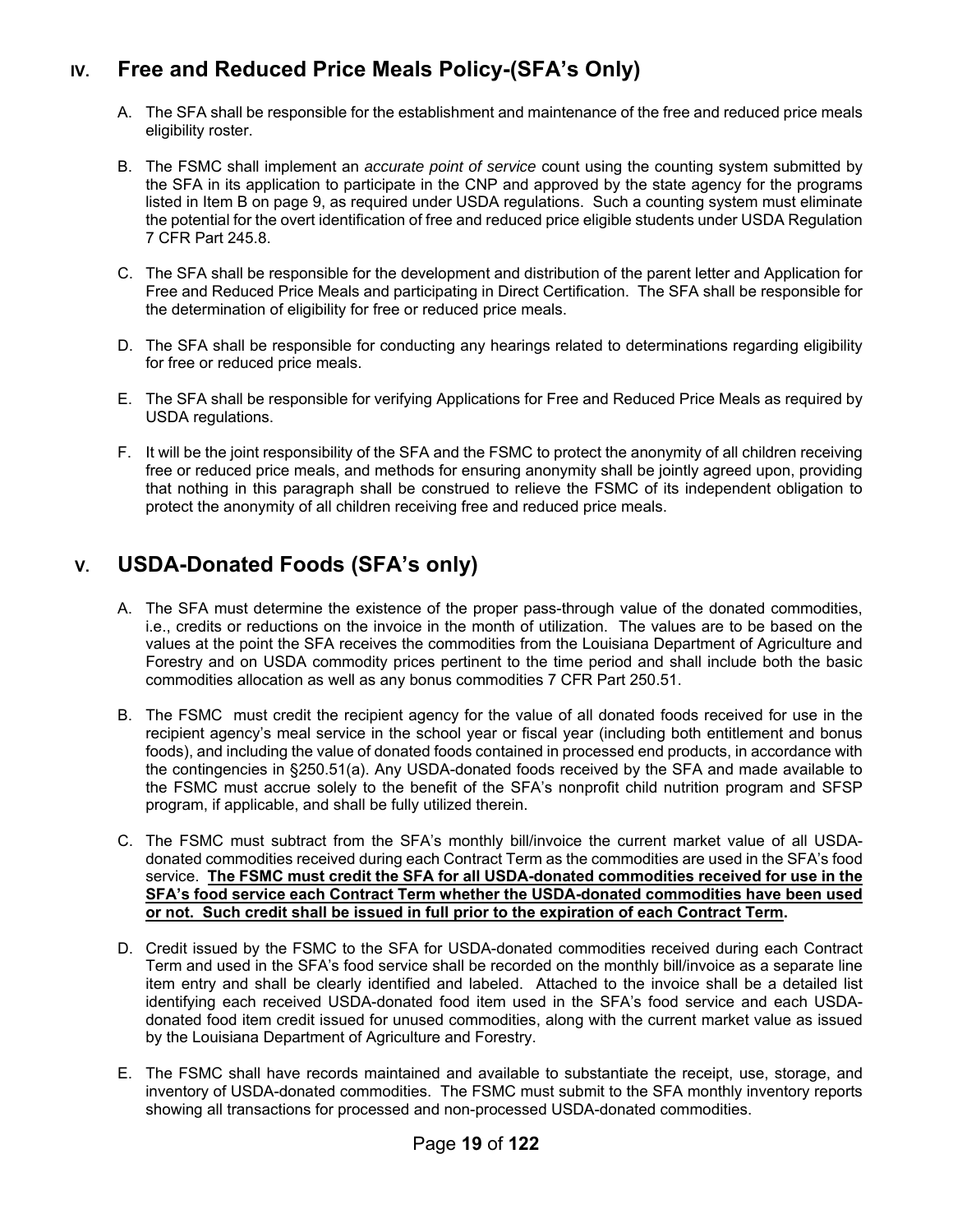## IV. Free and Reduced Price Meals Policy-(SFA's Only)

A. The SFA shall be responsible for the establishment and maintenance of the free and reduced price meals eligibility roster.

B. The FSMC shall implement an *accurate point of service* count using the counting system submitted by the SFA in its application to participate in the CNP and approved by the state agency for the programs listed in Item B on page 9, as required under USDA regulations. Such a counting system must eliminate the potential for the overt identification of free and reduced price eligible students under USDA Regulation 7 CFR Part 245.8.

C. The SFA shall be responsible for the development and distribution of the parent letter and Application for Free and Reduced Price Meals and participating in Direct Certification. The SFA shall be responsible for the determination of eligibility for free or reduced price meals.

D. The SFA shall be responsible for conducting any hearings related to determinations regarding eligibility for free or reduced price meals.

E. The SFA shall be responsible for verifying Applications for Free and Reduced Price Meals as required by USDA regulations.

F. It will be the joint responsibility of the SFA and the FSMC to protect the anonymity of all children receiving free or reduced price meals, and methods for ensuring anonymity shall be jointly agreed upon, providing that nothing in this paragraph shall be construed to relieve the FSMC of its independent obligation to protect the anonymity of all children receiving free and reduced price meals.

## V. USDA-Donated Foods (SFA's only)

A. The SFA must determine the existence of the proper pass-through value of the donated commodities, i.e., credits or reductions on the invoice in the month of utilization. The values are to be based on the values at the point the SFA receives the commodities from the Louisiana Department of Agriculture and Forestry and on USDA commodity prices pertinent to the time period and shall include both the basic commodities allocation as well as any bonus commodities 7 CFR Part 250.51.

B. The FSMC must credit the recipient agency for the value of all donated foods received for use in the recipient agency's meal service in the school year or fiscal year (including both entitlement and bonus foods), and including the value of donated foods contained in processed end products, in accordance with the contingencies in §250.51(a). Any USDA-donated foods received by the SFA and made available to the FSMC must accrue solely to the benefit of the SFA's nonprofit child nutrition program and SFSP program, if applicable, and shall be fully utilized therein.

C. The FSMC must subtract from the SFA's monthly bill/invoice the current market value of all USDA-donated commodities received during each Contract Term as the commodities are used in the SFA's food service. **The FSMC must credit the SFA for all USDA-donated commodities received for use in the SFA's food service each Contract Term whether the USDA-donated commodities have been used or not. Such credit shall be issued in full prior to the expiration of each Contract Term.**

D. Credit issued by the FSMC to the SFA for USDA-donated commodities received during each Contract Term and used in the SFA's food service shall be recorded on the monthly bill/invoice as a separate line item entry and shall be clearly identified and labeled. Attached to the invoice shall be a detailed list identifying each received USDA-donated food item used in the SFA's food service and each USDA-donated food item credit issued for unused commodities, along with the current market value as issued by the Louisiana Department of Agriculture and Forestry.

E. The FSMC shall have records maintained and available to substantiate the receipt, use, storage, and inventory of USDA-donated commodities. The FSMC must submit to the SFA monthly inventory reports showing all transactions for processed and non-processed USDA-donated commodities.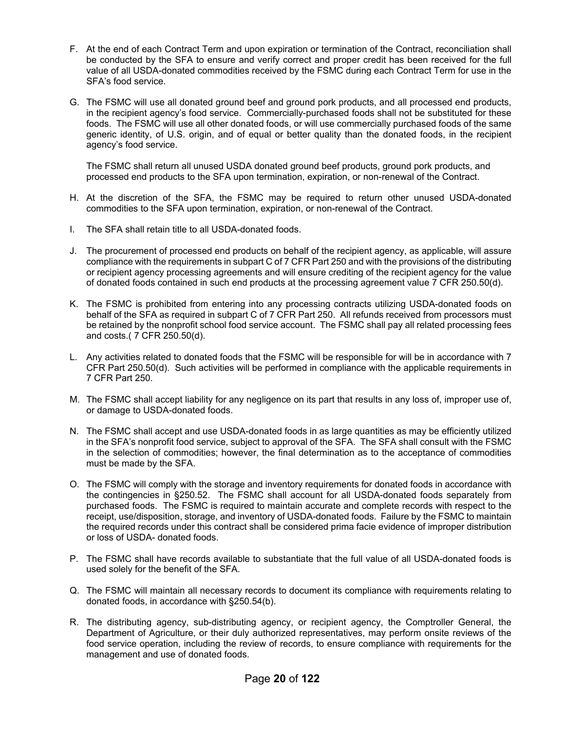F. At the end of each Contract Term and upon expiration or termination of the Contract, reconciliation shall be conducted by the SFA to ensure and verify correct and proper credit has been received for the full value of all USDA-donated commodities received by the FSMC during each Contract Term for use in the SFA's food service.

G. The FSMC will use all donated ground beef and ground pork products, and all processed end products, in the recipient agency's food service. Commercially-purchased foods shall not be substituted for these foods. The FSMC will use all other donated foods, or will use commercially purchased foods of the same generic identity, of U.S. origin, and of equal or better quality than the donated foods, in the recipient agency's food service.

   The FSMC shall return all unused USDA donated ground beef products, ground pork products, and processed end products to the SFA upon termination, expiration, or non-renewal of the Contract.

H. At the discretion of the SFA, the FSMC may be required to return other unused USDA-donated commodities to the SFA upon termination, expiration, or non-renewal of the Contract.

I. The SFA shall retain title to all USDA-donated foods.

J. The procurement of processed end products on behalf of the recipient agency, as applicable, will assure compliance with the requirements in subpart C of 7 CFR Part 250 and with the provisions of the distributing or recipient agency processing agreements and will ensure crediting of the recipient agency for the value of donated foods contained in such end products at the processing agreement value 7 CFR 250.50(d).

K. The FSMC is prohibited from entering into any processing contracts utilizing USDA-donated foods on behalf of the SFA as required in subpart C of 7 CFR Part 250. All refunds received from processors must be retained by the nonprofit school food service account. The FSMC shall pay all related processing fees and costs.( 7 CFR 250.50(d).

L. Any activities related to donated foods that the FSMC will be responsible for will be in accordance with 7 CFR Part 250.50(d). Such activities will be performed in compliance with the applicable requirements in 7 CFR Part 250.

M. The FSMC shall accept liability for any negligence on its part that results in any loss of, improper use of, or damage to USDA-donated foods.

N. The FSMC shall accept and use USDA-donated foods in as large quantities as may be efficiently utilized in the SFA's nonprofit food service, subject to approval of the SFA. The SFA shall consult with the FSMC in the selection of commodities; however, the final determination as to the acceptance of commodities must be made by the SFA.

O. The FSMC will comply with the storage and inventory requirements for donated foods in accordance with the contingencies in §250.52. The FSMC shall account for all USDA-donated foods separately from purchased foods. The FSMC is required to maintain accurate and complete records with respect to the receipt, use/disposition, storage, and inventory of USDA-donated foods. Failure by the FSMC to maintain the required records under this contract shall be considered prima facie evidence of improper distribution or loss of USDA- donated foods.

P. The FSMC shall have records available to substantiate that the full value of all USDA-donated foods is used solely for the benefit of the SFA.

Q. The FSMC will maintain all necessary records to document its compliance with requirements relating to donated foods, in accordance with §250.54(b).

R. The distributing agency, sub-distributing agency, or recipient agency, the Comptroller General, the Department of Agriculture, or their duly authorized representatives, may perform onsite reviews of the food service operation, including the review of records, to ensure compliance with requirements for the management and use of donated foods.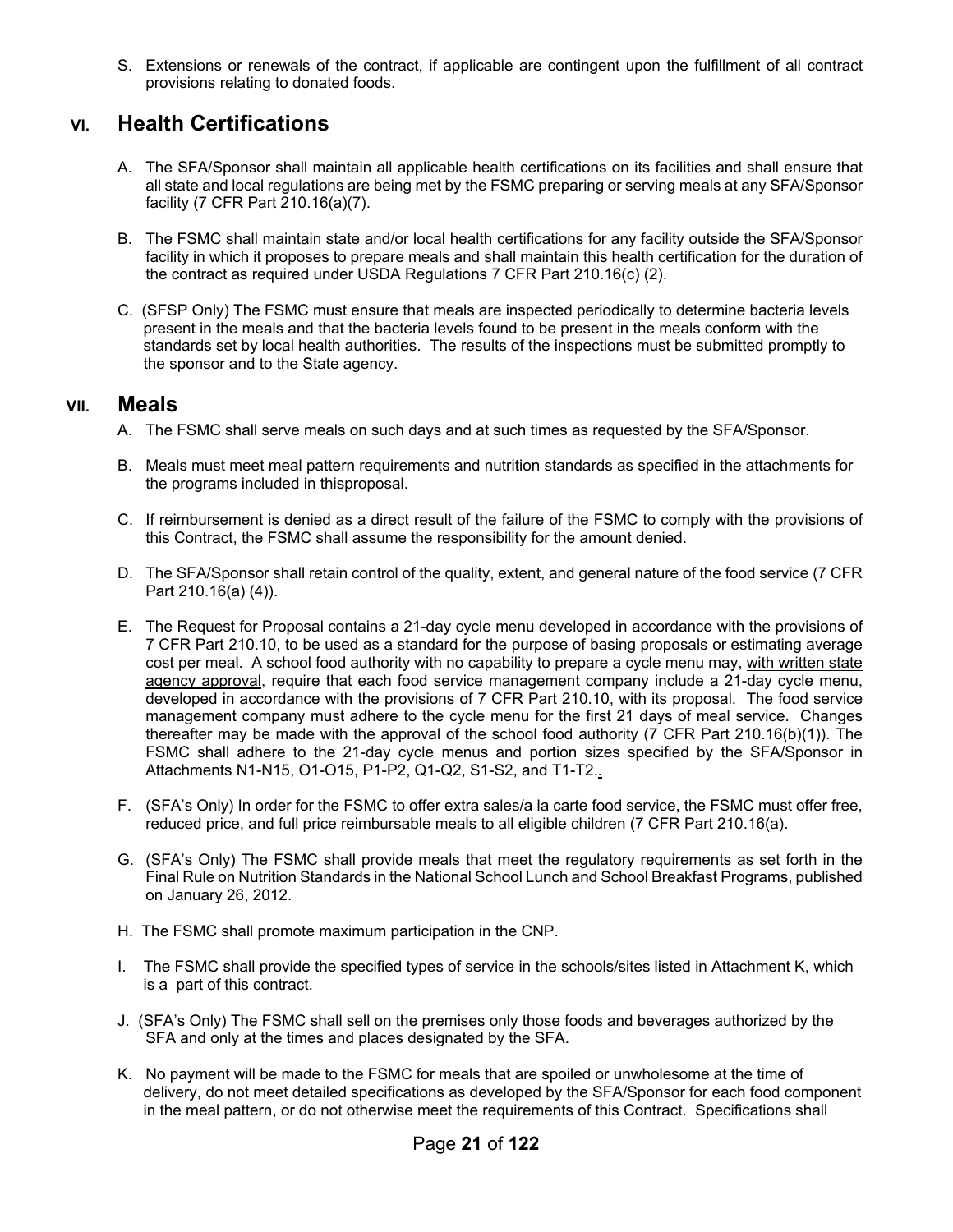S. Extensions or renewals of the contract, if applicable are contingent upon the fulfillment of all contract provisions relating to donated foods.

## VI. Health Certifications

A. The SFA/Sponsor shall maintain all applicable health certifications on its facilities and shall ensure that all state and local regulations are being met by the FSMC preparing or serving meals at any SFA/Sponsor facility (7 CFR Part 210.16(a)(7).

B. The FSMC shall maintain state and/or local health certifications for any facility outside the SFA/Sponsor facility in which it proposes to prepare meals and shall maintain this health certification for the duration of the contract as required under USDA Regulations 7 CFR Part 210.16(c) (2).

C. (SFSP Only) The FSMC must ensure that meals are inspected periodically to determine bacteria levels present in the meals and that the bacteria levels found to be present in the meals conform with the standards set by local health authorities. The results of the inspections must be submitted promptly to the sponsor and to the State agency.

## VII. Meals

A. The FSMC shall serve meals on such days and at such times as requested by the SFA/Sponsor.

B. Meals must meet meal pattern requirements and nutrition standards as specified in the attachments for the programs included in thisproposal.

C. If reimbursement is denied as a direct result of the failure of the FSMC to comply with the provisions of this Contract, the FSMC shall assume the responsibility for the amount denied.

D. The SFA/Sponsor shall retain control of the quality, extent, and general nature of the food service (7 CFR Part 210.16(a) (4)).

E. The Request for Proposal contains a 21-day cycle menu developed in accordance with the provisions of 7 CFR Part 210.10, to be used as a standard for the purpose of basing proposals or estimating average cost per meal. A school food authority with no capability to prepare a cycle menu may, with written state agency approval, require that each food service management company include a 21-day cycle menu, developed in accordance with the provisions of 7 CFR Part 210.10, with its proposal. The food service management company must adhere to the cycle menu for the first 21 days of meal service. Changes thereafter may be made with the approval of the school food authority (7 CFR Part 210.16(b)(1)). The FSMC shall adhere to the 21-day cycle menus and portion sizes specified by the SFA/Sponsor in Attachments N1-N15, O1-O15, P1-P2, Q1-Q2, S1-S2, and T1-T2..

F. (SFA's Only) In order for the FSMC to offer extra sales/a la carte food service, the FSMC must offer free, reduced price, and full price reimbursable meals to all eligible children (7 CFR Part 210.16(a).

G. (SFA's Only) The FSMC shall provide meals that meet the regulatory requirements as set forth in the Final Rule on Nutrition Standards in the National School Lunch and School Breakfast Programs, published on January 26, 2012.

H. The FSMC shall promote maximum participation in the CNP.

I. The FSMC shall provide the specified types of service in the schools/sites listed in Attachment K, which is a part of this contract.

J. (SFA's Only) The FSMC shall sell on the premises only those foods and beverages authorized by the SFA and only at the times and places designated by the SFA.

K. No payment will be made to the FSMC for meals that are spoiled or unwholesome at the time of delivery, do not meet detailed specifications as developed by the SFA/Sponsor for each food component in the meal pattern, or do not otherwise meet the requirements of this Contract. Specifications shall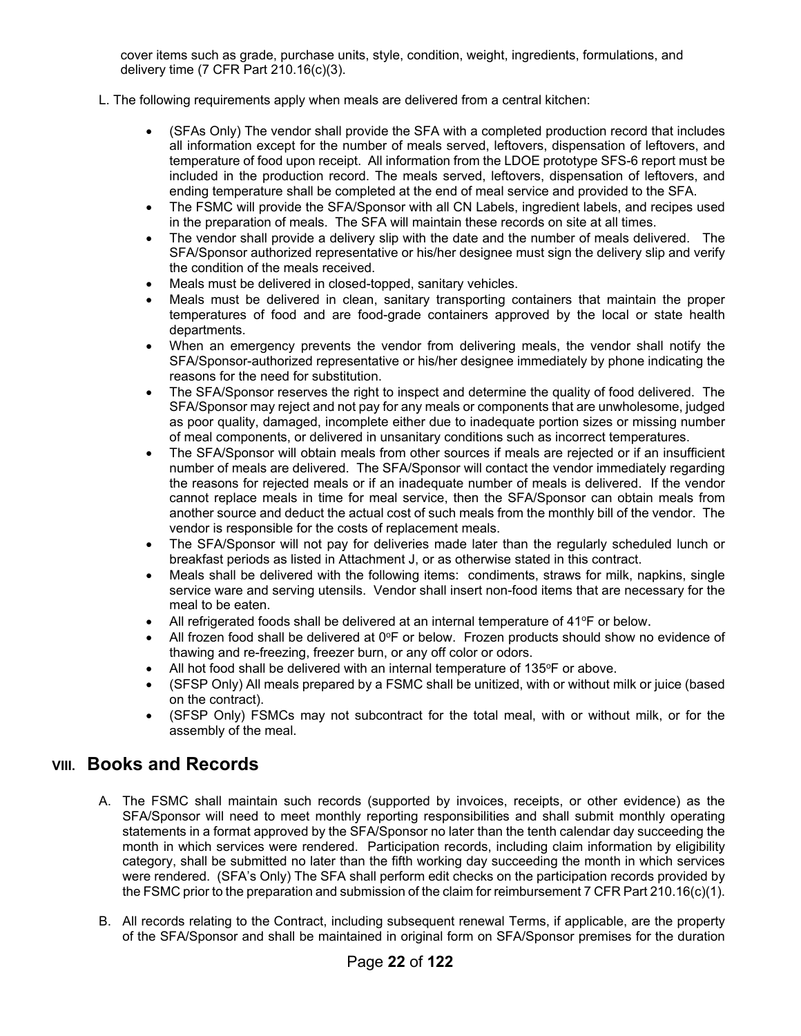cover items such as grade, purchase units, style, condition, weight, ingredients, formulations, and delivery time (7 CFR Part 210.16(c)(3).

L. The following requirements apply when meals are delivered from a central kitchen:

- (SFAs Only) The vendor shall provide the SFA with a completed production record that includes all information except for the number of meals served, leftovers, dispensation of leftovers, and temperature of food upon receipt. All information from the LDOE prototype SFS-6 report must be included in the production record. The meals served, leftovers, dispensation of leftovers, and ending temperature shall be completed at the end of meal service and provided to the SFA.
- The FSMC will provide the SFA/Sponsor with all CN Labels, ingredient labels, and recipes used in the preparation of meals. The SFA will maintain these records on site at all times.
- The vendor shall provide a delivery slip with the date and the number of meals delivered. The SFA/Sponsor authorized representative or his/her designee must sign the delivery slip and verify the condition of the meals received.
- Meals must be delivered in closed-topped, sanitary vehicles.
- Meals must be delivered in clean, sanitary transporting containers that maintain the proper temperatures of food and are food-grade containers approved by the local or state health departments.
- When an emergency prevents the vendor from delivering meals, the vendor shall notify the SFA/Sponsor-authorized representative or his/her designee immediately by phone indicating the reasons for the need for substitution.
- The SFA/Sponsor reserves the right to inspect and determine the quality of food delivered. The SFA/Sponsor may reject and not pay for any meals or components that are unwholesome, judged as poor quality, damaged, incomplete either due to inadequate portion sizes or missing number of meal components, or delivered in unsanitary conditions such as incorrect temperatures.
- The SFA/Sponsor will obtain meals from other sources if meals are rejected or if an insufficient number of meals are delivered. The SFA/Sponsor will contact the vendor immediately regarding the reasons for rejected meals or if an inadequate number of meals is delivered. If the vendor cannot replace meals in time for meal service, then the SFA/Sponsor can obtain meals from another source and deduct the actual cost of such meals from the monthly bill of the vendor. The vendor is responsible for the costs of replacement meals.
- The SFA/Sponsor will not pay for deliveries made later than the regularly scheduled lunch or breakfast periods as listed in Attachment J, or as otherwise stated in this contract.
- Meals shall be delivered with the following items: condiments, straws for milk, napkins, single service ware and serving utensils. Vendor shall insert non-food items that are necessary for the meal to be eaten.
- All refrigerated foods shall be delivered at an internal temperature of 41°F or below.
- All frozen food shall be delivered at 0°F or below. Frozen products should show no evidence of thawing and re-freezing, freezer burn, or any off color or odors.
- All hot food shall be delivered with an internal temperature of 135°F or above.
- (SFSP Only) All meals prepared by a FSMC shall be unitized, with or without milk or juice (based on the contract).
- (SFSP Only) FSMCs may not subcontract for the total meal, with or without milk, or for the assembly of the meal.

## VIII. Books and Records

A. The FSMC shall maintain such records (supported by invoices, receipts, or other evidence) as the SFA/Sponsor will need to meet monthly reporting responsibilities and shall submit monthly operating statements in a format approved by the SFA/Sponsor no later than the tenth calendar day succeeding the month in which services were rendered. Participation records, including claim information by eligibility category, shall be submitted no later than the fifth working day succeeding the month in which services were rendered. (SFA's Only) The SFA shall perform edit checks on the participation records provided by the FSMC prior to the preparation and submission of the claim for reimbursement 7 CFR Part 210.16(c)(1).

B. All records relating to the Contract, including subsequent renewal Terms, if applicable, are the property of the SFA/Sponsor and shall be maintained in original form on SFA/Sponsor premises for the duration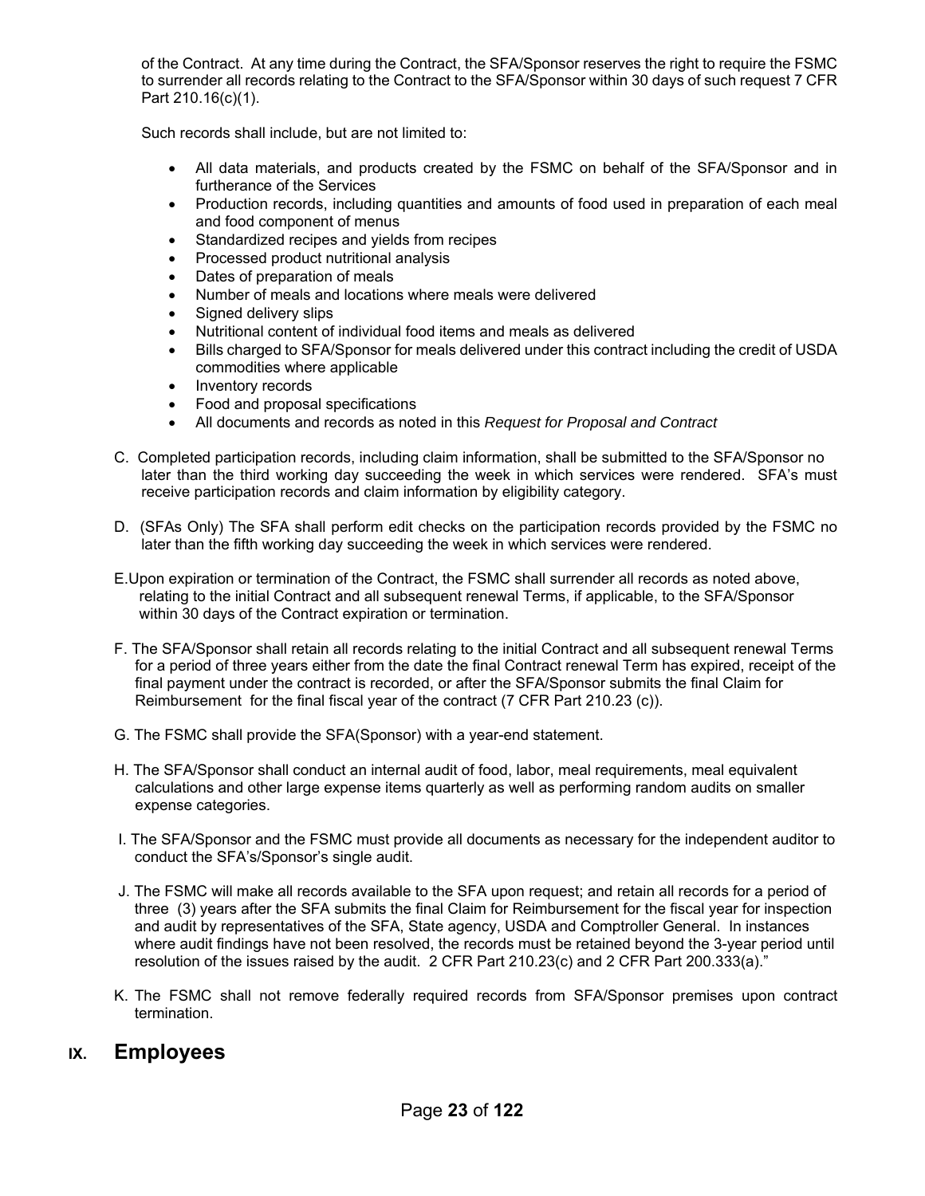of the Contract. At any time during the Contract, the SFA/Sponsor reserves the right to require the FSMC to surrender all records relating to the Contract to the SFA/Sponsor within 30 days of such request 7 CFR Part 210.16(c)(1).

Such records shall include, but are not limited to:

- All data materials, and products created by the FSMC on behalf of the SFA/Sponsor and in furtherance of the Services
- Production records, including quantities and amounts of food used in preparation of each meal and food component of menus
- Standardized recipes and yields from recipes
- Processed product nutritional analysis
- Dates of preparation of meals
- Number of meals and locations where meals were delivered
- Signed delivery slips
- Nutritional content of individual food items and meals as delivered
- Bills charged to SFA/Sponsor for meals delivered under this contract including the credit of USDA commodities where applicable
- Inventory records
- Food and proposal specifications
- All documents and records as noted in this *Request for Proposal and Contract*

C. Completed participation records, including claim information, shall be submitted to the SFA/Sponsor no later than the third working day succeeding the week in which services were rendered. SFA's must receive participation records and claim information by eligibility category.

D. (SFAs Only) The SFA shall perform edit checks on the participation records provided by the FSMC no later than the fifth working day succeeding the week in which services were rendered.

E. Upon expiration or termination of the Contract, the FSMC shall surrender all records as noted above, relating to the initial Contract and all subsequent renewal Terms, if applicable, to the SFA/Sponsor within 30 days of the Contract expiration or termination.

F. The SFA/Sponsor shall retain all records relating to the initial Contract and all subsequent renewal Terms for a period of three years either from the date the final Contract renewal Term has expired, receipt of the final payment under the contract is recorded, or after the SFA/Sponsor submits the final Claim for Reimbursement for the final fiscal year of the contract (7 CFR Part 210.23 (c)).

G. The FSMC shall provide the SFA(Sponsor) with a year-end statement.

H. The SFA/Sponsor shall conduct an internal audit of food, labor, meal requirements, meal equivalent calculations and other large expense items quarterly as well as performing random audits on smaller expense categories.

I. The SFA/Sponsor and the FSMC must provide all documents as necessary for the independent auditor to conduct the SFA's/Sponsor's single audit.

J. The FSMC will make all records available to the SFA upon request; and retain all records for a period of three (3) years after the SFA submits the final Claim for Reimbursement for the fiscal year for inspection and audit by representatives of the SFA, State agency, USDA and Comptroller General. In instances where audit findings have not been resolved, the records must be retained beyond the 3-year period until resolution of the issues raised by the audit. 2 CFR Part 210.23(c) and 2 CFR Part 200.333(a)."

K. The FSMC shall not remove federally required records from SFA/Sponsor premises upon contract termination.

## IX. Employees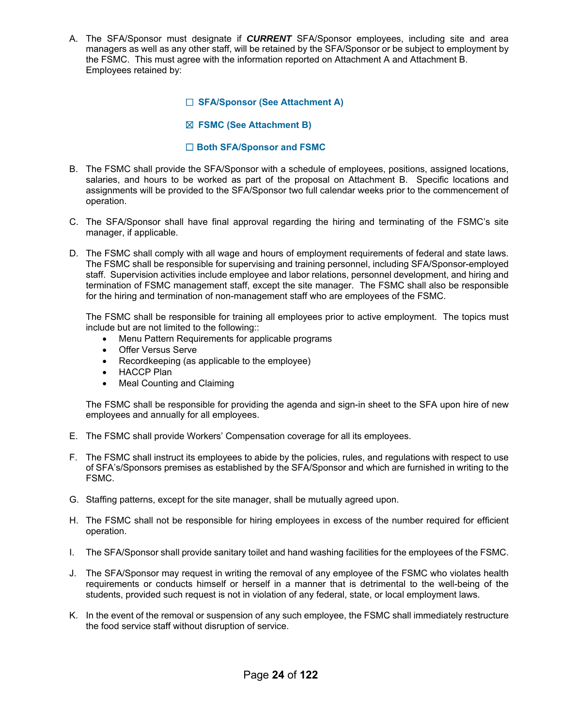A. The SFA/Sponsor must designate if ***CURRENT*** SFA/Sponsor employees, including site and area managers as well as any other staff, will be retained by the SFA/Sponsor or be subject to employment by the FSMC. This must agree with the information reported on Attachment A and Attachment B. Employees retained by:

   ☐ **SFA/Sponsor (See Attachment A)**

   ☒ **FSMC (See Attachment B)**

   ☐ **Both SFA/Sponsor and FSMC**

B. The FSMC shall provide the SFA/Sponsor with a schedule of employees, positions, assigned locations, salaries, and hours to be worked as part of the proposal on Attachment B. Specific locations and assignments will be provided to the SFA/Sponsor two full calendar weeks prior to the commencement of operation.

C. The SFA/Sponsor shall have final approval regarding the hiring and terminating of the FSMC's site manager, if applicable.

D. The FSMC shall comply with all wage and hours of employment requirements of federal and state laws. The FSMC shall be responsible for supervising and training personnel, including SFA/Sponsor-employed staff. Supervision activities include employee and labor relations, personnel development, and hiring and termination of FSMC management staff, except the site manager. The FSMC shall also be responsible for the hiring and termination of non-management staff who are employees of the FSMC.

   The FSMC shall be responsible for training all employees prior to active employment. The topics must include but are not limited to the following::

   - Menu Pattern Requirements for applicable programs
   - Offer Versus Serve
   - Recordkeeping (as applicable to the employee)
   - HACCP Plan
   - Meal Counting and Claiming

   The FSMC shall be responsible for providing the agenda and sign-in sheet to the SFA upon hire of new employees and annually for all employees.

E. The FSMC shall provide Workers' Compensation coverage for all its employees.

F. The FSMC shall instruct its employees to abide by the policies, rules, and regulations with respect to use of SFA's/Sponsors premises as established by the SFA/Sponsor and which are furnished in writing to the FSMC.

G. Staffing patterns, except for the site manager, shall be mutually agreed upon.

H. The FSMC shall not be responsible for hiring employees in excess of the number required for efficient operation.

I. The SFA/Sponsor shall provide sanitary toilet and hand washing facilities for the employees of the FSMC.

J. The SFA/Sponsor may request in writing the removal of any employee of the FSMC who violates health requirements or conducts himself or herself in a manner that is detrimental to the well-being of the students, provided such request is not in violation of any federal, state, or local employment laws.

K. In the event of the removal or suspension of any such employee, the FSMC shall immediately restructure the food service staff without disruption of service.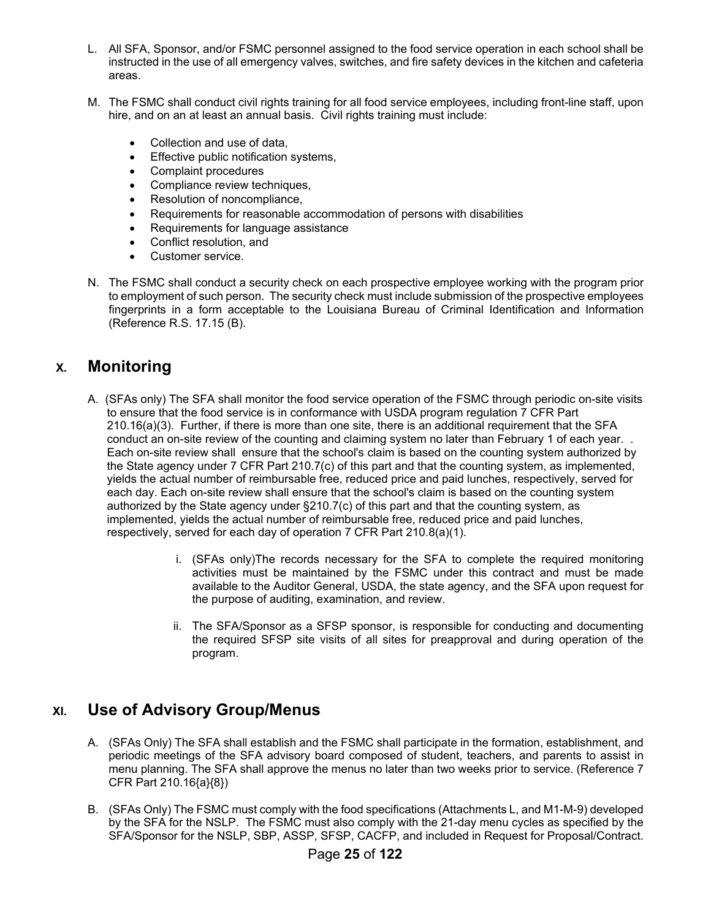L. All SFA, Sponsor, and/or FSMC personnel assigned to the food service operation in each school shall be instructed in the use of all emergency valves, switches, and fire safety devices in the kitchen and cafeteria areas.

M. The FSMC shall conduct civil rights training for all food service employees, including front-line staff, upon hire, and on an at least an annual basis. Civil rights training must include:

- Collection and use of data,
- Effective public notification systems,
- Complaint procedures
- Compliance review techniques,
- Resolution of noncompliance,
- Requirements for reasonable accommodation of persons with disabilities
- Requirements for language assistance
- Conflict resolution, and
- Customer service.

N. The FSMC shall conduct a security check on each prospective employee working with the program prior to employment of such person. The security check must include submission of the prospective employees fingerprints in a form acceptable to the Louisiana Bureau of Criminal Identification and Information (Reference R.S. 17.15 (B).

## X. Monitoring

A. (SFAs only) The SFA shall monitor the food service operation of the FSMC through periodic on-site visits to ensure that the food service is in conformance with USDA program regulation 7 CFR Part 210.16(a)(3). Further, if there is more than one site, there is an additional requirement that the SFA conduct an on-site review of the counting and claiming system no later than February 1 of each year. . Each on-site review shall ensure that the school's claim is based on the counting system authorized by the State agency under 7 CFR Part 210.7(c) of this part and that the counting system, as implemented, yields the actual number of reimbursable free, reduced price and paid lunches, respectively, served for each day. Each on-site review shall ensure that the school's claim is based on the counting system authorized by the State agency under §210.7(c) of this part and that the counting system, as implemented, yields the actual number of reimbursable free, reduced price and paid lunches, respectively, served for each day of operation 7 CFR Part 210.8(a)(1).

i. (SFAs only)The records necessary for the SFA to complete the required monitoring activities must be maintained by the FSMC under this contract and must be made available to the Auditor General, USDA, the state agency, and the SFA upon request for the purpose of auditing, examination, and review.

ii. The SFA/Sponsor as a SFSP sponsor, is responsible for conducting and documenting the required SFSP site visits of all sites for preapproval and during operation of the program.

## XI. Use of Advisory Group/Menus

A. (SFAs Only) The SFA shall establish and the FSMC shall participate in the formation, establishment, and periodic meetings of the SFA advisory board composed of student, teachers, and parents to assist in menu planning. The SFA shall approve the menus no later than two weeks prior to service. (Reference 7 CFR Part 210.16{a}{8})

B. (SFAs Only) The FSMC must comply with the food specifications (Attachments L, and M1-M-9) developed by the SFA for the NSLP. The FSMC must also comply with the 21-day menu cycles as specified by the SFA/Sponsor for the NSLP, SBP, ASSP, SFSP, CACFP, and included in Request for Proposal/Contract.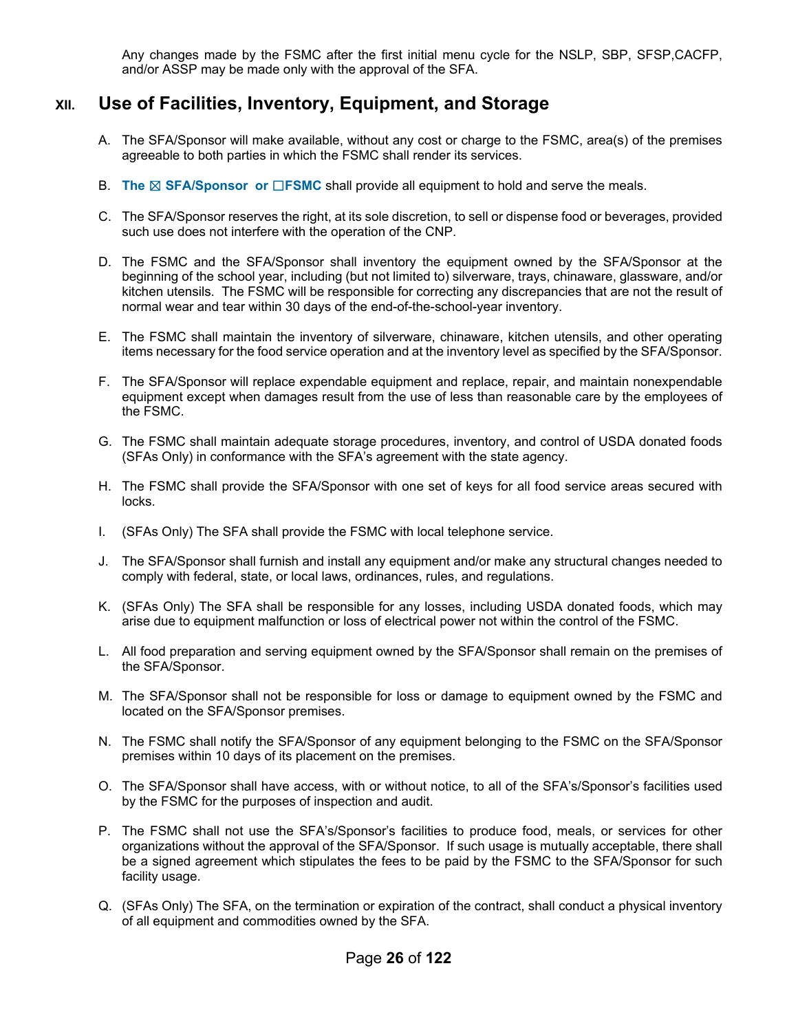Any changes made by the FSMC after the first initial menu cycle for the NSLP, SBP, SFSP,CACFP, and/or ASSP may be made only with the approval of the SFA.

## XII. Use of Facilities, Inventory, Equipment, and Storage

A. The SFA/Sponsor will make available, without any cost or charge to the FSMC, area(s) of the premises agreeable to both parties in which the FSMC shall render its services.

B. **The ☒ SFA/Sponsor or ☐FSMC** shall provide all equipment to hold and serve the meals.

C. The SFA/Sponsor reserves the right, at its sole discretion, to sell or dispense food or beverages, provided such use does not interfere with the operation of the CNP.

D. The FSMC and the SFA/Sponsor shall inventory the equipment owned by the SFA/Sponsor at the beginning of the school year, including (but not limited to) silverware, trays, chinaware, glassware, and/or kitchen utensils. The FSMC will be responsible for correcting any discrepancies that are not the result of normal wear and tear within 30 days of the end-of-the-school-year inventory.

E. The FSMC shall maintain the inventory of silverware, chinaware, kitchen utensils, and other operating items necessary for the food service operation and at the inventory level as specified by the SFA/Sponsor.

F. The SFA/Sponsor will replace expendable equipment and replace, repair, and maintain nonexpendable equipment except when damages result from the use of less than reasonable care by the employees of the FSMC.

G. The FSMC shall maintain adequate storage procedures, inventory, and control of USDA donated foods (SFAs Only) in conformance with the SFA's agreement with the state agency.

H. The FSMC shall provide the SFA/Sponsor with one set of keys for all food service areas secured with locks.

I. (SFAs Only) The SFA shall provide the FSMC with local telephone service.

J. The SFA/Sponsor shall furnish and install any equipment and/or make any structural changes needed to comply with federal, state, or local laws, ordinances, rules, and regulations.

K. (SFAs Only) The SFA shall be responsible for any losses, including USDA donated foods, which may arise due to equipment malfunction or loss of electrical power not within the control of the FSMC.

L. All food preparation and serving equipment owned by the SFA/Sponsor shall remain on the premises of the SFA/Sponsor.

M. The SFA/Sponsor shall not be responsible for loss or damage to equipment owned by the FSMC and located on the SFA/Sponsor premises.

N. The FSMC shall notify the SFA/Sponsor of any equipment belonging to the FSMC on the SFA/Sponsor premises within 10 days of its placement on the premises.

O. The SFA/Sponsor shall have access, with or without notice, to all of the SFA's/Sponsor's facilities used by the FSMC for the purposes of inspection and audit.

P. The FSMC shall not use the SFA's/Sponsor's facilities to produce food, meals, or services for other organizations without the approval of the SFA/Sponsor. If such usage is mutually acceptable, there shall be a signed agreement which stipulates the fees to be paid by the FSMC to the SFA/Sponsor for such facility usage.

Q. (SFAs Only) The SFA, on the termination or expiration of the contract, shall conduct a physical inventory of all equipment and commodities owned by the SFA.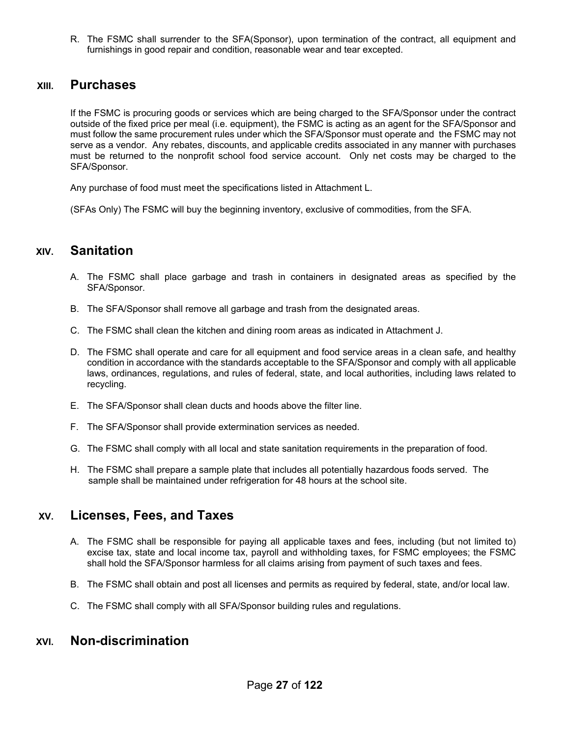R. The FSMC shall surrender to the SFA(Sponsor), upon termination of the contract, all equipment and furnishings in good repair and condition, reasonable wear and tear excepted.

## XIII. Purchases

If the FSMC is procuring goods or services which are being charged to the SFA/Sponsor under the contract outside of the fixed price per meal (i.e. equipment), the FSMC is acting as an agent for the SFA/Sponsor and must follow the same procurement rules under which the SFA/Sponsor must operate and the FSMC may not serve as a vendor. Any rebates, discounts, and applicable credits associated in any manner with purchases must be returned to the nonprofit school food service account. Only net costs may be charged to the SFA/Sponsor.

Any purchase of food must meet the specifications listed in Attachment L.

(SFAs Only) The FSMC will buy the beginning inventory, exclusive of commodities, from the SFA.

## XIV. Sanitation

A. The FSMC shall place garbage and trash in containers in designated areas as specified by the SFA/Sponsor.

B. The SFA/Sponsor shall remove all garbage and trash from the designated areas.

C. The FSMC shall clean the kitchen and dining room areas as indicated in Attachment J.

D. The FSMC shall operate and care for all equipment and food service areas in a clean safe, and healthy condition in accordance with the standards acceptable to the SFA/Sponsor and comply with all applicable laws, ordinances, regulations, and rules of federal, state, and local authorities, including laws related to recycling.

E. The SFA/Sponsor shall clean ducts and hoods above the filter line.

F. The SFA/Sponsor shall provide extermination services as needed.

G. The FSMC shall comply with all local and state sanitation requirements in the preparation of food.

H. The FSMC shall prepare a sample plate that includes all potentially hazardous foods served. The sample shall be maintained under refrigeration for 48 hours at the school site.

## XV. Licenses, Fees, and Taxes

A. The FSMC shall be responsible for paying all applicable taxes and fees, including (but not limited to) excise tax, state and local income tax, payroll and withholding taxes, for FSMC employees; the FSMC shall hold the SFA/Sponsor harmless for all claims arising from payment of such taxes and fees.

B. The FSMC shall obtain and post all licenses and permits as required by federal, state, and/or local law.

C. The FSMC shall comply with all SFA/Sponsor building rules and regulations.

## XVI. Non-discrimination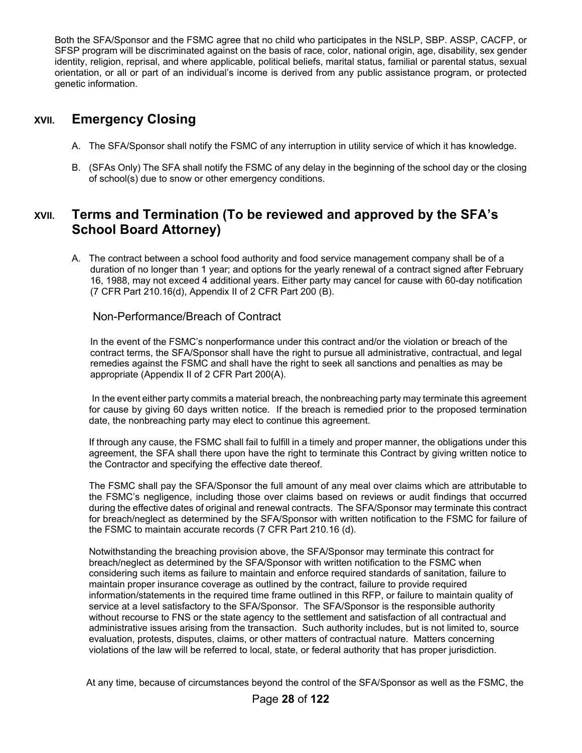Both the SFA/Sponsor and the FSMC agree that no child who participates in the NSLP, SBP. ASSP, CACFP, or SFSP program will be discriminated against on the basis of race, color, national origin, age, disability, sex gender identity, religion, reprisal, and where applicable, political beliefs, marital status, familial or parental status, sexual orientation, or all or part of an individual's income is derived from any public assistance program, or protected genetic information.

## XVII. Emergency Closing

A. The SFA/Sponsor shall notify the FSMC of any interruption in utility service of which it has knowledge.

B. (SFAs Only) The SFA shall notify the FSMC of any delay in the beginning of the school day or the closing of school(s) due to snow or other emergency conditions.

## XVII. Terms and Termination (To be reviewed and approved by the SFA's School Board Attorney)

A. The contract between a school food authority and food service management company shall be of a duration of no longer than 1 year; and options for the yearly renewal of a contract signed after February 16, 1988, may not exceed 4 additional years. Either party may cancel for cause with 60-day notification (7 CFR Part 210.16(d), Appendix II of 2 CFR Part 200 (B).

Non-Performance/Breach of Contract

In the event of the FSMC's nonperformance under this contract and/or the violation or breach of the contract terms, the SFA/Sponsor shall have the right to pursue all administrative, contractual, and legal remedies against the FSMC and shall have the right to seek all sanctions and penalties as may be appropriate (Appendix II of 2 CFR Part 200(A).

In the event either party commits a material breach, the nonbreaching party may terminate this agreement for cause by giving 60 days written notice. If the breach is remedied prior to the proposed termination date, the nonbreaching party may elect to continue this agreement.

If through any cause, the FSMC shall fail to fulfill in a timely and proper manner, the obligations under this agreement, the SFA shall there upon have the right to terminate this Contract by giving written notice to the Contractor and specifying the effective date thereof.

The FSMC shall pay the SFA/Sponsor the full amount of any meal over claims which are attributable to the FSMC's negligence, including those over claims based on reviews or audit findings that occurred during the effective dates of original and renewal contracts. The SFA/Sponsor may terminate this contract for breach/neglect as determined by the SFA/Sponsor with written notification to the FSMC for failure of the FSMC to maintain accurate records (7 CFR Part 210.16 (d).

Notwithstanding the breaching provision above, the SFA/Sponsor may terminate this contract for breach/neglect as determined by the SFA/Sponsor with written notification to the FSMC when considering such items as failure to maintain and enforce required standards of sanitation, failure to maintain proper insurance coverage as outlined by the contract, failure to provide required information/statements in the required time frame outlined in this RFP, or failure to maintain quality of service at a level satisfactory to the SFA/Sponsor. The SFA/Sponsor is the responsible authority without recourse to FNS or the state agency to the settlement and satisfaction of all contractual and administrative issues arising from the transaction. Such authority includes, but is not limited to, source evaluation, protests, disputes, claims, or other matters of contractual nature. Matters concerning violations of the law will be referred to local, state, or federal authority that has proper jurisdiction.

At any time, because of circumstances beyond the control of the SFA/Sponsor as well as the FSMC, the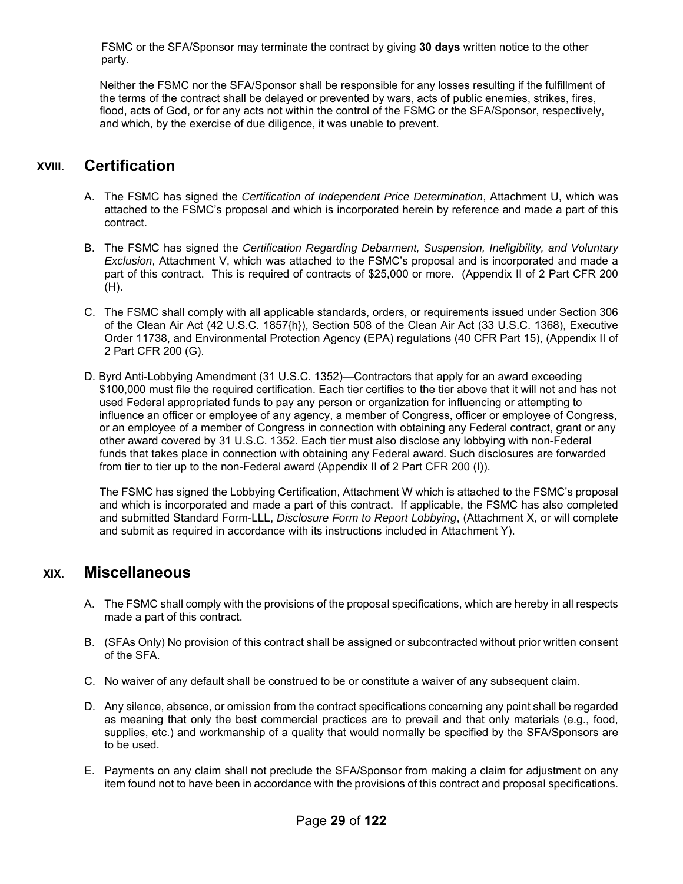FSMC or the SFA/Sponsor may terminate the contract by giving **30 days** written notice to the other party.

Neither the FSMC nor the SFA/Sponsor shall be responsible for any losses resulting if the fulfillment of the terms of the contract shall be delayed or prevented by wars, acts of public enemies, strikes, fires, flood, acts of God, or for any acts not within the control of the FSMC or the SFA/Sponsor, respectively, and which, by the exercise of due diligence, it was unable to prevent.

## XVIII. Certification

A. The FSMC has signed the *Certification of Independent Price Determination*, Attachment U, which was attached to the FSMC's proposal and which is incorporated herein by reference and made a part of this contract.

B. The FSMC has signed the *Certification Regarding Debarment, Suspension, Ineligibility, and Voluntary Exclusion*, Attachment V, which was attached to the FSMC's proposal and is incorporated and made a part of this contract. This is required of contracts of $25,000 or more. (Appendix II of 2 Part CFR 200 (H).

C. The FSMC shall comply with all applicable standards, orders, or requirements issued under Section 306 of the Clean Air Act (42 U.S.C. 1857{h}), Section 508 of the Clean Air Act (33 U.S.C. 1368), Executive Order 11738, and Environmental Protection Agency (EPA) regulations (40 CFR Part 15), (Appendix II of 2 Part CFR 200 (G).

D. Byrd Anti-Lobbying Amendment (31 U.S.C. 1352)—Contractors that apply for an award exceeding $100,000 must file the required certification. Each tier certifies to the tier above that it will not and has not used Federal appropriated funds to pay any person or organization for influencing or attempting to influence an officer or employee of any agency, a member of Congress, officer or employee of Congress, or an employee of a member of Congress in connection with obtaining any Federal contract, grant or any other award covered by 31 U.S.C. 1352. Each tier must also disclose any lobbying with non-Federal funds that takes place in connection with obtaining any Federal award. Such disclosures are forwarded from tier to tier up to the non-Federal award (Appendix II of 2 Part CFR 200 (I)).

   The FSMC has signed the Lobbying Certification, Attachment W which is attached to the FSMC's proposal and which is incorporated and made a part of this contract. If applicable, the FSMC has also completed and submitted Standard Form-LLL, *Disclosure Form to Report Lobbying*, (Attachment X, or will complete and submit as required in accordance with its instructions included in Attachment Y).

## XIX. Miscellaneous

A. The FSMC shall comply with the provisions of the proposal specifications, which are hereby in all respects made a part of this contract.

B. (SFAs Only) No provision of this contract shall be assigned or subcontracted without prior written consent of the SFA.

C. No waiver of any default shall be construed to be or constitute a waiver of any subsequent claim.

D. Any silence, absence, or omission from the contract specifications concerning any point shall be regarded as meaning that only the best commercial practices are to prevail and that only materials (e.g., food, supplies, etc.) and workmanship of a quality that would normally be specified by the SFA/Sponsors are to be used.

E. Payments on any claim shall not preclude the SFA/Sponsor from making a claim for adjustment on any item found not to have been in accordance with the provisions of this contract and proposal specifications.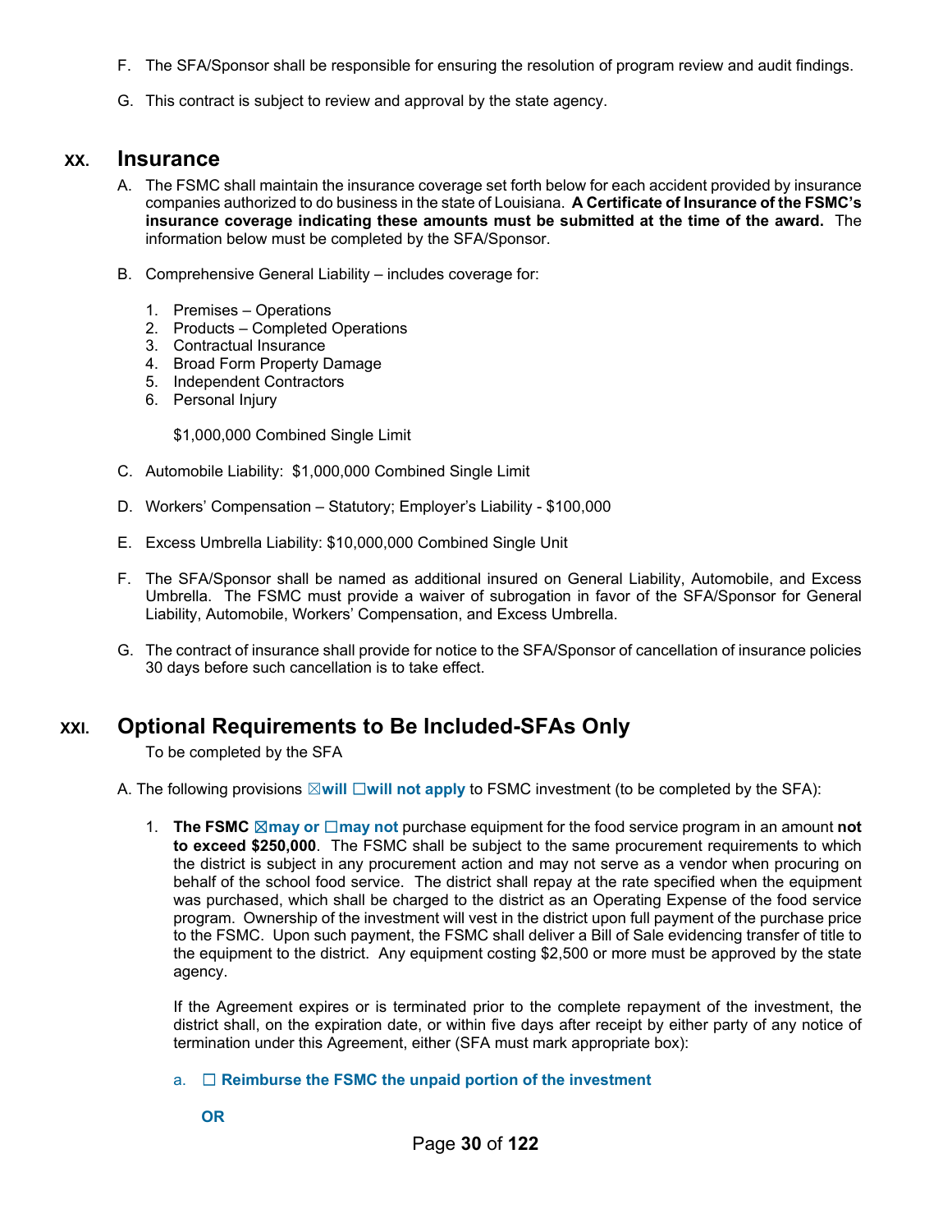F. The SFA/Sponsor shall be responsible for ensuring the resolution of program review and audit findings.

G. This contract is subject to review and approval by the state agency.

## XX. Insurance

A. The FSMC shall maintain the insurance coverage set forth below for each accident provided by insurance companies authorized to do business in the state of Louisiana. **A Certificate of Insurance of the FSMC's insurance coverage indicating these amounts must be submitted at the time of the award.** The information below must be completed by the SFA/Sponsor.

B. Comprehensive General Liability – includes coverage for:

1. Premises – Operations
2. Products – Completed Operations
3. Contractual Insurance
4. Broad Form Property Damage
5. Independent Contractors
6. Personal Injury

$1,000,000 Combined Single Limit

C. Automobile Liability: $1,000,000 Combined Single Limit

D. Workers' Compensation – Statutory; Employer's Liability - $100,000

E. Excess Umbrella Liability: $10,000,000 Combined Single Unit

F. The SFA/Sponsor shall be named as additional insured on General Liability, Automobile, and Excess Umbrella. The FSMC must provide a waiver of subrogation in favor of the SFA/Sponsor for General Liability, Automobile, Workers' Compensation, and Excess Umbrella.

G. The contract of insurance shall provide for notice to the SFA/Sponsor of cancellation of insurance policies 30 days before such cancellation is to take effect.

## XXI. Optional Requirements to Be Included-SFAs Only

To be completed by the SFA

A. The following provisions ☒**will** ☐**will not apply** to FSMC investment (to be completed by the SFA):

1. **The FSMC** ☒**may or** ☐**may not** purchase equipment for the food service program in an amount **not to exceed $250,000**. The FSMC shall be subject to the same procurement requirements to which the district is subject in any procurement action and may not serve as a vendor when procuring on behalf of the school food service. The district shall repay at the rate specified when the equipment was purchased, which shall be charged to the district as an Operating Expense of the food service program. Ownership of the investment will vest in the district upon full payment of the purchase price to the FSMC. Upon such payment, the FSMC shall deliver a Bill of Sale evidencing transfer of title to the equipment to the district. Any equipment costing $2,500 or more must be approved by the state agency.

   If the Agreement expires or is terminated prior to the complete repayment of the investment, the district shall, on the expiration date, or within five days after receipt by either party of any notice of termination under this Agreement, either (SFA must mark appropriate box):

   a. ☐ **Reimburse the FSMC the unpaid portion of the investment**

   **OR**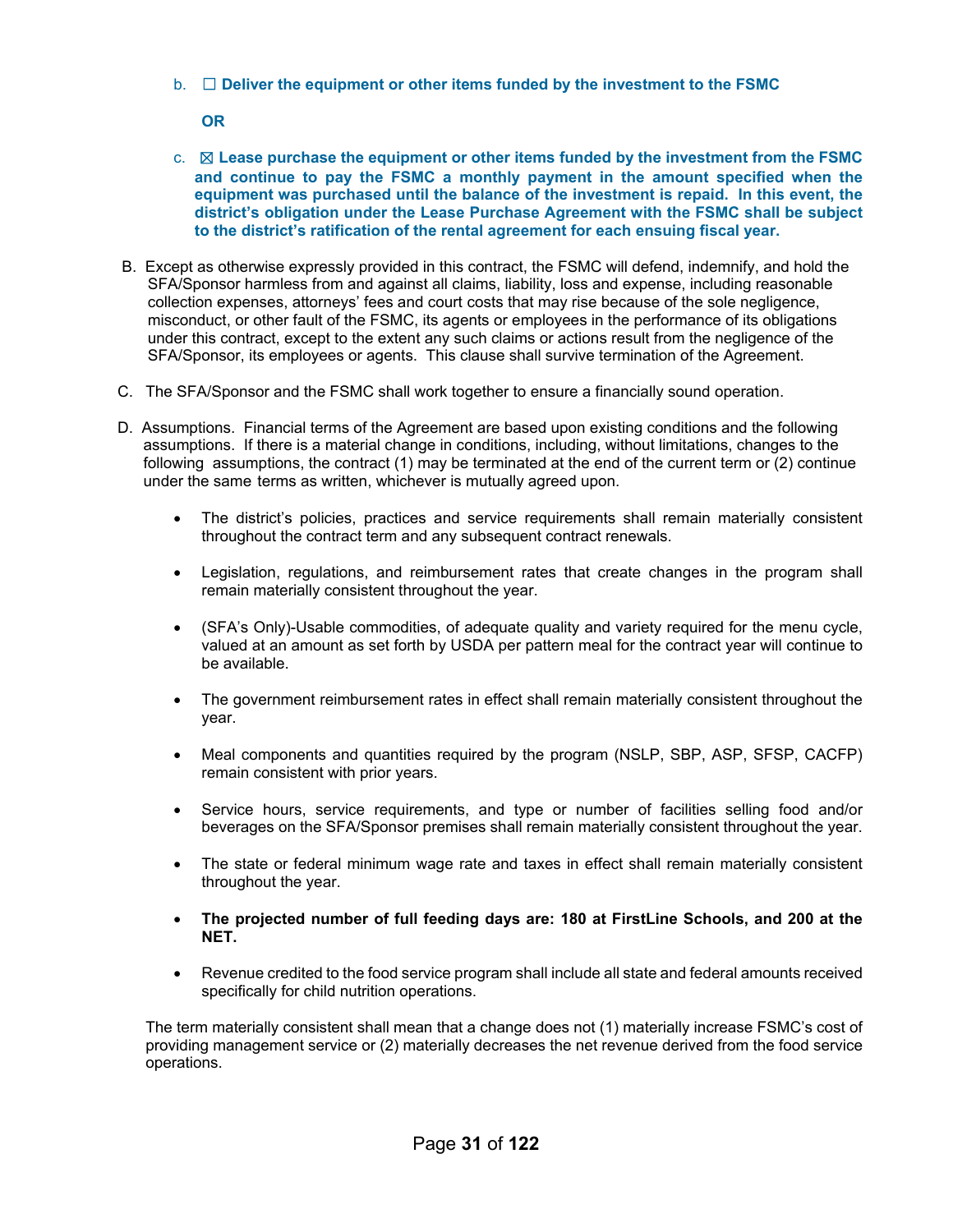b. ☐ **Deliver the equipment or other items funded by the investment to the FSMC**

**OR**

c. ☒ **Lease purchase the equipment or other items funded by the investment from the FSMC and continue to pay the FSMC a monthly payment in the amount specified when the equipment was purchased until the balance of the investment is repaid. In this event, the district's obligation under the Lease Purchase Agreement with the FSMC shall be subject to the district's ratification of the rental agreement for each ensuing fiscal year.**

B. Except as otherwise expressly provided in this contract, the FSMC will defend, indemnify, and hold the SFA/Sponsor harmless from and against all claims, liability, loss and expense, including reasonable collection expenses, attorneys' fees and court costs that may rise because of the sole negligence, misconduct, or other fault of the FSMC, its agents or employees in the performance of its obligations under this contract, except to the extent any such claims or actions result from the negligence of the SFA/Sponsor, its employees or agents. This clause shall survive termination of the Agreement.

C. The SFA/Sponsor and the FSMC shall work together to ensure a financially sound operation.

D. Assumptions. Financial terms of the Agreement are based upon existing conditions and the following assumptions. If there is a material change in conditions, including, without limitations, changes to the following assumptions, the contract (1) may be terminated at the end of the current term or (2) continue under the same terms as written, whichever is mutually agreed upon.

- The district's policies, practices and service requirements shall remain materially consistent throughout the contract term and any subsequent contract renewals.
- Legislation, regulations, and reimbursement rates that create changes in the program shall remain materially consistent throughout the year.
- (SFA's Only)-Usable commodities, of adequate quality and variety required for the menu cycle, valued at an amount as set forth by USDA per pattern meal for the contract year will continue to be available.
- The government reimbursement rates in effect shall remain materially consistent throughout the year.
- Meal components and quantities required by the program (NSLP, SBP, ASP, SFSP, CACFP) remain consistent with prior years.
- Service hours, service requirements, and type or number of facilities selling food and/or beverages on the SFA/Sponsor premises shall remain materially consistent throughout the year.
- The state or federal minimum wage rate and taxes in effect shall remain materially consistent throughout the year.
- **The projected number of full feeding days are: 180 at FirstLine Schools, and 200 at the NET.**
- Revenue credited to the food service program shall include all state and federal amounts received specifically for child nutrition operations.

The term materially consistent shall mean that a change does not (1) materially increase FSMC's cost of providing management service or (2) materially decreases the net revenue derived from the food service operations.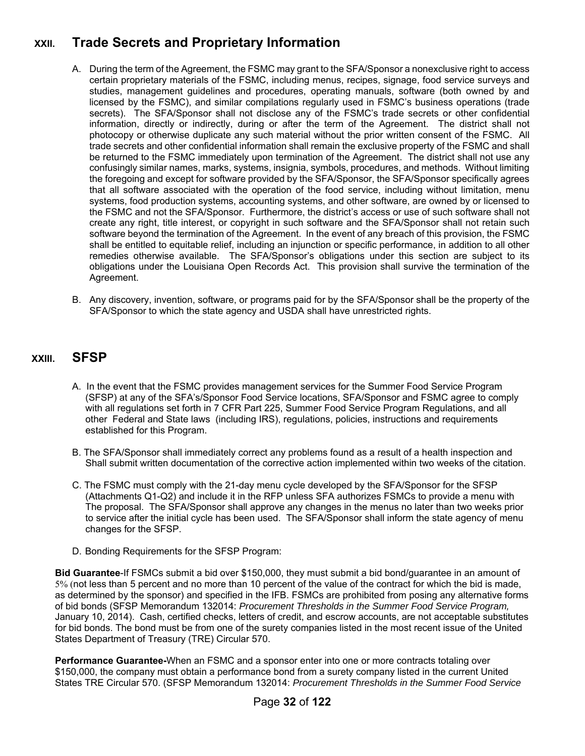## XXII. Trade Secrets and Proprietary Information

A. During the term of the Agreement, the FSMC may grant to the SFA/Sponsor a nonexclusive right to access certain proprietary materials of the FSMC, including menus, recipes, signage, food service surveys and studies, management guidelines and procedures, operating manuals, software (both owned by and licensed by the FSMC), and similar compilations regularly used in FSMC's business operations (trade secrets). The SFA/Sponsor shall not disclose any of the FSMC's trade secrets or other confidential information, directly or indirectly, during or after the term of the Agreement. The district shall not photocopy or otherwise duplicate any such material without the prior written consent of the FSMC. All trade secrets and other confidential information shall remain the exclusive property of the FSMC and shall be returned to the FSMC immediately upon termination of the Agreement. The district shall not use any confusingly similar names, marks, systems, insignia, symbols, procedures, and methods. Without limiting the foregoing and except for software provided by the SFA/Sponsor, the SFA/Sponsor specifically agrees that all software associated with the operation of the food service, including without limitation, menu systems, food production systems, accounting systems, and other software, are owned by or licensed to the FSMC and not the SFA/Sponsor. Furthermore, the district's access or use of such software shall not create any right, title interest, or copyright in such software and the SFA/Sponsor shall not retain such software beyond the termination of the Agreement. In the event of any breach of this provision, the FSMC shall be entitled to equitable relief, including an injunction or specific performance, in addition to all other remedies otherwise available. The SFA/Sponsor's obligations under this section are subject to its obligations under the Louisiana Open Records Act. This provision shall survive the termination of the Agreement.

B. Any discovery, invention, software, or programs paid for by the SFA/Sponsor shall be the property of the SFA/Sponsor to which the state agency and USDA shall have unrestricted rights.

## XXIII. SFSP

A. In the event that the FSMC provides management services for the Summer Food Service Program (SFSP) at any of the SFA's/Sponsor Food Service locations, SFA/Sponsor and FSMC agree to comply with all regulations set forth in 7 CFR Part 225, Summer Food Service Program Regulations, and all other Federal and State laws (including IRS), regulations, policies, instructions and requirements established for this Program.

B. The SFA/Sponsor shall immediately correct any problems found as a result of a health inspection and Shall submit written documentation of the corrective action implemented within two weeks of the citation.

C. The FSMC must comply with the 21-day menu cycle developed by the SFA/Sponsor for the SFSP (Attachments Q1-Q2) and include it in the RFP unless SFA authorizes FSMCs to provide a menu with The proposal. The SFA/Sponsor shall approve any changes in the menus no later than two weeks prior to service after the initial cycle has been used. The SFA/Sponsor shall inform the state agency of menu changes for the SFSP.

D. Bonding Requirements for the SFSP Program:

**Bid Guarantee**-If FSMCs submit a bid over $150,000, they must submit a bid bond/guarantee in an amount of 5% (not less than 5 percent and no more than 10 percent of the value of the contract for which the bid is made, as determined by the sponsor) and specified in the IFB. FSMCs are prohibited from posing any alternative forms of bid bonds (SFSP Memorandum 132014: *Procurement Thresholds in the Summer Food Service Program,* January 10, 2014). Cash, certified checks, letters of credit, and escrow accounts, are not acceptable substitutes for bid bonds. The bond must be from one of the surety companies listed in the most recent issue of the United States Department of Treasury (TRE) Circular 570.

**Performance Guarantee-**When an FSMC and a sponsor enter into one or more contracts totaling over $150,000, the company must obtain a performance bond from a surety company listed in the current United States TRE Circular 570. (SFSP Memorandum 132014: *Procurement Thresholds in the Summer Food Service*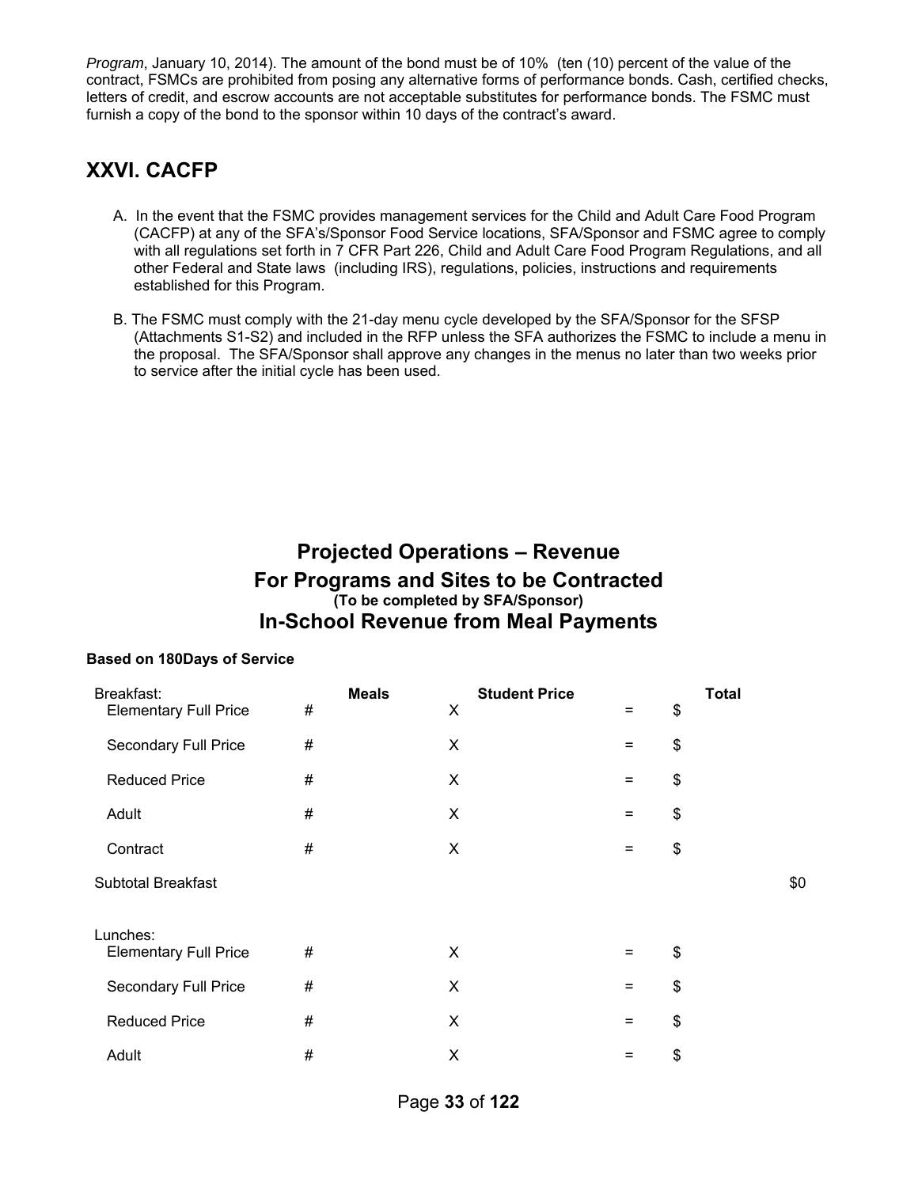*Program*, January 10, 2014). The amount of the bond must be of 10% (ten (10) percent of the value of the contract, FSMCs are prohibited from posing any alternative forms of performance bonds. Cash, certified checks, letters of credit, and escrow accounts are not acceptable substitutes for performance bonds. The FSMC must furnish a copy of the bond to the sponsor within 10 days of the contract's award.

## XXVI. CACFP

A. In the event that the FSMC provides management services for the Child and Adult Care Food Program (CACFP) at any of the SFA's/Sponsor Food Service locations, SFA/Sponsor and FSMC agree to comply with all regulations set forth in 7 CFR Part 226, Child and Adult Care Food Program Regulations, and all other Federal and State laws (including IRS), regulations, policies, instructions and requirements established for this Program.

B. The FSMC must comply with the 21-day menu cycle developed by the SFA/Sponsor for the SFSP (Attachments S1-S2) and included in the RFP unless the SFA authorizes the FSMC to include a menu in the proposal. The SFA/Sponsor shall approve any changes in the menus no later than two weeks prior to service after the initial cycle has been used.

## Projected Operations – Revenue
## For Programs and Sites to be Contracted
**(To be completed by SFA/Sponsor)**
## In-School Revenue from Meal Payments

**Based on 180Days of Service**

| Breakfast: | Meals | Student Price | | Total | |
|---|---|---|---|---|---|
| Elementary Full Price | # | X | = | $ | |
| Secondary Full Price | # | X | = | $ | |
| Reduced Price | # | X | = | $ | |
| Adult | # | X | = | $ | |
| Contract | # | X | = | $ | |
| Subtotal Breakfast | | | | | $0 |
| Lunches: | | | | | |
| Elementary Full Price | # | X | = | $ | |
| Secondary Full Price | # | X | = | $ | |
| Reduced Price | # | X | = | $ | |
| Adult | # | X | = | $ | |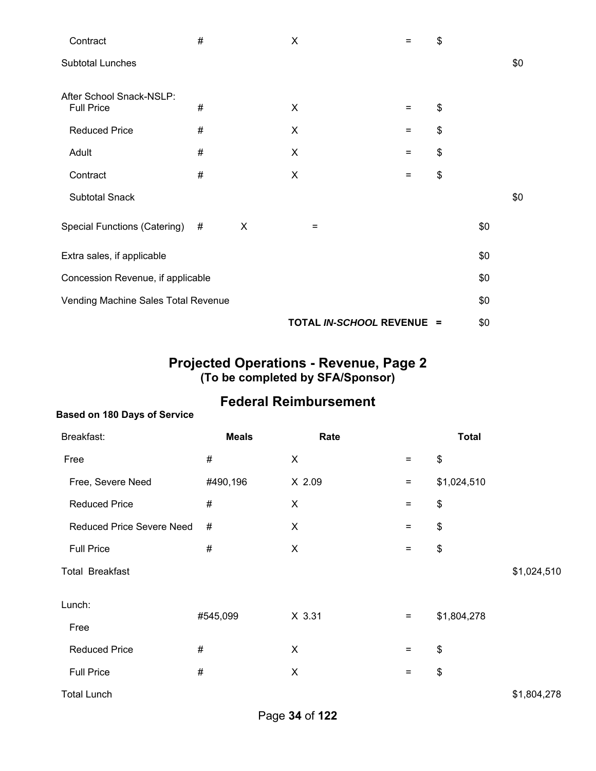| | | | | | |
|---|---|---|---|---|---|
| Contract | # | X | = | $ | |
| Subtotal Lunches | | | | | $0 |
| | | | | | |
| After School Snack-NSLP: | | | | | |
| Full Price | # | X | = | $ | |
| Reduced Price | # | X | = | $ | |
| Adult | # | X | = | $ | |
| Contract | # | X | = | $ | |
| Subtotal Snack | | | | | $0 |

| | | | | |
|---|---|---|---|---|
| Special Functions (Catering) | # | X | = | $0 |
| Extra sales, if applicable | | | | $0 |
| Concession Revenue, if applicable | | | | $0 |
| Vending Machine Sales Total Revenue | | | | $0 |
| | | | **TOTAL *IN-SCHOOL* REVENUE =** | $0 |

## Projected Operations - Revenue, Page 2

### (To be completed by SFA/Sponsor)

## Federal Reimbursement

**Based on 180 Days of Service**

| Breakfast: | **Meals** | **Rate** | | **Total** | |
|---|---|---|---|---|---|
| Free | # | X | = | $ | |
| Free, Severe Need | #490,196 | X 2.09 | = | $1,024,510 | |
| Reduced Price | # | X | = | $ | |
| Reduced Price Severe Need | # | X | = | $ | |
| Full Price | # | X | = | $ | |
| Total Breakfast | | | | | $1,024,510 |
| | | | | | |
| Lunch: | | | | | |
| Free | #545,099 | X 3.31 | = | $1,804,278 | |
| Reduced Price | # | X | = | $ | |
| Full Price | # | X | = | $ | |
| Total Lunch | | | | | $1,804,278 |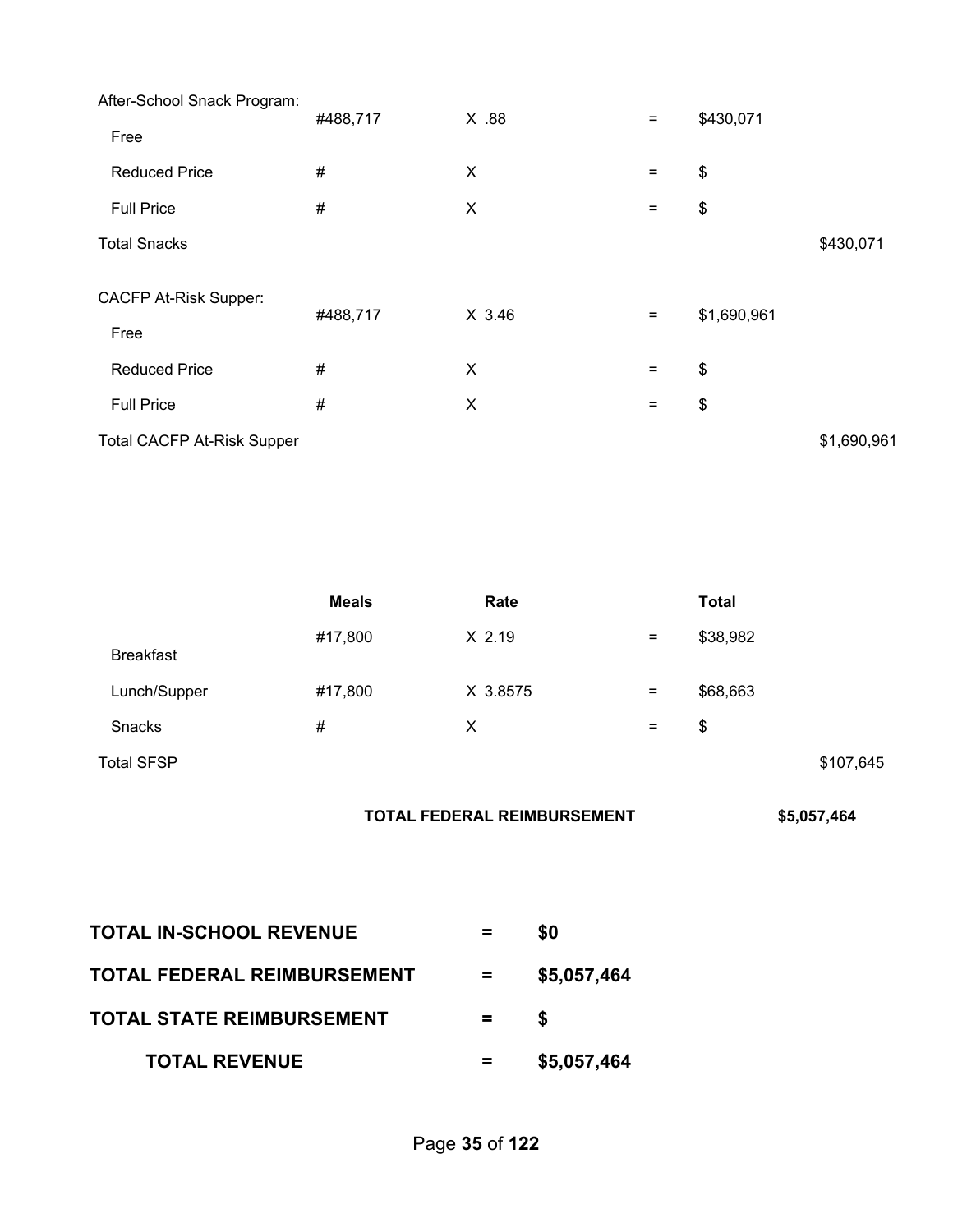| | | | | | |
|---|---|---|---|---|---|
| After-School Snack Program: | | | | | |
| Free | #488,717 | X .88 | = | $430,071 | |
| Reduced Price | # | X | = | $ | |
| Full Price | # | X | = | $ | |
| Total Snacks | | | | | $430,071 |

| | | | | | |
|---|---|---|---|---|---|
| CACFP At-Risk Supper: | | | | | |
| Free | #488,717 | X 3.46 | = | $1,690,961 | |
| Reduced Price | # | X | = | $ | |
| Full Price | # | X | = | $ | |
| Total CACFP At-Risk Supper | | | | | $1,690,961 |

| | Meals | Rate | | Total | |
|---|---|---|---|---|---|
| Breakfast | #17,800 | X 2.19 | = | $38,982 | |
| Lunch/Supper | #17,800 | X 3.8575 | = | $68,663 | |
| Snacks | # | X | = | $ | |
| Total SFSP | | | | | $107,645 |

**TOTAL FEDERAL REIMBURSEMENT** **$5,057,464**

| | | |
|---|---|---|
| **TOTAL IN-SCHOOL REVENUE** | **=** | **$0** |
| **TOTAL FEDERAL REIMBURSEMENT** | **=** | **$5,057,464** |
| **TOTAL STATE REIMBURSEMENT** | **=** | **$** |
| **TOTAL REVENUE** | **=** | **$5,057,464** |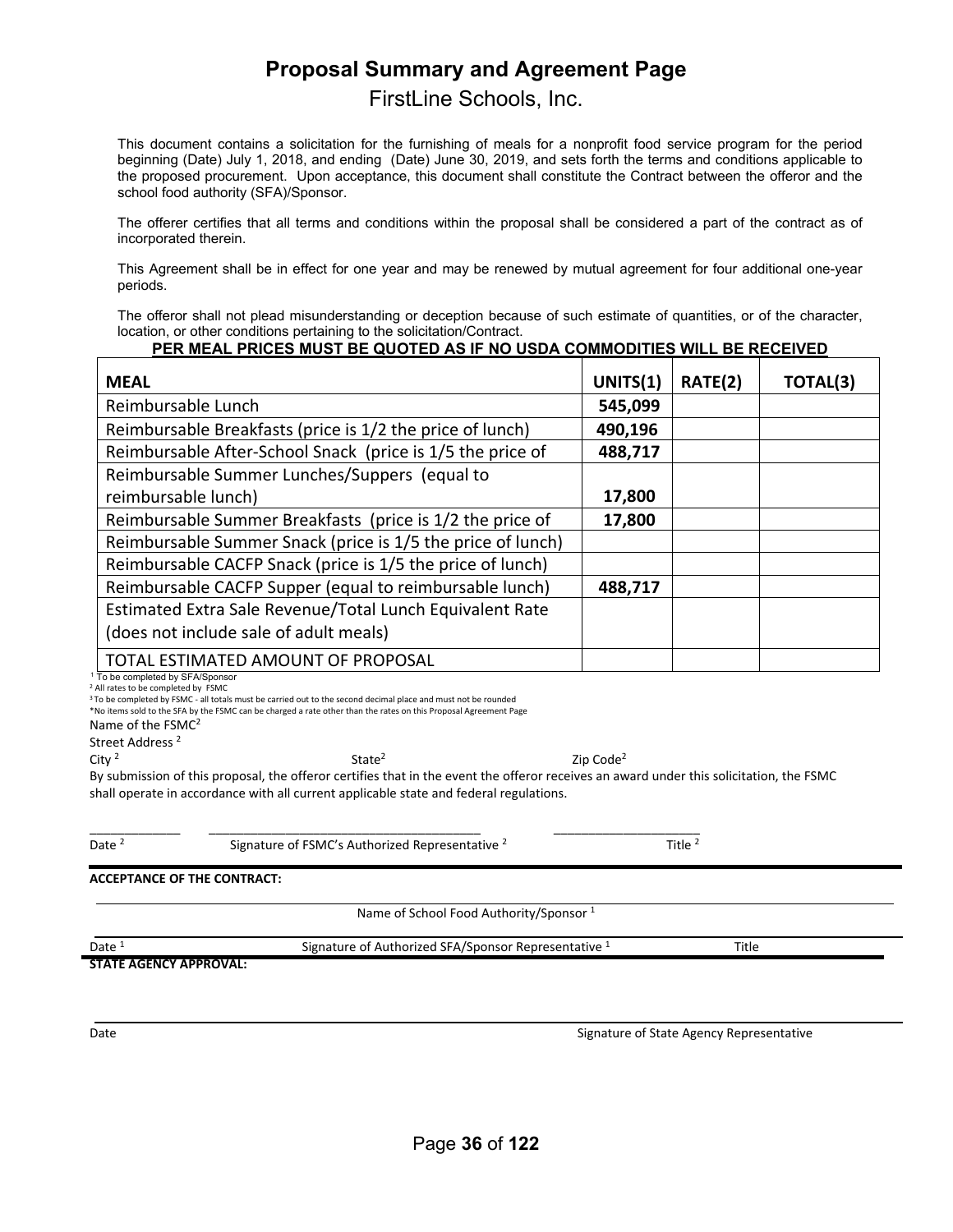# Proposal Summary and Agreement Page

FirstLine Schools, Inc.

This document contains a solicitation for the furnishing of meals for a nonprofit food service program for the period beginning (Date) July 1, 2018, and ending (Date) June 30, 2019, and sets forth the terms and conditions applicable to the proposed procurement. Upon acceptance, this document shall constitute the Contract between the offeror and the school food authority (SFA)/Sponsor.

The offerer certifies that all terms and conditions within the proposal shall be considered a part of the contract as of incorporated therein.

This Agreement shall be in effect for one year and may be renewed by mutual agreement for four additional one-year periods.

The offeror shall not plead misunderstanding or deception because of such estimate of quantities, or of the character, location, or other conditions pertaining to the solicitation/Contract.

**PER MEAL PRICES MUST BE QUOTED AS IF NO USDA COMMODITIES WILL BE RECEIVED**

| MEAL | UNITS(1) | RATE(2) | TOTAL(3) |
|---|---|---|---|
| Reimbursable Lunch | **545,099** | | |
| Reimbursable Breakfasts (price is 1/2 the price of lunch) | **490,196** | | |
| Reimbursable After-School Snack (price is 1/5 the price of | **488,717** | | |
| Reimbursable Summer Lunches/Suppers (equal to reimbursable lunch) | **17,800** | | |
| Reimbursable Summer Breakfasts (price is 1/2 the price of | **17,800** | | |
| Reimbursable Summer Snack (price is 1/5 the price of lunch) | | | |
| Reimbursable CACFP Snack (price is 1/5 the price of lunch) | | | |
| Reimbursable CACFP Supper (equal to reimbursable lunch) | **488,717** | | |
| Estimated Extra Sale Revenue/Total Lunch Equivalent Rate (does not include sale of adult meals) | | | |
| TOTAL ESTIMATED AMOUNT OF PROPOSAL | | | |

[1] To be completed by SFA/Sponsor
[2] All rates to be completed by FSMC
[3] To be completed by FSMC - all totals must be carried out to the second decimal place and must not be rounded
*No items sold to the SFA by the FSMC can be charged a rate other than the rates on this Proposal Agreement Page

Name of the FSMC[2]

Street Address [2]

City [2] State[2] Zip Code[2]

By submission of this proposal, the offeror certifies that in the event the offeror receives an award under this solicitation, the FSMC shall operate in accordance with all current applicable state and federal regulations.

\_\_\_\_\_\_\_\_\_\_\_\_ \_\_\_\_\_\_\_\_\_\_\_\_\_\_\_\_\_\_\_\_\_\_\_\_\_\_\_\_\_\_\_\_\_\_\_\_ \_\_\_\_\_\_\_\_\_\_\_\_\_\_\_\_\_\_\_\_

Date [2] Signature of FSMC's Authorized Representative [2] Title [2]

**ACCEPTANCE OF THE CONTRACT:**

Name of School Food Authority/Sponsor [1]

Date [1] Signature of Authorized SFA/Sponsor Representative [1] Title

**STATE AGENCY APPROVAL:**

Date Signature of State Agency Representative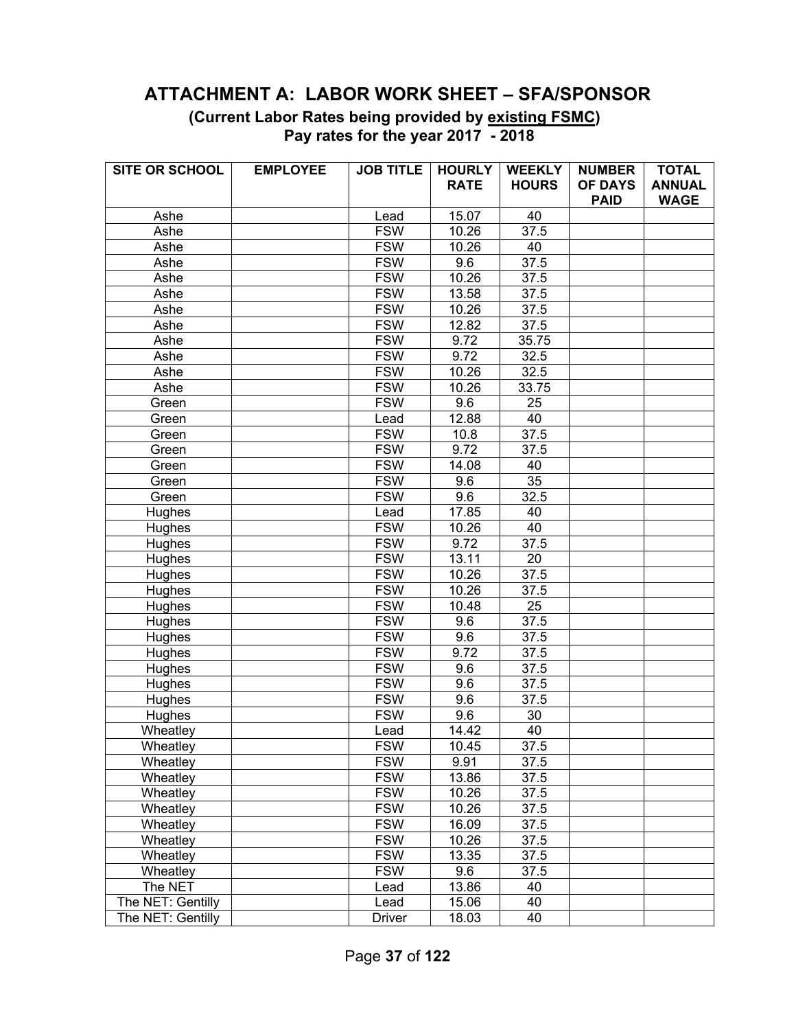## ATTACHMENT A: LABOR WORK SHEET – SFA/SPONSOR

**(Current Labor Rates being provided by existing FSMC)**
**Pay rates for the year 2017 - 2018**

| SITE OR SCHOOL | EMPLOYEE | JOB TITLE | HOURLY RATE | WEEKLY HOURS | NUMBER OF DAYS PAID | TOTAL ANNUAL WAGE |
|---|---|---|---|---|---|---|
| Ashe | | Lead | 15.07 | 40 | | |
| Ashe | | FSW | 10.26 | 37.5 | | |
| Ashe | | FSW | 10.26 | 40 | | |
| Ashe | | FSW | 9.6 | 37.5 | | |
| Ashe | | FSW | 10.26 | 37.5 | | |
| Ashe | | FSW | 13.58 | 37.5 | | |
| Ashe | | FSW | 10.26 | 37.5 | | |
| Ashe | | FSW | 12.82 | 37.5 | | |
| Ashe | | FSW | 9.72 | 35.75 | | |
| Ashe | | FSW | 9.72 | 32.5 | | |
| Ashe | | FSW | 10.26 | 32.5 | | |
| Ashe | | FSW | 10.26 | 33.75 | | |
| Green | | FSW | 9.6 | 25 | | |
| Green | | Lead | 12.88 | 40 | | |
| Green | | FSW | 10.8 | 37.5 | | |
| Green | | FSW | 9.72 | 37.5 | | |
| Green | | FSW | 14.08 | 40 | | |
| Green | | FSW | 9.6 | 35 | | |
| Green | | FSW | 9.6 | 32.5 | | |
| Hughes | | Lead | 17.85 | 40 | | |
| Hughes | | FSW | 10.26 | 40 | | |
| Hughes | | FSW | 9.72 | 37.5 | | |
| Hughes | | FSW | 13.11 | 20 | | |
| Hughes | | FSW | 10.26 | 37.5 | | |
| Hughes | | FSW | 10.26 | 37.5 | | |
| Hughes | | FSW | 10.48 | 25 | | |
| Hughes | | FSW | 9.6 | 37.5 | | |
| Hughes | | FSW | 9.6 | 37.5 | | |
| Hughes | | FSW | 9.72 | 37.5 | | |
| Hughes | | FSW | 9.6 | 37.5 | | |
| Hughes | | FSW | 9.6 | 37.5 | | |
| Hughes | | FSW | 9.6 | 37.5 | | |
| Hughes | | FSW | 9.6 | 30 | | |
| Wheatley | | Lead | 14.42 | 40 | | |
| Wheatley | | FSW | 10.45 | 37.5 | | |
| Wheatley | | FSW | 9.91 | 37.5 | | |
| Wheatley | | FSW | 13.86 | 37.5 | | |
| Wheatley | | FSW | 10.26 | 37.5 | | |
| Wheatley | | FSW | 10.26 | 37.5 | | |
| Wheatley | | FSW | 16.09 | 37.5 | | |
| Wheatley | | FSW | 10.26 | 37.5 | | |
| Wheatley | | FSW | 13.35 | 37.5 | | |
| Wheatley | | FSW | 9.6 | 37.5 | | |
| The NET | | Lead | 13.86 | 40 | | |
| The NET: Gentilly | | Lead | 15.06 | 40 | | |
| The NET: Gentilly | | Driver | 18.03 | 40 | | |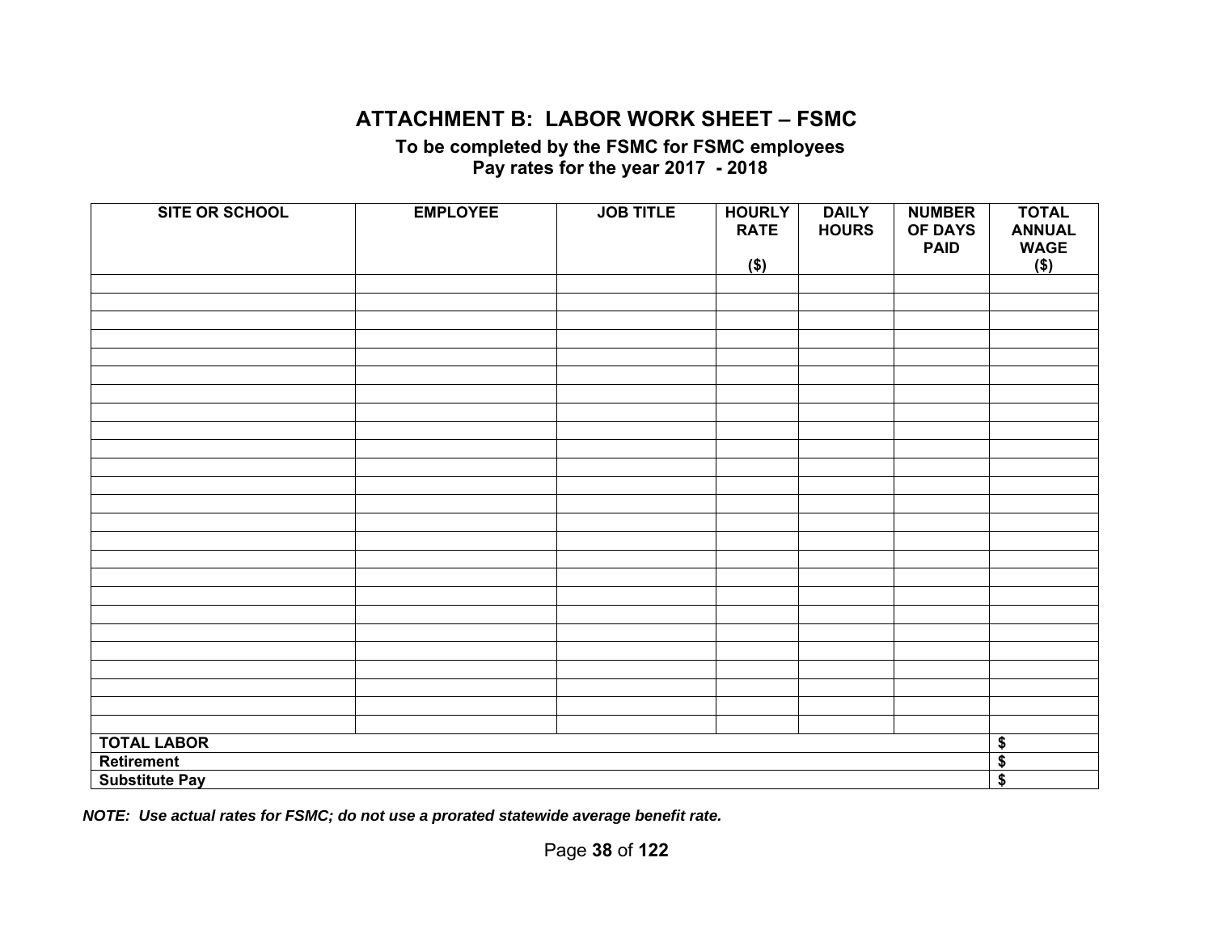# ATTACHMENT B: LABOR WORK SHEET – FSMC

**To be completed by the FSMC for FSMC employees**
**Pay rates for the year 2017 - 2018**

| SITE OR SCHOOL | EMPLOYEE | JOB TITLE | HOURLY RATE ($) | DAILY HOURS | NUMBER OF DAYS PAID | TOTAL ANNUAL WAGE ($) |
|---|---|---|---|---|---|---|
| | | | | | | |
| | | | | | | |
| | | | | | | |
| | | | | | | |
| | | | | | | |
| | | | | | | |
| | | | | | | |
| | | | | | | |
| | | | | | | |
| | | | | | | |
| | | | | | | |
| | | | | | | |
| | | | | | | |
| | | | | | | |
| | | | | | | |
| | | | | | | |
| | | | | | | |
| | | | | | | |
| | | | | | | |
| | | | | | | |
| | | | | | | |
| | | | | | | |
| | | | | | | |
| | | | | | | |
| | | | | | | |
| **TOTAL LABOR** | | | | | | **$** |
| **Retirement** | | | | | | **$** |
| **Substitute Pay** | | | | | | **$** |

***NOTE: Use actual rates for FSMC; do not use a prorated statewide average benefit rate.***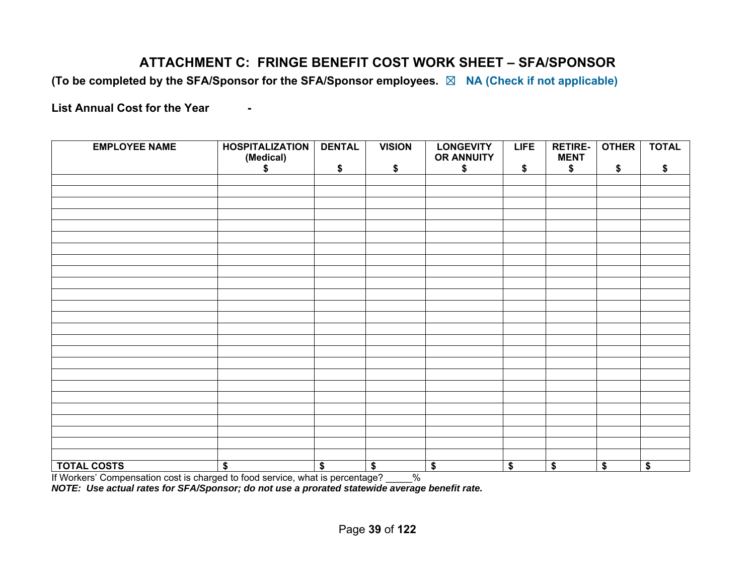# ATTACHMENT C: FRINGE BENEFIT COST WORK SHEET – SFA/SPONSOR

**(To be completed by the SFA/Sponsor for the SFA/Sponsor employees.** ☒ **NA (Check if not applicable)**

**List Annual Cost for the Year -**

| EMPLOYEE NAME | HOSPITALIZATION (Medical) $ | DENTAL $ | VISION $ | LONGEVITY OR ANNUITY $ | LIFE $ | RETIRE-MENT $ | OTHER $ | TOTAL $ |
|---|---|---|---|---|---|---|---|---|
| | | | | | | | | |
| | | | | | | | | |
| | | | | | | | | |
| | | | | | | | | |
| | | | | | | | | |
| | | | | | | | | |
| | | | | | | | | |
| | | | | | | | | |
| | | | | | | | | |
| | | | | | | | | |
| | | | | | | | | |
| | | | | | | | | |
| | | | | | | | | |
| | | | | | | | | |
| | | | | | | | | |
| | | | | | | | | |
| | | | | | | | | |
| | | | | | | | | |
| | | | | | | | | |
| | | | | | | | | |
| | | | | | | | | |
| | | | | | | | | |
| | | | | | | | | |
| | | | | | | | | |
| | | | | | | | | |
| **TOTAL COSTS** | **$** | **$** | **$** | **$** | **$** | **$** | **$** | **$** |

If Workers' Compensation cost is charged to food service, what is percentage? _____%

***NOTE: Use actual rates for SFA/Sponsor; do not use a prorated statewide average benefit rate.***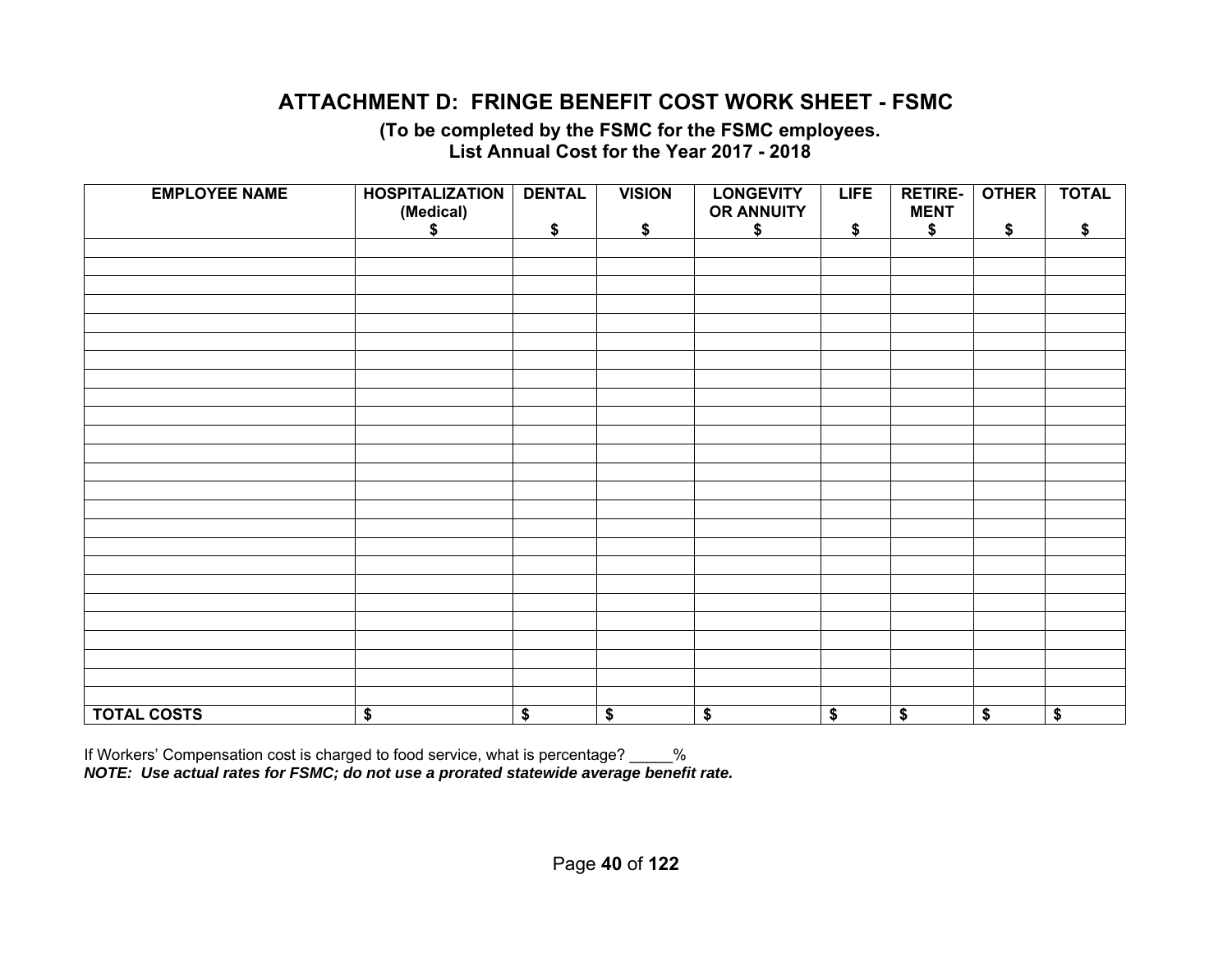# ATTACHMENT D: FRINGE BENEFIT COST WORK SHEET - FSMC

**(To be completed by the FSMC for the FSMC employees.**
**List Annual Cost for the Year 2017 - 2018**

| EMPLOYEE NAME | HOSPITALIZATION (Medical) $ | DENTAL $ | VISION $ | LONGEVITY OR ANNUITY $ | LIFE $ | RETIRE-MENT $ | OTHER $ | TOTAL $ |
|---|---|---|---|---|---|---|---|---|
| | | | | | | | | |
| | | | | | | | | |
| | | | | | | | | |
| | | | | | | | | |
| | | | | | | | | |
| | | | | | | | | |
| | | | | | | | | |
| | | | | | | | | |
| | | | | | | | | |
| | | | | | | | | |
| | | | | | | | | |
| | | | | | | | | |
| | | | | | | | | |
| | | | | | | | | |
| | | | | | | | | |
| | | | | | | | | |
| | | | | | | | | |
| | | | | | | | | |
| | | | | | | | | |
| | | | | | | | | |
| | | | | | | | | |
| | | | | | | | | |
| | | | | | | | | |
| | | | | | | | | |
| | | | | | | | | |
| **TOTAL COSTS** | **$** | **$** | **$** | **$** | **$** | **$** | **$** | **$** |

If Workers' Compensation cost is charged to food service, what is percentage? _____%

***NOTE: Use actual rates for FSMC; do not use a prorated statewide average benefit rate.***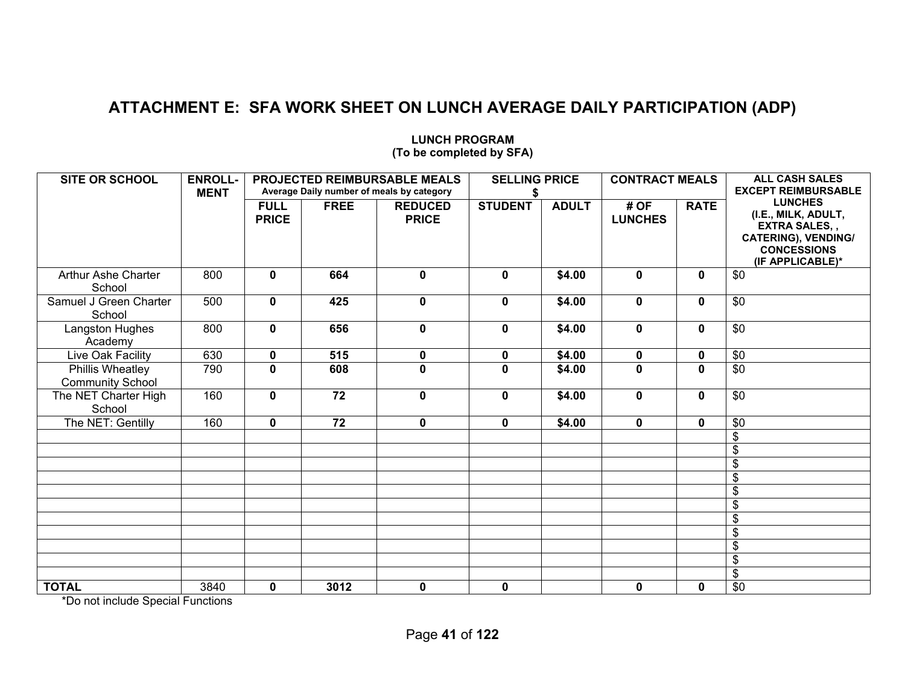# ATTACHMENT E: SFA WORK SHEET ON LUNCH AVERAGE DAILY PARTICIPATION (ADP)

**LUNCH PROGRAM**
**(To be completed by SFA)**

| SITE OR SCHOOL | ENROLL-MENT | PROJECTED REIMBURSABLE MEALS Average Daily number of meals by category | | | SELLING PRICE $ | | CONTRACT MEALS | | ALL CASH SALES EXCEPT REIMBURSABLE LUNCHES (I.E., MILK, ADULT, EXTRA SALES, , CATERING), VENDING/ CONCESSIONS (IF APPLICABLE)* |
|---|---|---|---|---|---|---|---|---|---|
| | | FULL PRICE | FREE | REDUCED PRICE | STUDENT | ADULT | # OF LUNCHES | RATE | |
| Arthur Ashe Charter School | 800 | **0** | **664** | **0** | **0** | **$4.00** | **0** | **0** | $0 |
| Samuel J Green Charter School | 500 | **0** | **425** | **0** | **0** | **$4.00** | **0** | **0** | $0 |
| Langston Hughes Academy | 800 | **0** | **656** | **0** | **0** | **$4.00** | **0** | **0** | $0 |
| Live Oak Facility | 630 | **0** | **515** | **0** | **0** | **$4.00** | **0** | **0** | $0 |
| Phillis Wheatley Community School | 790 | **0** | **608** | **0** | **0** | **$4.00** | **0** | **0** | $0 |
| The NET Charter High School | 160 | **0** | **72** | **0** | **0** | **$4.00** | **0** | **0** | $0 |
| The NET: Gentilly | 160 | **0** | **72** | **0** | **0** | **$4.00** | **0** | **0** | $0 |
| | | | | | | | | | $ |
| | | | | | | | | | $ |
| | | | | | | | | | $ |
| | | | | | | | | | $ |
| | | | | | | | | | $ |
| | | | | | | | | | $ |
| | | | | | | | | | $ |
| | | | | | | | | | $ |
| | | | | | | | | | $ |
| | | | | | | | | | $ |
| | | | | | | | | | $ |
| **TOTAL** | 3840 | **0** | **3012** | **0** | **0** | | **0** | **0** | $0 |

*Do not include Special Functions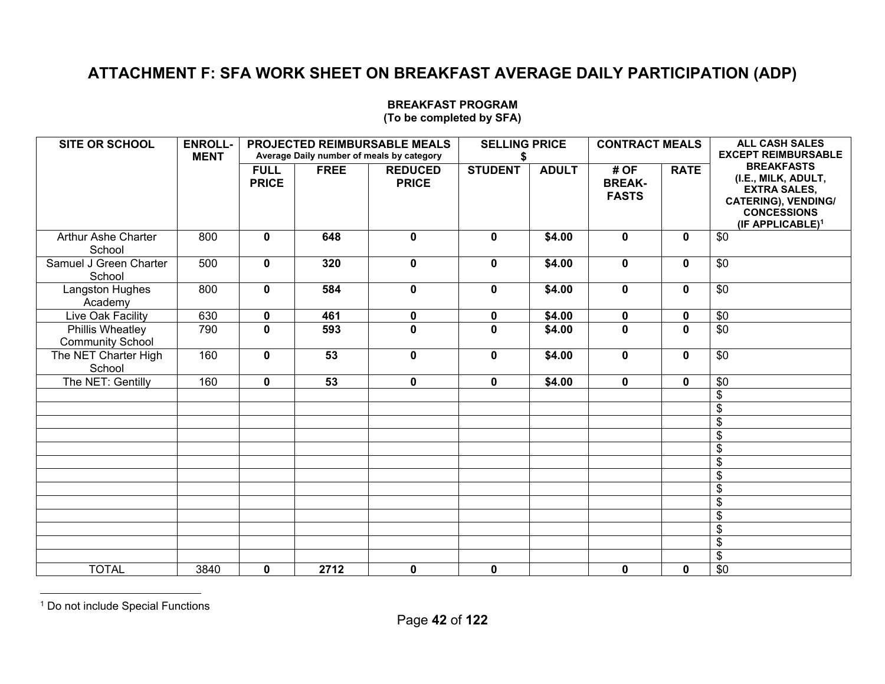# ATTACHMENT F: SFA WORK SHEET ON BREAKFAST AVERAGE DAILY PARTICIPATION (ADP)

**BREAKFAST PROGRAM**
**(To be completed by SFA)**

| SITE OR SCHOOL | ENROLL-MENT | PROJECTED REIMBURSABLE MEALS Average Daily number of meals by category | | | SELLING PRICE $ | | CONTRACT MEALS | | ALL CASH SALES EXCEPT REIMBURSABLE BREAKFASTS (I.E., MILK, ADULT, EXTRA SALES, CATERING), VENDING/ CONCESSIONS (IF APPLICABLE)[1] |
|---|---|---|---|---|---|---|---|---|---|
| | | FULL PRICE | FREE | REDUCED PRICE | STUDENT | ADULT | # OF BREAK-FASTS | RATE | |
| Arthur Ashe Charter School | 800 | **0** | **648** | **0** | **0** | **$4.00** | **0** | **0** | $0 |
| Samuel J Green Charter School | 500 | **0** | **320** | **0** | **0** | **$4.00** | **0** | **0** | $0 |
| Langston Hughes Academy | 800 | **0** | **584** | **0** | **0** | **$4.00** | **0** | **0** | $0 |
| Live Oak Facility | 630 | **0** | **461** | **0** | **0** | **$4.00** | **0** | **0** | $0 |
| Phillis Wheatley Community School | 790 | **0** | **593** | **0** | **0** | **$4.00** | **0** | **0** | $0 |
| The NET Charter High School | 160 | **0** | **53** | **0** | **0** | **$4.00** | **0** | **0** | $0 |
| The NET: Gentilly | 160 | **0** | **53** | **0** | **0** | **$4.00** | **0** | **0** | $0 |
| | | | | | | | | | $ |
| | | | | | | | | | $ |
| | | | | | | | | | $ |
| | | | | | | | | | $ |
| | | | | | | | | | $ |
| | | | | | | | | | $ |
| | | | | | | | | | $ |
| | | | | | | | | | $ |
| | | | | | | | | | $ |
| | | | | | | | | | $ |
| | | | | | | | | | $ |
| | | | | | | | | | $ |
| | | | | | | | | | $ |
| TOTAL | 3840 | **0** | **2712** | **0** | **0** | | **0** | **0** | $0 |

[1] Do not include Special Functions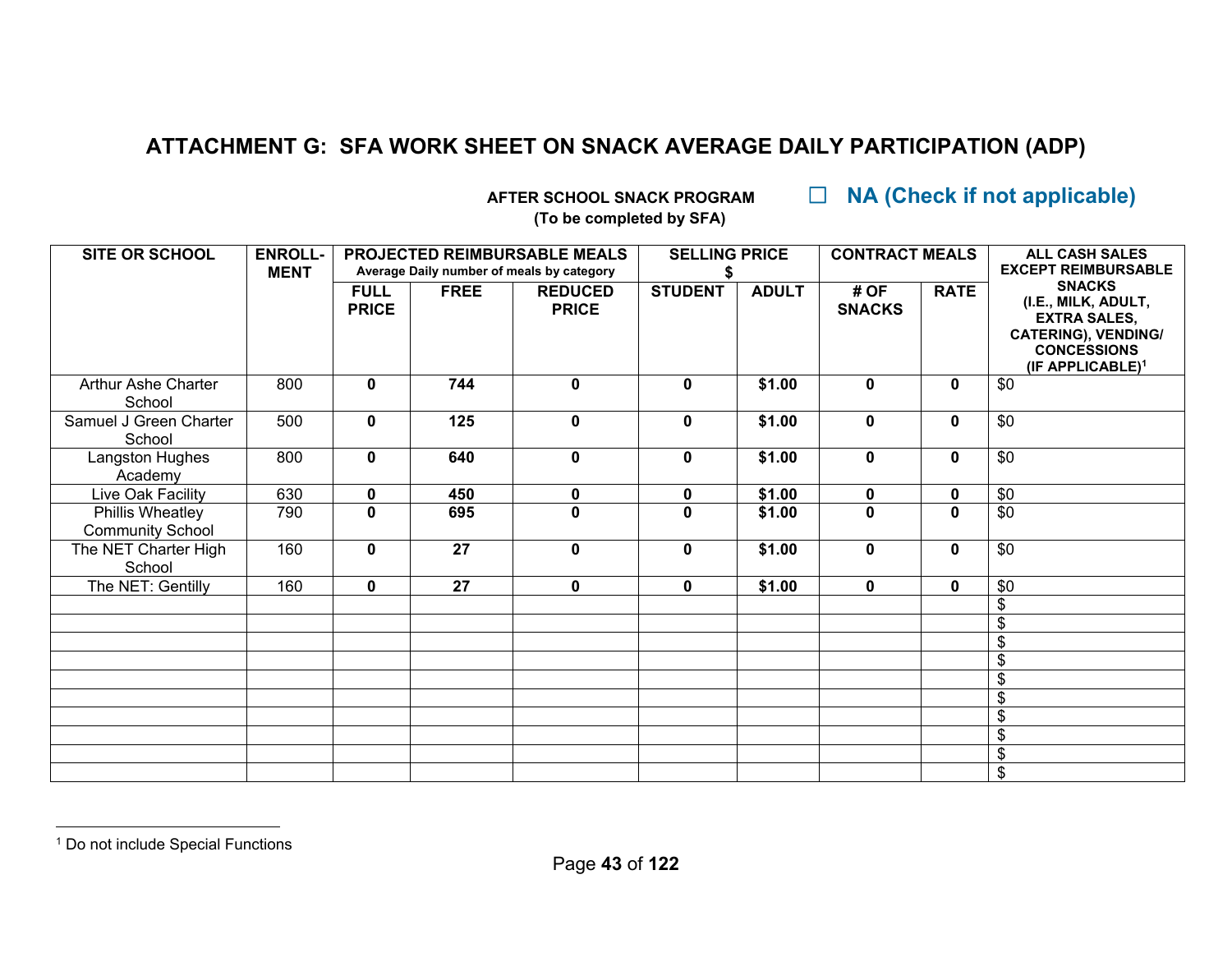# ATTACHMENT G: SFA WORK SHEET ON SNACK AVERAGE DAILY PARTICIPATION (ADP)

**AFTER SCHOOL SNACK PROGRAM**
**(To be completed by SFA)**

☐ **NA (Check if not applicable)**

| SITE OR SCHOOL | ENROLL-MENT | PROJECTED REIMBURSABLE MEALS Average Daily number of meals by category | | | SELLING PRICE $ | | CONTRACT MEALS | | ALL CASH SALES EXCEPT REIMBURSABLE SNACKS (I.E., MILK, ADULT, EXTRA SALES, CATERING), VENDING/ CONCESSIONS (IF APPLICABLE)[1] |
|---|---|---|---|---|---|---|---|---|---|
| | | FULL PRICE | FREE | REDUCED PRICE | STUDENT | ADULT | # OF SNACKS | RATE | |
| Arthur Ashe Charter School | 800 | **0** | **744** | **0** | **0** | **$1.00** | **0** | **0** | $0 |
| Samuel J Green Charter School | 500 | **0** | **125** | **0** | **0** | **$1.00** | **0** | **0** | $0 |
| Langston Hughes Academy | 800 | **0** | **640** | **0** | **0** | **$1.00** | **0** | **0** | $0 |
| Live Oak Facility | 630 | **0** | **450** | **0** | **0** | **$1.00** | **0** | **0** | $0 |
| Phillis Wheatley Community School | 790 | **0** | **695** | **0** | **0** | **$1.00** | **0** | **0** | $0 |
| The NET Charter High School | 160 | **0** | **27** | **0** | **0** | **$1.00** | **0** | **0** | $0 |
| The NET: Gentilly | 160 | **0** | **27** | **0** | **0** | **$1.00** | **0** | **0** | $0 |
| | | | | | | | | | $ |
| | | | | | | | | | $ |
| | | | | | | | | | $ |
| | | | | | | | | | $ |
| | | | | | | | | | $ |
| | | | | | | | | | $ |
| | | | | | | | | | $ |
| | | | | | | | | | $ |
| | | | | | | | | | $ |
| | | | | | | | | | $ |

[1] Do not include Special Functions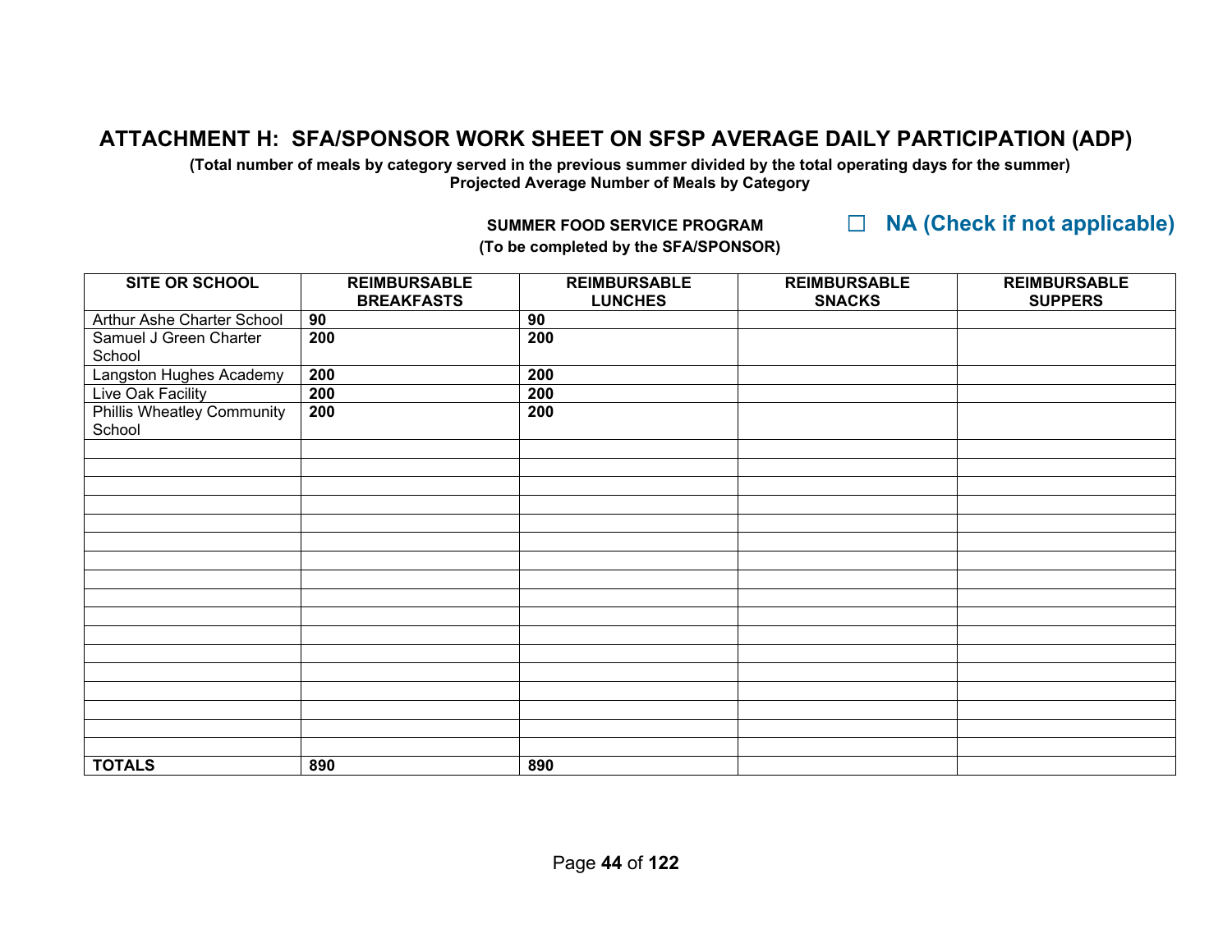# ATTACHMENT H: SFA/SPONSOR WORK SHEET ON SFSP AVERAGE DAILY PARTICIPATION (ADP)

**(Total number of meals by category served in the previous summer divided by the total operating days for the summer)**
**Projected Average Number of Meals by Category**

**SUMMER FOOD SERVICE PROGRAM**
**(To be completed by the SFA/SPONSOR)**

☐ **NA (Check if not applicable)**

| SITE OR SCHOOL | REIMBURSABLE BREAKFASTS | REIMBURSABLE LUNCHES | REIMBURSABLE SNACKS | REIMBURSABLE SUPPERS |
|---|---|---|---|---|
| Arthur Ashe Charter School | **90** | **90** | | |
| Samuel J Green Charter School | **200** | **200** | | |
| Langston Hughes Academy | **200** | **200** | | |
| Live Oak Facility | **200** | **200** | | |
| Phillis Wheatley Community School | **200** | **200** | | |
| | | | | |
| | | | | |
| | | | | |
| | | | | |
| | | | | |
| | | | | |
| | | | | |
| | | | | |
| | | | | |
| | | | | |
| | | | | |
| | | | | |
| | | | | |
| | | | | |
| | | | | |
| | | | | |
| | | | | |
| **TOTALS** | **890** | **890** | | |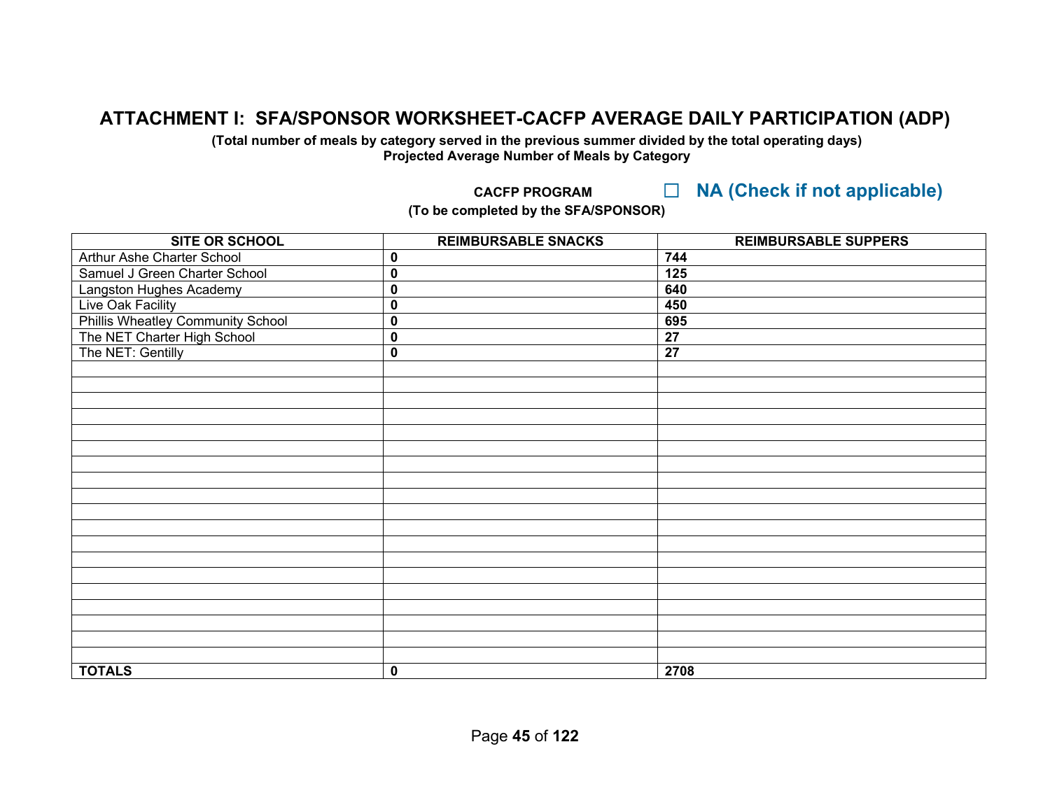# ATTACHMENT I: SFA/SPONSOR WORKSHEET-CACFP AVERAGE DAILY PARTICIPATION (ADP)

**(Total number of meals by category served in the previous summer divided by the total operating days)**
**Projected Average Number of Meals by Category**

**CACFP PROGRAM** ☐ **NA (Check if not applicable)**
**(To be completed by the SFA/SPONSOR)**

| SITE OR SCHOOL | REIMBURSABLE SNACKS | REIMBURSABLE SUPPERS |
|---|---|---|
| Arthur Ashe Charter School | **0** | **744** |
| Samuel J Green Charter School | **0** | **125** |
| Langston Hughes Academy | **0** | **640** |
| Live Oak Facility | **0** | **450** |
| Phillis Wheatley Community School | **0** | **695** |
| The NET Charter High School | **0** | **27** |
| The NET: Gentilly | **0** | **27** |
| | | |
| | | |
| | | |
| | | |
| | | |
| | | |
| | | |
| | | |
| | | |
| | | |
| | | |
| | | |
| | | |
| | | |
| | | |
| | | |
| | | |
| | | |
| **TOTALS** | **0** | **2708** |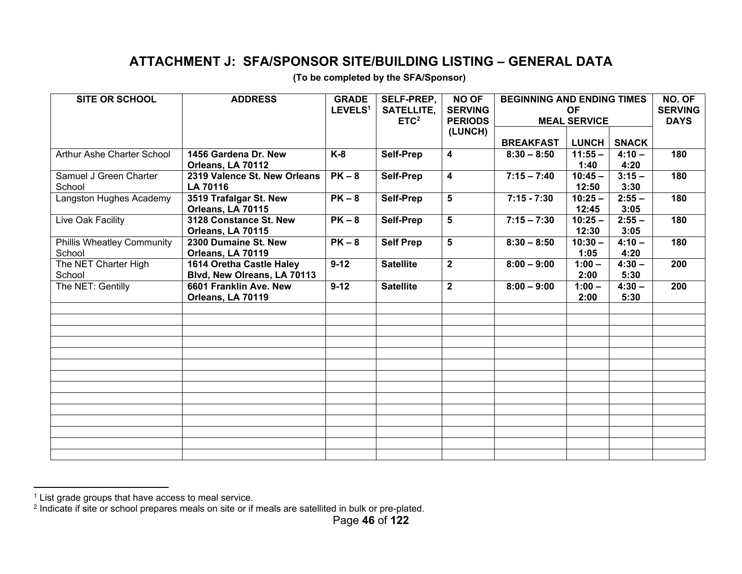# ATTACHMENT J: SFA/SPONSOR SITE/BUILDING LISTING – GENERAL DATA

**(To be completed by the SFA/Sponsor)**

| SITE OR SCHOOL | ADDRESS | GRADE LEVELS[1] | SELF-PREP, SATELLITE, ETC[2] | NO OF SERVING PERIODS (LUNCH) | BEGINNING AND ENDING TIMES OF MEAL SERVICE | | | NO. OF SERVING DAYS |
|---|---|---|---|---|---|---|---|---|
| | | | | | BREAKFAST | LUNCH | SNACK | |
| Arthur Ashe Charter School | **1456 Gardena Dr. New Orleans, LA 70112** | **K-8** | **Self-Prep** | **4** | **8:30 – 8:50** | **11:55 – 1:40** | **4:10 – 4:20** | **180** |
| Samuel J Green Charter School | **2319 Valence St. New Orleans LA 70116** | **PK – 8** | **Self-Prep** | **4** | **7:15 – 7:40** | **10:45 – 12:50** | **3:15 – 3:30** | **180** |
| Langston Hughes Academy | **3519 Trafalgar St. New Orleans, LA 70115** | **PK – 8** | **Self-Prep** | **5** | **7:15 - 7:30** | **10:25 – 12:45** | **2:55 – 3:05** | **180** |
| Live Oak Facility | **3128 Constance St. New Orleans, LA 70115** | **PK – 8** | **Self-Prep** | **5** | **7:15 – 7:30** | **10:25 – 12:30** | **2:55 – 3:05** | **180** |
| Phillis Wheatley Community School | **2300 Dumaine St. New Orleans, LA 70119** | **PK – 8** | **Self Prep** | **5** | **8:30 – 8:50** | **10:30 – 1:05** | **4:10 – 4:20** | **180** |
| The NET Charter High School | **1614 Oretha Castle Haley Blvd, New Olreans, LA 70113** | **9-12** | **Satellite** | **2** | **8:00 – 9:00** | **1:00 – 2:00** | **4:30 – 5:30** | **200** |
| The NET: Gentilly | **6601 Franklin Ave. New Orleans, LA 70119** | **9-12** | **Satellite** | **2** | **8:00 – 9:00** | **1:00 – 2:00** | **4:30 – 5:30** | **200** |
| | | | | | | | | |
| | | | | | | | | |
| | | | | | | | | |
| | | | | | | | | |
| | | | | | | | | |
| | | | | | | | | |
| | | | | | | | | |
| | | | | | | | | |
| | | | | | | | | |
| | | | | | | | | |
| | | | | | | | | |
| | | | | | | | | |
| | | | | | | | | |
| | | | | | | | | |

[1] List grade groups that have access to meal service.

[2] Indicate if site or school prepares meals on site or if meals are satellited in bulk or pre-plated.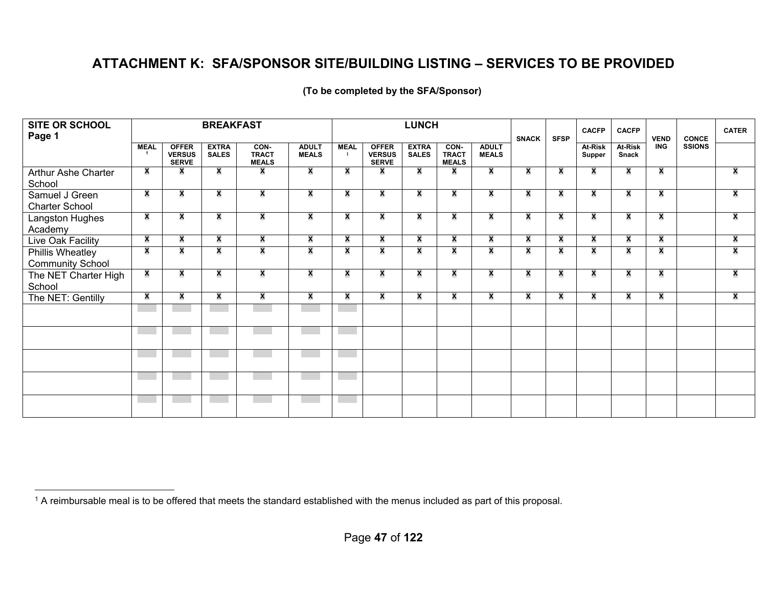# ATTACHMENT K: SFA/SPONSOR SITE/BUILDING LISTING – SERVICES TO BE PROVIDED

**(To be completed by the SFA/Sponsor)**

| SITE OR SCHOOL Page 1 | BREAKFAST | | | | | LUNCH | | | | | SNACK | SFSP | CACFP | CACFP | VENDING | CONCESSIONS | CATER |
|---|---|---|---|---|---|---|---|---|---|---|---|---|---|---|---|---|---|
| | MEAL [1] | OFFER VERSUS SERVE | EXTRA SALES | CON-TRACT MEALS | ADULT MEALS | MEAL [1] | OFFER VERSUS SERVE | EXTRA SALES | CON-TRACT MEALS | ADULT MEALS | | | At-Risk Supper | At-Risk Snack | | | |
| Arthur Ashe Charter School | X | X | X | X | X | X | X | X | X | X | X | X | X | X | X | | X |
| Samuel J Green Charter School | X | X | X | X | X | X | X | X | X | X | X | X | X | X | X | | X |
| Langston Hughes Academy | X | X | X | X | X | X | X | X | X | X | X | X | X | X | X | | X |
| Live Oak Facility | X | X | X | X | X | X | X | X | X | X | X | X | X | X | X | | X |
| Phillis Wheatley Community School | X | X | X | X | X | X | X | X | X | X | X | X | X | X | X | | X |
| The NET Charter High School | X | X | X | X | X | X | X | X | X | X | X | X | X | X | X | | X |
| The NET: Gentilly | X | X | X | X | X | X | X | X | X | X | X | X | X | X | X | | X |
| | | | | | | | | | | | | | | | | | |
| | | | | | | | | | | | | | | | | | |
| | | | | | | | | | | | | | | | | | |
| | | | | | | | | | | | | | | | | | |
| | | | | | | | | | | | | | | | | | |

[1] A reimbursable meal is to be offered that meets the standard established with the menus included as part of this proposal.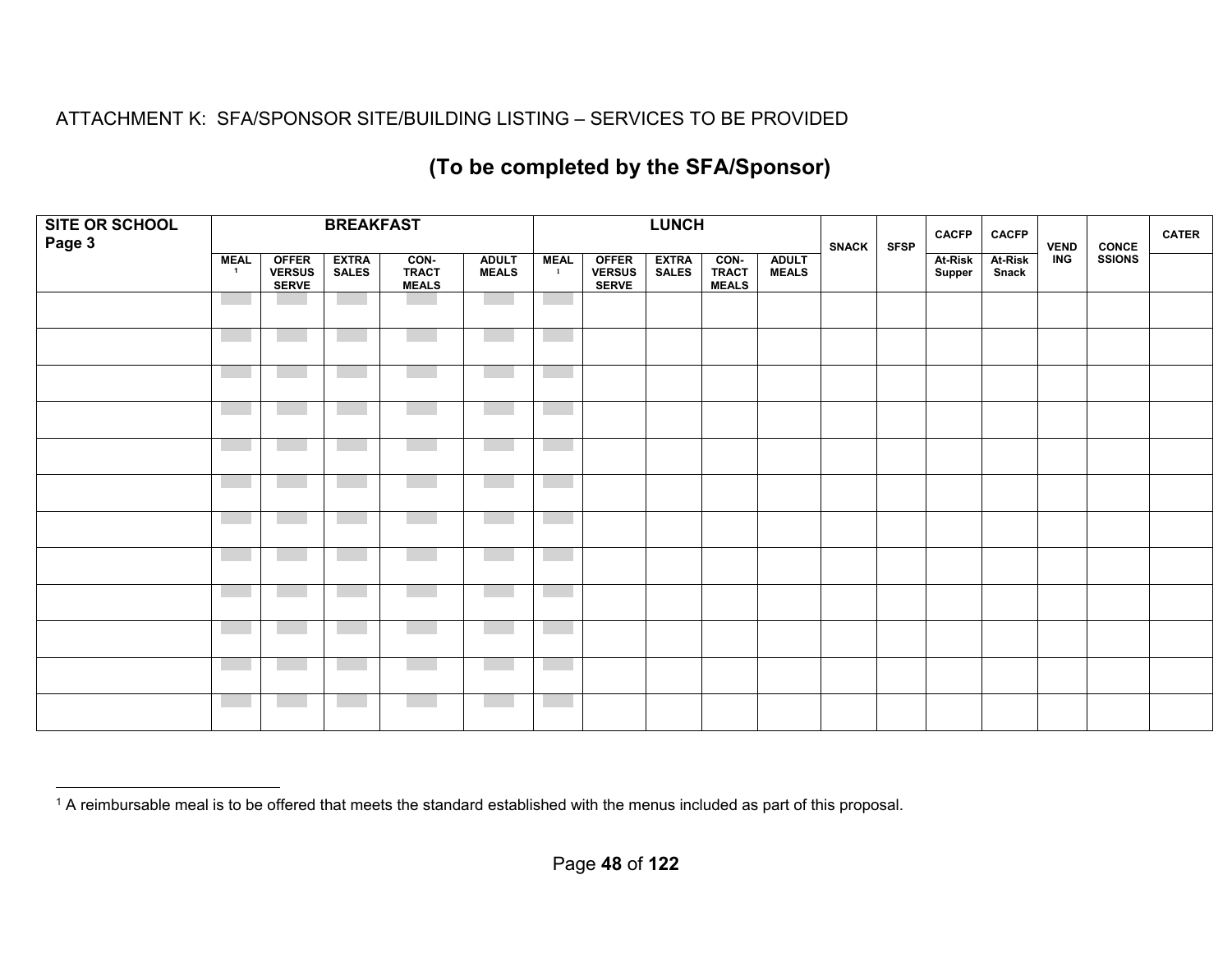ATTACHMENT K: SFA/SPONSOR SITE/BUILDING LISTING – SERVICES TO BE PROVIDED

## (To be completed by the SFA/Sponsor)

| SITE OR SCHOOL Page 3 | BREAKFAST | | | | | LUNCH | | | | | SNACK | SFSP | CACFP | CACFP | VENDING | CONCESSIONS | CATER |
|---|---|---|---|---|---|---|---|---|---|---|---|---|---|---|---|---|---|
| | MEAL [1] | OFFER VERSUS SERVE | EXTRA SALES | CON-TRACT MEALS | ADULT MEALS | MEAL [1] | OFFER VERSUS SERVE | EXTRA SALES | CON-TRACT MEALS | ADULT MEALS | | | At-Risk Supper | At-Risk Snack | | | |
| | | | | | | | | | | | | | | | | | |
| | | | | | | | | | | | | | | | | | |
| | | | | | | | | | | | | | | | | | |
| | | | | | | | | | | | | | | | | | |
| | | | | | | | | | | | | | | | | | |
| | | | | | | | | | | | | | | | | | |
| | | | | | | | | | | | | | | | | | |
| | | | | | | | | | | | | | | | | | |
| | | | | | | | | | | | | | | | | | |
| | | | | | | | | | | | | | | | | | |
| | | | | | | | | | | | | | | | | | |
| | | | | | | | | | | | | | | | | | |

[1] A reimbursable meal is to be offered that meets the standard established with the menus included as part of this proposal.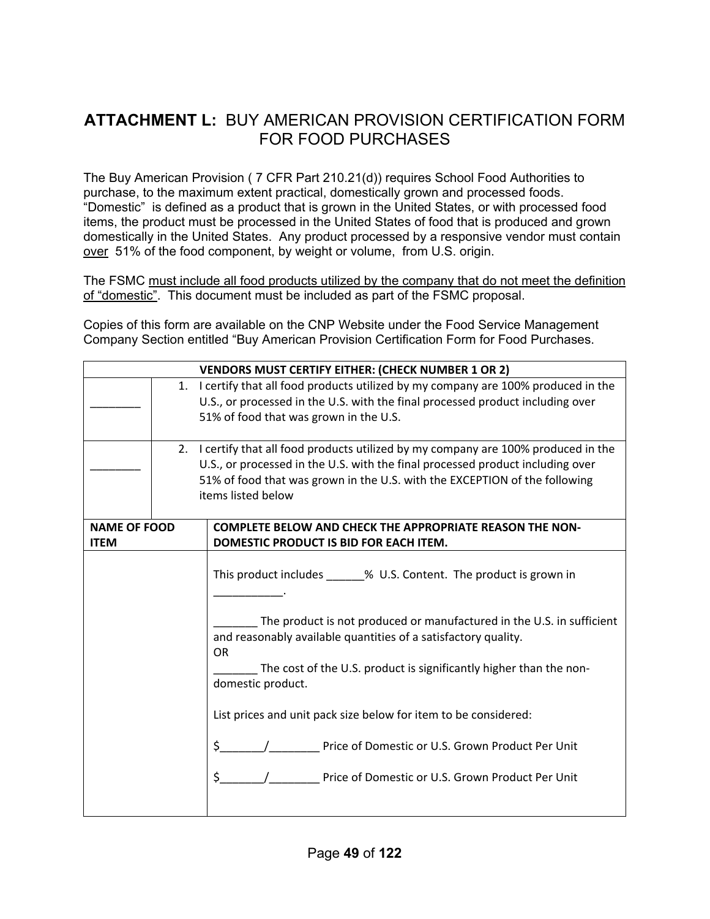## **ATTACHMENT L:** BUY AMERICAN PROVISION CERTIFICATION FORM FOR FOOD PURCHASES

The Buy American Provision ( 7 CFR Part 210.21(d)) requires School Food Authorities to purchase, to the maximum extent practical, domestically grown and processed foods. "Domestic" is defined as a product that is grown in the United States, or with processed food items, the product must be processed in the United States of food that is produced and grown domestically in the United States. Any product processed by a responsive vendor must contain <u>over</u> 51% of the food component, by weight or volume, from U.S. origin.

The FSMC <u>must include all food products utilized by the company that do not meet the definition of "domestic"</u>. This document must be included as part of the FSMC proposal.

Copies of this form are available on the CNP Website under the Food Service Management Company Section entitled "Buy American Provision Certification Form for Food Purchases.

| **VENDORS MUST CERTIFY EITHER: (CHECK NUMBER 1 OR 2)** | |
|---|---|
| ________ | 1. I certify that all food products utilized by my company are 100% produced in the U.S., or processed in the U.S. with the final processed product including over 51% of food that was grown in the U.S. |
| ________ | 2. I certify that all food products utilized by my company are 100% produced in the U.S., or processed in the U.S. with the final processed product including over 51% of food that was grown in the U.S. with the EXCEPTION of the following items listed below |
| **NAME OF FOOD ITEM** | **COMPLETE BELOW AND CHECK THE APPROPRIATE REASON THE NON-DOMESTIC PRODUCT IS BID FOR EACH ITEM.** |
| | This product includes ______% U.S. Content. The product is grown in ___________.<br><br>_______ The product is not produced or manufactured in the U.S. in sufficient and reasonably available quantities of a satisfactory quality.<br>OR<br>_______ The cost of the U.S. product is significantly higher than the non-domestic product.<br><br>List prices and unit pack size below for item to be considered:<br><br>$_______/________ Price of Domestic or U.S. Grown Product Per Unit<br><br>$_______/________ Price of Domestic or U.S. Grown Product Per Unit |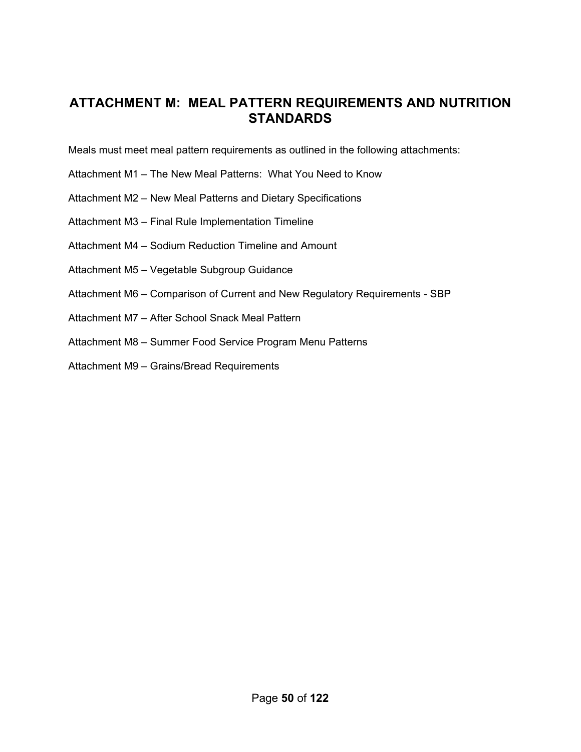# ATTACHMENT M: MEAL PATTERN REQUIREMENTS AND NUTRITION STANDARDS

Meals must meet meal pattern requirements as outlined in the following attachments:

Attachment M1 – The New Meal Patterns: What You Need to Know

Attachment M2 – New Meal Patterns and Dietary Specifications

Attachment M3 – Final Rule Implementation Timeline

Attachment M4 – Sodium Reduction Timeline and Amount

Attachment M5 – Vegetable Subgroup Guidance

Attachment M6 – Comparison of Current and New Regulatory Requirements - SBP

Attachment M7 – After School Snack Meal Pattern

Attachment M8 – Summer Food Service Program Menu Patterns

Attachment M9 – Grains/Bread Requirements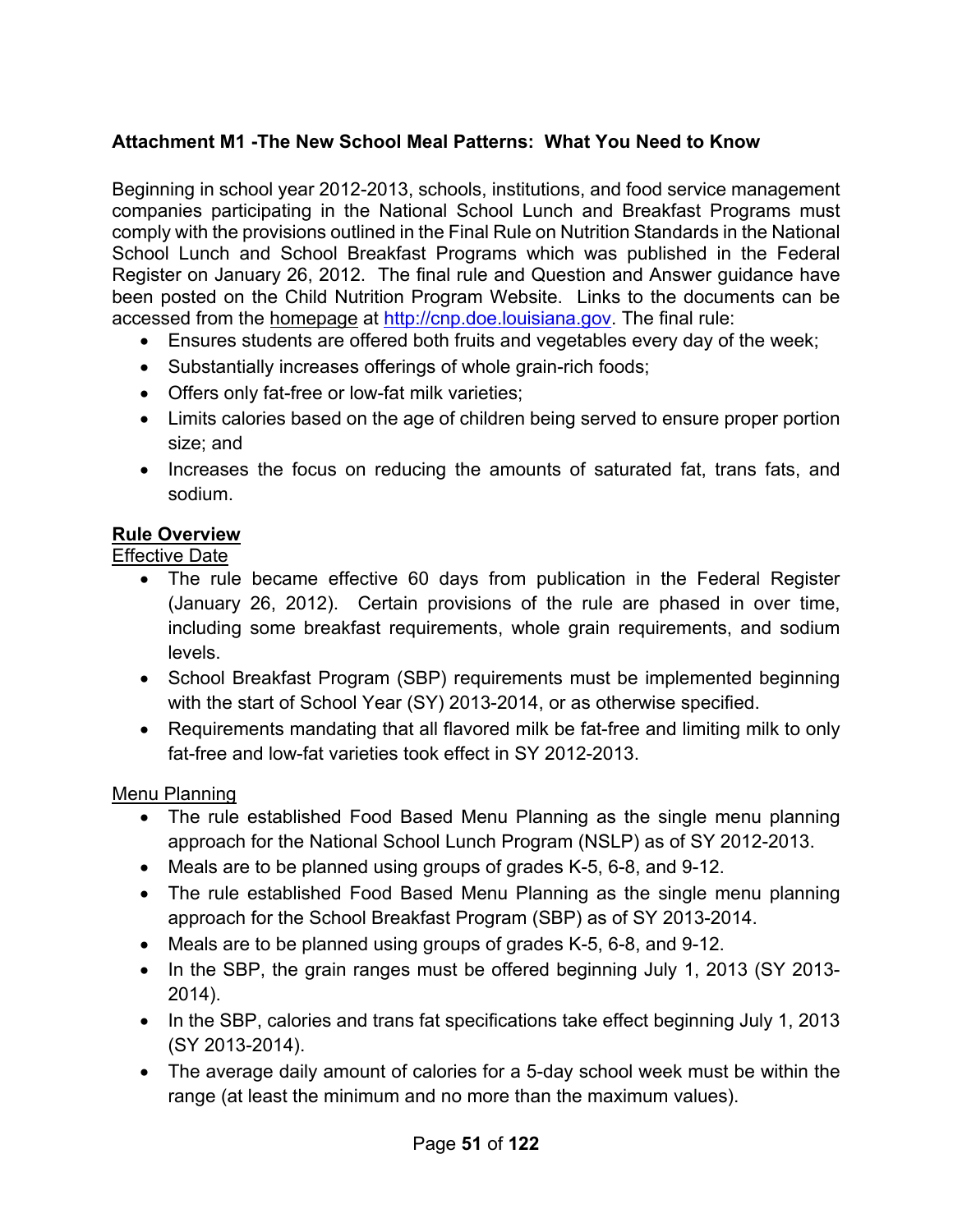**Attachment M1 -The New School Meal Patterns: What You Need to Know**

Beginning in school year 2012-2013, schools, institutions, and food service management companies participating in the National School Lunch and Breakfast Programs must comply with the provisions outlined in the Final Rule on Nutrition Standards in the National School Lunch and School Breakfast Programs which was published in the Federal Register on January 26, 2012. The final rule and Question and Answer guidance have been posted on the Child Nutrition Program Website. Links to the documents can be accessed from the homepage at http://cnp.doe.louisiana.gov. The final rule:

- Ensures students are offered both fruits and vegetables every day of the week;
- Substantially increases offerings of whole grain-rich foods;
- Offers only fat-free or low-fat milk varieties;
- Limits calories based on the age of children being served to ensure proper portion size; and
- Increases the focus on reducing the amounts of saturated fat, trans fats, and sodium.

**Rule Overview**

Effective Date

- The rule became effective 60 days from publication in the Federal Register (January 26, 2012). Certain provisions of the rule are phased in over time, including some breakfast requirements, whole grain requirements, and sodium levels.
- School Breakfast Program (SBP) requirements must be implemented beginning with the start of School Year (SY) 2013-2014, or as otherwise specified.
- Requirements mandating that all flavored milk be fat-free and limiting milk to only fat-free and low-fat varieties took effect in SY 2012-2013.

Menu Planning

- The rule established Food Based Menu Planning as the single menu planning approach for the National School Lunch Program (NSLP) as of SY 2012-2013.
- Meals are to be planned using groups of grades K-5, 6-8, and 9-12.
- The rule established Food Based Menu Planning as the single menu planning approach for the School Breakfast Program (SBP) as of SY 2013-2014.
- Meals are to be planned using groups of grades K-5, 6-8, and 9-12.
- In the SBP, the grain ranges must be offered beginning July 1, 2013 (SY 2013-2014).
- In the SBP, calories and trans fat specifications take effect beginning July 1, 2013 (SY 2013-2014).
- The average daily amount of calories for a 5-day school week must be within the range (at least the minimum and no more than the maximum values).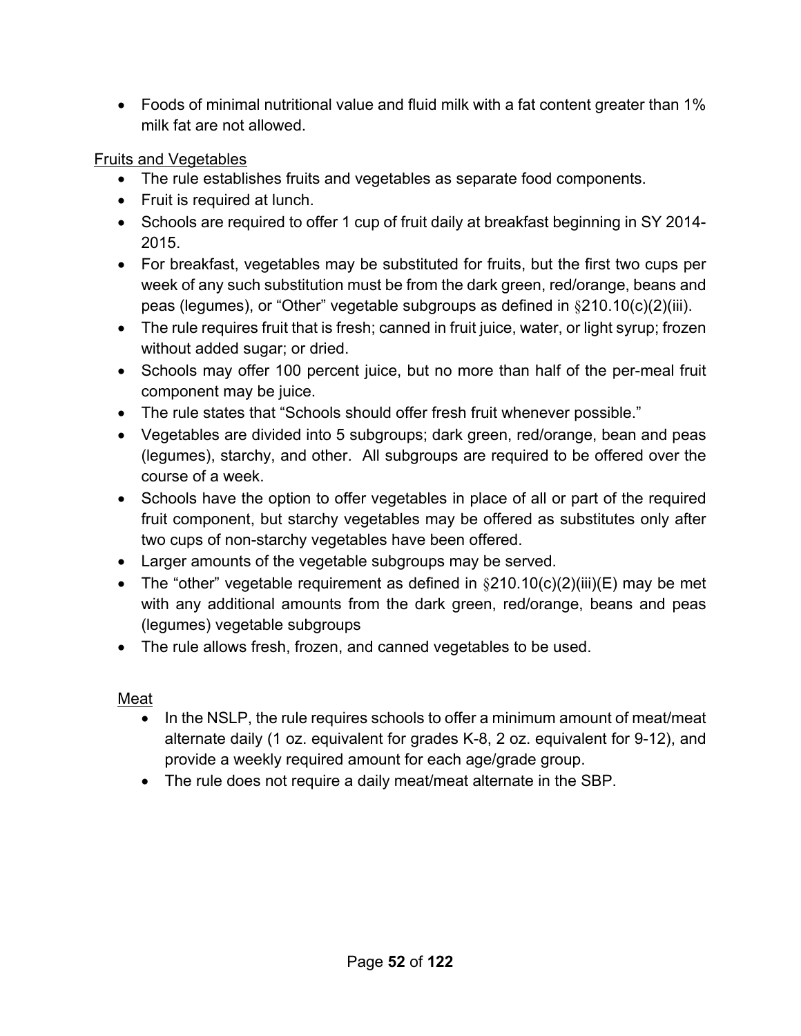- Foods of minimal nutritional value and fluid milk with a fat content greater than 1% milk fat are not allowed.

Fruits and Vegetables

- The rule establishes fruits and vegetables as separate food components.
- Fruit is required at lunch.
- Schools are required to offer 1 cup of fruit daily at breakfast beginning in SY 2014-2015.
- For breakfast, vegetables may be substituted for fruits, but the first two cups per week of any such substitution must be from the dark green, red/orange, beans and peas (legumes), or "Other" vegetable subgroups as defined in §210.10(c)(2)(iii).
- The rule requires fruit that is fresh; canned in fruit juice, water, or light syrup; frozen without added sugar; or dried.
- Schools may offer 100 percent juice, but no more than half of the per-meal fruit component may be juice.
- The rule states that "Schools should offer fresh fruit whenever possible."
- Vegetables are divided into 5 subgroups; dark green, red/orange, bean and peas (legumes), starchy, and other. All subgroups are required to be offered over the course of a week.
- Schools have the option to offer vegetables in place of all or part of the required fruit component, but starchy vegetables may be offered as substitutes only after two cups of non-starchy vegetables have been offered.
- Larger amounts of the vegetable subgroups may be served.
- The "other" vegetable requirement as defined in §210.10(c)(2)(iii)(E) may be met with any additional amounts from the dark green, red/orange, beans and peas (legumes) vegetable subgroups
- The rule allows fresh, frozen, and canned vegetables to be used.

Meat

- In the NSLP, the rule requires schools to offer a minimum amount of meat/meat alternate daily (1 oz. equivalent for grades K-8, 2 oz. equivalent for 9-12), and provide a weekly required amount for each age/grade group.
- The rule does not require a daily meat/meat alternate in the SBP.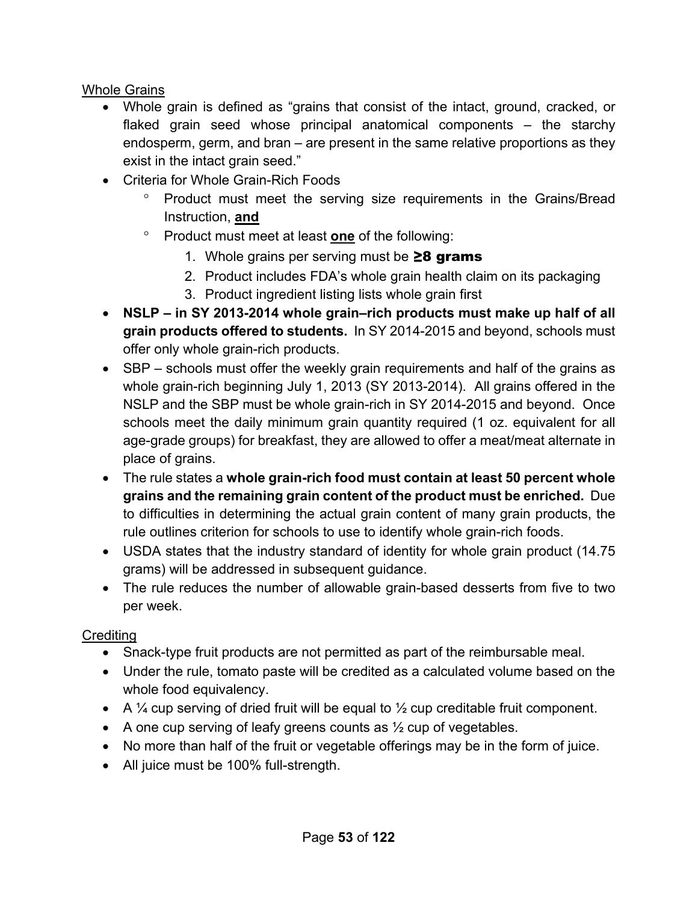<u>Whole Grains</u>

- Whole grain is defined as "grains that consist of the intact, ground, cracked, or flaked grain seed whose principal anatomical components – the starchy endosperm, germ, and bran – are present in the same relative proportions as they exist in the intact grain seed."
- Criteria for Whole Grain-Rich Foods
  - Product must meet the serving size requirements in the Grains/Bread Instruction, **<u>and</u>**
  - Product must meet at least **<u>one</u>** of the following:
    1. Whole grains per serving must be **≥8 grams**
    2. Product includes FDA's whole grain health claim on its packaging
    3. Product ingredient listing lists whole grain first
- **NSLP – in SY 2013-2014 whole grain–rich products must make up half of all grain products offered to students.** In SY 2014-2015 and beyond, schools must offer only whole grain-rich products.
- SBP – schools must offer the weekly grain requirements and half of the grains as whole grain-rich beginning July 1, 2013 (SY 2013-2014). All grains offered in the NSLP and the SBP must be whole grain-rich in SY 2014-2015 and beyond. Once schools meet the daily minimum grain quantity required (1 oz. equivalent for all age-grade groups) for breakfast, they are allowed to offer a meat/meat alternate in place of grains.
- The rule states a **whole grain-rich food must contain at least 50 percent whole grains and the remaining grain content of the product must be enriched.** Due to difficulties in determining the actual grain content of many grain products, the rule outlines criterion for schools to use to identify whole grain-rich foods.
- USDA states that the industry standard of identity for whole grain product (14.75 grams) will be addressed in subsequent guidance.
- The rule reduces the number of allowable grain-based desserts from five to two per week.

<u>Crediting</u>

- Snack-type fruit products are not permitted as part of the reimbursable meal.
- Under the rule, tomato paste will be credited as a calculated volume based on the whole food equivalency.
- A ¼ cup serving of dried fruit will be equal to ½ cup creditable fruit component.
- A one cup serving of leafy greens counts as ½ cup of vegetables.
- No more than half of the fruit or vegetable offerings may be in the form of juice.
- All juice must be 100% full-strength.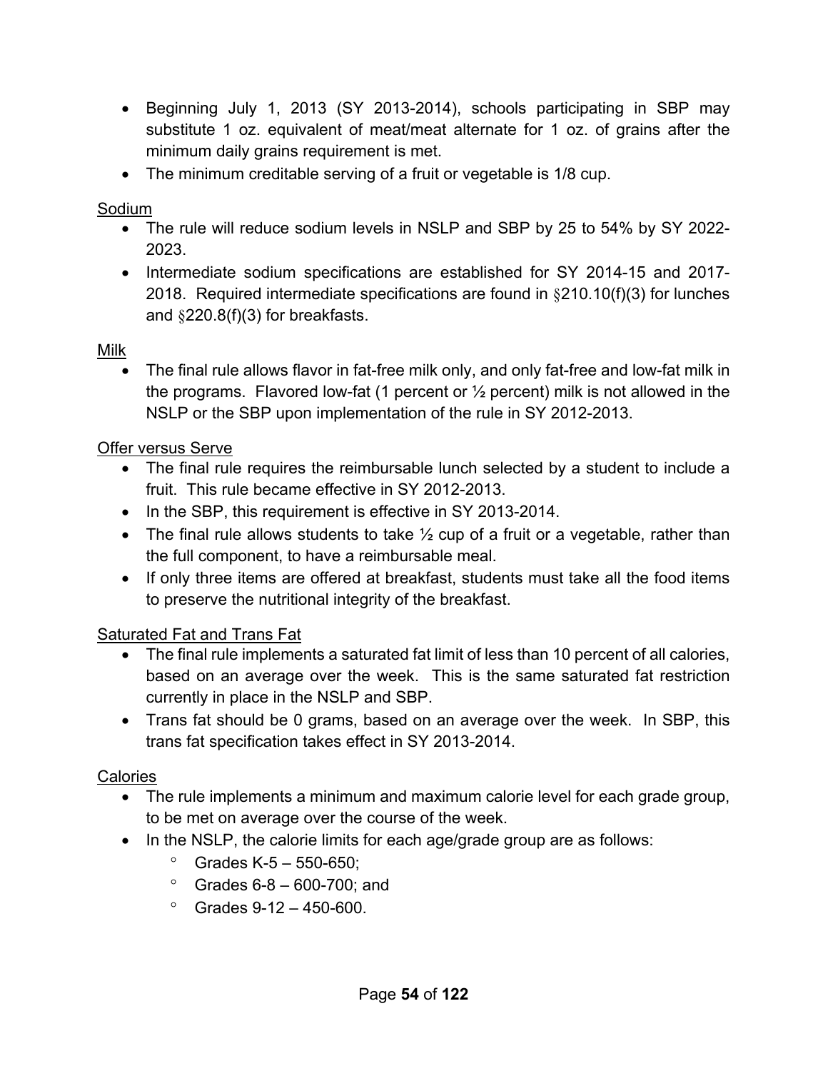- Beginning July 1, 2013 (SY 2013-2014), schools participating in SBP may substitute 1 oz. equivalent of meat/meat alternate for 1 oz. of grains after the minimum daily grains requirement is met.
- The minimum creditable serving of a fruit or vegetable is 1/8 cup.

<u>Sodium</u>

- The rule will reduce sodium levels in NSLP and SBP by 25 to 54% by SY 2022-2023.
- Intermediate sodium specifications are established for SY 2014-15 and 2017-2018. Required intermediate specifications are found in §210.10(f)(3) for lunches and §220.8(f)(3) for breakfasts.

<u>Milk</u>

- The final rule allows flavor in fat-free milk only, and only fat-free and low-fat milk in the programs. Flavored low-fat (1 percent or ½ percent) milk is not allowed in the NSLP or the SBP upon implementation of the rule in SY 2012-2013.

<u>Offer versus Serve</u>

- The final rule requires the reimbursable lunch selected by a student to include a fruit. This rule became effective in SY 2012-2013.
- In the SBP, this requirement is effective in SY 2013-2014.
- The final rule allows students to take ½ cup of a fruit or a vegetable, rather than the full component, to have a reimbursable meal.
- If only three items are offered at breakfast, students must take all the food items to preserve the nutritional integrity of the breakfast.

<u>Saturated Fat and Trans Fat</u>

- The final rule implements a saturated fat limit of less than 10 percent of all calories, based on an average over the week. This is the same saturated fat restriction currently in place in the NSLP and SBP.
- Trans fat should be 0 grams, based on an average over the week. In SBP, this trans fat specification takes effect in SY 2013-2014.

<u>Calories</u>

- The rule implements a minimum and maximum calorie level for each grade group, to be met on average over the course of the week.
- In the NSLP, the calorie limits for each age/grade group are as follows:
  - Grades K-5 – 550-650;
  - Grades 6-8 – 600-700; and
  - Grades 9-12 – 450-600.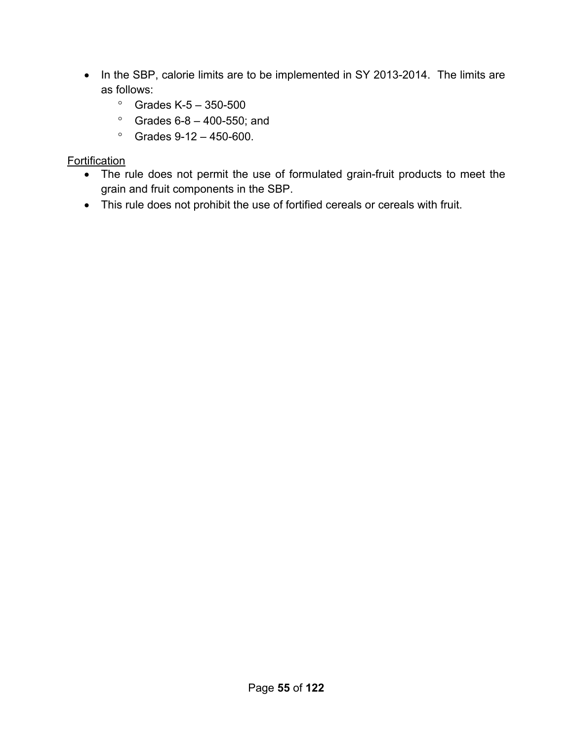- In the SBP, calorie limits are to be implemented in SY 2013-2014. The limits are as follows:
    - Grades K-5 – 350-500
    - Grades 6-8 – 400-550; and
    - Grades 9-12 – 450-600.

<u>Fortification</u>

- The rule does not permit the use of formulated grain-fruit products to meet the grain and fruit components in the SBP.
- This rule does not prohibit the use of fortified cereals or cereals with fruit.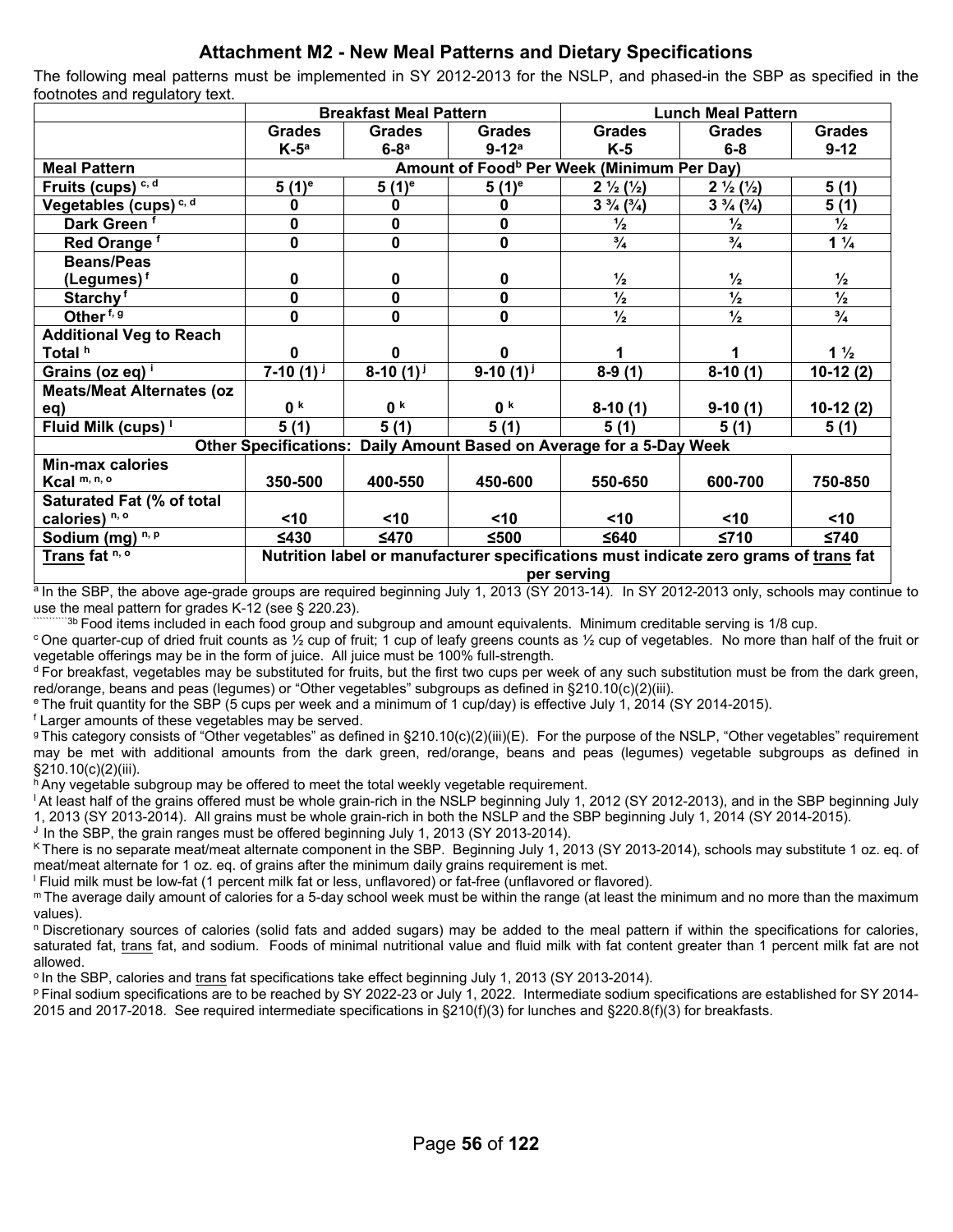## Attachment M2 - New Meal Patterns and Dietary Specifications

The following meal patterns must be implemented in SY 2012-2013 for the NSLP, and phased-in the SBP as specified in the footnotes and regulatory text.

| | Breakfast Meal Pattern | | | Lunch Meal Pattern | | |
|---|---|---|---|---|---|---|
| | Grades K-5[a] | Grades 6-8[a] | Grades 9-12[a] | Grades K-5 | Grades 6-8 | Grades 9-12 |
| **Meal Pattern** | **Amount of Food[b] Per Week (Minimum Per Day)** | | | | | |
| **Fruits (cups)** [c, d] | 5 (1)[e] | 5 (1)[e] | 5 (1)[e] | 2 ½ (½) | 2 ½ (½) | 5 (1) |
| **Vegetables (cups)** [c, d] | 0 | 0 | 0 | 3 ¾ (¾) | 3 ¾ (¾) | 5 (1) |
| **Dark Green** [f] | 0 | 0 | 0 | ½ | ½ | ½ |
| **Red Orange** [f] | 0 | 0 | 0 | ¾ | ¾ | 1 ¼ |
| **Beans/Peas (Legumes)** [f] | 0 | 0 | 0 | ½ | ½ | ½ |
| **Starchy** [f] | 0 | 0 | 0 | ½ | ½ | ½ |
| **Other** [f, g] | 0 | 0 | 0 | ½ | ½ | ¾ |
| **Additional Veg to Reach Total** [h] | 0 | 0 | 0 | 1 | 1 | 1 ½ |
| **Grains (oz eq)** [i] | 7-10 (1)[j] | 8-10 (1)[j] | 9-10 (1)[j] | 8-9 (1) | 8-10 (1) | 10-12 (2) |
| **Meats/Meat Alternates (oz eq)** | 0[k] | 0[k] | 0[k] | 8-10 (1) | 9-10 (1) | 10-12 (2) |
| **Fluid Milk (cups)** [l] | 5 (1) | 5 (1) | 5 (1) | 5 (1) | 5 (1) | 5 (1) |
| **Other Specifications: Daily Amount Based on Average for a 5-Day Week** | | | | | | |
| **Min-max calories Kcal** [m, n, o] | 350-500 | 400-550 | 450-600 | 550-650 | 600-700 | 750-850 |
| **Saturated Fat (% of total calories)** [n, o] | <10 | <10 | <10 | <10 | <10 | <10 |
| **Sodium (mg)** [n, p] | ≤430 | ≤470 | ≤500 | ≤640 | ≤710 | ≤740 |
| **Trans fat** [n, o] | Nutrition label or manufacturer specifications must indicate zero grams of trans fat per serving | | | | | |

[a] In the SBP, the above age-grade groups are required beginning July 1, 2013 (SY 2013-14). In SY 2012-2013 only, schools may continue to use the meal pattern for grades K-12 (see § 220.23).

[b] Food items included in each food group and subgroup and amount equivalents. Minimum creditable serving is 1/8 cup.

[c] One quarter-cup of dried fruit counts as ½ cup of fruit; 1 cup of leafy greens counts as ½ cup of vegetables. No more than half of the fruit or vegetable offerings may be in the form of juice. All juice must be 100% full-strength.

[d] For breakfast, vegetables may be substituted for fruits, but the first two cups per week of any such substitution must be from the dark green, red/orange, beans and peas (legumes) or "Other vegetables" subgroups as defined in §210.10(c)(2)(iii).

[e] The fruit quantity for the SBP (5 cups per week and a minimum of 1 cup/day) is effective July 1, 2014 (SY 2014-2015).

[f] Larger amounts of these vegetables may be served.

[g] This category consists of "Other vegetables" as defined in §210.10(c)(2)(iii)(E). For the purpose of the NSLP, "Other vegetables" requirement may be met with additional amounts from the dark green, red/orange, beans and peas (legumes) vegetable subgroups as defined in §210.10(c)(2)(iii).

[h] Any vegetable subgroup may be offered to meet the total weekly vegetable requirement.

[i] At least half of the grains offered must be whole grain-rich in the NSLP beginning July 1, 2012 (SY 2012-2013), and in the SBP beginning July 1, 2013 (SY 2013-2014). All grains must be whole grain-rich in both the NSLP and the SBP beginning July 1, 2014 (SY 2014-2015).

[j] In the SBP, the grain ranges must be offered beginning July 1, 2013 (SY 2013-2014).

[k] There is no separate meat/meat alternate component in the SBP. Beginning July 1, 2013 (SY 2013-2014), schools may substitute 1 oz. eq. of meat/meat alternate for 1 oz. eq. of grains after the minimum daily grains requirement is met.

[l] Fluid milk must be low-fat (1 percent milk fat or less, unflavored) or fat-free (unflavored or flavored).

[m] The average daily amount of calories for a 5-day school week must be within the range (at least the minimum and no more than the maximum values).

[n] Discretionary sources of calories (solid fats and added sugars) may be added to the meal pattern if within the specifications for calories, saturated fat, trans fat, and sodium. Foods of minimal nutritional value and fluid milk with fat content greater than 1 percent milk fat are not allowed.

[o] In the SBP, calories and trans fat specifications take effect beginning July 1, 2013 (SY 2013-2014).

[p] Final sodium specifications are to be reached by SY 2022-23 or July 1, 2022. Intermediate sodium specifications are established for SY 2014-2015 and 2017-2018. See required intermediate specifications in §210(f)(3) for lunches and §220.8(f)(3) for breakfasts.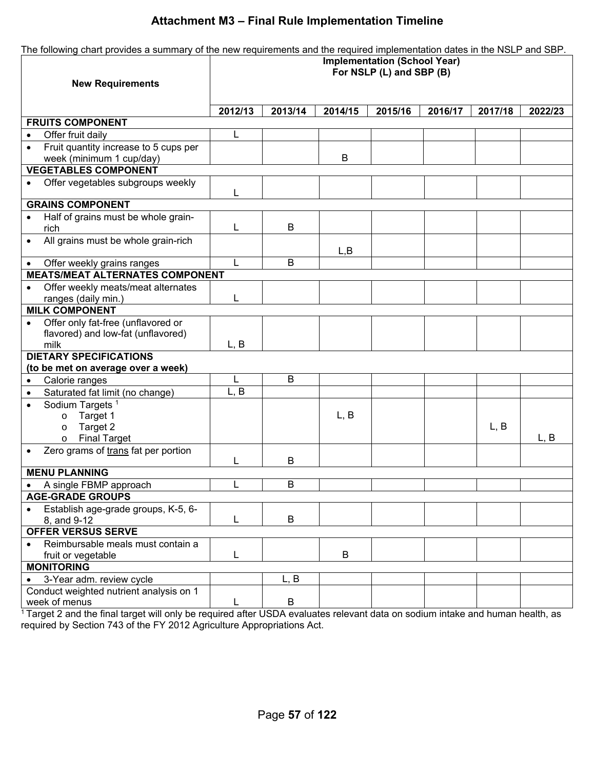# Attachment M3 – Final Rule Implementation Timeline

The following chart provides a summary of the new requirements and the required implementation dates in the NSLP and SBP.

| New Requirements | Implementation (School Year) For NSLP (L) and SBP (B) | | | | | | |
|---|---|---|---|---|---|---|---|
| | 2012/13 | 2013/14 | 2014/15 | 2015/16 | 2016/17 | 2017/18 | 2022/23 |
| **FRUITS COMPONENT** | | | | | | | |
| • Offer fruit daily | L | | | | | | |
| • Fruit quantity increase to 5 cups per week (minimum 1 cup/day) | | | B | | | | |
| **VEGETABLES COMPONENT** | | | | | | | |
| • Offer vegetables subgroups weekly | L | | | | | | |
| **GRAINS COMPONENT** | | | | | | | |
| • Half of grains must be whole grain-rich | L | B | | | | | |
| • All grains must be whole grain-rich | | | L,B | | | | |
| • Offer weekly grains ranges | L | B | | | | | |
| **MEATS/MEAT ALTERNATES COMPONENT** | | | | | | | |
| • Offer weekly meats/meat alternates ranges (daily min.) | L | | | | | | |
| **MILK COMPONENT** | | | | | | | |
| • Offer only fat-free (unflavored or flavored) and low-fat (unflavored) milk | L, B | | | | | | |
| **DIETARY SPECIFICATIONS (to be met on average over a week)** | | | | | | | |
| • Calorie ranges | L | B | | | | | |
| • Saturated fat limit (no change) | L, B | | | | | | |
| • Sodium Targets [1]<br>o Target 1<br>o Target 2<br>o Final Target | | | L, B | | | L, B | L, B |
| • Zero grams of <u>trans</u> fat per portion | L | B | | | | | |
| **MENU PLANNING** | | | | | | | |
| • A single FBMP approach | L | B | | | | | |
| **AGE-GRADE GROUPS** | | | | | | | |
| • Establish age-grade groups, K-5, 6-8, and 9-12 | L | B | | | | | |
| **OFFER VERSUS SERVE** | | | | | | | |
| • Reimbursable meals must contain a fruit or vegetable | L | | B | | | | |
| **MONITORING** | | | | | | | |
| • 3-Year adm. review cycle | | L, B | | | | | |
| Conduct weighted nutrient analysis on 1 week of menus | L | B | | | | | |

[1] Target 2 and the final target will only be required after USDA evaluates relevant data on sodium intake and human health, as required by Section 743 of the FY 2012 Agriculture Appropriations Act.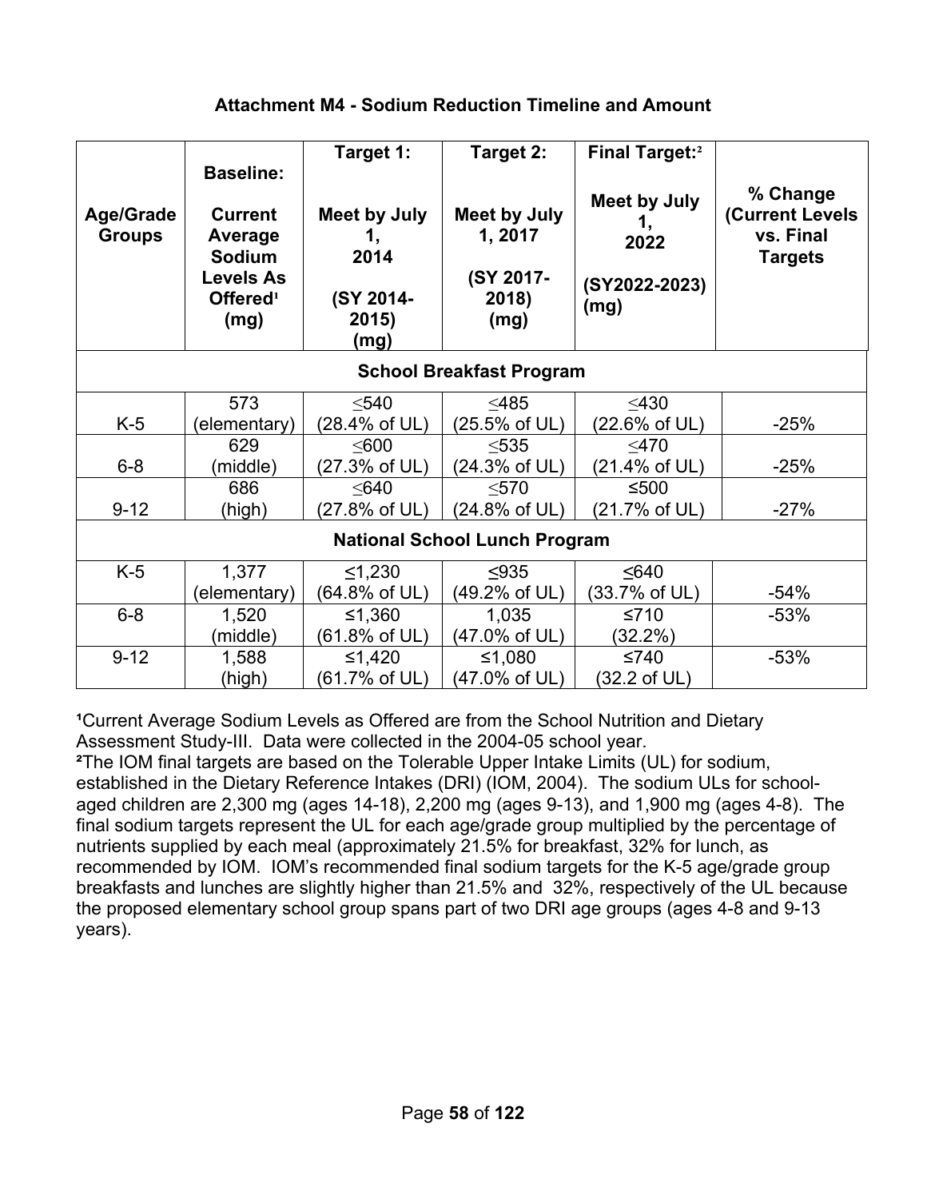### Attachment M4 - Sodium Reduction Timeline and Amount

| Age/Grade Groups | Baseline: Current Average Sodium Levels As Offered[1] (mg) | Target 1: Meet by July 1, 2014 (SY 2014-2015) (mg) | Target 2: Meet by July 1, 2017 (SY 2017-2018) (mg) | Final Target:[2] Meet by July 1, 2022 (SY2022-2023) (mg) | % Change (Current Levels vs. Final Targets |
|---|---|---|---|---|---|
| **School Breakfast Program** | | | | | |
| K-5 | 573 (elementary) | ≤540 (28.4% of UL) | ≤485 (25.5% of UL) | ≤430 (22.6% of UL) | -25% |
| 6-8 | 629 (middle) | ≤600 (27.3% of UL) | ≤535 (24.3% of UL) | ≤470 (21.4% of UL) | -25% |
| 9-12 | 686 (high) | ≤640 (27.8% of UL) | ≤570 (24.8% of UL) | ≤500 (21.7% of UL) | -27% |
| **National School Lunch Program** | | | | | |
| K-5 | 1,377 (elementary) | ≤1,230 (64.8% of UL) | ≤935 (49.2% of UL) | ≤640 (33.7% of UL) | -54% |
| 6-8 | 1,520 (middle) | ≤1,360 (61.8% of UL) | 1,035 (47.0% of UL) | ≤710 (32.2%) | -53% |
| 9-12 | 1,588 (high) | ≤1,420 (61.7% of UL) | ≤1,080 (47.0% of UL) | ≤740 (32.2 of UL) | -53% |

[1]Current Average Sodium Levels as Offered are from the School Nutrition and Dietary Assessment Study-III. Data were collected in the 2004-05 school year.
[2]The IOM final targets are based on the Tolerable Upper Intake Limits (UL) for sodium, established in the Dietary Reference Intakes (DRI) (IOM, 2004). The sodium ULs for school-aged children are 2,300 mg (ages 14-18), 2,200 mg (ages 9-13), and 1,900 mg (ages 4-8). The final sodium targets represent the UL for each age/grade group multiplied by the percentage of nutrients supplied by each meal (approximately 21.5% for breakfast, 32% for lunch, as recommended by IOM. IOM's recommended final sodium targets for the K-5 age/grade group breakfasts and lunches are slightly higher than 21.5% and 32%, respectively of the UL because the proposed elementary school group spans part of two DRI age groups (ages 4-8 and 9-13 years).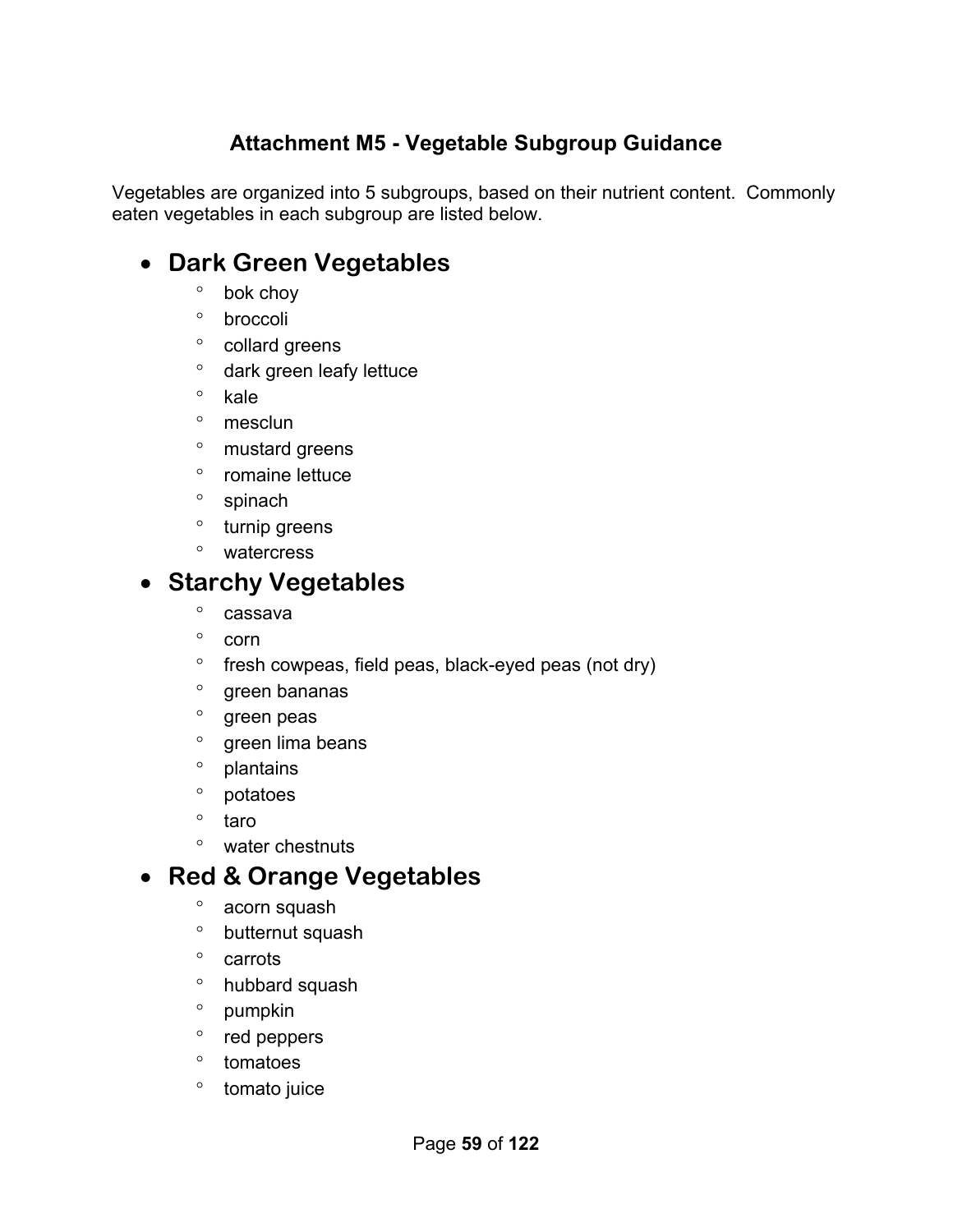## Attachment M5 - Vegetable Subgroup Guidance

Vegetables are organized into 5 subgroups, based on their nutrient content. Commonly eaten vegetables in each subgroup are listed below.

- **Dark Green Vegetables**
  - bok choy
  - broccoli
  - collard greens
  - dark green leafy lettuce
  - kale
  - mesclun
  - mustard greens
  - romaine lettuce
  - spinach
  - turnip greens
  - watercress
- **Starchy Vegetables**
  - cassava
  - corn
  - fresh cowpeas, field peas, black-eyed peas (not dry)
  - green bananas
  - green peas
  - green lima beans
  - plantains
  - potatoes
  - taro
  - water chestnuts
- **Red & Orange Vegetables**
  - acorn squash
  - butternut squash
  - carrots
  - hubbard squash
  - pumpkin
  - red peppers
  - tomatoes
  - tomato juice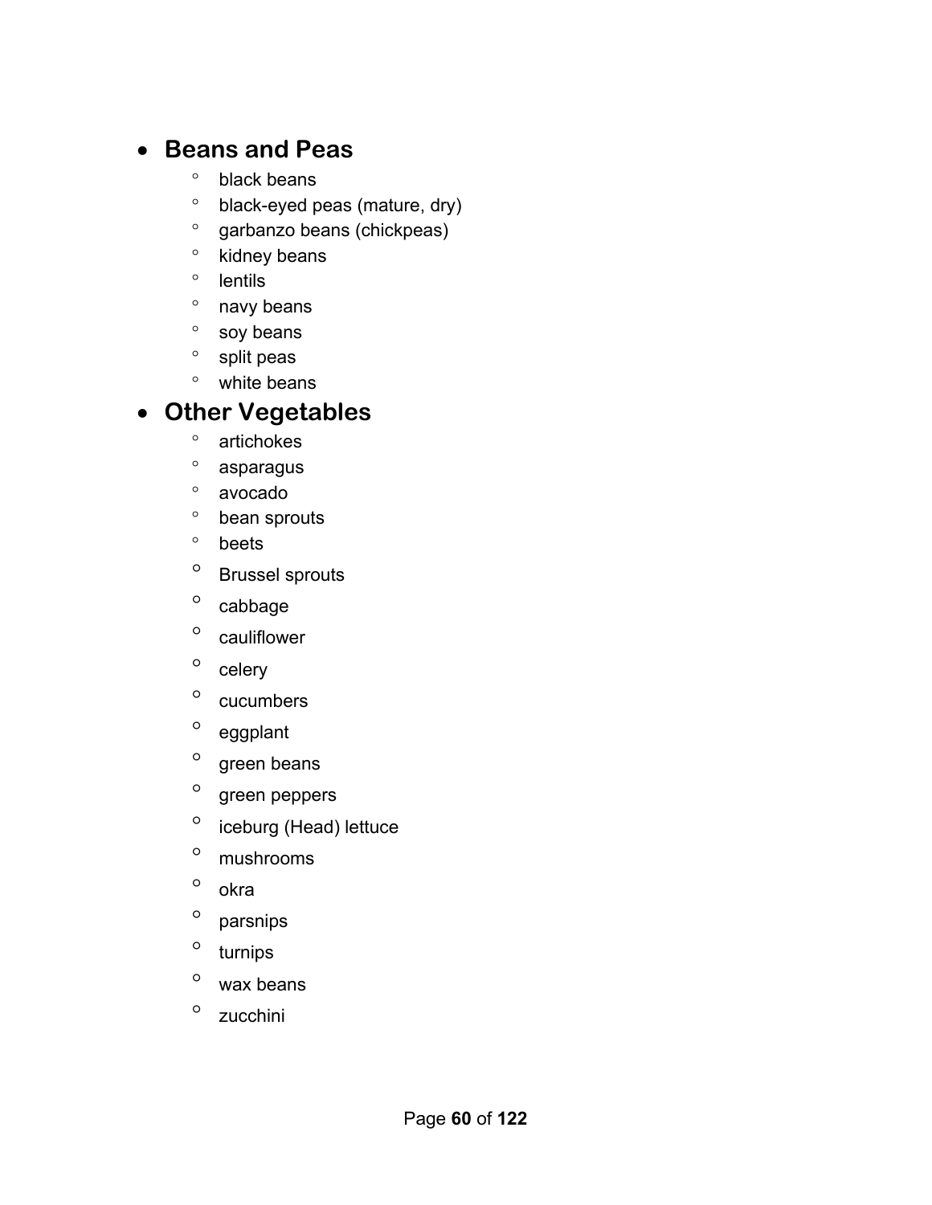- **Beans and Peas**
    - black beans
    - black-eyed peas (mature, dry)
    - garbanzo beans (chickpeas)
    - kidney beans
    - lentils
    - navy beans
    - soy beans
    - split peas
    - white beans
- **Other Vegetables**
    - artichokes
    - asparagus
    - avocado
    - bean sprouts
    - beets
    - Brussel sprouts
    - cabbage
    - cauliflower
    - celery
    - cucumbers
    - eggplant
    - green beans
    - green peppers
    - iceburg (Head) lettuce
    - mushrooms
    - okra
    - parsnips
    - turnips
    - wax beans
    - zucchini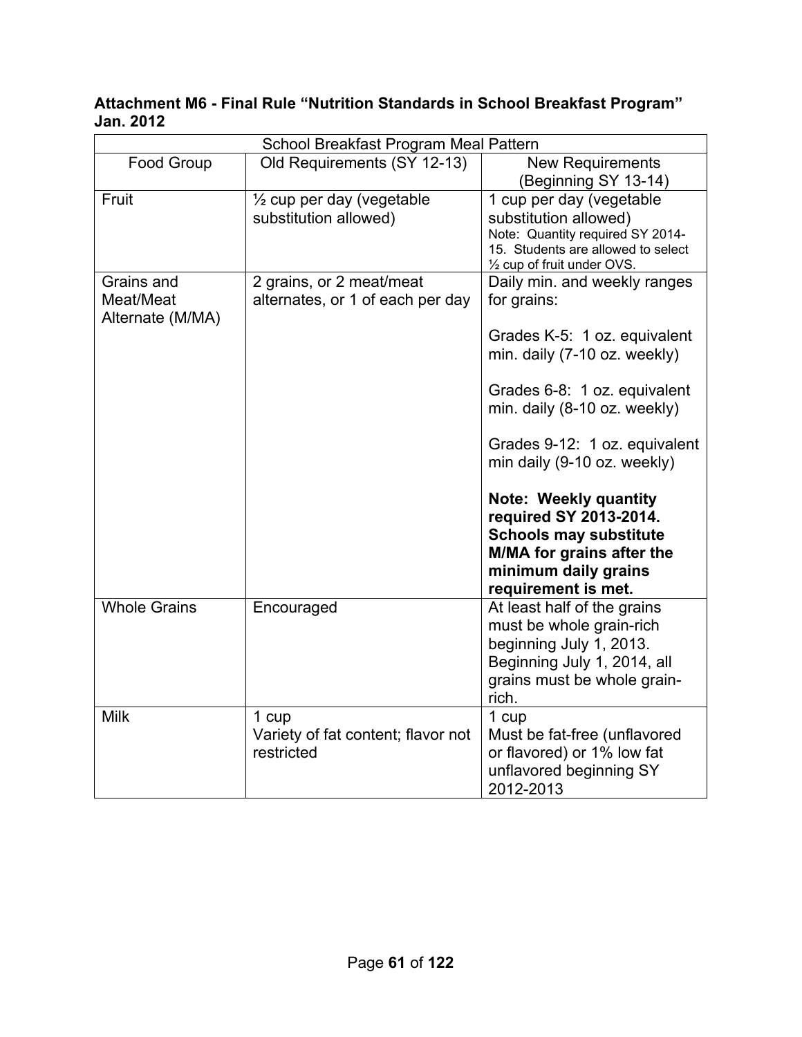**Attachment M6 - Final Rule "Nutrition Standards in School Breakfast Program" Jan. 2012**

| School Breakfast Program Meal Pattern | | |
|---|---|---|
| Food Group | Old Requirements (SY 12-13) | New Requirements (Beginning SY 13-14) |
| Fruit | ½ cup per day (vegetable substitution allowed) | 1 cup per day (vegetable substitution allowed)<br>Note: Quantity required SY 2014-15. Students are allowed to select ½ cup of fruit under OVS. |
| Grains and Meat/Meat Alternate (M/MA) | 2 grains, or 2 meat/meat alternates, or 1 of each per day | Daily min. and weekly ranges for grains:<br><br>Grades K-5: 1 oz. equivalent min. daily (7-10 oz. weekly)<br><br>Grades 6-8: 1 oz. equivalent min. daily (8-10 oz. weekly)<br><br>Grades 9-12: 1 oz. equivalent min daily (9-10 oz. weekly)<br><br>**Note: Weekly quantity required SY 2013-2014. Schools may substitute M/MA for grains after the minimum daily grains requirement is met.** |
| Whole Grains | Encouraged | At least half of the grains must be whole grain-rich beginning July 1, 2013. Beginning July 1, 2014, all grains must be whole grain-rich. |
| Milk | 1 cup<br>Variety of fat content; flavor not restricted | 1 cup<br>Must be fat-free (unflavored or flavored) or 1% low fat unflavored beginning SY 2012-2013 |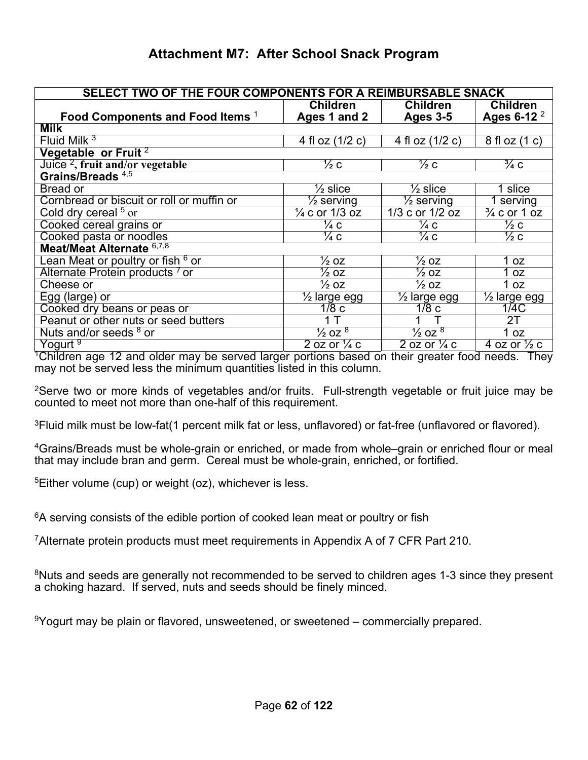# Attachment M7: After School Snack Program

| SELECT TWO OF THE FOUR COMPONENTS FOR A REIMBURSABLE SNACK | | | |
|---|---|---|---|
| **Food Components and Food Items** [1] | **Children Ages 1 and 2** | **Children Ages 3-5** | **Children Ages 6-12** [2] |
| **Milk** | | | |
| Fluid Milk [3] | 4 fl oz (1/2 c) | 4 fl oz (1/2 c) | 8 fl oz (1 c) |
| **Vegetable or Fruit** [2] | | | |
| Juice [2], fruit and/or vegetable | ½ c | ½ c | ¾ c |
| **Grains/Breads** [4,5] | | | |
| Bread or | ½ slice | ½ slice | 1 slice |
| Cornbread or biscuit or roll or muffin or | ½ serving | ½ serving | 1 serving |
| Cold dry cereal [5] or | ¼ c or 1/3 oz | 1/3 c or 1/2 oz | ¾ c or 1 oz |
| Cooked cereal grains or | ¼ c | ¼ c | ½ c |
| Cooked pasta or noodles | ¼ c | ¼ c | ½ c |
| **Meat/Meat Alternate** [6,7,8] | | | |
| Lean Meat or poultry or fish [6] or | ½ oz | ½ oz | 1 oz |
| Alternate Protein products [7] or | ½ oz | ½ oz | 1 oz |
| Cheese or | ½ oz | ½ oz | 1 oz |
| Egg (large) or | ½ large egg | ½ large egg | ½ large egg |
| Cooked dry beans or peas or | 1/8 c | 1/8 c | 1/4C |
| Peanut or other nuts or seed butters | 1 T | 1 T | 2T |
| Nuts and/or seeds [8] or | ½ oz [8] | ½ oz [8] | 1 oz |
| Yogurt [9] | 2 oz or ¼ c | 2 oz or ¼ c | 4 oz or ½ c |

[1]Children age 12 and older may be served larger portions based on their greater food needs. They may not be served less the minimum quantities listed in this column.

[2]Serve two or more kinds of vegetables and/or fruits. Full-strength vegetable or fruit juice may be counted to meet not more than one-half of this requirement.

[3]Fluid milk must be low-fat(1 percent milk fat or less, unflavored) or fat-free (unflavored or flavored).

[4]Grains/Breads must be whole-grain or enriched, or made from whole–grain or enriched flour or meal that may include bran and germ. Cereal must be whole-grain, enriched, or fortified.

[5]Either volume (cup) or weight (oz), whichever is less.

[6]A serving consists of the edible portion of cooked lean meat or poultry or fish

[7]Alternate protein products must meet requirements in Appendix A of 7 CFR Part 210.

[8]Nuts and seeds are generally not recommended to be served to children ages 1-3 since they present a choking hazard. If served, nuts and seeds should be finely minced.

[9]Yogurt may be plain or flavored, unsweetened, or sweetened – commercially prepared.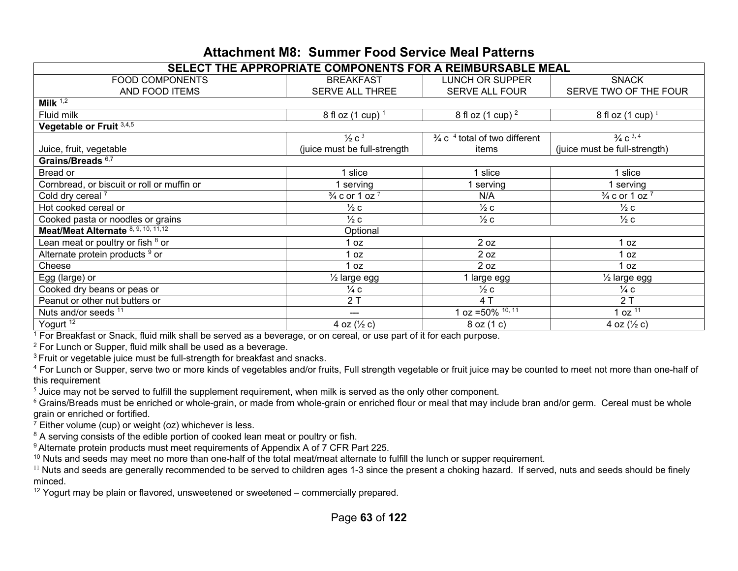# Attachment M8: Summer Food Service Meal Patterns

| SELECT THE APPROPRIATE COMPONENTS FOR A REIMBURSABLE MEAL | | | |
|---|---|---|---|
| FOOD COMPONENTS AND FOOD ITEMS | BREAKFAST SERVE ALL THREE | LUNCH OR SUPPER SERVE ALL FOUR | SNACK SERVE TWO OF THE FOUR |
| **Milk** [1,2] | | | |
| Fluid milk | 8 fl oz (1 cup) [1] | 8 fl oz (1 cup) [2] | 8 fl oz (1 cup) [1] |
| **Vegetable or Fruit** [3,4,5] | | | |
| Juice, fruit, vegetable | ½ c [3] (juice must be full-strength | ¾ c [4] total of two different items | ¾ c [3, 4] (juice must be full-strength) |
| **Grains/Breads** [6,7] | | | |
| Bread or | 1 slice | 1 slice | 1 slice |
| Cornbread, or biscuit or roll or muffin or | 1 serving | 1 serving | 1 serving |
| Cold dry cereal [7] | ¾ c or 1 oz [7] | N/A | ¾ c or 1 oz [7] |
| Hot cooked cereal or | ½ c | ½ c | ½ c |
| Cooked pasta or noodles or grains | ½ c | ½ c | ½ c |
| **Meat/Meat Alternate** [8, 9, 10, 11,12] | Optional | | |
| Lean meat or poultry or fish [8] or | 1 oz | 2 oz | 1 oz |
| Alternate protein products [9] or | 1 oz | 2 oz | 1 oz |
| Cheese | 1 oz | 2 oz | 1 oz |
| Egg (large) or | ½ large egg | 1 large egg | ½ large egg |
| Cooked dry beans or peas or | ¼ c | ½ c | ¼ c |
| Peanut or other nut butters or | 2 T | 4 T | 2 T |
| Nuts and/or seeds [11] | --- | 1 oz =50% [10, 11] | 1 oz [11] |
| Yogurt [12] | 4 oz (½ c) | 8 oz (1 c) | 4 oz (½ c) |

[1] For Breakfast or Snack, fluid milk shall be served as a beverage, or on cereal, or use part of it for each purpose.

[2] For Lunch or Supper, fluid milk shall be used as a beverage.

[3] Fruit or vegetable juice must be full-strength for breakfast and snacks.

[4] For Lunch or Supper, serve two or more kinds of vegetables and/or fruits, Full strength vegetable or fruit juice may be counted to meet not more than one-half of this requirement

[5] Juice may not be served to fulfill the supplement requirement, when milk is served as the only other component.

[6] Grains/Breads must be enriched or whole-grain, or made from whole-grain or enriched flour or meal that may include bran and/or germ. Cereal must be whole grain or enriched or fortified.

[7] Either volume (cup) or weight (oz) whichever is less.

[8] A serving consists of the edible portion of cooked lean meat or poultry or fish.

[9] Alternate protein products must meet requirements of Appendix A of 7 CFR Part 225.

[10] Nuts and seeds may meet no more than one-half of the total meat/meat alternate to fulfill the lunch or supper requirement.

[11] Nuts and seeds are generally recommended to be served to children ages 1-3 since the present a choking hazard. If served, nuts and seeds should be finely minced.

[12] Yogurt may be plain or flavored, unsweetened or sweetened – commercially prepared.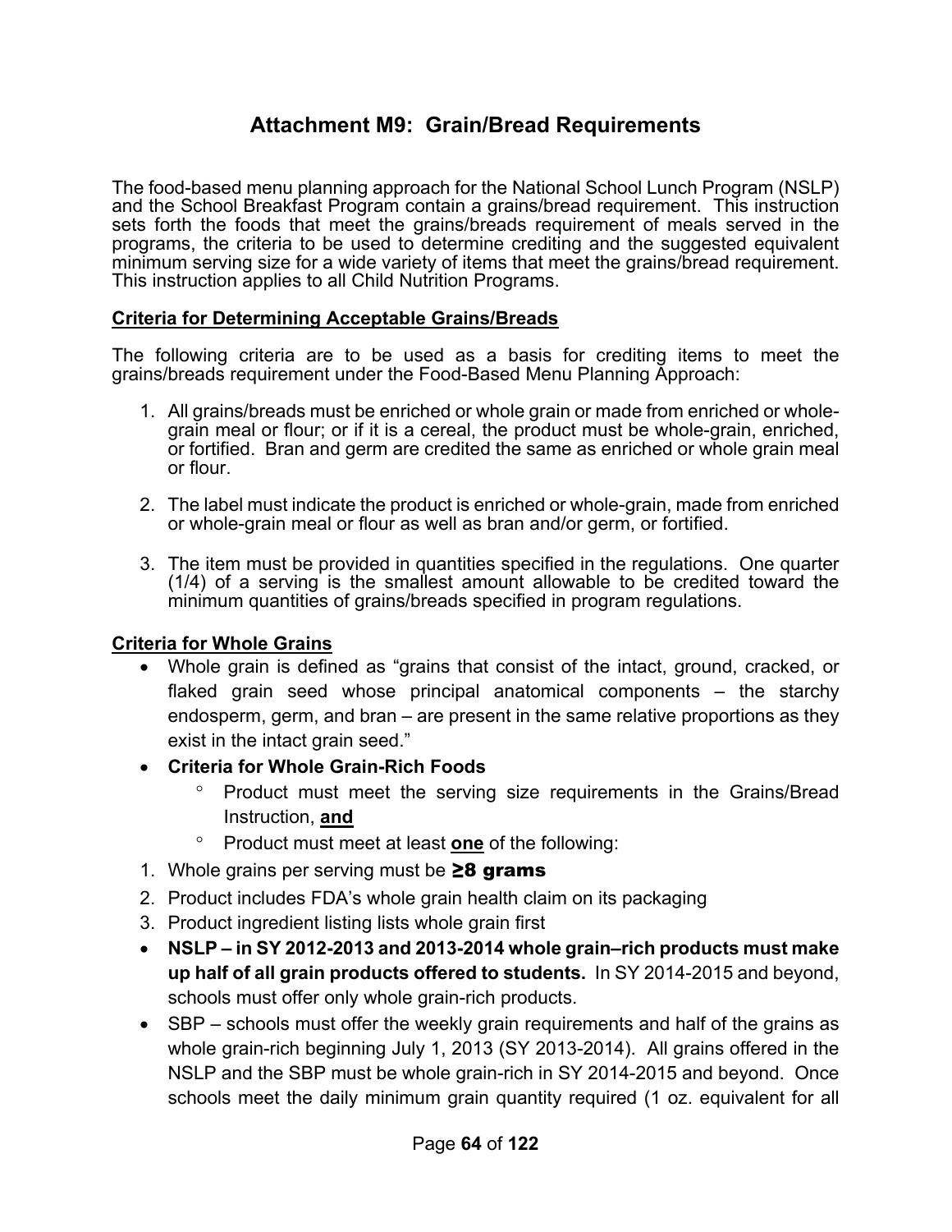# Attachment M9: Grain/Bread Requirements

The food-based menu planning approach for the National School Lunch Program (NSLP) and the School Breakfast Program contain a grains/bread requirement. This instruction sets forth the foods that meet the grains/breads requirement of meals served in the programs, the criteria to be used to determine crediting and the suggested equivalent minimum serving size for a wide variety of items that meet the grains/bread requirement. This instruction applies to all Child Nutrition Programs.

## Criteria for Determining Acceptable Grains/Breads

The following criteria are to be used as a basis for crediting items to meet the grains/breads requirement under the Food-Based Menu Planning Approach:

1. All grains/breads must be enriched or whole grain or made from enriched or whole-grain meal or flour; or if it is a cereal, the product must be whole-grain, enriched, or fortified. Bran and germ are credited the same as enriched or whole grain meal or flour.

2. The label must indicate the product is enriched or whole-grain, made from enriched or whole-grain meal or flour as well as bran and/or germ, or fortified.

3. The item must be provided in quantities specified in the regulations. One quarter (1/4) of a serving is the smallest amount allowable to be credited toward the minimum quantities of grains/breads specified in program regulations.

## Criteria for Whole Grains

- Whole grain is defined as "grains that consist of the intact, ground, cracked, or flaked grain seed whose principal anatomical components – the starchy endosperm, germ, and bran – are present in the same relative proportions as they exist in the intact grain seed."
- **Criteria for Whole Grain-Rich Foods**
    - Product must meet the serving size requirements in the Grains/Bread Instruction, **and**
    - Product must meet at least **one** of the following:

1. Whole grains per serving must be **≥8 grams**
2. Product includes FDA's whole grain health claim on its packaging
3. Product ingredient listing lists whole grain first

- **NSLP – in SY 2012-2013 and 2013-2014 whole grain–rich products must make up half of all grain products offered to students.** In SY 2014-2015 and beyond, schools must offer only whole grain-rich products.
- SBP – schools must offer the weekly grain requirements and half of the grains as whole grain-rich beginning July 1, 2013 (SY 2013-2014). All grains offered in the NSLP and the SBP must be whole grain-rich in SY 2014-2015 and beyond. Once schools meet the daily minimum grain quantity required (1 oz. equivalent for all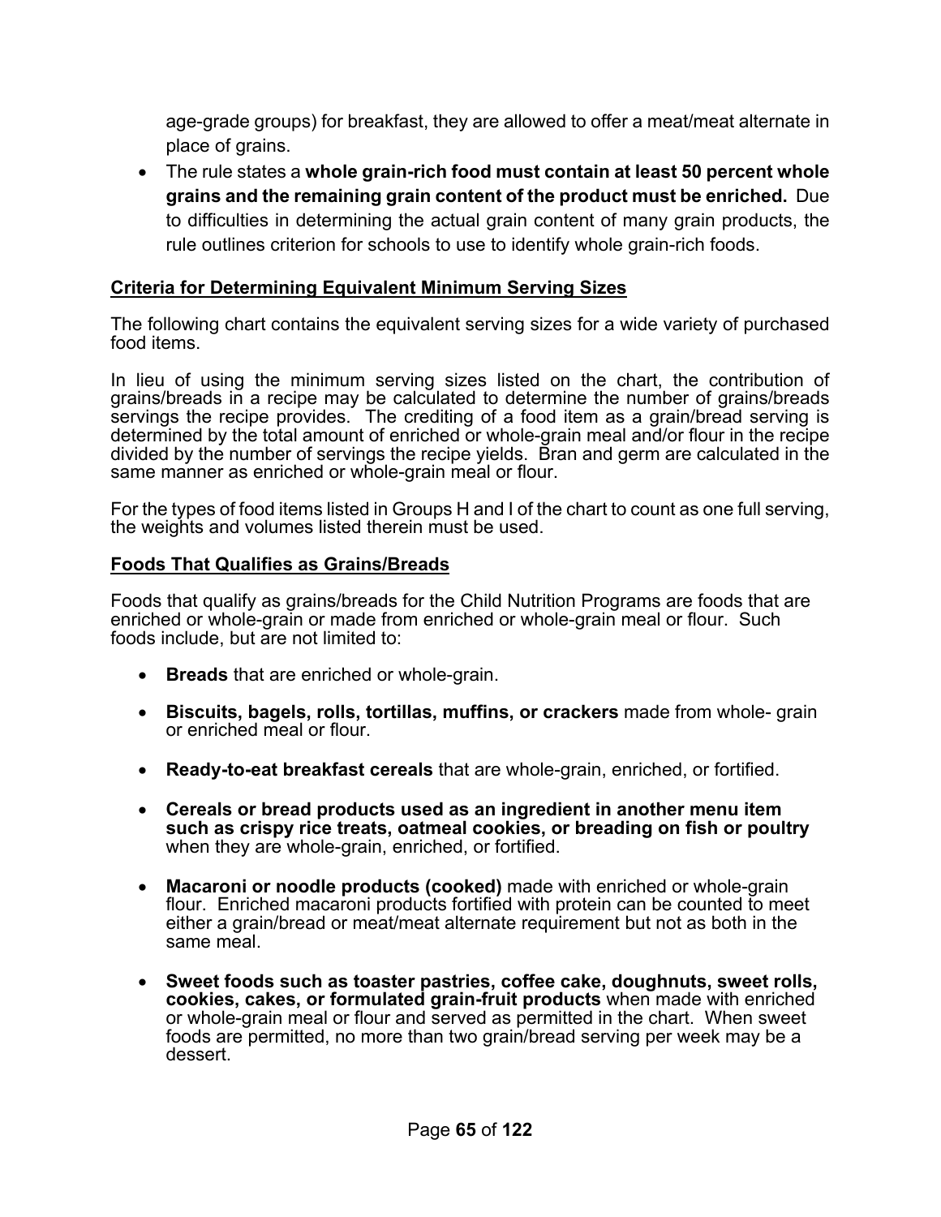age-grade groups) for breakfast, they are allowed to offer a meat/meat alternate in place of grains.

- The rule states a **whole grain-rich food must contain at least 50 percent whole grains and the remaining grain content of the product must be enriched.** Due to difficulties in determining the actual grain content of many grain products, the rule outlines criterion for schools to use to identify whole grain-rich foods.

**Criteria for Determining Equivalent Minimum Serving Sizes**

The following chart contains the equivalent serving sizes for a wide variety of purchased food items.

In lieu of using the minimum serving sizes listed on the chart, the contribution of grains/breads in a recipe may be calculated to determine the number of grains/breads servings the recipe provides. The crediting of a food item as a grain/bread serving is determined by the total amount of enriched or whole-grain meal and/or flour in the recipe divided by the number of servings the recipe yields. Bran and germ are calculated in the same manner as enriched or whole-grain meal or flour.

For the types of food items listed in Groups H and I of the chart to count as one full serving, the weights and volumes listed therein must be used.

**Foods That Qualifies as Grains/Breads**

Foods that qualify as grains/breads for the Child Nutrition Programs are foods that are enriched or whole-grain or made from enriched or whole-grain meal or flour. Such foods include, but are not limited to:

- **Breads** that are enriched or whole-grain.

- **Biscuits, bagels, rolls, tortillas, muffins, or crackers** made from whole- grain or enriched meal or flour.

- **Ready-to-eat breakfast cereals** that are whole-grain, enriched, or fortified.

- **Cereals or bread products used as an ingredient in another menu item such as crispy rice treats, oatmeal cookies, or breading on fish or poultry** when they are whole-grain, enriched, or fortified.

- **Macaroni or noodle products (cooked)** made with enriched or whole-grain flour. Enriched macaroni products fortified with protein can be counted to meet either a grain/bread or meat/meat alternate requirement but not as both in the same meal.

- **Sweet foods such as toaster pastries, coffee cake, doughnuts, sweet rolls, cookies, cakes, or formulated grain-fruit products** when made with enriched or whole-grain meal or flour and served as permitted in the chart. When sweet foods are permitted, no more than two grain/bread serving per week may be a dessert.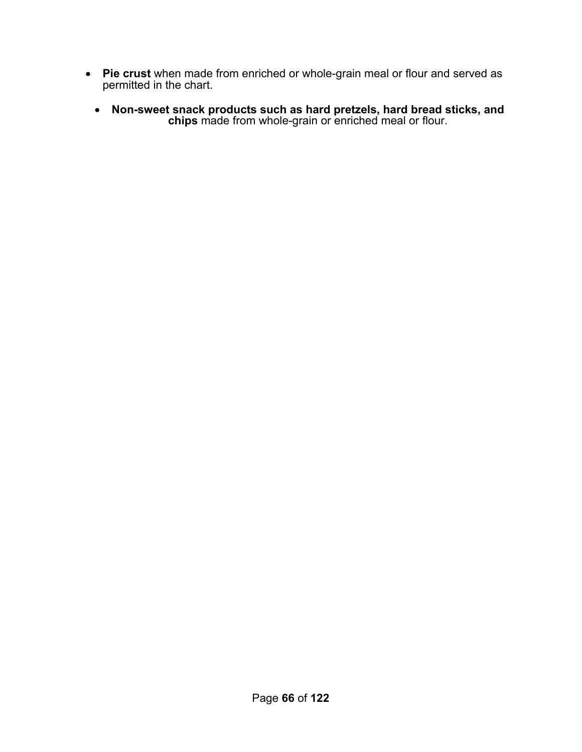- **Pie crust** when made from enriched or whole-grain meal or flour and served as permitted in the chart.
- **Non-sweet snack products such as hard pretzels, hard bread sticks, and chips** made from whole-grain or enriched meal or flour.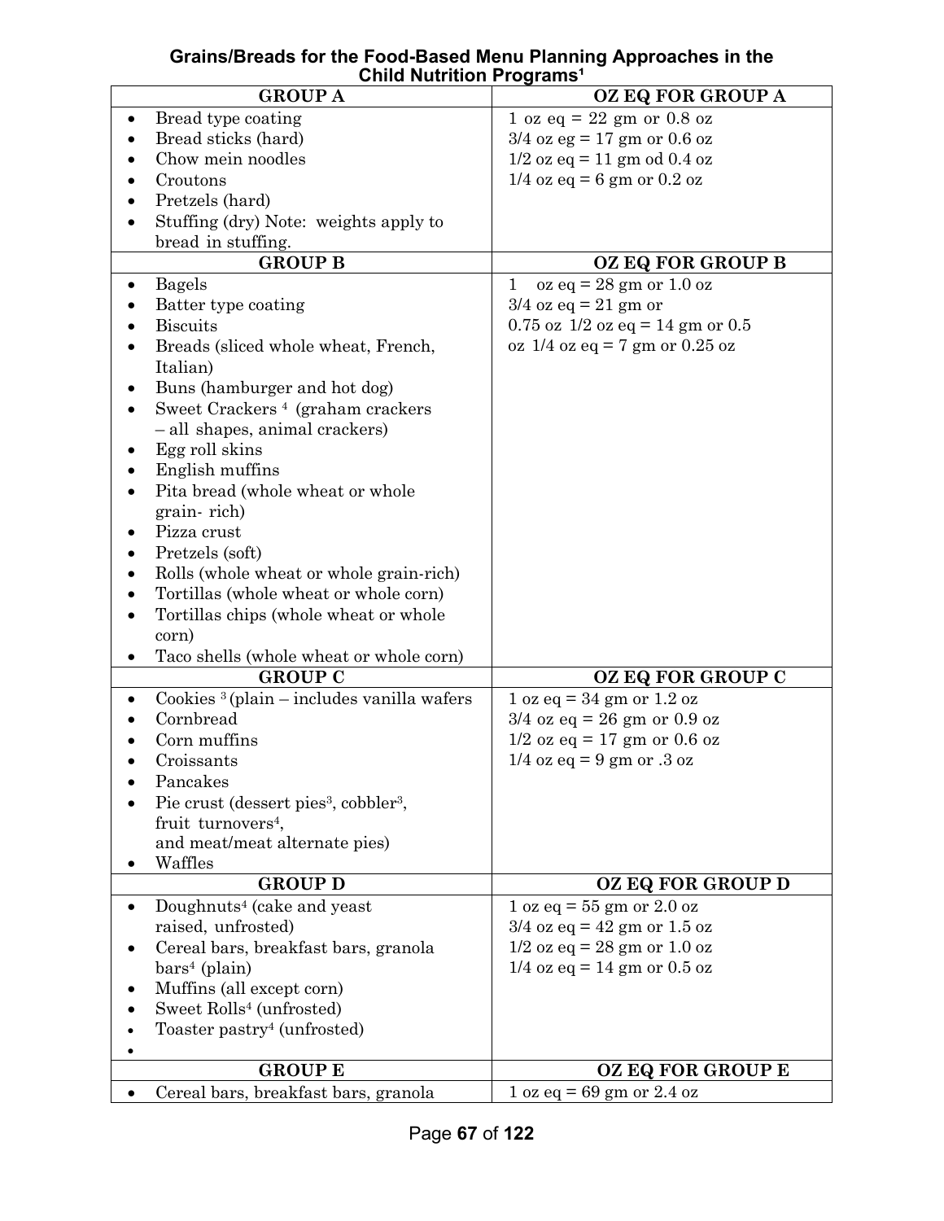**Grains/Breads for the Food-Based Menu Planning Approaches in the Child Nutrition Programs[1]**

| GROUP A | OZ EQ FOR GROUP A |
|---|---|
| • Bread type coating<br>• Bread sticks (hard)<br>• Chow mein noodles<br>• Croutons<br>• Pretzels (hard)<br>• Stuffing (dry) Note: weights apply to bread in stuffing. | 1 oz eq = 22 gm or 0.8 oz<br>3/4 oz eg = 17 gm or 0.6 oz<br>1/2 oz eq = 11 gm od 0.4 oz<br>1/4 oz eq = 6 gm or 0.2 oz |
| **GROUP B** | **OZ EQ FOR GROUP B** |
| • Bagels<br>• Batter type coating<br>• Biscuits<br>• Breads (sliced whole wheat, French, Italian)<br>• Buns (hamburger and hot dog)<br>• Sweet Crackers [4] (graham crackers – all shapes, animal crackers)<br>• Egg roll skins<br>• English muffins<br>• Pita bread (whole wheat or whole grain- rich)<br>• Pizza crust<br>• Pretzels (soft)<br>• Rolls (whole wheat or whole grain-rich)<br>• Tortillas (whole wheat or whole corn)<br>• Tortillas chips (whole wheat or whole corn)<br>• Taco shells (whole wheat or whole corn) | 1 oz eq = 28 gm or 1.0 oz<br>3/4 oz eq = 21 gm or<br>0.75 oz 1/2 oz eq = 14 gm or 0.5<br>oz 1/4 oz eq = 7 gm or 0.25 oz |
| **GROUP C** | **OZ EQ FOR GROUP C** |
| • Cookies [3] (plain – includes vanilla wafers<br>• Cornbread<br>• Corn muffins<br>• Croissants<br>• Pancakes<br>• Pie crust (dessert pies[3], cobbler[3], fruit turnovers[4], and meat/meat alternate pies)<br>• Waffles | 1 oz eq = 34 gm or 1.2 oz<br>3/4 oz eq = 26 gm or 0.9 oz<br>1/2 oz eq = 17 gm or 0.6 oz<br>1/4 oz eq = 9 gm or .3 oz |
| **GROUP D** | **OZ EQ FOR GROUP D** |
| • Doughnuts[4] (cake and yeast raised, unfrosted)<br>• Cereal bars, breakfast bars, granola bars[4] (plain)<br>• Muffins (all except corn)<br>• Sweet Rolls[4] (unfrosted)<br>• Toaster pastry[4] (unfrosted)<br>• | 1 oz eq = 55 gm or 2.0 oz<br>3/4 oz eq = 42 gm or 1.5 oz<br>1/2 oz eq = 28 gm or 1.0 oz<br>1/4 oz eq = 14 gm or 0.5 oz |
| **GROUP E** | **OZ EQ FOR GROUP E** |
| • Cereal bars, breakfast bars, granola | 1 oz eq = 69 gm or 2.4 oz |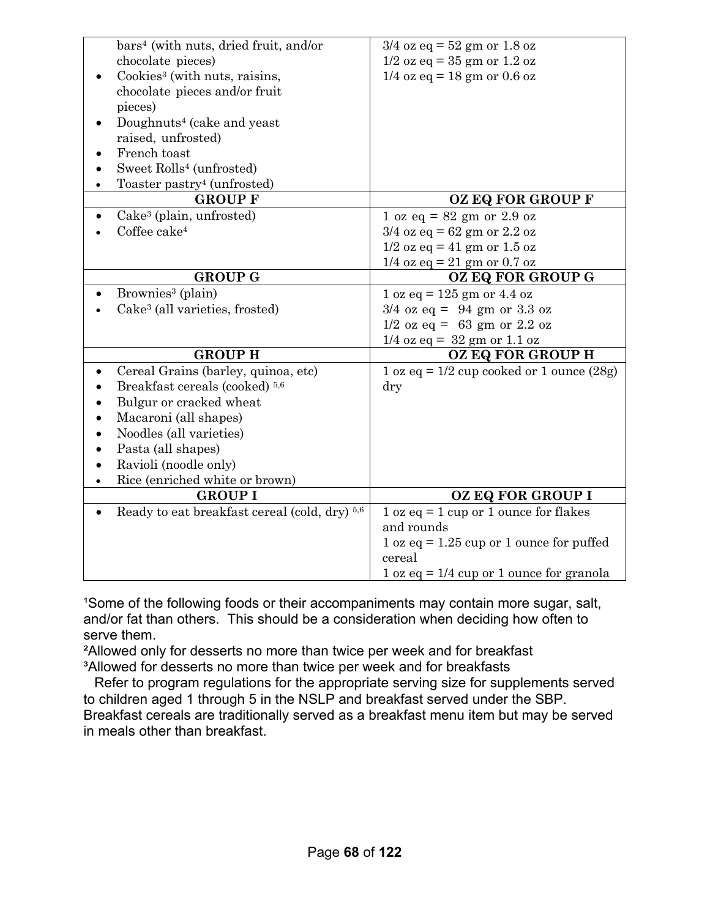| | |
|---|---|
| bars[4] (with nuts, dried fruit, and/or chocolate pieces)<br>• Cookies[3] (with nuts, raisins, chocolate pieces and/or fruit pieces)<br>• Doughnuts[4] (cake and yeast raised, unfrosted)<br>• French toast<br>• Sweet Rolls[4] (unfrosted)<br>• Toaster pastry[4] (unfrosted) | 3/4 oz eq = 52 gm or 1.8 oz<br>1/2 oz eq = 35 gm or 1.2 oz<br>1/4 oz eq = 18 gm or 0.6 oz |
| **GROUP F** | **OZ EQ FOR GROUP F** |
| • Cake[3] (plain, unfrosted)<br>• Coffee cake[4] | 1 oz eq = 82 gm or 2.9 oz<br>3/4 oz eq = 62 gm or 2.2 oz<br>1/2 oz eq = 41 gm or 1.5 oz<br>1/4 oz eq = 21 gm or 0.7 oz |
| **GROUP G** | **OZ EQ FOR GROUP G** |
| • Brownies[3] (plain)<br>• Cake[3] (all varieties, frosted) | 1 oz eq = 125 gm or 4.4 oz<br>3/4 oz eq = 94 gm or 3.3 oz<br>1/2 oz eq = 63 gm or 2.2 oz<br>1/4 oz eq = 32 gm or 1.1 oz |
| **GROUP H** | **OZ EQ FOR GROUP H** |
| • Cereal Grains (barley, quinoa, etc)<br>• Breakfast cereals (cooked) [5,6]<br>• Bulgur or cracked wheat<br>• Macaroni (all shapes)<br>• Noodles (all varieties)<br>• Pasta (all shapes)<br>• Ravioli (noodle only)<br>• Rice (enriched white or brown) | 1 oz eq = 1/2 cup cooked or 1 ounce (28g) dry |
| **GROUP I** | **OZ EQ FOR GROUP I** |
| • Ready to eat breakfast cereal (cold, dry) [5,6] | 1 oz eq = 1 cup or 1 ounce for flakes and rounds<br>1 oz eq = 1.25 cup or 1 ounce for puffed cereal<br>1 oz eq = 1/4 cup or 1 ounce for granola |

[1]Some of the following foods or their accompaniments may contain more sugar, salt, and/or fat than others. This should be a consideration when deciding how often to serve them.

[2]Allowed only for desserts no more than twice per week and for breakfast

[3]Allowed for desserts no more than twice per week and for breakfasts

Refer to program regulations for the appropriate serving size for supplements served to children aged 1 through 5 in the NSLP and breakfast served under the SBP. Breakfast cereals are traditionally served as a breakfast menu item but may be served in meals other than breakfast.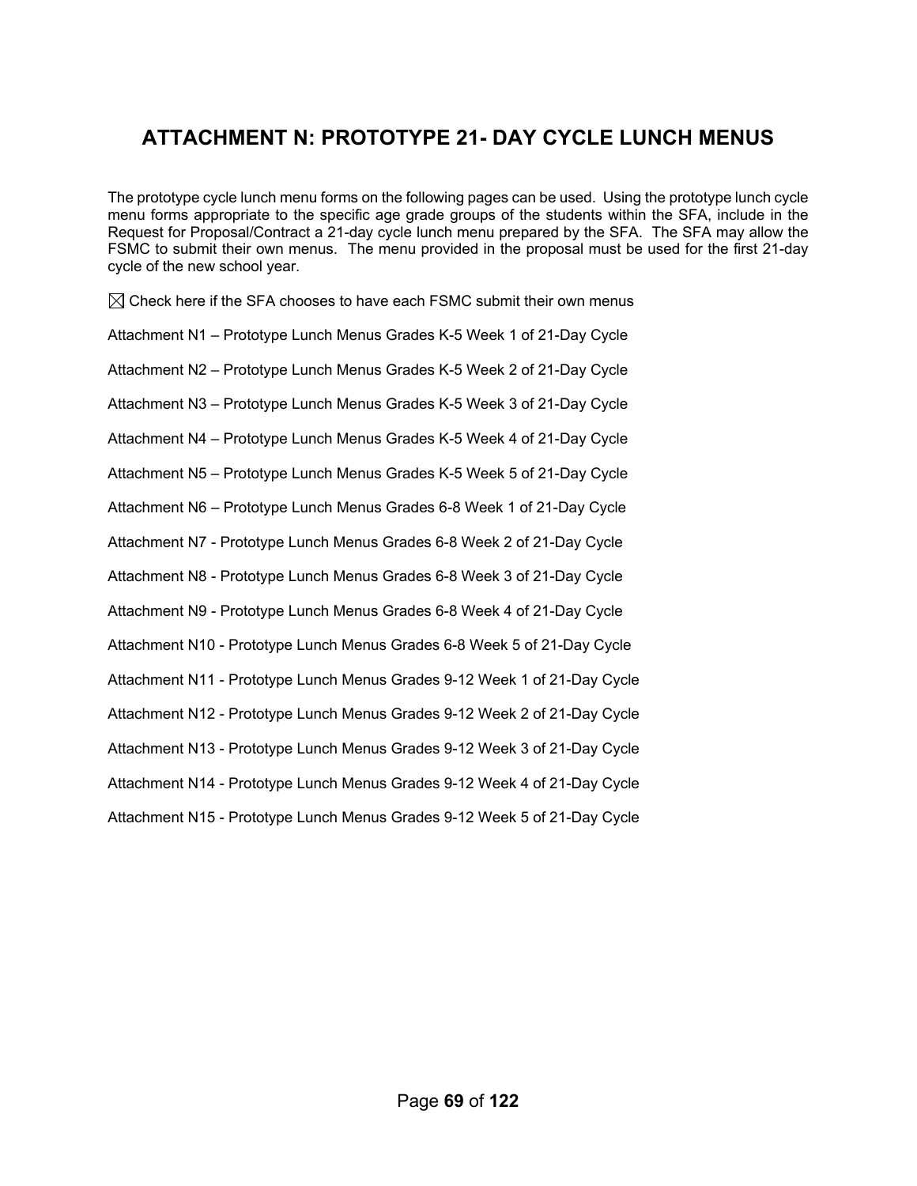# ATTACHMENT N: PROTOTYPE 21- DAY CYCLE LUNCH MENUS

The prototype cycle lunch menu forms on the following pages can be used. Using the prototype lunch cycle menu forms appropriate to the specific age grade groups of the students within the SFA, include in the Request for Proposal/Contract a 21-day cycle lunch menu prepared by the SFA. The SFA may allow the FSMC to submit their own menus. The menu provided in the proposal must be used for the first 21-day cycle of the new school year.

☒ Check here if the SFA chooses to have each FSMC submit their own menus

Attachment N1 – Prototype Lunch Menus Grades K-5 Week 1 of 21-Day Cycle

Attachment N2 – Prototype Lunch Menus Grades K-5 Week 2 of 21-Day Cycle

Attachment N3 – Prototype Lunch Menus Grades K-5 Week 3 of 21-Day Cycle

Attachment N4 – Prototype Lunch Menus Grades K-5 Week 4 of 21-Day Cycle

Attachment N5 – Prototype Lunch Menus Grades K-5 Week 5 of 21-Day Cycle

Attachment N6 – Prototype Lunch Menus Grades 6-8 Week 1 of 21-Day Cycle

Attachment N7 - Prototype Lunch Menus Grades 6-8 Week 2 of 21-Day Cycle

Attachment N8 - Prototype Lunch Menus Grades 6-8 Week 3 of 21-Day Cycle

Attachment N9 - Prototype Lunch Menus Grades 6-8 Week 4 of 21-Day Cycle

Attachment N10 - Prototype Lunch Menus Grades 6-8 Week 5 of 21-Day Cycle

Attachment N11 - Prototype Lunch Menus Grades 9-12 Week 1 of 21-Day Cycle

Attachment N12 - Prototype Lunch Menus Grades 9-12 Week 2 of 21-Day Cycle

Attachment N13 - Prototype Lunch Menus Grades 9-12 Week 3 of 21-Day Cycle

Attachment N14 - Prototype Lunch Menus Grades 9-12 Week 4 of 21-Day Cycle

Attachment N15 - Prototype Lunch Menus Grades 9-12 Week 5 of 21-Day Cycle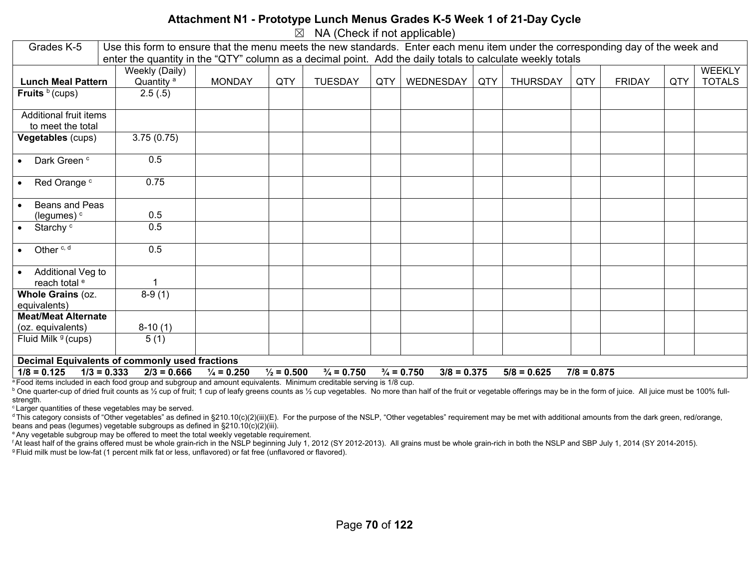# Attachment N1 - Prototype Lunch Menus Grades K-5 Week 1 of 21-Day Cycle

☒ NA (Check if not applicable)

| Grades K-5 | Use this form to ensure that the menu meets the new standards. Enter each menu item under the corresponding day of the week and enter the quantity in the "QTY" column as a decimal point. Add the daily totals to calculate weekly totals | | | | | | | | | | | |
|---|---|---|---|---|---|---|---|---|---|---|---|---|
| **Lunch Meal Pattern** | Weekly (Daily) Quantity [a] | MONDAY | QTY | TUESDAY | QTY | WEDNESDAY | QTY | THURSDAY | QTY | FRIDAY | QTY | WEEKLY TOTALS |
| **Fruits** [b] (cups) | 2.5 (.5) | | | | | | | | | | | |
| Additional fruit items to meet the total | | | | | | | | | | | | |
| **Vegetables** (cups) | 3.75 (0.75) | | | | | | | | | | | |
| • Dark Green [c] | 0.5 | | | | | | | | | | | |
| • Red Orange [c] | 0.75 | | | | | | | | | | | |
| • Beans and Peas (legumes) [c] | 0.5 | | | | | | | | | | | |
| • Starchy [c] | 0.5 | | | | | | | | | | | |
| • Other [c, d] | 0.5 | | | | | | | | | | | |
| • Additional Veg to reach total [e] | 1 | | | | | | | | | | | |
| **Whole Grains** (oz. equivalents) | 8-9 (1) | | | | | | | | | | | |
| **Meat/Meat Alternate** (oz. equivalents) | 8-10 (1) | | | | | | | | | | | |
| Fluid Milk [g] (cups) | 5 (1) | | | | | | | | | | | |

**Decimal Equivalents of commonly used fractions**

**1/8 = 0.125   1/3 = 0.333   2/3 = 0.666   ¼ = 0.250   ½ = 0.500   ¾ = 0.750   ¾ = 0.750   3/8 = 0.375   5/8 = 0.625   7/8 = 0.875**

[a] Food items included in each food group and subgroup and amount equivalents. Minimum creditable serving is 1/8 cup.

[b] One quarter-cup of dried fruit counts as ½ cup of fruit; 1 cup of leafy greens counts as ½ cup vegetables. No more than half of the fruit or vegetable offerings may be in the form of juice. All juice must be 100% full-strength.

[c] Larger quantities of these vegetables may be served.

[d] This category consists of "Other vegetables" as defined in §210.10(c)(2)(iii)(E). For the purpose of the NSLP, "Other vegetables" requirement may be met with additional amounts from the dark green, red/orange, beans and peas (legumes) vegetable subgroups as defined in §210.10(c)(2)(iii).

[e] Any vegetable subgroup may be offered to meet the total weekly vegetable requirement.

[f] At least half of the grains offered must be whole grain-rich in the NSLP beginning July 1, 2012 (SY 2012-2013). All grains must be whole grain-rich in both the NSLP and SBP July 1, 2014 (SY 2014-2015).

[g] Fluid milk must be low-fat (1 percent milk fat or less, unflavored) or fat free (unflavored or flavored).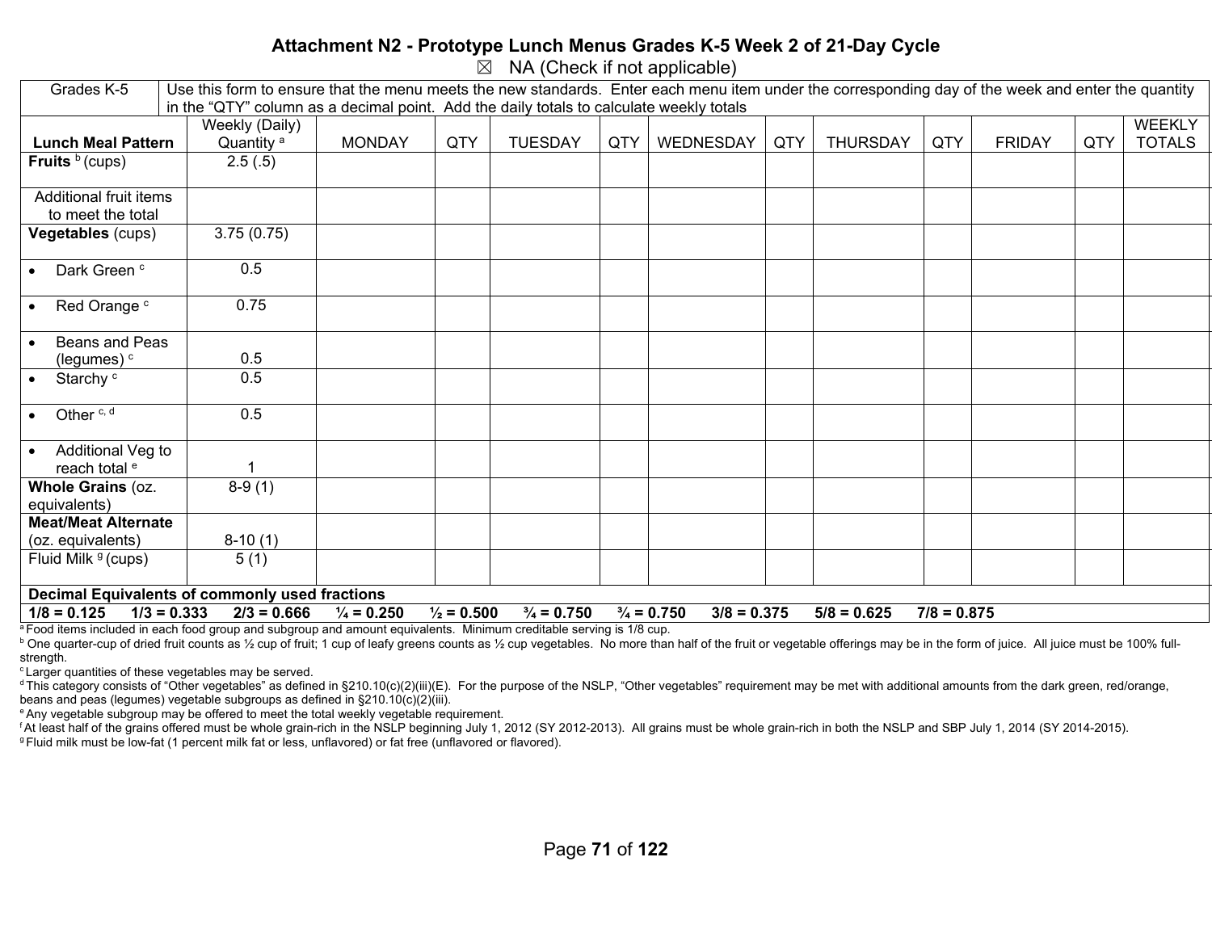# Attachment N2 - Prototype Lunch Menus Grades K-5 Week 2 of 21-Day Cycle

☒ NA (Check if not applicable)

| Grades K-5 | Use this form to ensure that the menu meets the new standards. Enter each menu item under the corresponding day of the week and enter the quantity in the "QTY" column as a decimal point. Add the daily totals to calculate weekly totals | | | | | | | | | | | |
|---|---|---|---|---|---|---|---|---|---|---|---|---|
| **Lunch Meal Pattern** | Weekly (Daily) Quantity [a] | MONDAY | QTY | TUESDAY | QTY | WEDNESDAY | QTY | THURSDAY | QTY | FRIDAY | QTY | WEEKLY TOTALS |
| **Fruits** [b] (cups) | 2.5 (.5) | | | | | | | | | | | |
| Additional fruit items to meet the total | | | | | | | | | | | | |
| **Vegetables** (cups) | 3.75 (0.75) | | | | | | | | | | | |
| • Dark Green [c] | 0.5 | | | | | | | | | | | |
| • Red Orange [c] | 0.75 | | | | | | | | | | | |
| • Beans and Peas (legumes) [c] | 0.5 | | | | | | | | | | | |
| • Starchy [c] | 0.5 | | | | | | | | | | | |
| • Other [c, d] | 0.5 | | | | | | | | | | | |
| • Additional Veg to reach total [e] | 1 | | | | | | | | | | | |
| **Whole Grains** (oz. equivalents) | 8-9 (1) | | | | | | | | | | | |
| **Meat/Meat Alternate** (oz. equivalents) | 8-10 (1) | | | | | | | | | | | |
| Fluid Milk [g] (cups) | 5 (1) | | | | | | | | | | | |

**Decimal Equivalents of commonly used fractions**

**1/8 = 0.125 1/3 = 0.333 2/3 = 0.666 ¼ = 0.250 ½ = 0.500 ¾ = 0.750 ¾ = 0.750 3/8 = 0.375 5/8 = 0.625 7/8 = 0.875**

[a] Food items included in each food group and subgroup and amount equivalents. Minimum creditable serving is 1/8 cup.

[b] One quarter-cup of dried fruit counts as ½ cup of fruit; 1 cup of leafy greens counts as ½ cup vegetables. No more than half of the fruit or vegetable offerings may be in the form of juice. All juice must be 100% full-strength.

[c] Larger quantities of these vegetables may be served.

[d] This category consists of "Other vegetables" as defined in §210.10(c)(2)(iii)(E). For the purpose of the NSLP, "Other vegetables" requirement may be met with additional amounts from the dark green, red/orange, beans and peas (legumes) vegetable subgroups as defined in §210.10(c)(2)(iii).

[e] Any vegetable subgroup may be offered to meet the total weekly vegetable requirement.

[f] At least half of the grains offered must be whole grain-rich in the NSLP beginning July 1, 2012 (SY 2012-2013). All grains must be whole grain-rich in both the NSLP and SBP July 1, 2014 (SY 2014-2015).

[g] Fluid milk must be low-fat (1 percent milk fat or less, unflavored) or fat free (unflavored or flavored).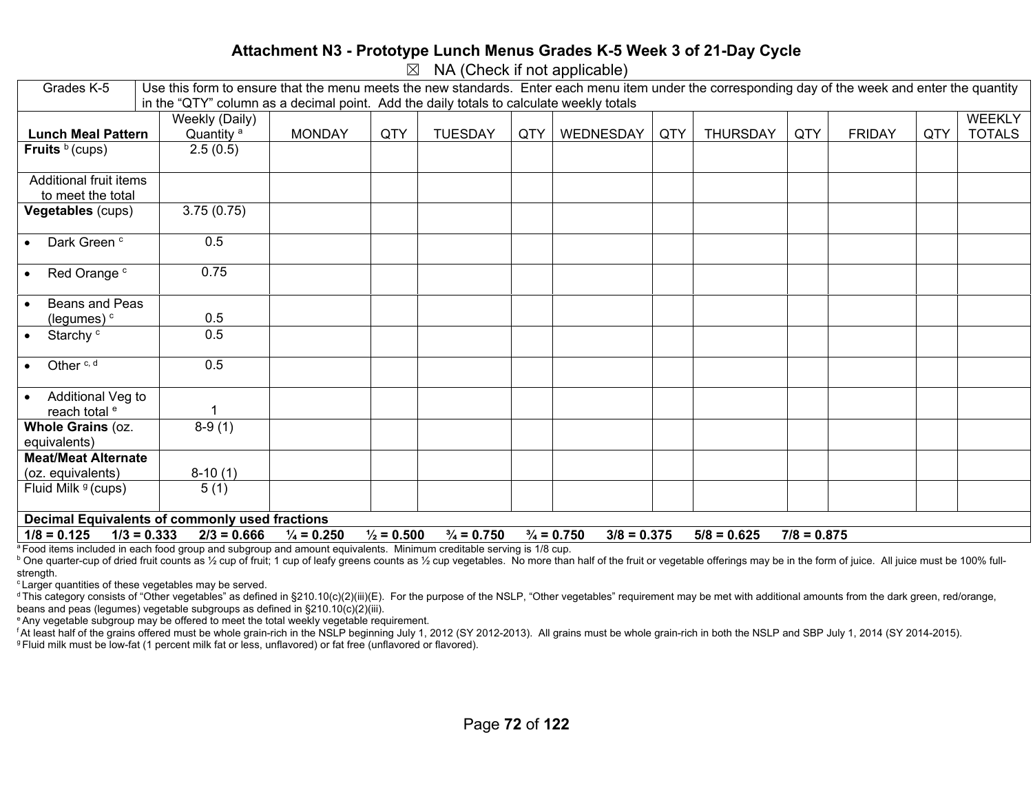### Attachment N3 - Prototype Lunch Menus Grades K-5 Week 3 of 21-Day Cycle

☒ NA (Check if not applicable)

| Grades K-5 | Use this form to ensure that the menu meets the new standards. Enter each menu item under the corresponding day of the week and enter the quantity in the "QTY" column as a decimal point. Add the daily totals to calculate weekly totals | | | | | | | | | | | |
|---|---|---|---|---|---|---|---|---|---|---|---|---|
| **Lunch Meal Pattern** | Weekly (Daily) Quantity [a] | MONDAY | QTY | TUESDAY | QTY | WEDNESDAY | QTY | THURSDAY | QTY | FRIDAY | QTY | WEEKLY TOTALS |
| **Fruits** [b] (cups) | 2.5 (0.5) | | | | | | | | | | | |
| Additional fruit items to meet the total | | | | | | | | | | | | |
| **Vegetables** (cups) | 3.75 (0.75) | | | | | | | | | | | |
| • Dark Green [c] | 0.5 | | | | | | | | | | | |
| • Red Orange [c] | 0.75 | | | | | | | | | | | |
| • Beans and Peas (legumes) [c] | 0.5 | | | | | | | | | | | |
| • Starchy [c] | 0.5 | | | | | | | | | | | |
| • Other [c, d] | 0.5 | | | | | | | | | | | |
| • Additional Veg to reach total [e] | 1 | | | | | | | | | | | |
| **Whole Grains** (oz. equivalents) | 8-9 (1) | | | | | | | | | | | |
| **Meat/Meat Alternate** (oz. equivalents) | 8-10 (1) | | | | | | | | | | | |
| Fluid Milk [g] (cups) | 5 (1) | | | | | | | | | | | |

**Decimal Equivalents of commonly used fractions**

**1/8 = 0.125 1/3 = 0.333 2/3 = 0.666 ¼ = 0.250 ½ = 0.500 ¾ = 0.750 ¾ = 0.750 3/8 = 0.375 5/8 = 0.625 7/8 = 0.875**

[a] Food items included in each food group and subgroup and amount equivalents. Minimum creditable serving is 1/8 cup.

[b] One quarter-cup of dried fruit counts as ½ cup of fruit; 1 cup of leafy greens counts as ½ cup vegetables. No more than half of the fruit or vegetable offerings may be in the form of juice. All juice must be 100% full-strength.

[c] Larger quantities of these vegetables may be served.

[d] This category consists of "Other vegetables" as defined in §210.10(c)(2)(iii)(E). For the purpose of the NSLP, "Other vegetables" requirement may be met with additional amounts from the dark green, red/orange, beans and peas (legumes) vegetable subgroups as defined in §210.10(c)(2)(iii).

[e] Any vegetable subgroup may be offered to meet the total weekly vegetable requirement.

[f] At least half of the grains offered must be whole grain-rich in the NSLP beginning July 1, 2012 (SY 2012-2013). All grains must be whole grain-rich in both the NSLP and SBP July 1, 2014 (SY 2014-2015).

[g] Fluid milk must be low-fat (1 percent milk fat or less, unflavored) or fat free (unflavored or flavored).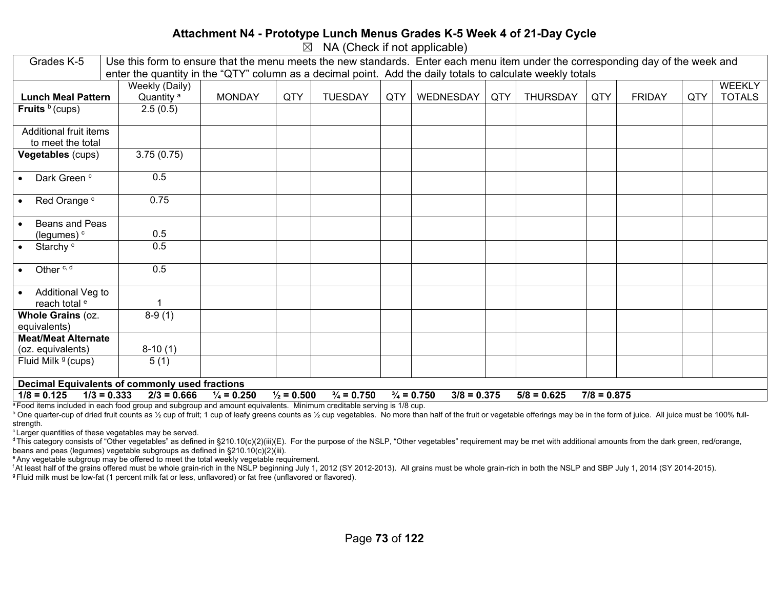# Attachment N4 - Prototype Lunch Menus Grades K-5 Week 4 of 21-Day Cycle

☒ NA (Check if not applicable)

| Grades K-5 | Use this form to ensure that the menu meets the new standards. Enter each menu item under the corresponding day of the week and enter the quantity in the "QTY" column as a decimal point. Add the daily totals to calculate weekly totals | | | | | | | | | | | |
|---|---|---|---|---|---|---|---|---|---|---|---|---|
| **Lunch Meal Pattern** | Weekly (Daily) Quantity [a] | MONDAY | QTY | TUESDAY | QTY | WEDNESDAY | QTY | THURSDAY | QTY | FRIDAY | QTY | WEEKLY TOTALS |
| **Fruits** [b] (cups) | 2.5 (0.5) | | | | | | | | | | | |
| Additional fruit items to meet the total | | | | | | | | | | | | |
| **Vegetables** (cups) | 3.75 (0.75) | | | | | | | | | | | |
| • Dark Green [c] | 0.5 | | | | | | | | | | | |
| • Red Orange [c] | 0.75 | | | | | | | | | | | |
| • Beans and Peas (legumes) [c] | 0.5 | | | | | | | | | | | |
| • Starchy [c] | 0.5 | | | | | | | | | | | |
| • Other [c, d] | 0.5 | | | | | | | | | | | |
| • Additional Veg to reach total [e] | 1 | | | | | | | | | | | |
| **Whole Grains** (oz. equivalents) | 8-9 (1) | | | | | | | | | | | |
| **Meat/Meat Alternate** (oz. equivalents) | 8-10 (1) | | | | | | | | | | | |
| Fluid Milk [g] (cups) | 5 (1) | | | | | | | | | | | |

**Decimal Equivalents of commonly used fractions**

**1/8 = 0.125 1/3 = 0.333 2/3 = 0.666 ¼ = 0.250 ½ = 0.500 ¾ = 0.750 ¾ = 0.750 3/8 = 0.375 5/8 = 0.625 7/8 = 0.875**

[a] Food items included in each food group and subgroup and amount equivalents. Minimum creditable serving is 1/8 cup.

[b] One quarter-cup of dried fruit counts as ½ cup of fruit; 1 cup of leafy greens counts as ½ cup vegetables. No more than half of the fruit or vegetable offerings may be in the form of juice. All juice must be 100% full-strength.

[c] Larger quantities of these vegetables may be served.

[d] This category consists of "Other vegetables" as defined in §210.10(c)(2)(iii)(E). For the purpose of the NSLP, "Other vegetables" requirement may be met with additional amounts from the dark green, red/orange, beans and peas (legumes) vegetable subgroups as defined in §210.10(c)(2)(iii).

[e] Any vegetable subgroup may be offered to meet the total weekly vegetable requirement.

[f] At least half of the grains offered must be whole grain-rich in the NSLP beginning July 1, 2012 (SY 2012-2013). All grains must be whole grain-rich in both the NSLP and SBP July 1, 2014 (SY 2014-2015).

[g] Fluid milk must be low-fat (1 percent milk fat or less, unflavored) or fat free (unflavored or flavored).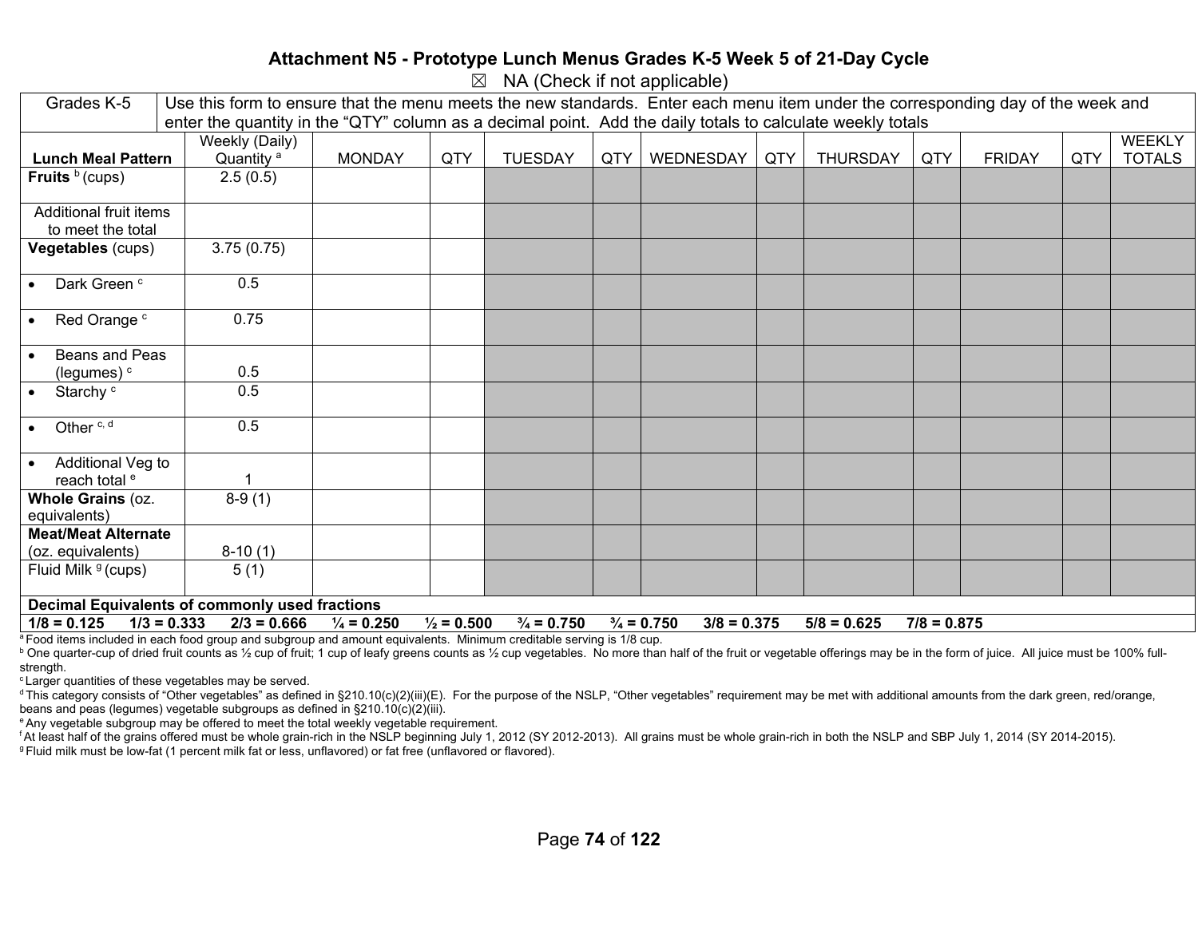# Attachment N5 - Prototype Lunch Menus Grades K-5 Week 5 of 21-Day Cycle

☒ NA (Check if not applicable)

| Grades K-5 | Use this form to ensure that the menu meets the new standards. Enter each menu item under the corresponding day of the week and enter the quantity in the "QTY" column as a decimal point. Add the daily totals to calculate weekly totals | | | | | | | | | | | |
|---|---|---|---|---|---|---|---|---|---|---|---|---|
| **Lunch Meal Pattern** | Weekly (Daily) Quantity [a] | MONDAY | QTY | TUESDAY | QTY | WEDNESDAY | QTY | THURSDAY | QTY | FRIDAY | QTY | WEEKLY TOTALS |
| **Fruits** [b] (cups) | 2.5 (0.5) | | | | | | | | | | | |
| Additional fruit items to meet the total | | | | | | | | | | | | |
| **Vegetables** (cups) | 3.75 (0.75) | | | | | | | | | | | |
| • Dark Green [c] | 0.5 | | | | | | | | | | | |
| • Red Orange [c] | 0.75 | | | | | | | | | | | |
| • Beans and Peas (legumes) [c] | 0.5 | | | | | | | | | | | |
| • Starchy [c] | 0.5 | | | | | | | | | | | |
| • Other [c, d] | 0.5 | | | | | | | | | | | |
| • Additional Veg to reach total [e] | 1 | | | | | | | | | | | |
| **Whole Grains** (oz. equivalents) | 8-9 (1) | | | | | | | | | | | |
| **Meat/Meat Alternate** (oz. equivalents) | 8-10 (1) | | | | | | | | | | | |
| Fluid Milk [g] (cups) | 5 (1) | | | | | | | | | | | |

**Decimal Equivalents of commonly used fractions**

**1/8 = 0.125 1/3 = 0.333 2/3 = 0.666 ¼ = 0.250 ½ = 0.500 ¾ = 0.750 ¾ = 0.750 3/8 = 0.375 5/8 = 0.625 7/8 = 0.875**

[a] Food items included in each food group and subgroup and amount equivalents. Minimum creditable serving is 1/8 cup.

[b] One quarter-cup of dried fruit counts as ½ cup of fruit; 1 cup of leafy greens counts as ½ cup vegetables. No more than half of the fruit or vegetable offerings may be in the form of juice. All juice must be 100% full-strength.

[c] Larger quantities of these vegetables may be served.

[d] This category consists of "Other vegetables" as defined in §210.10(c)(2)(iii)(E). For the purpose of the NSLP, "Other vegetables" requirement may be met with additional amounts from the dark green, red/orange, beans and peas (legumes) vegetable subgroups as defined in §210.10(c)(2)(iii).

[e] Any vegetable subgroup may be offered to meet the total weekly vegetable requirement.

[f] At least half of the grains offered must be whole grain-rich in the NSLP beginning July 1, 2012 (SY 2012-2013). All grains must be whole grain-rich in both the NSLP and SBP July 1, 2014 (SY 2014-2015).

[g] Fluid milk must be low-fat (1 percent milk fat or less, unflavored) or fat free (unflavored or flavored).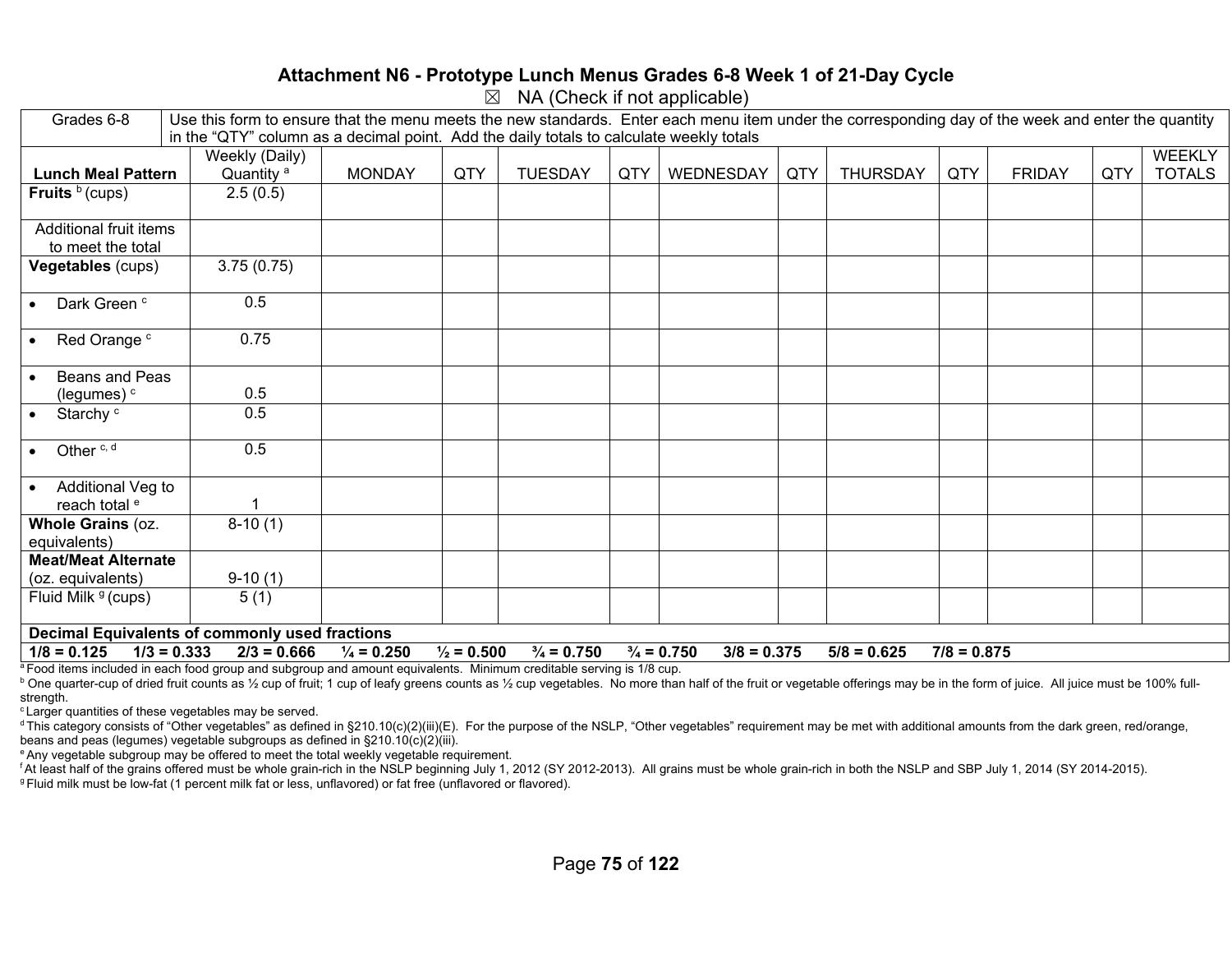# Attachment N6 - Prototype Lunch Menus Grades 6-8 Week 1 of 21-Day Cycle

☒ NA (Check if not applicable)

| Grades 6-8 | Use this form to ensure that the menu meets the new standards. Enter each menu item under the corresponding day of the week and enter the quantity in the "QTY" column as a decimal point. Add the daily totals to calculate weekly totals | | | | | | | | | | | |
|---|---|---|---|---|---|---|---|---|---|---|---|---|
| **Lunch Meal Pattern** | Weekly (Daily) Quantity [a] | MONDAY | QTY | TUESDAY | QTY | WEDNESDAY | QTY | THURSDAY | QTY | FRIDAY | QTY | WEEKLY TOTALS |
| **Fruits** [b] (cups) | 2.5 (0.5) | | | | | | | | | | | |
| Additional fruit items to meet the total | | | | | | | | | | | | |
| **Vegetables** (cups) | 3.75 (0.75) | | | | | | | | | | | |
| • Dark Green [c] | 0.5 | | | | | | | | | | | |
| • Red Orange [c] | 0.75 | | | | | | | | | | | |
| • Beans and Peas (legumes) [c] | 0.5 | | | | | | | | | | | |
| • Starchy [c] | 0.5 | | | | | | | | | | | |
| • Other [c, d] | 0.5 | | | | | | | | | | | |
| • Additional Veg to reach total [e] | 1 | | | | | | | | | | | |
| **Whole Grains** (oz. equivalents) | 8-10 (1) | | | | | | | | | | | |
| **Meat/Meat Alternate** (oz. equivalents) | 9-10 (1) | | | | | | | | | | | |
| Fluid Milk [g] (cups) | 5 (1) | | | | | | | | | | | |
| **Decimal Equivalents of commonly used fractions** | | | | | | | | | | | | |
| **1/8 = 0.125 1/3 = 0.333 2/3 = 0.666 ¼ = 0.250 ½ = 0.500 ¾ = 0.750 ¾ = 0.750 3/8 = 0.375 5/8 = 0.625 7/8 = 0.875** | | | | | | | | | | | | |

[a] Food items included in each food group and subgroup and amount equivalents. Minimum creditable serving is 1/8 cup.

[b] One quarter-cup of dried fruit counts as ½ cup of fruit; 1 cup of leafy greens counts as ½ cup vegetables. No more than half of the fruit or vegetable offerings may be in the form of juice. All juice must be 100% full-strength.

[c] Larger quantities of these vegetables may be served.

[d] This category consists of "Other vegetables" as defined in §210.10(c)(2)(iii)(E). For the purpose of the NSLP, "Other vegetables" requirement may be met with additional amounts from the dark green, red/orange, beans and peas (legumes) vegetable subgroups as defined in §210.10(c)(2)(iii).

[e] Any vegetable subgroup may be offered to meet the total weekly vegetable requirement.

[f] At least half of the grains offered must be whole grain-rich in the NSLP beginning July 1, 2012 (SY 2012-2013). All grains must be whole grain-rich in both the NSLP and SBP July 1, 2014 (SY 2014-2015).

[g] Fluid milk must be low-fat (1 percent milk fat or less, unflavored) or fat free (unflavored or flavored).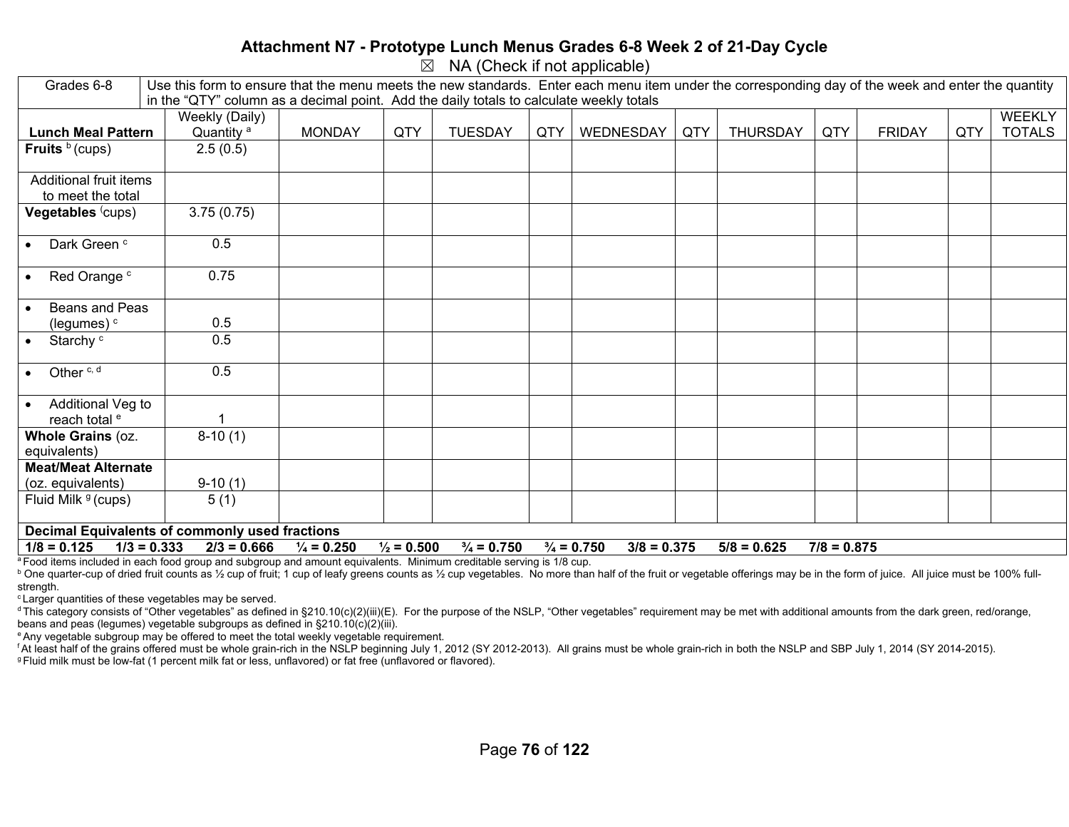# Attachment N7 - Prototype Lunch Menus Grades 6-8 Week 2 of 21-Day Cycle

☒ NA (Check if not applicable)

| Grades 6-8 | Use this form to ensure that the menu meets the new standards. Enter each menu item under the corresponding day of the week and enter the quantity in the "QTY" column as a decimal point. Add the daily totals to calculate weekly totals | | | | | | | | | | | |
|---|---|---|---|---|---|---|---|---|---|---|---|---|
| **Lunch Meal Pattern** | Weekly (Daily) Quantity [a] | MONDAY | QTY | TUESDAY | QTY | WEDNESDAY | QTY | THURSDAY | QTY | FRIDAY | QTY | WEEKLY TOTALS |
| **Fruits** [b] (cups) | 2.5 (0.5) | | | | | | | | | | | |
| Additional fruit items to meet the total | | | | | | | | | | | | |
| **Vegetables** (cups) | 3.75 (0.75) | | | | | | | | | | | |
| • Dark Green [c] | 0.5 | | | | | | | | | | | |
| • Red Orange [c] | 0.75 | | | | | | | | | | | |
| • Beans and Peas (legumes) [c] | 0.5 | | | | | | | | | | | |
| • Starchy [c] | 0.5 | | | | | | | | | | | |
| • Other [c, d] | 0.5 | | | | | | | | | | | |
| • Additional Veg to reach total [e] | 1 | | | | | | | | | | | |
| **Whole Grains** (oz. equivalents) | 8-10 (1) | | | | | | | | | | | |
| **Meat/Meat Alternate** (oz. equivalents) | 9-10 (1) | | | | | | | | | | | |
| Fluid Milk [g] (cups) | 5 (1) | | | | | | | | | | | |
| **Decimal Equivalents of commonly used fractions** | | | | | | | | | | | | |
| **1/8 = 0.125 1/3 = 0.333 2/3 = 0.666 ¼ = 0.250 ½ = 0.500 ¾ = 0.750 ¾ = 0.750 3/8 = 0.375 5/8 = 0.625 7/8 = 0.875** | | | | | | | | | | | | |

[a] Food items included in each food group and subgroup and amount equivalents. Minimum creditable serving is 1/8 cup.

[b] One quarter-cup of dried fruit counts as ½ cup of fruit; 1 cup of leafy greens counts as ½ cup vegetables. No more than half of the fruit or vegetable offerings may be in the form of juice. All juice must be 100% full-strength.

[c] Larger quantities of these vegetables may be served.

[d] This category consists of "Other vegetables" as defined in §210.10(c)(2)(iii)(E). For the purpose of the NSLP, "Other vegetables" requirement may be met with additional amounts from the dark green, red/orange, beans and peas (legumes) vegetable subgroups as defined in §210.10(c)(2)(iii).

[e] Any vegetable subgroup may be offered to meet the total weekly vegetable requirement.

[f] At least half of the grains offered must be whole grain-rich in the NSLP beginning July 1, 2012 (SY 2012-2013). All grains must be whole grain-rich in both the NSLP and SBP July 1, 2014 (SY 2014-2015).

[g] Fluid milk must be low-fat (1 percent milk fat or less, unflavored) or fat free (unflavored or flavored).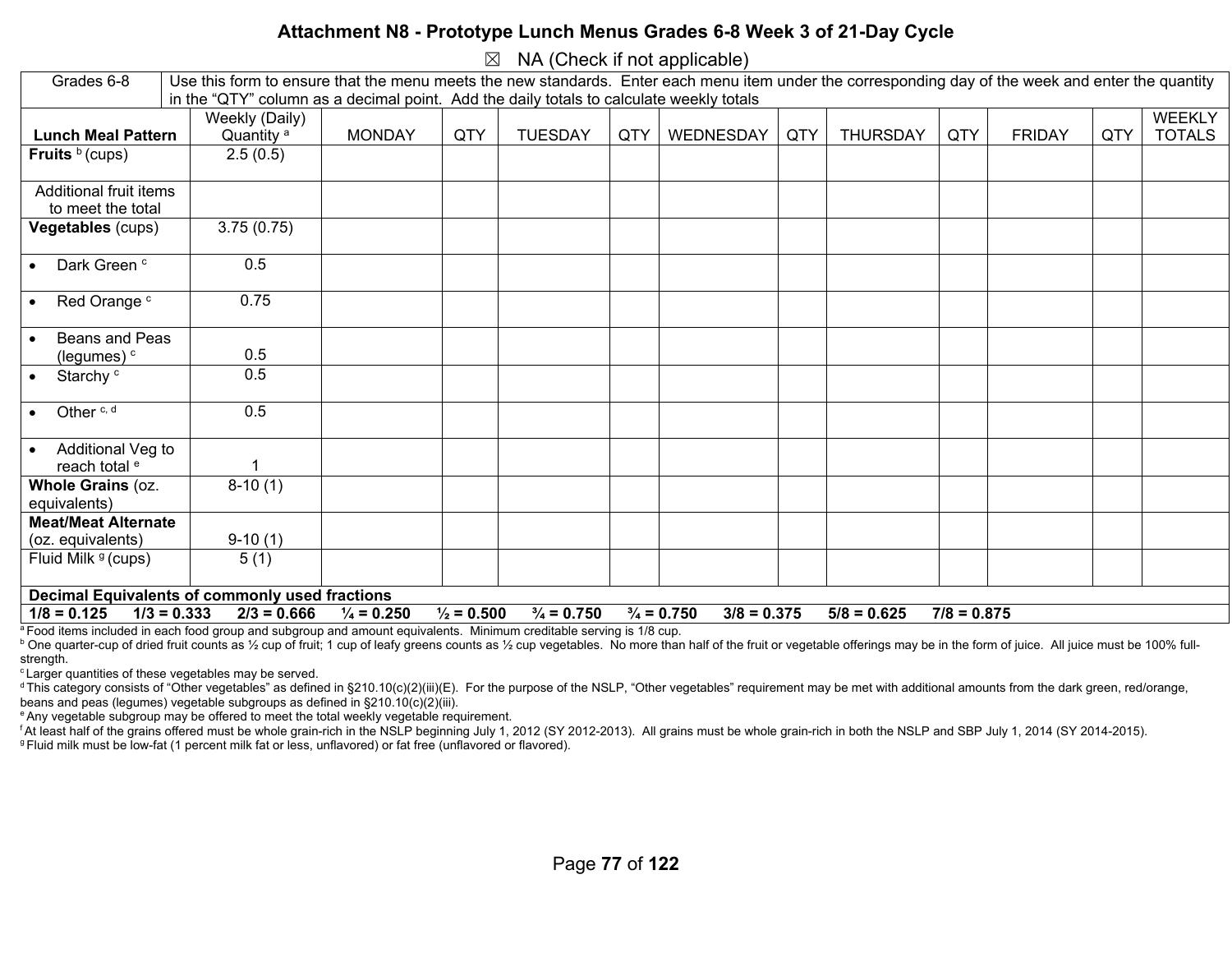# Attachment N8 - Prototype Lunch Menus Grades 6-8 Week 3 of 21-Day Cycle

☒ NA (Check if not applicable)

| Grades 6-8 | Use this form to ensure that the menu meets the new standards. Enter each menu item under the corresponding day of the week and enter the quantity in the "QTY" column as a decimal point. Add the daily totals to calculate weekly totals | | | | | | | | | | | |
|---|---|---|---|---|---|---|---|---|---|---|---|---|
| **Lunch Meal Pattern** | Weekly (Daily) Quantity [a] | MONDAY | QTY | TUESDAY | QTY | WEDNESDAY | QTY | THURSDAY | QTY | FRIDAY | QTY | WEEKLY TOTALS |
| **Fruits** [b] (cups) | 2.5 (0.5) | | | | | | | | | | | |
| Additional fruit items to meet the total | | | | | | | | | | | | |
| **Vegetables** (cups) | 3.75 (0.75) | | | | | | | | | | | |
| • Dark Green [c] | 0.5 | | | | | | | | | | | |
| • Red Orange [c] | 0.75 | | | | | | | | | | | |
| • Beans and Peas (legumes) [c] | 0.5 | | | | | | | | | | | |
| • Starchy [c] | 0.5 | | | | | | | | | | | |
| • Other [c, d] | 0.5 | | | | | | | | | | | |
| • Additional Veg to reach total [e] | 1 | | | | | | | | | | | |
| **Whole Grains** (oz. equivalents) | 8-10 (1) | | | | | | | | | | | |
| **Meat/Meat Alternate** (oz. equivalents) | 9-10 (1) | | | | | | | | | | | |
| Fluid Milk [g] (cups) | 5 (1) | | | | | | | | | | | |

**Decimal Equivalents of commonly used fractions**

**1/8 = 0.125 1/3 = 0.333 2/3 = 0.666 ¼ = 0.250 ½ = 0.500 ¾ = 0.750 ¾ = 0.750 3/8 = 0.375 5/8 = 0.625 7/8 = 0.875**

[a] Food items included in each food group and subgroup and amount equivalents. Minimum creditable serving is 1/8 cup.

[b] One quarter-cup of dried fruit counts as ½ cup of fruit; 1 cup of leafy greens counts as ½ cup vegetables. No more than half of the fruit or vegetable offerings may be in the form of juice. All juice must be 100% full-strength.

[c] Larger quantities of these vegetables may be served.

[d] This category consists of "Other vegetables" as defined in §210.10(c)(2)(iii)(E). For the purpose of the NSLP, "Other vegetables" requirement may be met with additional amounts from the dark green, red/orange, beans and peas (legumes) vegetable subgroups as defined in §210.10(c)(2)(iii).

[e] Any vegetable subgroup may be offered to meet the total weekly vegetable requirement.

[f] At least half of the grains offered must be whole grain-rich in the NSLP beginning July 1, 2012 (SY 2012-2013). All grains must be whole grain-rich in both the NSLP and SBP July 1, 2014 (SY 2014-2015).

[g] Fluid milk must be low-fat (1 percent milk fat or less, unflavored) or fat free (unflavored or flavored).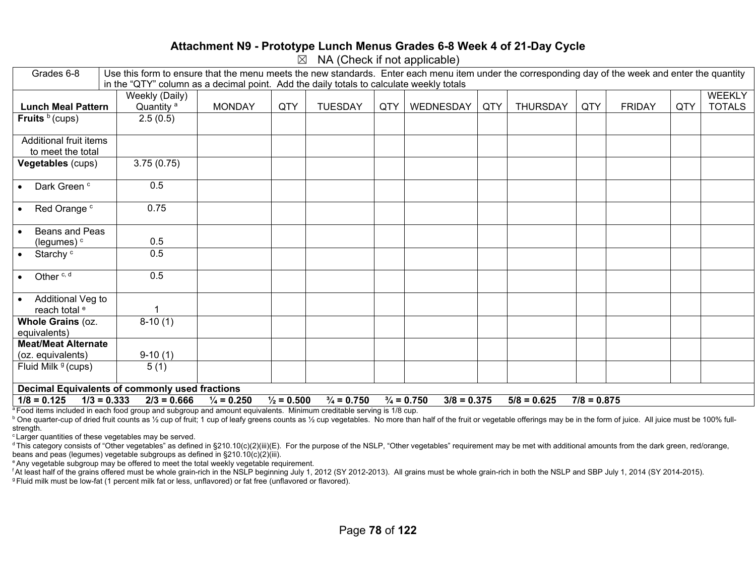### Attachment N9 - Prototype Lunch Menus Grades 6-8 Week 4 of 21-Day Cycle

☒ NA (Check if not applicable)

| Grades 6-8 | Use this form to ensure that the menu meets the new standards. Enter each menu item under the corresponding day of the week and enter the quantity in the "QTY" column as a decimal point. Add the daily totals to calculate weekly totals | | | | | | | | | | | |
|---|---|---|---|---|---|---|---|---|---|---|---|---|
| **Lunch Meal Pattern** | Weekly (Daily) Quantity [a] | MONDAY | QTY | TUESDAY | QTY | WEDNESDAY | QTY | THURSDAY | QTY | FRIDAY | QTY | WEEKLY TOTALS |
| **Fruits** [b] (cups) | 2.5 (0.5) | | | | | | | | | | | |
| Additional fruit items to meet the total | | | | | | | | | | | | |
| **Vegetables** (cups) | 3.75 (0.75) | | | | | | | | | | | |
| • Dark Green [c] | 0.5 | | | | | | | | | | | |
| • Red Orange [c] | 0.75 | | | | | | | | | | | |
| • Beans and Peas (legumes) [c] | 0.5 | | | | | | | | | | | |
| • Starchy [c] | 0.5 | | | | | | | | | | | |
| • Other [c, d] | 0.5 | | | | | | | | | | | |
| • Additional Veg to reach total [e] | 1 | | | | | | | | | | | |
| **Whole Grains** (oz. equivalents) | 8-10 (1) | | | | | | | | | | | |
| **Meat/Meat Alternate** (oz. equivalents) | 9-10 (1) | | | | | | | | | | | |
| Fluid Milk [g] (cups) | 5 (1) | | | | | | | | | | | |

**Decimal Equivalents of commonly used fractions**

**1/8 = 0.125  1/3 = 0.333  2/3 = 0.666  ¼ = 0.250  ½ = 0.500  ¾ = 0.750  ¾ = 0.750  3/8 = 0.375  5/8 = 0.625  7/8 = 0.875**

[a] Food items included in each food group and subgroup and amount equivalents. Minimum creditable serving is 1/8 cup.
[b] One quarter-cup of dried fruit counts as ½ cup of fruit; 1 cup of leafy greens counts as ½ cup vegetables. No more than half of the fruit or vegetable offerings may be in the form of juice. All juice must be 100% full-strength.
[c] Larger quantities of these vegetables may be served.
[d] This category consists of "Other vegetables" as defined in §210.10(c)(2)(iii)(E). For the purpose of the NSLP, "Other vegetables" requirement may be met with additional amounts from the dark green, red/orange, beans and peas (legumes) vegetable subgroups as defined in §210.10(c)(2)(iii).
[e] Any vegetable subgroup may be offered to meet the total weekly vegetable requirement.
[f] At least half of the grains offered must be whole grain-rich in the NSLP beginning July 1, 2012 (SY 2012-2013). All grains must be whole grain-rich in both the NSLP and SBP July 1, 2014 (SY 2014-2015).
[g] Fluid milk must be low-fat (1 percent milk fat or less, unflavored) or fat free (unflavored or flavored).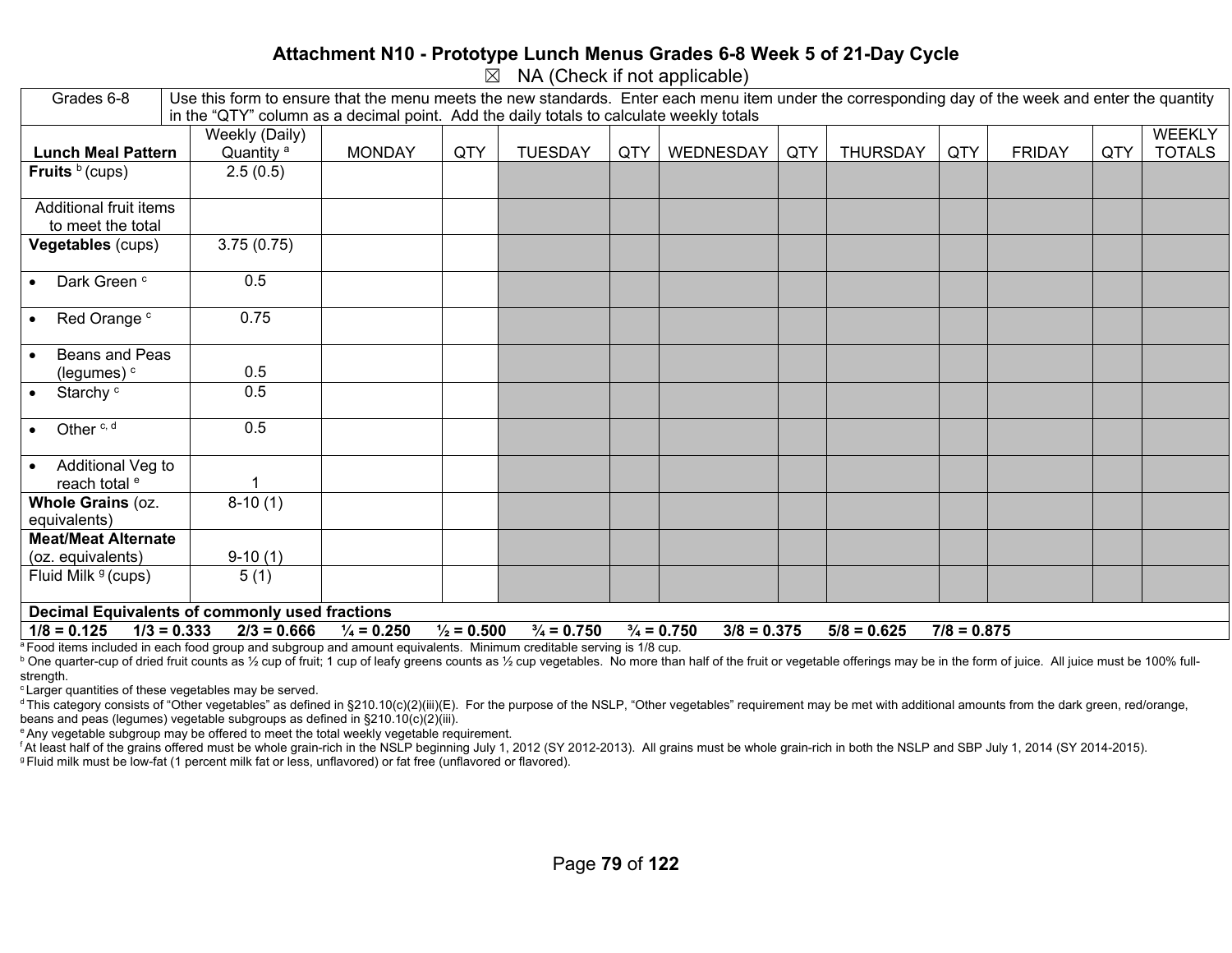# Attachment N10 - Prototype Lunch Menus Grades 6-8 Week 5 of 21-Day Cycle

☒ NA (Check if not applicable)

| Grades 6-8 | Use this form to ensure that the menu meets the new standards. Enter each menu item under the corresponding day of the week and enter the quantity in the "QTY" column as a decimal point. Add the daily totals to calculate weekly totals | | | | | | | | | | | |
|---|---|---|---|---|---|---|---|---|---|---|---|---|
| **Lunch Meal Pattern** | Weekly (Daily) Quantity [a] | MONDAY | QTY | TUESDAY | QTY | WEDNESDAY | QTY | THURSDAY | QTY | FRIDAY | QTY | WEEKLY TOTALS |
| **Fruits** [b] (cups) | 2.5 (0.5) | | | | | | | | | | | |
| Additional fruit items to meet the total | | | | | | | | | | | | |
| **Vegetables** (cups) | 3.75 (0.75) | | | | | | | | | | | |
| • Dark Green [c] | 0.5 | | | | | | | | | | | |
| • Red Orange [c] | 0.75 | | | | | | | | | | | |
| • Beans and Peas (legumes) [c] | 0.5 | | | | | | | | | | | |
| • Starchy [c] | 0.5 | | | | | | | | | | | |
| • Other [c, d] | 0.5 | | | | | | | | | | | |
| • Additional Veg to reach total [e] | 1 | | | | | | | | | | | |
| **Whole Grains** (oz. equivalents) | 8-10 (1) | | | | | | | | | | | |
| **Meat/Meat Alternate** (oz. equivalents) | 9-10 (1) | | | | | | | | | | | |
| Fluid Milk [g] (cups) | 5 (1) | | | | | | | | | | | |

**Decimal Equivalents of commonly used fractions**

**1/8 = 0.125   1/3 = 0.333   2/3 = 0.666   ¼ = 0.250   ½ = 0.500   ¾ = 0.750   ¾ = 0.750   3/8 = 0.375   5/8 = 0.625   7/8 = 0.875**

[a] Food items included in each food group and subgroup and amount equivalents. Minimum creditable serving is 1/8 cup.

[b] One quarter-cup of dried fruit counts as ½ cup of fruit; 1 cup of leafy greens counts as ½ cup vegetables. No more than half of the fruit or vegetable offerings may be in the form of juice. All juice must be 100% full-strength.

[c] Larger quantities of these vegetables may be served.

[d] This category consists of "Other vegetables" as defined in §210.10(c)(2)(iii)(E). For the purpose of the NSLP, "Other vegetables" requirement may be met with additional amounts from the dark green, red/orange, beans and peas (legumes) vegetable subgroups as defined in §210.10(c)(2)(iii).

[e] Any vegetable subgroup may be offered to meet the total weekly vegetable requirement.

[f] At least half of the grains offered must be whole grain-rich in the NSLP beginning July 1, 2012 (SY 2012-2013). All grains must be whole grain-rich in both the NSLP and SBP July 1, 2014 (SY 2014-2015).

[g] Fluid milk must be low-fat (1 percent milk fat or less, unflavored) or fat free (unflavored or flavored).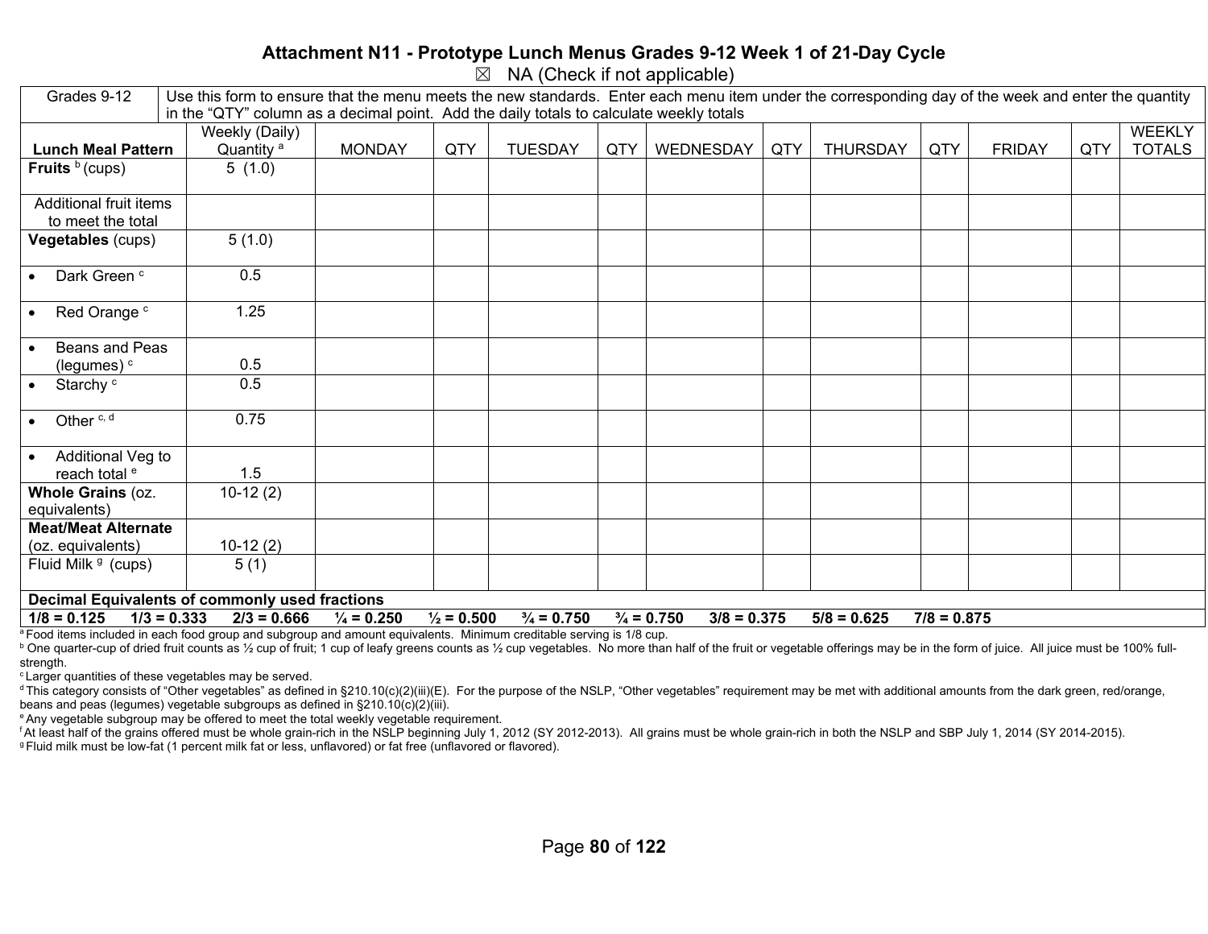# Attachment N11 - Prototype Lunch Menus Grades 9-12 Week 1 of 21-Day Cycle

☒ NA (Check if not applicable)

| Grades 9-12 | Use this form to ensure that the menu meets the new standards. Enter each menu item under the corresponding day of the week and enter the quantity in the "QTY" column as a decimal point. Add the daily totals to calculate weekly totals | | | | | | | | | | | |
|---|---|---|---|---|---|---|---|---|---|---|---|---|
| **Lunch Meal Pattern** | Weekly (Daily) Quantity [a] | MONDAY | QTY | TUESDAY | QTY | WEDNESDAY | QTY | THURSDAY | QTY | FRIDAY | QTY | WEEKLY TOTALS |
| **Fruits** [b] (cups) | 5 (1.0) | | | | | | | | | | | |
| Additional fruit items to meet the total | | | | | | | | | | | | |
| **Vegetables** (cups) | 5 (1.0) | | | | | | | | | | | |
| • Dark Green [c] | 0.5 | | | | | | | | | | | |
| • Red Orange [c] | 1.25 | | | | | | | | | | | |
| • Beans and Peas (legumes) [c] | 0.5 | | | | | | | | | | | |
| • Starchy [c] | 0.5 | | | | | | | | | | | |
| • Other [c, d] | 0.75 | | | | | | | | | | | |
| • Additional Veg to reach total [e] | 1.5 | | | | | | | | | | | |
| **Whole Grains** (oz. equivalents) | 10-12 (2) | | | | | | | | | | | |
| **Meat/Meat Alternate** (oz. equivalents) | 10-12 (2) | | | | | | | | | | | |
| Fluid Milk [g] (cups) | 5 (1) | | | | | | | | | | | |

**Decimal Equivalents of commonly used fractions**

**1/8 = 0.125 1/3 = 0.333 2/3 = 0.666 ¼ = 0.250 ½ = 0.500 ¾ = 0.750 ¾ = 0.750 3/8 = 0.375 5/8 = 0.625 7/8 = 0.875**

[a] Food items included in each food group and subgroup and amount equivalents. Minimum creditable serving is 1/8 cup.

[b] One quarter-cup of dried fruit counts as ½ cup of fruit; 1 cup of leafy greens counts as ½ cup vegetables. No more than half of the fruit or vegetable offerings may be in the form of juice. All juice must be 100% full-strength.

[c] Larger quantities of these vegetables may be served.

[d] This category consists of "Other vegetables" as defined in §210.10(c)(2)(iii)(E). For the purpose of the NSLP, "Other vegetables" requirement may be met with additional amounts from the dark green, red/orange, beans and peas (legumes) vegetable subgroups as defined in §210.10(c)(2)(iii).

[e] Any vegetable subgroup may be offered to meet the total weekly vegetable requirement.

[f] At least half of the grains offered must be whole grain-rich in the NSLP beginning July 1, 2012 (SY 2012-2013). All grains must be whole grain-rich in both the NSLP and SBP July 1, 2014 (SY 2014-2015).

[g] Fluid milk must be low-fat (1 percent milk fat or less, unflavored) or fat free (unflavored or flavored).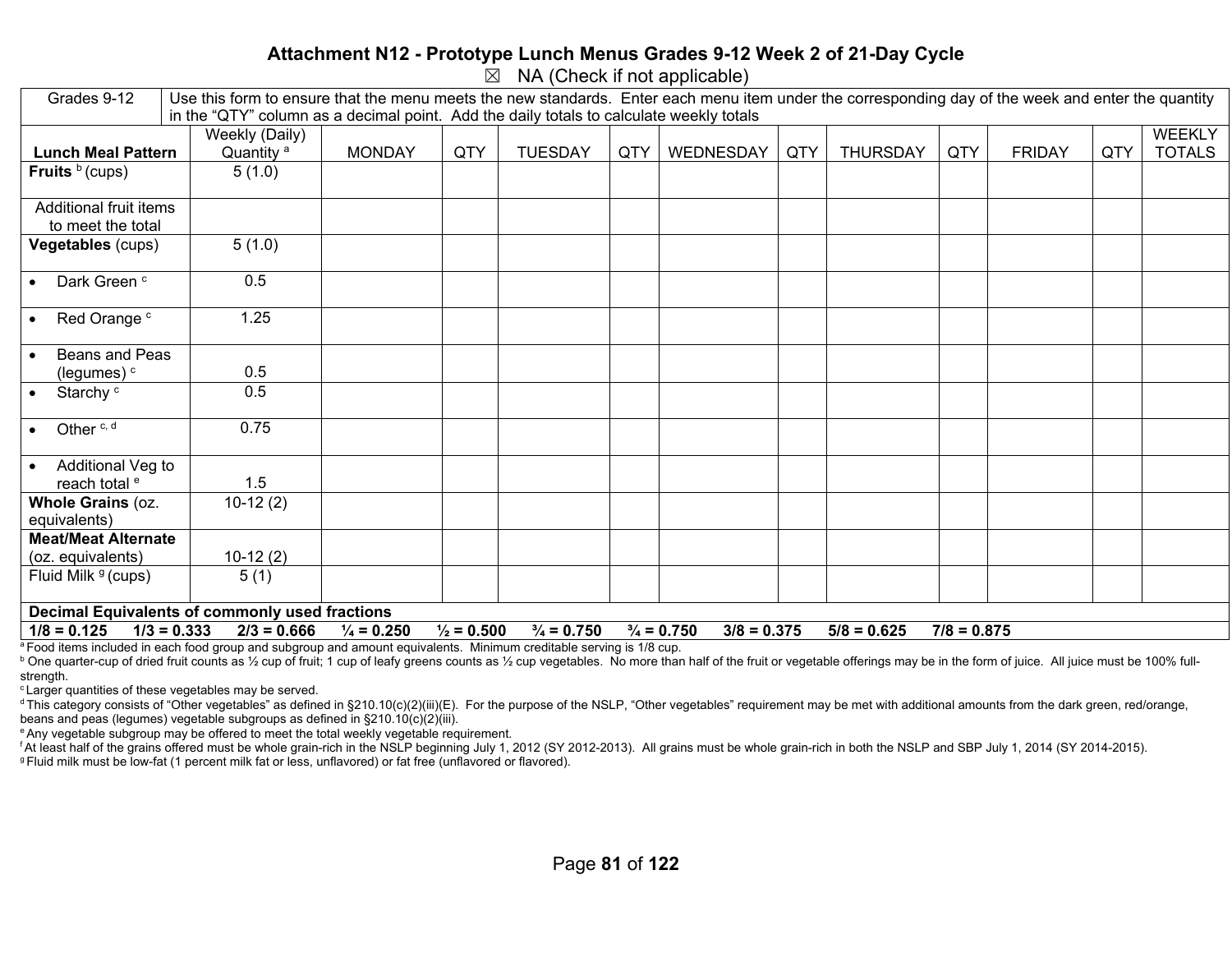# Attachment N12 - Prototype Lunch Menus Grades 9-12 Week 2 of 21-Day Cycle

☒ NA (Check if not applicable)

| Grades 9-12 | Use this form to ensure that the menu meets the new standards. Enter each menu item under the corresponding day of the week and enter the quantity in the "QTY" column as a decimal point. Add the daily totals to calculate weekly totals | | | | | | | | | | | |
|---|---|---|---|---|---|---|---|---|---|---|---|---|
| **Lunch Meal Pattern** | Weekly (Daily) Quantity [a] | MONDAY | QTY | TUESDAY | QTY | WEDNESDAY | QTY | THURSDAY | QTY | FRIDAY | QTY | WEEKLY TOTALS |
| **Fruits** [b] (cups) | 5 (1.0) | | | | | | | | | | | |
| Additional fruit items to meet the total | | | | | | | | | | | | |
| **Vegetables** (cups) | 5 (1.0) | | | | | | | | | | | |
| • Dark Green [c] | 0.5 | | | | | | | | | | | |
| • Red Orange [c] | 1.25 | | | | | | | | | | | |
| • Beans and Peas (legumes) [c] | 0.5 | | | | | | | | | | | |
| • Starchy [c] | 0.5 | | | | | | | | | | | |
| • Other [c, d] | 0.75 | | | | | | | | | | | |
| • Additional Veg to reach total [e] | 1.5 | | | | | | | | | | | |
| **Whole Grains** (oz. equivalents) | 10-12 (2) | | | | | | | | | | | |
| **Meat/Meat Alternate** (oz. equivalents) | 10-12 (2) | | | | | | | | | | | |
| Fluid Milk [g] (cups) | 5 (1) | | | | | | | | | | | |
| **Decimal Equivalents of commonly used fractions** | | | | | | | | | | | | |
| **1/8 = 0.125** | **1/3 = 0.333** | **2/3 = 0.666** | **¼ = 0.250** | **½ = 0.500** | **¾ = 0.750** | **¾ = 0.750** | **3/8 = 0.375** | **5/8 = 0.625** | **7/8 = 0.875** | | | |

[a] Food items included in each food group and subgroup and amount equivalents. Minimum creditable serving is 1/8 cup.

[b] One quarter-cup of dried fruit counts as ½ cup of fruit; 1 cup of leafy greens counts as ½ cup vegetables. No more than half of the fruit or vegetable offerings may be in the form of juice. All juice must be 100% full-strength.

[c] Larger quantities of these vegetables may be served.

[d] This category consists of "Other vegetables" as defined in §210.10(c)(2)(iii)(E). For the purpose of the NSLP, "Other vegetables" requirement may be met with additional amounts from the dark green, red/orange, beans and peas (legumes) vegetable subgroups as defined in §210.10(c)(2)(iii).

[e] Any vegetable subgroup may be offered to meet the total weekly vegetable requirement.

[f] At least half of the grains offered must be whole grain-rich in the NSLP beginning July 1, 2012 (SY 2012-2013). All grains must be whole grain-rich in both the NSLP and SBP July 1, 2014 (SY 2014-2015).

[g] Fluid milk must be low-fat (1 percent milk fat or less, unflavored) or fat free (unflavored or flavored).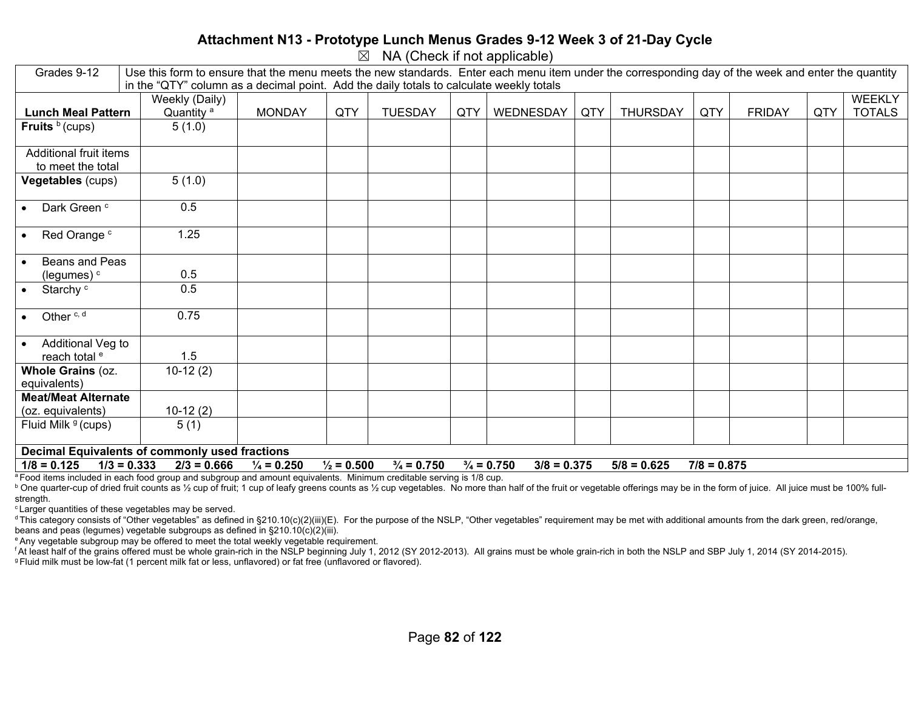## Attachment N13 - Prototype Lunch Menus Grades 9-12 Week 3 of 21-Day Cycle

☒ NA (Check if not applicable)

| Grades 9-12 | Use this form to ensure that the menu meets the new standards. Enter each menu item under the corresponding day of the week and enter the quantity in the "QTY" column as a decimal point. Add the daily totals to calculate weekly totals | | | | | | | | | | | |
|---|---|---|---|---|---|---|---|---|---|---|---|---|
| **Lunch Meal Pattern** | Weekly (Daily) Quantity [a] | MONDAY | QTY | TUESDAY | QTY | WEDNESDAY | QTY | THURSDAY | QTY | FRIDAY | QTY | WEEKLY TOTALS |
| **Fruits** [b] (cups) | 5 (1.0) | | | | | | | | | | | |
| Additional fruit items to meet the total | | | | | | | | | | | | |
| **Vegetables** (cups) | 5 (1.0) | | | | | | | | | | | |
| • Dark Green [c] | 0.5 | | | | | | | | | | | |
| • Red Orange [c] | 1.25 | | | | | | | | | | | |
| • Beans and Peas (legumes) [c] | 0.5 | | | | | | | | | | | |
| • Starchy [c] | 0.5 | | | | | | | | | | | |
| • Other [c, d] | 0.75 | | | | | | | | | | | |
| • Additional Veg to reach total [e] | 1.5 | | | | | | | | | | | |
| **Whole Grains** (oz. equivalents) | 10-12 (2) | | | | | | | | | | | |
| **Meat/Meat Alternate** (oz. equivalents) | 10-12 (2) | | | | | | | | | | | |
| Fluid Milk [g] (cups) | 5 (1) | | | | | | | | | | | |

**Decimal Equivalents of commonly used fractions**

**1/8 = 0.125 1/3 = 0.333 2/3 = 0.666 ¼ = 0.250 ½ = 0.500 ¾ = 0.750 ¾ = 0.750 3/8 = 0.375 5/8 = 0.625 7/8 = 0.875**

[a] Food items included in each food group and subgroup and amount equivalents. Minimum creditable serving is 1/8 cup.
[b] One quarter-cup of dried fruit counts as ½ cup of fruit; 1 cup of leafy greens counts as ½ cup vegetables. No more than half of the fruit or vegetable offerings may be in the form of juice. All juice must be 100% full-strength.
[c] Larger quantities of these vegetables may be served.
[d] This category consists of "Other vegetables" as defined in §210.10(c)(2)(iii)(E). For the purpose of the NSLP, "Other vegetables" requirement may be met with additional amounts from the dark green, red/orange, beans and peas (legumes) vegetable subgroups as defined in §210.10(c)(2)(iii).
[e] Any vegetable subgroup may be offered to meet the total weekly vegetable requirement.
[f] At least half of the grains offered must be whole grain-rich in the NSLP beginning July 1, 2012 (SY 2012-2013). All grains must be whole grain-rich in both the NSLP and SBP July 1, 2014 (SY 2014-2015).
[g] Fluid milk must be low-fat (1 percent milk fat or less, unflavored) or fat free (unflavored or flavored).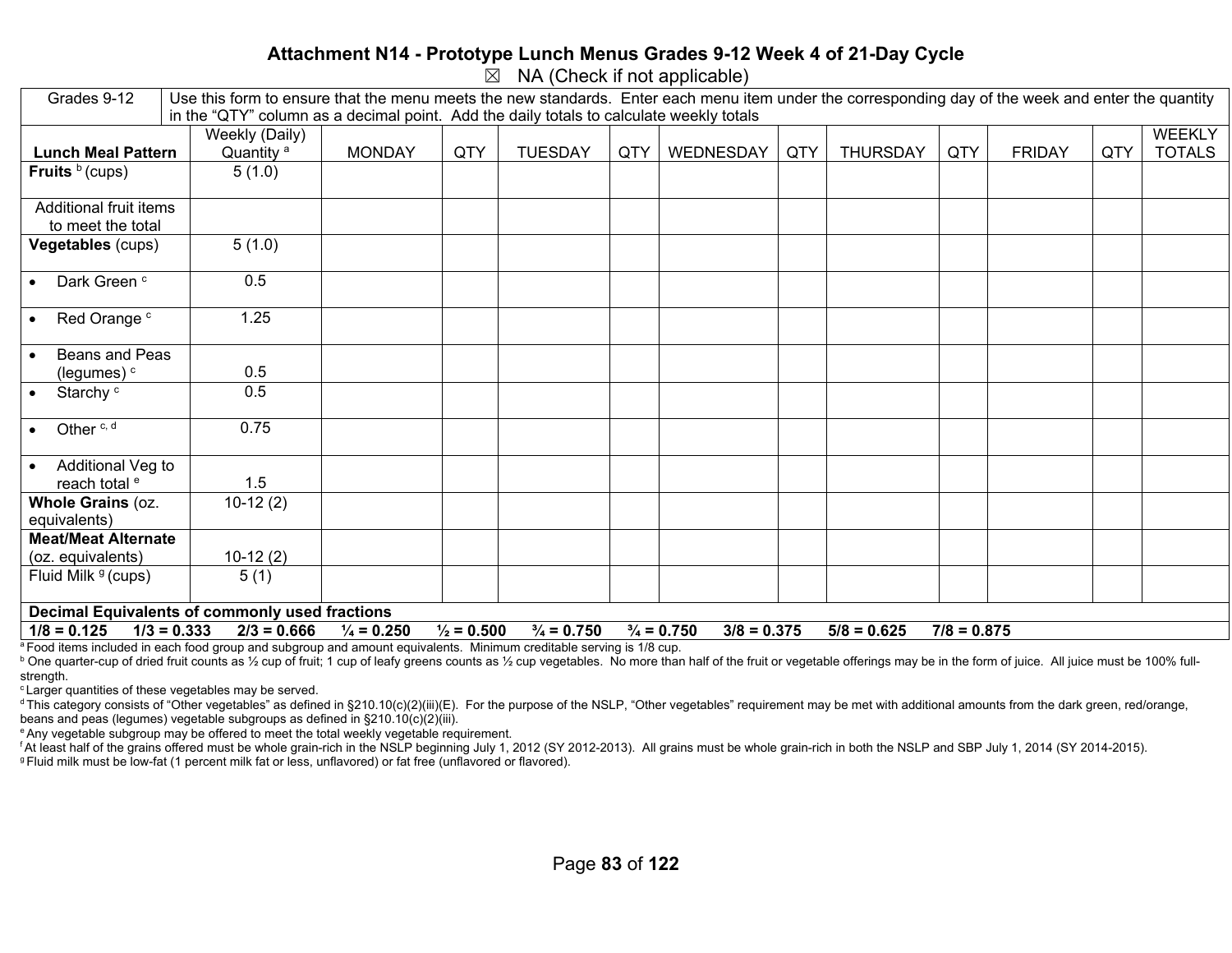# Attachment N14 - Prototype Lunch Menus Grades 9-12 Week 4 of 21-Day Cycle

☒ NA (Check if not applicable)

| Grades 9-12 | Use this form to ensure that the menu meets the new standards. Enter each menu item under the corresponding day of the week and enter the quantity in the "QTY" column as a decimal point. Add the daily totals to calculate weekly totals | | | | | | | | | | | |
|---|---|---|---|---|---|---|---|---|---|---|---|---|
| **Lunch Meal Pattern** | Weekly (Daily) Quantity [a] | MONDAY | QTY | TUESDAY | QTY | WEDNESDAY | QTY | THURSDAY | QTY | FRIDAY | QTY | WEEKLY TOTALS |
| **Fruits** [b] (cups) | 5 (1.0) | | | | | | | | | | | |
| Additional fruit items to meet the total | | | | | | | | | | | | |
| **Vegetables** (cups) | 5 (1.0) | | | | | | | | | | | |
| • Dark Green [c] | 0.5 | | | | | | | | | | | |
| • Red Orange [c] | 1.25 | | | | | | | | | | | |
| • Beans and Peas (legumes) [c] | 0.5 | | | | | | | | | | | |
| • Starchy [c] | 0.5 | | | | | | | | | | | |
| • Other [c, d] | 0.75 | | | | | | | | | | | |
| • Additional Veg to reach total [e] | 1.5 | | | | | | | | | | | |
| **Whole Grains** (oz. equivalents) | 10-12 (2) | | | | | | | | | | | |
| **Meat/Meat Alternate** (oz. equivalents) | 10-12 (2) | | | | | | | | | | | |
| Fluid Milk [g] (cups) | 5 (1) | | | | | | | | | | | |

**Decimal Equivalents of commonly used fractions**

**1/8 = 0.125   1/3 = 0.333   2/3 = 0.666   ¼ = 0.250   ½ = 0.500   ¾ = 0.750   ¾ = 0.750   3/8 = 0.375   5/8 = 0.625   7/8 = 0.875**

[a] Food items included in each food group and subgroup and amount equivalents. Minimum creditable serving is 1/8 cup.

[b] One quarter-cup of dried fruit counts as ½ cup of fruit; 1 cup of leafy greens counts as ½ cup vegetables. No more than half of the fruit or vegetable offerings may be in the form of juice. All juice must be 100% full-strength.

[c] Larger quantities of these vegetables may be served.

[d] This category consists of "Other vegetables" as defined in §210.10(c)(2)(iii)(E). For the purpose of the NSLP, "Other vegetables" requirement may be met with additional amounts from the dark green, red/orange, beans and peas (legumes) vegetable subgroups as defined in §210.10(c)(2)(iii).

[e] Any vegetable subgroup may be offered to meet the total weekly vegetable requirement.

[f] At least half of the grains offered must be whole grain-rich in the NSLP beginning July 1, 2012 (SY 2012-2013). All grains must be whole grain-rich in both the NSLP and SBP July 1, 2014 (SY 2014-2015).

[g] Fluid milk must be low-fat (1 percent milk fat or less, unflavored) or fat free (unflavored or flavored).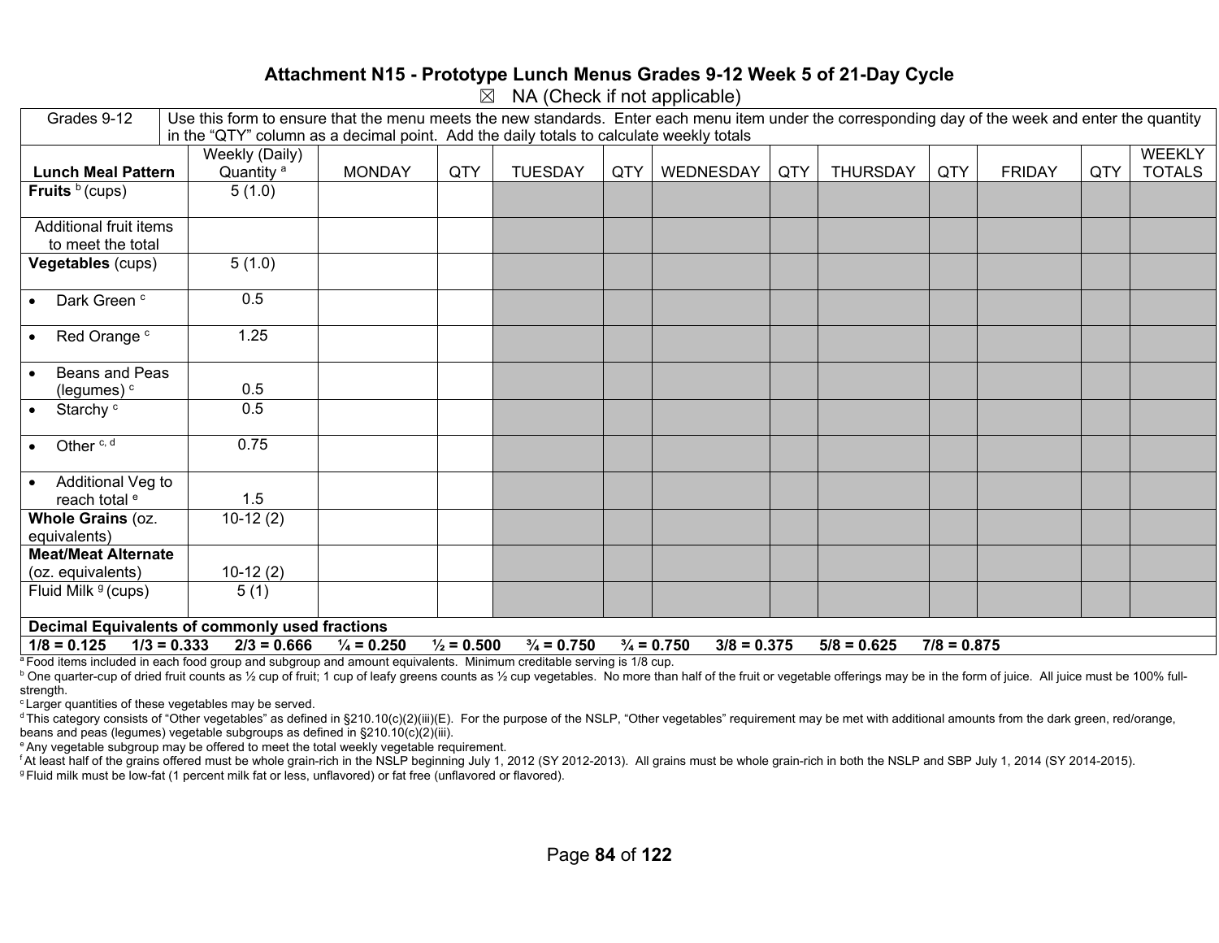### Attachment N15 - Prototype Lunch Menus Grades 9-12 Week 5 of 21-Day Cycle

☒ NA (Check if not applicable)

| Grades 9-12 | Use this form to ensure that the menu meets the new standards. Enter each menu item under the corresponding day of the week and enter the quantity in the "QTY" column as a decimal point. Add the daily totals to calculate weekly totals | | | | | | | | | | | |
|---|---|---|---|---|---|---|---|---|---|---|---|---|
| **Lunch Meal Pattern** | Weekly (Daily) Quantity [a] | MONDAY | QTY | TUESDAY | QTY | WEDNESDAY | QTY | THURSDAY | QTY | FRIDAY | QTY | WEEKLY TOTALS |
| **Fruits** [b] (cups) | 5 (1.0) | | | | | | | | | | | |
| Additional fruit items to meet the total | | | | | | | | | | | | |
| **Vegetables** (cups) | 5 (1.0) | | | | | | | | | | | |
| • Dark Green [c] | 0.5 | | | | | | | | | | | |
| • Red Orange [c] | 1.25 | | | | | | | | | | | |
| • Beans and Peas (legumes) [c] | 0.5 | | | | | | | | | | | |
| • Starchy [c] | 0.5 | | | | | | | | | | | |
| • Other [c, d] | 0.75 | | | | | | | | | | | |
| • Additional Veg to reach total [e] | 1.5 | | | | | | | | | | | |
| **Whole Grains** (oz. equivalents) | 10-12 (2) | | | | | | | | | | | |
| **Meat/Meat Alternate** (oz. equivalents) | 10-12 (2) | | | | | | | | | | | |
| Fluid Milk [g] (cups) | 5 (1) | | | | | | | | | | | |

**Decimal Equivalents of commonly used fractions**

**1/8 = 0.125 1/3 = 0.333 2/3 = 0.666 ¼ = 0.250 ½ = 0.500 ¾ = 0.750 ¾ = 0.750 3/8 = 0.375 5/8 = 0.625 7/8 = 0.875**

[a] Food items included in each food group and subgroup and amount equivalents. Minimum creditable serving is 1/8 cup.

[b] One quarter-cup of dried fruit counts as ½ cup of fruit; 1 cup of leafy greens counts as ½ cup vegetables. No more than half of the fruit or vegetable offerings may be in the form of juice. All juice must be 100% full-strength.

[c] Larger quantities of these vegetables may be served.

[d] This category consists of "Other vegetables" as defined in §210.10(c)(2)(iii)(E). For the purpose of the NSLP, "Other vegetables" requirement may be met with additional amounts from the dark green, red/orange, beans and peas (legumes) vegetable subgroups as defined in §210.10(c)(2)(iii).

[e] Any vegetable subgroup may be offered to meet the total weekly vegetable requirement.

[f] At least half of the grains offered must be whole grain-rich in the NSLP beginning July 1, 2012 (SY 2012-2013). All grains must be whole grain-rich in both the NSLP and SBP July 1, 2014 (SY 2014-2015).

[g] Fluid milk must be low-fat (1 percent milk fat or less, unflavored) or fat free (unflavored or flavored).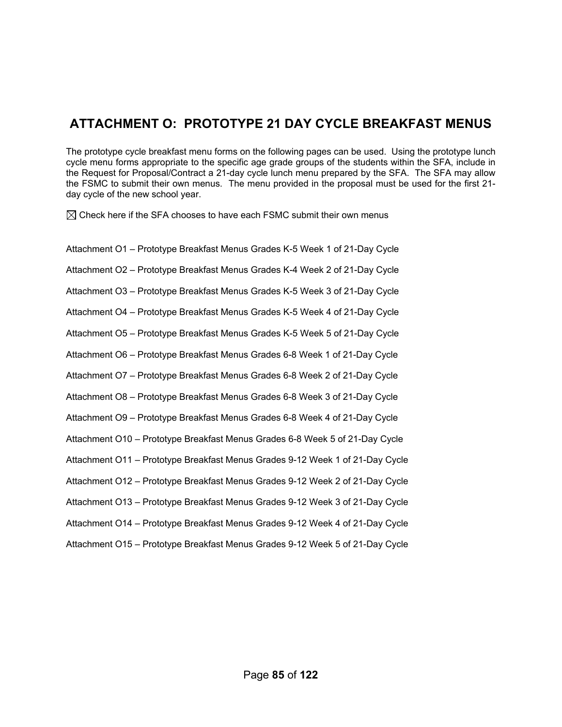## ATTACHMENT O: PROTOTYPE 21 DAY CYCLE BREAKFAST MENUS

The prototype cycle breakfast menu forms on the following pages can be used. Using the prototype lunch cycle menu forms appropriate to the specific age grade groups of the students within the SFA, include in the Request for Proposal/Contract a 21-day cycle lunch menu prepared by the SFA. The SFA may allow the FSMC to submit their own menus. The menu provided in the proposal must be used for the first 21-day cycle of the new school year.

☒ Check here if the SFA chooses to have each FSMC submit their own menus

Attachment O1 – Prototype Breakfast Menus Grades K-5 Week 1 of 21-Day Cycle

Attachment O2 – Prototype Breakfast Menus Grades K-4 Week 2 of 21-Day Cycle

Attachment O3 – Prototype Breakfast Menus Grades K-5 Week 3 of 21-Day Cycle

Attachment O4 – Prototype Breakfast Menus Grades K-5 Week 4 of 21-Day Cycle

Attachment O5 – Prototype Breakfast Menus Grades K-5 Week 5 of 21-Day Cycle

Attachment O6 – Prototype Breakfast Menus Grades 6-8 Week 1 of 21-Day Cycle

Attachment O7 – Prototype Breakfast Menus Grades 6-8 Week 2 of 21-Day Cycle

Attachment O8 – Prototype Breakfast Menus Grades 6-8 Week 3 of 21-Day Cycle

Attachment O9 – Prototype Breakfast Menus Grades 6-8 Week 4 of 21-Day Cycle

Attachment O10 – Prototype Breakfast Menus Grades 6-8 Week 5 of 21-Day Cycle

Attachment O11 – Prototype Breakfast Menus Grades 9-12 Week 1 of 21-Day Cycle

Attachment O12 – Prototype Breakfast Menus Grades 9-12 Week 2 of 21-Day Cycle

Attachment O13 – Prototype Breakfast Menus Grades 9-12 Week 3 of 21-Day Cycle

Attachment O14 – Prototype Breakfast Menus Grades 9-12 Week 4 of 21-Day Cycle

Attachment O15 – Prototype Breakfast Menus Grades 9-12 Week 5 of 21-Day Cycle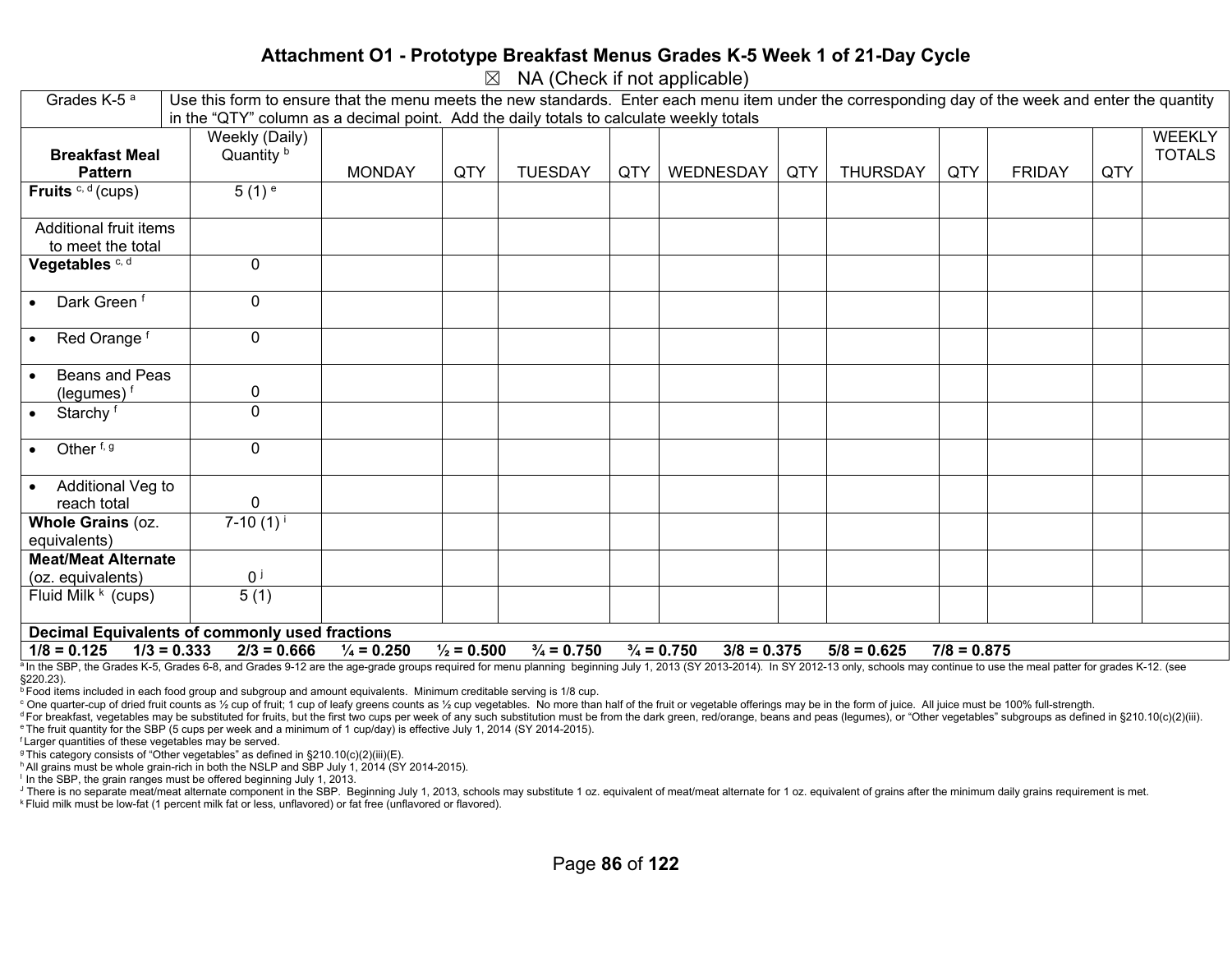## Attachment O1 - Prototype Breakfast Menus Grades K-5 Week 1 of 21-Day Cycle

☒ NA (Check if not applicable)

| Grades K-5 [a] | Use this form to ensure that the menu meets the new standards. Enter each menu item under the corresponding day of the week and enter the quantity in the "QTY" column as a decimal point. Add the daily totals to calculate weekly totals | | | | | | | | | | | |
|---|---|---|---|---|---|---|---|---|---|---|---|---|
| **Breakfast Meal Pattern** | Weekly (Daily) Quantity [b] | MONDAY | QTY | TUESDAY | QTY | WEDNESDAY | QTY | THURSDAY | QTY | FRIDAY | QTY | WEEKLY TOTALS |
| **Fruits** [c, d] (cups) | 5 (1) [e] | | | | | | | | | | | |
| Additional fruit items to meet the total | | | | | | | | | | | | |
| **Vegetables** [c, d] | 0 | | | | | | | | | | | |
| • Dark Green [f] | 0 | | | | | | | | | | | |
| • Red Orange [f] | 0 | | | | | | | | | | | |
| • Beans and Peas (legumes) [f] | 0 | | | | | | | | | | | |
| • Starchy [f] | 0 | | | | | | | | | | | |
| • Other [f, g] | 0 | | | | | | | | | | | |
| • Additional Veg to reach total | 0 | | | | | | | | | | | |
| **Whole Grains** (oz. equivalents) | 7-10 (1) [i] | | | | | | | | | | | |
| **Meat/Meat Alternate** (oz. equivalents) | 0 [j] | | | | | | | | | | | |
| Fluid Milk [k] (cups) | 5 (1) | | | | | | | | | | | |

**Decimal Equivalents of commonly used fractions**

**1/8 = 0.125 1/3 = 0.333 2/3 = 0.666 ¼ = 0.250 ½ = 0.500 ¾ = 0.750 ¾ = 0.750 3/8 = 0.375 5/8 = 0.625 7/8 = 0.875**

[a] In the SBP, the Grades K-5, Grades 6-8, and Grades 9-12 are the age-grade groups required for menu planning beginning July 1, 2013 (SY 2013-2014). In SY 2012-13 only, schools may continue to use the meal patter for grades K-12. (see §220.23).

[b] Food items included in each food group and subgroup and amount equivalents. Minimum creditable serving is 1/8 cup.

[c] One quarter-cup of dried fruit counts as ½ cup of fruit; 1 cup of leafy greens counts as ½ cup vegetables. No more than half of the fruit or vegetable offerings may be in the form of juice. All juice must be 100% full-strength.

[d] For breakfast, vegetables may be substituted for fruits, but the first two cups per week of any such substitution must be from the dark green, red/orange, beans and peas (legumes), or "Other vegetables" subgroups as defined in §210.10(c)(2)(iii).

[e] The fruit quantity for the SBP (5 cups per week and a minimum of 1 cup/day) is effective July 1, 2014 (SY 2014-2015).

[f] Larger quantities of these vegetables may be served.

[g] This category consists of "Other vegetables" as defined in §210.10(c)(2)(iii)(E).

[h] All grains must be whole grain-rich in both the NSLP and SBP July 1, 2014 (SY 2014-2015).

[i] In the SBP, the grain ranges must be offered beginning July 1, 2013.

[j] There is no separate meat/meat alternate component in the SBP. Beginning July 1, 2013, schools may substitute 1 oz. equivalent of meat/meat alternate for 1 oz. equivalent of grains after the minimum daily grains requirement is met.

[k] Fluid milk must be low-fat (1 percent milk fat or less, unflavored) or fat free (unflavored or flavored).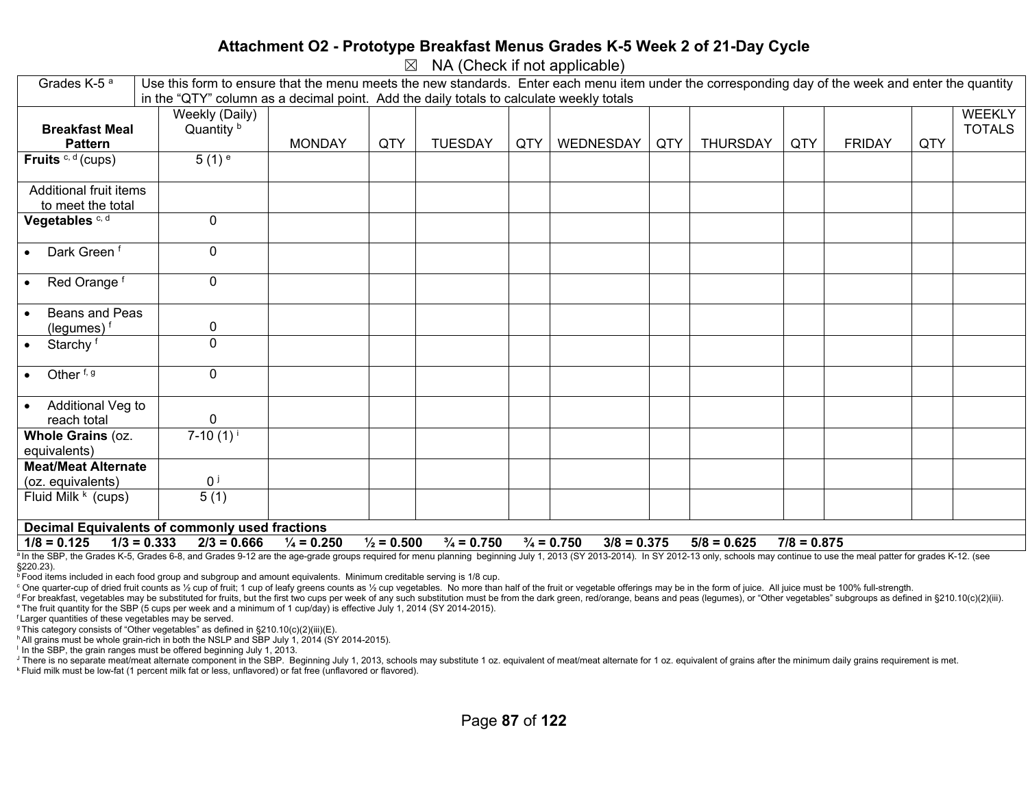# Attachment O2 - Prototype Breakfast Menus Grades K-5 Week 2 of 21-Day Cycle

☒ NA (Check if not applicable)

| Grades K-5 [a] | Use this form to ensure that the menu meets the new standards. Enter each menu item under the corresponding day of the week and enter the quantity in the "QTY" column as a decimal point. Add the daily totals to calculate weekly totals | | | | | | | | | | |
|---|---|---|---|---|---|---|---|---|---|---|---|
| **Breakfast Meal Pattern** | Weekly (Daily) Quantity [b] | MONDAY | QTY | TUESDAY | QTY | WEDNESDAY | QTY | THURSDAY | QTY | FRIDAY | QTY | WEEKLY TOTALS |
| **Fruits** [c, d] (cups) | 5 (1) [e] | | | | | | | | | | | |
| Additional fruit items to meet the total | | | | | | | | | | | | |
| **Vegetables** [c, d] | 0 | | | | | | | | | | | |
| • Dark Green [f] | 0 | | | | | | | | | | | |
| • Red Orange [f] | 0 | | | | | | | | | | | |
| • Beans and Peas (legumes) [f] | 0 | | | | | | | | | | | |
| • Starchy [f] | 0 | | | | | | | | | | | |
| • Other [f, g] | 0 | | | | | | | | | | | |
| • Additional Veg to reach total | 0 | | | | | | | | | | | |
| **Whole Grains** (oz. equivalents) | 7-10 (1) [i] | | | | | | | | | | | |
| **Meat/Meat Alternate** (oz. equivalents) | 0 [j] | | | | | | | | | | | |
| Fluid Milk [k] (cups) | 5 (1) | | | | | | | | | | | |

**Decimal Equivalents of commonly used fractions**

**1/8 = 0.125 1/3 = 0.333 2/3 = 0.666 ¼ = 0.250 ½ = 0.500 ¾ = 0.750 ¾ = 0.750 3/8 = 0.375 5/8 = 0.625 7/8 = 0.875**

[a] In the SBP, the Grades K-5, Grades 6-8, and Grades 9-12 are the age-grade groups required for menu planning beginning July 1, 2013 (SY 2013-2014). In SY 2012-13 only, schools may continue to use the meal patter for grades K-12. (see §220.23).

[b] Food items included in each food group and subgroup and amount equivalents. Minimum creditable serving is 1/8 cup.

[c] One quarter-cup of dried fruit counts as ½ cup of fruit; 1 cup of leafy greens counts as ½ cup vegetables. No more than half of the fruit or vegetable offerings may be in the form of juice. All juice must be 100% full-strength.

[d] For breakfast, vegetables may be substituted for fruits, but the first two cups per week of any such substitution must be from the dark green, red/orange, beans and peas (legumes), or "Other vegetables" subgroups as defined in §210.10(c)(2)(iii).

[e] The fruit quantity for the SBP (5 cups per week and a minimum of 1 cup/day) is effective July 1, 2014 (SY 2014-2015).

[f] Larger quantities of these vegetables may be served.

[g] This category consists of "Other vegetables" as defined in §210.10(c)(2)(iii)(E).

[h] All grains must be whole grain-rich in both the NSLP and SBP July 1, 2014 (SY 2014-2015).

[i] In the SBP, the grain ranges must be offered beginning July 1, 2013.

[j] There is no separate meat/meat alternate component in the SBP. Beginning July 1, 2013, schools may substitute 1 oz. equivalent of meat/meat alternate for 1 oz. equivalent of grains after the minimum daily grains requirement is met.

[k] Fluid milk must be low-fat (1 percent milk fat or less, unflavored) or fat free (unflavored or flavored).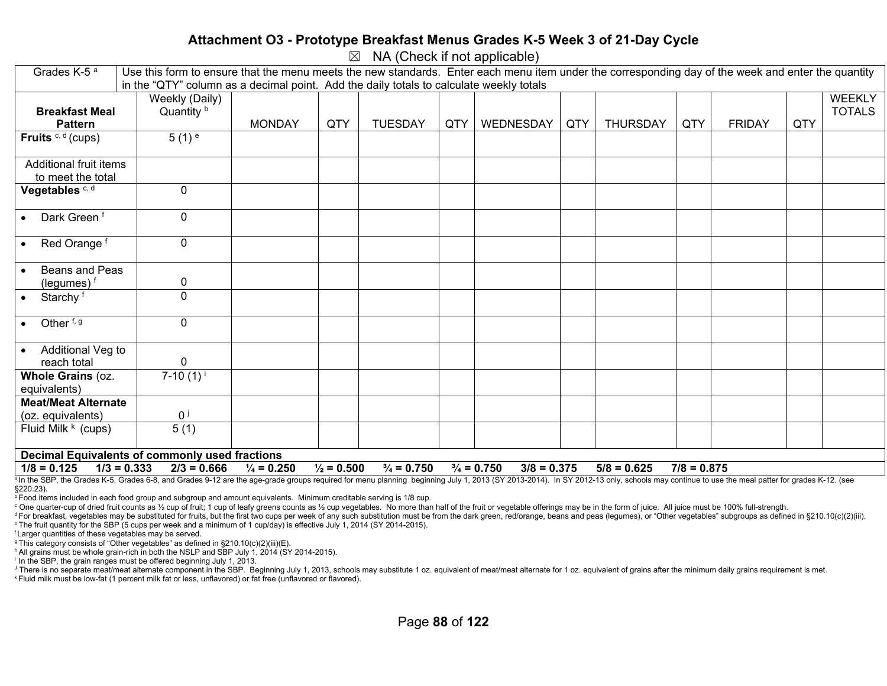## Attachment O3 - Prototype Breakfast Menus Grades K-5 Week 3 of 21-Day Cycle

☒ NA (Check if not applicable)

| Grades K-5 [a] | Use this form to ensure that the menu meets the new standards. Enter each menu item under the corresponding day of the week and enter the quantity in the "QTY" column as a decimal point. Add the daily totals to calculate weekly totals | | | | | | | | | | | |
|---|---|---|---|---|---|---|---|---|---|---|---|---|
| **Breakfast Meal Pattern** | Weekly (Daily) Quantity [b] | MONDAY | QTY | TUESDAY | QTY | WEDNESDAY | QTY | THURSDAY | QTY | FRIDAY | QTY | WEEKLY TOTALS |
| **Fruits** [c, d] (cups) | 5 (1) [e] | | | | | | | | | | | |
| Additional fruit items to meet the total | | | | | | | | | | | | |
| **Vegetables** [c, d] | 0 | | | | | | | | | | | |
| • Dark Green [f] | 0 | | | | | | | | | | | |
| • Red Orange [f] | 0 | | | | | | | | | | | |
| • Beans and Peas (legumes) [f] | 0 | | | | | | | | | | | |
| • Starchy [f] | 0 | | | | | | | | | | | |
| • Other [f, g] | 0 | | | | | | | | | | | |
| • Additional Veg to reach total | 0 | | | | | | | | | | | |
| **Whole Grains** (oz. equivalents) | 7-10 (1) [i] | | | | | | | | | | | |
| **Meat/Meat Alternate** (oz. equivalents) | 0 [j] | | | | | | | | | | | |
| Fluid Milk [k] (cups) | 5 (1) | | | | | | | | | | | |

**Decimal Equivalents of commonly used fractions**

**1/8 = 0.125 1/3 = 0.333 2/3 = 0.666 ¼ = 0.250 ½ = 0.500 ¾ = 0.750 ¾ = 0.750 3/8 = 0.375 5/8 = 0.625 7/8 = 0.875**

[a] In the SBP, the Grades K-5, Grades 6-8, and Grades 9-12 are the age-grade groups required for menu planning beginning July 1, 2013 (SY 2013-2014). In SY 2012-13 only, schools may continue to use the meal patter for grades K-12. (see §220.23).

[b] Food items included in each food group and subgroup and amount equivalents. Minimum creditable serving is 1/8 cup.

[c] One quarter-cup of dried fruit counts as ½ cup of fruit; 1 cup of leafy greens counts as ½ cup vegetables. No more than half of the fruit or vegetable offerings may be in the form of juice. All juice must be 100% full-strength.

[d] For breakfast, vegetables may be substituted for fruits, but the first two cups per week of any such substitution must be from the dark green, red/orange, beans and peas (legumes), or "Other vegetables" subgroups as defined in §210.10(c)(2)(iii).

[e] The fruit quantity for the SBP (5 cups per week and a minimum of 1 cup/day) is effective July 1, 2014 (SY 2014-2015).

[f] Larger quantities of these vegetables may be served.

[g] This category consists of "Other vegetables" as defined in §210.10(c)(2)(iii)(E).

[h] All grains must be whole grain-rich in both the NSLP and SBP July 1, 2014 (SY 2014-2015).

[i] In the SBP, the grain ranges must be offered beginning July 1, 2013.

[j] There is no separate meat/meat alternate component in the SBP. Beginning July 1, 2013, schools may substitute 1 oz. equivalent of meat/meat alternate for 1 oz. equivalent of grains after the minimum daily grains requirement is met.

[k] Fluid milk must be low-fat (1 percent milk fat or less, unflavored) or fat free (unflavored or flavored).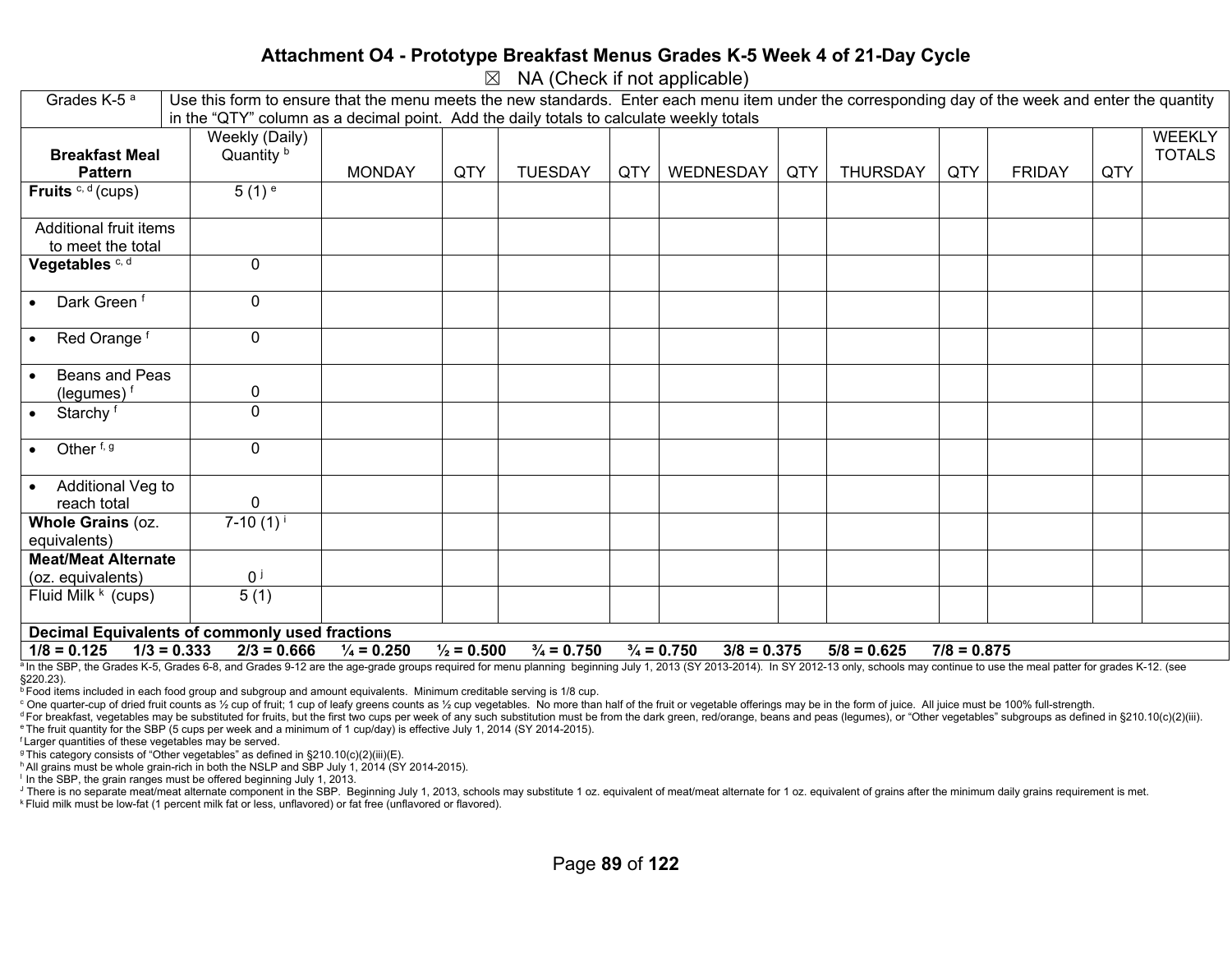# Attachment O4 - Prototype Breakfast Menus Grades K-5 Week 4 of 21-Day Cycle

☒ NA (Check if not applicable)

| Grades K-5 [a] | Use this form to ensure that the menu meets the new standards. Enter each menu item under the corresponding day of the week and enter the quantity in the "QTY" column as a decimal point. Add the daily totals to calculate weekly totals | | | | | | | | | | |
|---|---|---|---|---|---|---|---|---|---|---|---|
| **Breakfast Meal Pattern** | Weekly (Daily) Quantity [b] | MONDAY | QTY | TUESDAY | QTY | WEDNESDAY | QTY | THURSDAY | QTY | FRIDAY | QTY | WEEKLY TOTALS |
| **Fruits** [c, d] (cups) | 5 (1) [e] | | | | | | | | | | | |
| Additional fruit items to meet the total | | | | | | | | | | | | |
| **Vegetables** [c, d] | 0 | | | | | | | | | | | |
| • Dark Green [f] | 0 | | | | | | | | | | | |
| • Red Orange [f] | 0 | | | | | | | | | | | |
| • Beans and Peas (legumes) [f] | 0 | | | | | | | | | | | |
| • Starchy [f] | 0 | | | | | | | | | | | |
| • Other [f, g] | 0 | | | | | | | | | | | |
| • Additional Veg to reach total | 0 | | | | | | | | | | | |
| **Whole Grains** (oz. equivalents) | 7-10 (1) [i] | | | | | | | | | | | |
| **Meat/Meat Alternate** (oz. equivalents) | 0 [j] | | | | | | | | | | | |
| Fluid Milk [k] (cups) | 5 (1) | | | | | | | | | | | |

**Decimal Equivalents of commonly used fractions**

**1/8 = 0.125  1/3 = 0.333  2/3 = 0.666  ¼ = 0.250  ½ = 0.500  ¾ = 0.750  ¾ = 0.750  3/8 = 0.375  5/8 = 0.625  7/8 = 0.875**

[a] In the SBP, the Grades K-5, Grades 6-8, and Grades 9-12 are the age-grade groups required for menu planning beginning July 1, 2013 (SY 2013-2014). In SY 2012-13 only, schools may continue to use the meal patter for grades K-12. (see §220.23).

[b] Food items included in each food group and subgroup and amount equivalents. Minimum creditable serving is 1/8 cup.

[c] One quarter-cup of dried fruit counts as ½ cup of fruit; 1 cup of leafy greens counts as ½ cup vegetables. No more than half of the fruit or vegetable offerings may be in the form of juice. All juice must be 100% full-strength.

[d] For breakfast, vegetables may be substituted for fruits, but the first two cups per week of any such substitution must be from the dark green, red/orange, beans and peas (legumes), or "Other vegetables" subgroups as defined in §210.10(c)(2)(iii).

[e] The fruit quantity for the SBP (5 cups per week and a minimum of 1 cup/day) is effective July 1, 2014 (SY 2014-2015).

[f] Larger quantities of these vegetables may be served.

[g] This category consists of "Other vegetables" as defined in §210.10(c)(2)(iii)(E).

[h] All grains must be whole grain-rich in both the NSLP and SBP July 1, 2014 (SY 2014-2015).

[i] In the SBP, the grain ranges must be offered beginning July 1, 2013.

[j] There is no separate meat/meat alternate component in the SBP. Beginning July 1, 2013, schools may substitute 1 oz. equivalent of meat/meat alternate for 1 oz. equivalent of grains after the minimum daily grains requirement is met.

[k] Fluid milk must be low-fat (1 percent milk fat or less, unflavored) or fat free (unflavored or flavored).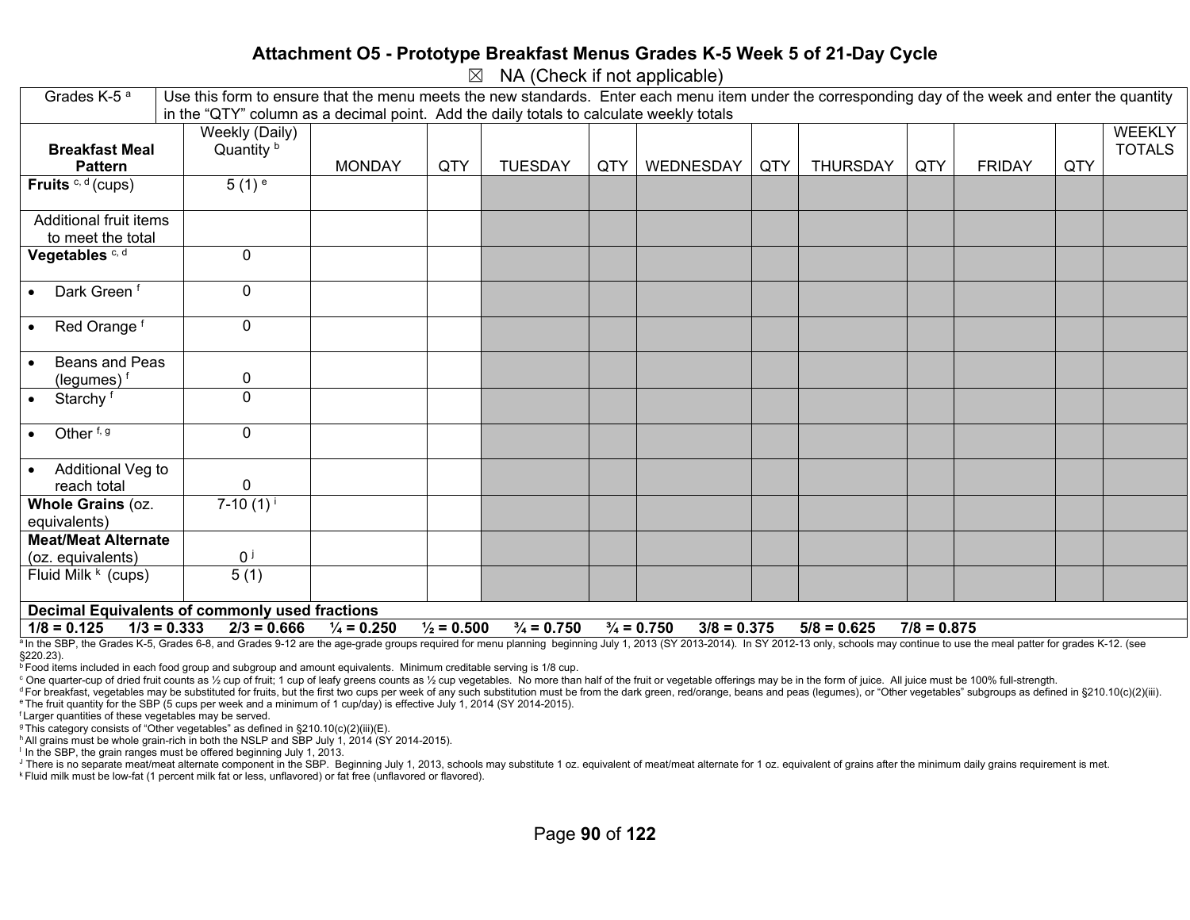# Attachment O5 - Prototype Breakfast Menus Grades K-5 Week 5 of 21-Day Cycle

☒ NA (Check if not applicable)

| Grades K-5 [a] | Use this form to ensure that the menu meets the new standards. Enter each menu item under the corresponding day of the week and enter the quantity in the "QTY" column as a decimal point. Add the daily totals to calculate weekly totals | | | | | | | | | | | |
|---|---|---|---|---|---|---|---|---|---|---|---|---|
| **Breakfast Meal Pattern** | Weekly (Daily) Quantity [b] | MONDAY | QTY | TUESDAY | QTY | WEDNESDAY | QTY | THURSDAY | QTY | FRIDAY | QTY | WEEKLY TOTALS |
| **Fruits** [c, d] (cups) | 5 (1) [e] | | | | | | | | | | | |
| Additional fruit items to meet the total | | | | | | | | | | | | |
| **Vegetables** [c, d] | 0 | | | | | | | | | | | |
| • Dark Green [f] | 0 | | | | | | | | | | | |
| • Red Orange [f] | 0 | | | | | | | | | | | |
| • Beans and Peas (legumes) [f] | 0 | | | | | | | | | | | |
| • Starchy [f] | 0 | | | | | | | | | | | |
| • Other [f, g] | 0 | | | | | | | | | | | |
| • Additional Veg to reach total | 0 | | | | | | | | | | | |
| **Whole Grains** (oz. equivalents) | 7-10 (1) [i] | | | | | | | | | | | |
| **Meat/Meat Alternate** (oz. equivalents) | 0 [j] | | | | | | | | | | | |
| Fluid Milk [k] (cups) | 5 (1) | | | | | | | | | | | |

**Decimal Equivalents of commonly used fractions**

**1/8 = 0.125 1/3 = 0.333 2/3 = 0.666 ¼ = 0.250 ½ = 0.500 ¾ = 0.750 ¾ = 0.750 3/8 = 0.375 5/8 = 0.625 7/8 = 0.875**

[a] In the SBP, the Grades K-5, Grades 6-8, and Grades 9-12 are the age-grade groups required for menu planning beginning July 1, 2013 (SY 2013-2014). In SY 2012-13 only, schools may continue to use the meal patter for grades K-12. (see §220.23).

[b] Food items included in each food group and subgroup and amount equivalents. Minimum creditable serving is 1/8 cup.

[c] One quarter-cup of dried fruit counts as ½ cup of fruit; 1 cup of leafy greens counts as ½ cup vegetables. No more than half of the fruit or vegetable offerings may be in the form of juice. All juice must be 100% full-strength.

[d] For breakfast, vegetables may be substituted for fruits, but the first two cups per week of any such substitution must be from the dark green, red/orange, beans and peas (legumes), or "Other vegetables" subgroups as defined in §210.10(c)(2)(iii).

[e] The fruit quantity for the SBP (5 cups per week and a minimum of 1 cup/day) is effective July 1, 2014 (SY 2014-2015).

[f] Larger quantities of these vegetables may be served.

[g] This category consists of "Other vegetables" as defined in §210.10(c)(2)(iii)(E).

[h] All grains must be whole grain-rich in both the NSLP and SBP July 1, 2014 (SY 2014-2015).

[i] In the SBP, the grain ranges must be offered beginning July 1, 2013.

[j] There is no separate meat/meat alternate component in the SBP. Beginning July 1, 2013, schools may substitute 1 oz. equivalent of meat/meat alternate for 1 oz. equivalent of grains after the minimum daily grains requirement is met.

[k] Fluid milk must be low-fat (1 percent milk fat or less, unflavored) or fat free (unflavored or flavored).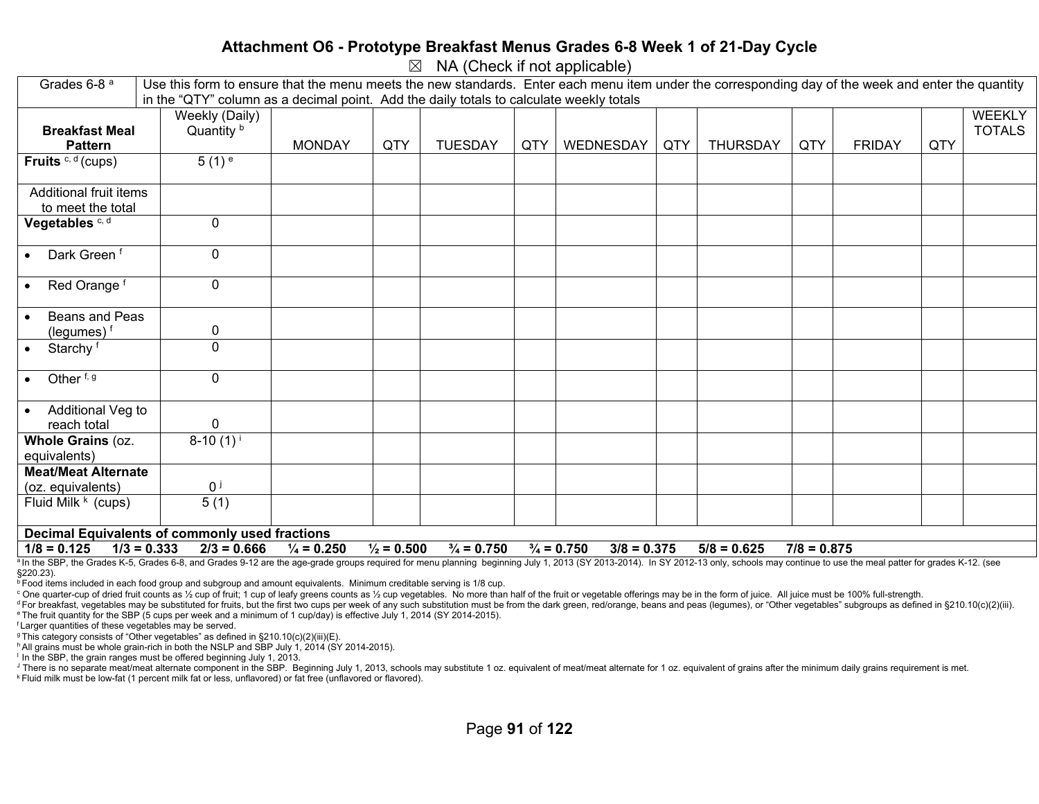# Attachment O6 - Prototype Breakfast Menus Grades 6-8 Week 1 of 21-Day Cycle

☒ NA (Check if not applicable)

| Grades 6-8 [a] | Use this form to ensure that the menu meets the new standards. Enter each menu item under the corresponding day of the week and enter the quantity in the “QTY” column as a decimal point. Add the daily totals to calculate weekly totals | | | | | | | | | | |
|---|---|---|---|---|---|---|---|---|---|---|---|
| **Breakfast Meal Pattern** | Weekly (Daily) Quantity [b] | MONDAY | QTY | TUESDAY | QTY | WEDNESDAY | QTY | THURSDAY | QTY | FRIDAY | QTY | WEEKLY TOTALS |
| **Fruits** [c, d] (cups) | 5 (1) [e] | | | | | | | | | | | |
| Additional fruit items to meet the total | | | | | | | | | | | | |
| **Vegetables** [c, d] | 0 | | | | | | | | | | | |
| • Dark Green [f] | 0 | | | | | | | | | | | |
| • Red Orange [f] | 0 | | | | | | | | | | | |
| • Beans and Peas (legumes) [f] | 0 | | | | | | | | | | | |
| • Starchy [f] | 0 | | | | | | | | | | | |
| • Other [f, g] | 0 | | | | | | | | | | | |
| • Additional Veg to reach total | 0 | | | | | | | | | | | |
| **Whole Grains** (oz. equivalents) | 8-10 (1) [i] | | | | | | | | | | | |
| **Meat/Meat Alternate** (oz. equivalents) | 0 [j] | | | | | | | | | | | |
| Fluid Milk [k] (cups) | 5 (1) | | | | | | | | | | | |

**Decimal Equivalents of commonly used fractions**

**1/8 = 0.125 1/3 = 0.333 2/3 = 0.666 ¼ = 0.250 ½ = 0.500 ¾ = 0.750 ¾ = 0.750 3/8 = 0.375 5/8 = 0.625 7/8 = 0.875**

[a] In the SBP, the Grades K-5, Grades 6-8, and Grades 9-12 are the age-grade groups required for menu planning beginning July 1, 2013 (SY 2013-2014). In SY 2012-13 only, schools may continue to use the meal patter for grades K-12. (see §220.23).

[b] Food items included in each food group and subgroup and amount equivalents. Minimum creditable serving is 1/8 cup.

[c] One quarter-cup of dried fruit counts as ½ cup of fruit; 1 cup of leafy greens counts as ½ cup vegetables. No more than half of the fruit or vegetable offerings may be in the form of juice. All juice must be 100% full-strength.

[d] For breakfast, vegetables may be substituted for fruits, but the first two cups per week of any such substitution must be from the dark green, red/orange, beans and peas (legumes), or “Other vegetables” subgroups as defined in §210.10(c)(2)(iii).

[e] The fruit quantity for the SBP (5 cups per week and a minimum of 1 cup/day) is effective July 1, 2014 (SY 2014-2015).

[f] Larger quantities of these vegetables may be served.

[g] This category consists of “Other vegetables” as defined in §210.10(c)(2)(iii)(E).

[h] All grains must be whole grain-rich in both the NSLP and SBP July 1, 2014 (SY 2014-2015).

[i] In the SBP, the grain ranges must be offered beginning July 1, 2013.

[j] There is no separate meat/meat alternate component in the SBP. Beginning July 1, 2013, schools may substitute 1 oz. equivalent of meat/meat alternate for 1 oz. equivalent of grains after the minimum daily grains requirement is met.

[k] Fluid milk must be low-fat (1 percent milk fat or less, unflavored) or fat free (unflavored or flavored).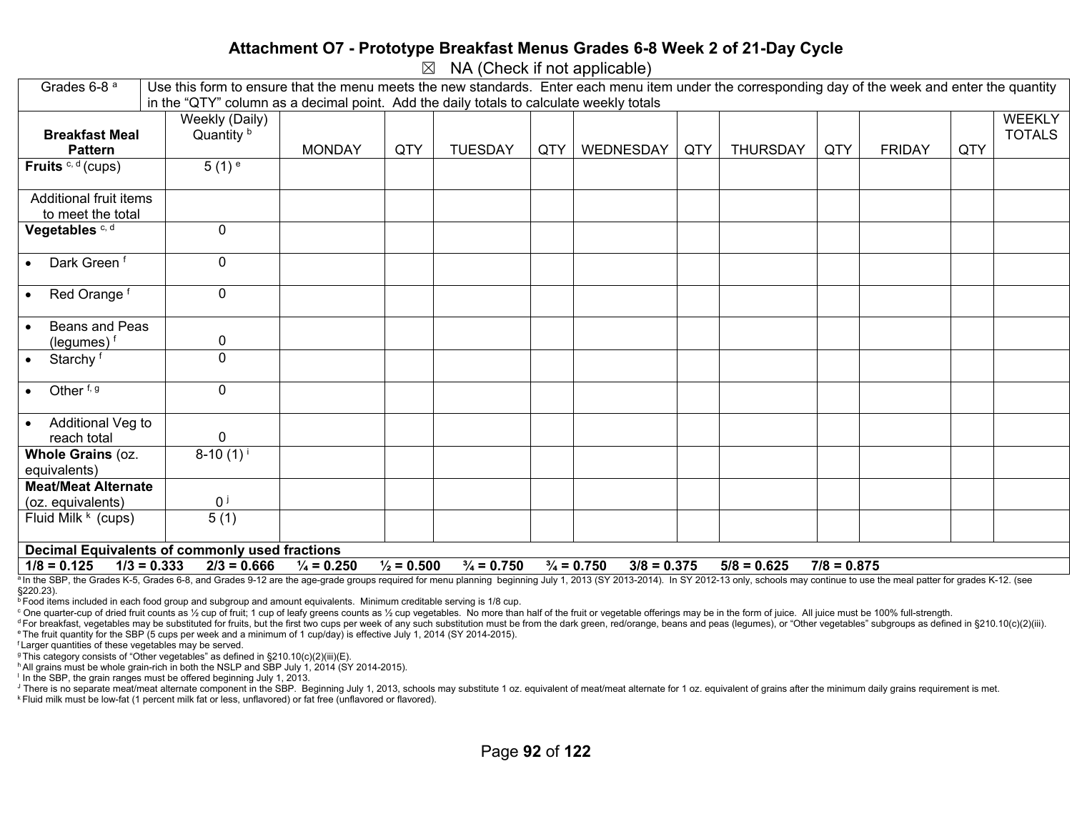# Attachment O7 - Prototype Breakfast Menus Grades 6-8 Week 2 of 21-Day Cycle

☒ NA (Check if not applicable)

| Grades 6-8 [a] | Use this form to ensure that the menu meets the new standards. Enter each menu item under the corresponding day of the week and enter the quantity in the “QTY” column as a decimal point. Add the daily totals to calculate weekly totals | | | | | | | | | | | |
|---|---|---|---|---|---|---|---|---|---|---|---|---|
| **Breakfast Meal Pattern** | Weekly (Daily) Quantity [b] | MONDAY | QTY | TUESDAY | QTY | WEDNESDAY | QTY | THURSDAY | QTY | FRIDAY | QTY | WEEKLY TOTALS |
| **Fruits** [c, d] (cups) | 5 (1) [e] | | | | | | | | | | | |
| Additional fruit items to meet the total | | | | | | | | | | | | |
| **Vegetables** [c, d] | 0 | | | | | | | | | | | |
| • Dark Green [f] | 0 | | | | | | | | | | | |
| • Red Orange [f] | 0 | | | | | | | | | | | |
| • Beans and Peas (legumes) [f] | 0 | | | | | | | | | | | |
| • Starchy [f] | 0 | | | | | | | | | | | |
| • Other [f, g] | 0 | | | | | | | | | | | |
| • Additional Veg to reach total | 0 | | | | | | | | | | | |
| **Whole Grains** (oz. equivalents) | 8-10 (1) [i] | | | | | | | | | | | |
| **Meat/Meat Alternate** (oz. equivalents) | 0 [j] | | | | | | | | | | | |
| Fluid Milk [k] (cups) | 5 (1) | | | | | | | | | | | |

**Decimal Equivalents of commonly used fractions**

**1/8 = 0.125 1/3 = 0.333 2/3 = 0.666 ¼ = 0.250 ½ = 0.500 ¾ = 0.750 ¾ = 0.750 3/8 = 0.375 5/8 = 0.625 7/8 = 0.875**

[a] In the SBP, the Grades K-5, Grades 6-8, and Grades 9-12 are the age-grade groups required for menu planning beginning July 1, 2013 (SY 2013-2014). In SY 2012-13 only, schools may continue to use the meal patter for grades K-12. (see §220.23).

[b] Food items included in each food group and subgroup and amount equivalents. Minimum creditable serving is 1/8 cup.

[c] One quarter-cup of dried fruit counts as ½ cup of fruit; 1 cup of leafy greens counts as ½ cup vegetables. No more than half of the fruit or vegetable offerings may be in the form of juice. All juice must be 100% full-strength.

[d] For breakfast, vegetables may be substituted for fruits, but the first two cups per week of any such substitution must be from the dark green, red/orange, beans and peas (legumes), or “Other vegetables” subgroups as defined in §210.10(c)(2)(iii).

[e] The fruit quantity for the SBP (5 cups per week and a minimum of 1 cup/day) is effective July 1, 2014 (SY 2014-2015).

[f] Larger quantities of these vegetables may be served.

[g] This category consists of “Other vegetables” as defined in §210.10(c)(2)(iii)(E).

[h] All grains must be whole grain-rich in both the NSLP and SBP July 1, 2014 (SY 2014-2015).

[i] In the SBP, the grain ranges must be offered beginning July 1, 2013.

[j] There is no separate meat/meat alternate component in the SBP. Beginning July 1, 2013, schools may substitute 1 oz. equivalent of meat/meat alternate for 1 oz. equivalent of grains after the minimum daily grains requirement is met.

[k] Fluid milk must be low-fat (1 percent milk fat or less, unflavored) or fat free (unflavored or flavored).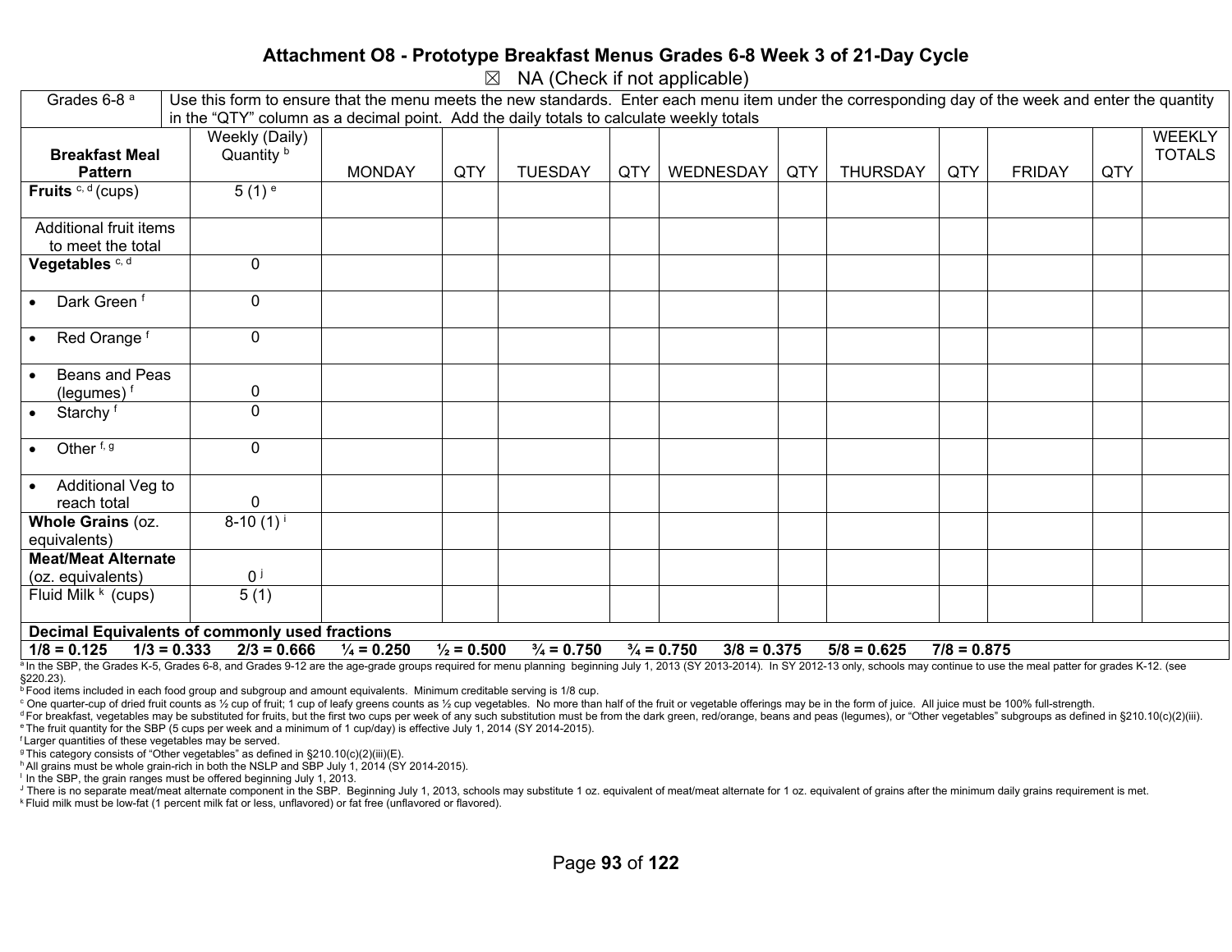# Attachment O8 - Prototype Breakfast Menus Grades 6-8 Week 3 of 21-Day Cycle

☒ NA (Check if not applicable)

| Grades 6-8 [a] | Use this form to ensure that the menu meets the new standards. Enter each menu item under the corresponding day of the week and enter the quantity in the "QTY" column as a decimal point. Add the daily totals to calculate weekly totals | | | | | | | | | | | |
|---|---|---|---|---|---|---|---|---|---|---|---|---|
| **Breakfast Meal Pattern** | Weekly (Daily) Quantity [b] | MONDAY | QTY | TUESDAY | QTY | WEDNESDAY | QTY | THURSDAY | QTY | FRIDAY | QTY | WEEKLY TOTALS |
| **Fruits** [c, d] (cups) | 5 (1) [e] | | | | | | | | | | | |
| Additional fruit items to meet the total | | | | | | | | | | | | |
| **Vegetables** [c, d] | 0 | | | | | | | | | | | |
| • Dark Green [f] | 0 | | | | | | | | | | | |
| • Red Orange [f] | 0 | | | | | | | | | | | |
| • Beans and Peas (legumes) [f] | 0 | | | | | | | | | | | |
| • Starchy [f] | 0 | | | | | | | | | | | |
| • Other [f, g] | 0 | | | | | | | | | | | |
| • Additional Veg to reach total | 0 | | | | | | | | | | | |
| **Whole Grains** (oz. equivalents) | 8-10 (1) [i] | | | | | | | | | | | |
| **Meat/Meat Alternate** (oz. equivalents) | 0 [j] | | | | | | | | | | | |
| Fluid Milk [k] (cups) | 5 (1) | | | | | | | | | | | |

**Decimal Equivalents of commonly used fractions**

**1/8 = 0.125 1/3 = 0.333 2/3 = 0.666 ¼ = 0.250 ½ = 0.500 ¾ = 0.750 ¾ = 0.750 3/8 = 0.375 5/8 = 0.625 7/8 = 0.875**

[a] In the SBP, the Grades K-5, Grades 6-8, and Grades 9-12 are the age-grade groups required for menu planning beginning July 1, 2013 (SY 2013-2014). In SY 2012-13 only, schools may continue to use the meal patter for grades K-12. (see §220.23).

[b] Food items included in each food group and subgroup and amount equivalents. Minimum creditable serving is 1/8 cup.

[c] One quarter-cup of dried fruit counts as ½ cup of fruit; 1 cup of leafy greens counts as ½ cup vegetables. No more than half of the fruit or vegetable offerings may be in the form of juice. All juice must be 100% full-strength.

[d] For breakfast, vegetables may be substituted for fruits, but the first two cups per week of any such substitution must be from the dark green, red/orange, beans and peas (legumes), or "Other vegetables" subgroups as defined in §210.10(c)(2)(iii).

[e] The fruit quantity for the SBP (5 cups per week and a minimum of 1 cup/day) is effective July 1, 2014 (SY 2014-2015).

[f] Larger quantities of these vegetables may be served.

[g] This category consists of "Other vegetables" as defined in §210.10(c)(2)(iii)(E).

[h] All grains must be whole grain-rich in both the NSLP and SBP July 1, 2014 (SY 2014-2015).

[i] In the SBP, the grain ranges must be offered beginning July 1, 2013.

[j] There is no separate meat/meat alternate component in the SBP. Beginning July 1, 2013, schools may substitute 1 oz. equivalent of meat/meat alternate for 1 oz. equivalent of grains after the minimum daily grains requirement is met.

[k] Fluid milk must be low-fat (1 percent milk fat or less, unflavored) or fat free (unflavored or flavored).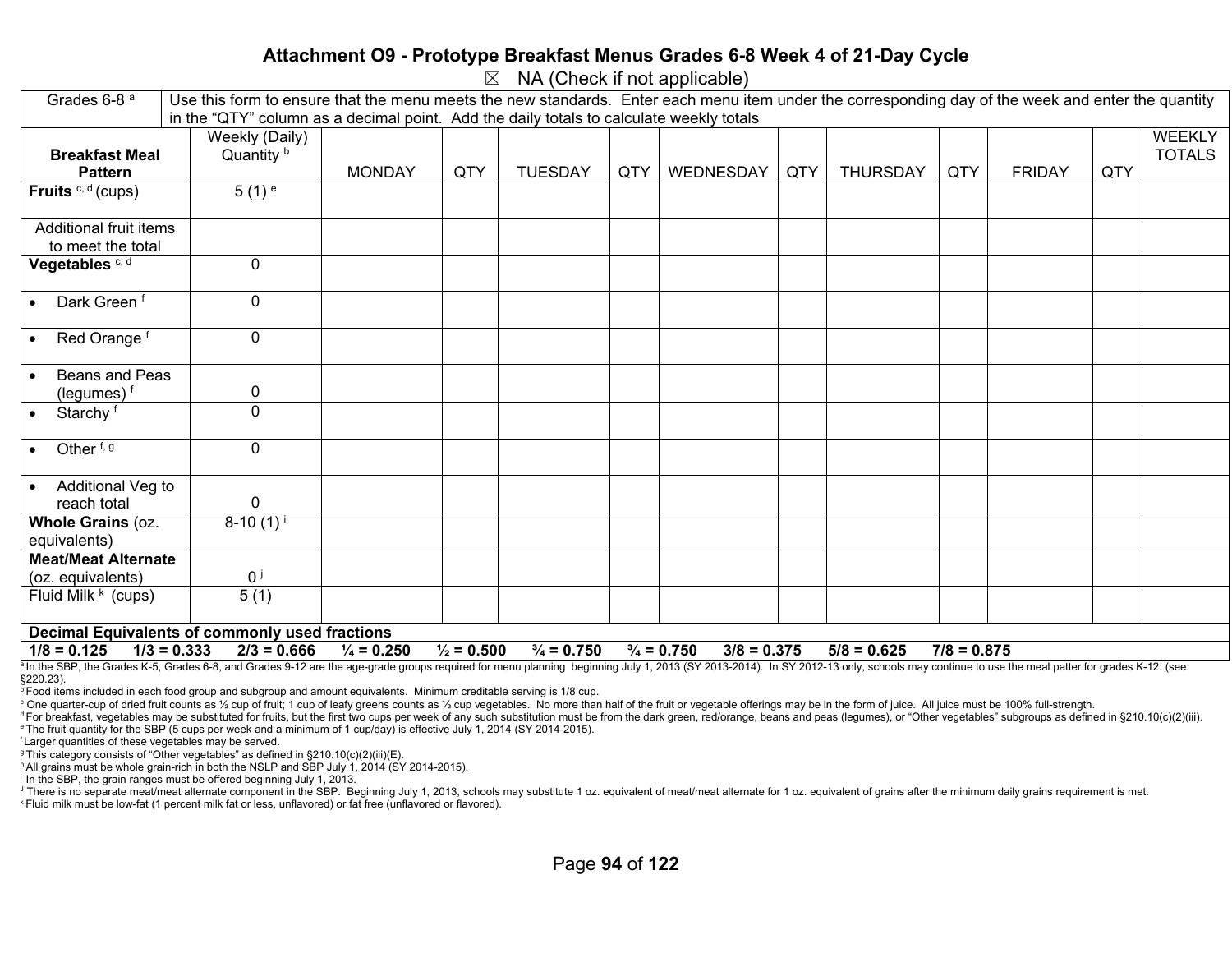# Attachment O9 - Prototype Breakfast Menus Grades 6-8 Week 4 of 21-Day Cycle

☒ NA (Check if not applicable)

| Grades 6-8 [a] | Use this form to ensure that the menu meets the new standards. Enter each menu item under the corresponding day of the week and enter the quantity in the "QTY" column as a decimal point. Add the daily totals to calculate weekly totals | | | | | | | | | | |
|---|---|---|---|---|---|---|---|---|---|---|---|
| **Breakfast Meal Pattern** | Weekly (Daily) Quantity [b] | MONDAY | QTY | TUESDAY | QTY | WEDNESDAY | QTY | THURSDAY | QTY | FRIDAY | QTY | WEEKLY TOTALS |
| **Fruits** [c, d] (cups) | 5 (1) [e] | | | | | | | | | | | |
| Additional fruit items to meet the total | | | | | | | | | | | | |
| **Vegetables** [c, d] | 0 | | | | | | | | | | | |
| • Dark Green [f] | 0 | | | | | | | | | | | |
| • Red Orange [f] | 0 | | | | | | | | | | | |
| • Beans and Peas (legumes) [f] | 0 | | | | | | | | | | | |
| • Starchy [f] | 0 | | | | | | | | | | | |
| • Other [f, g] | 0 | | | | | | | | | | | |
| • Additional Veg to reach total | 0 | | | | | | | | | | | |
| **Whole Grains** (oz. equivalents) | 8-10 (1) [i] | | | | | | | | | | | |
| **Meat/Meat Alternate** (oz. equivalents) | 0 [j] | | | | | | | | | | | |
| Fluid Milk [k] (cups) | 5 (1) | | | | | | | | | | | |

**Decimal Equivalents of commonly used fractions**

**1/8 = 0.125 1/3 = 0.333 2/3 = 0.666 ¼ = 0.250 ½ = 0.500 ¾ = 0.750 ¾ = 0.750 3/8 = 0.375 5/8 = 0.625 7/8 = 0.875**

[a] In the SBP, the Grades K-5, Grades 6-8, and Grades 9-12 are the age-grade groups required for menu planning beginning July 1, 2013 (SY 2013-2014). In SY 2012-13 only, schools may continue to use the meal patter for grades K-12. (see §220.23).

[b] Food items included in each food group and subgroup and amount equivalents. Minimum creditable serving is 1/8 cup.

[c] One quarter-cup of dried fruit counts as ½ cup of fruit; 1 cup of leafy greens counts as ½ cup vegetables. No more than half of the fruit or vegetable offerings may be in the form of juice. All juice must be 100% full-strength.

[d] For breakfast, vegetables may be substituted for fruits, but the first two cups per week of any such substitution must be from the dark green, red/orange, beans and peas (legumes), or "Other vegetables" subgroups as defined in §210.10(c)(2)(iii).

[e] The fruit quantity for the SBP (5 cups per week and a minimum of 1 cup/day) is effective July 1, 2014 (SY 2014-2015).

[f] Larger quantities of these vegetables may be served.

[g] This category consists of "Other vegetables" as defined in §210.10(c)(2)(iii)(E).

[h] All grains must be whole grain-rich in both the NSLP and SBP July 1, 2014 (SY 2014-2015).

[i] In the SBP, the grain ranges must be offered beginning July 1, 2013.

[j] There is no separate meat/meat alternate component in the SBP. Beginning July 1, 2013, schools may substitute 1 oz. equivalent of meat/meat alternate for 1 oz. equivalent of grains after the minimum daily grains requirement is met.

[k] Fluid milk must be low-fat (1 percent milk fat or less, unflavored) or fat free (unflavored or flavored).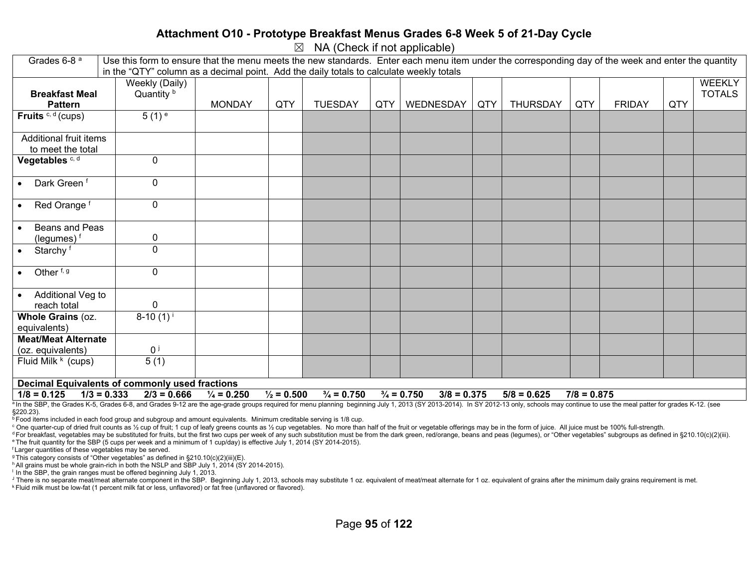# Attachment O10 - Prototype Breakfast Menus Grades 6-8 Week 5 of 21-Day Cycle

☒ NA (Check if not applicable)

| Grades 6-8 [a] | Use this form to ensure that the menu meets the new standards. Enter each menu item under the corresponding day of the week and enter the quantity in the "QTY" column as a decimal point. Add the daily totals to calculate weekly totals | | | | | | | | | | | |
|---|---|---|---|---|---|---|---|---|---|---|---|---|
| **Breakfast Meal Pattern** | Weekly (Daily) Quantity [b] | MONDAY | QTY | TUESDAY | QTY | WEDNESDAY | QTY | THURSDAY | QTY | FRIDAY | QTY | WEEKLY TOTALS |
| **Fruits** [c, d] (cups) | 5 (1) [e] | | | | | | | | | | | |
| Additional fruit items to meet the total | | | | | | | | | | | | |
| **Vegetables** [c, d] | 0 | | | | | | | | | | | |
| • Dark Green [f] | 0 | | | | | | | | | | | |
| • Red Orange [f] | 0 | | | | | | | | | | | |
| • Beans and Peas (legumes) [f] | 0 | | | | | | | | | | | |
| • Starchy [f] | 0 | | | | | | | | | | | |
| • Other [f, g] | 0 | | | | | | | | | | | |
| • Additional Veg to reach total | 0 | | | | | | | | | | | |
| **Whole Grains** (oz. equivalents) | 8-10 (1) [i] | | | | | | | | | | | |
| **Meat/Meat Alternate** (oz. equivalents) | 0 [j] | | | | | | | | | | | |
| Fluid Milk [k] (cups) | 5 (1) | | | | | | | | | | | |

**Decimal Equivalents of commonly used fractions**

**1/8 = 0.125  1/3 = 0.333  2/3 = 0.666  ¼ = 0.250  ½ = 0.500  ¾ = 0.750  ¾ = 0.750  3/8 = 0.375  5/8 = 0.625  7/8 = 0.875**

[a] In the SBP, the Grades K-5, Grades 6-8, and Grades 9-12 are the age-grade groups required for menu planning beginning July 1, 2013 (SY 2013-2014). In SY 2012-13 only, schools may continue to use the meal patter for grades K-12. (see §220.23).

[b] Food items included in each food group and subgroup and amount equivalents. Minimum creditable serving is 1/8 cup.

[c] One quarter-cup of dried fruit counts as ½ cup of fruit; 1 cup of leafy greens counts as ½ cup vegetables. No more than half of the fruit or vegetable offerings may be in the form of juice. All juice must be 100% full-strength.

[d] For breakfast, vegetables may be substituted for fruits, but the first two cups per week of any such substitution must be from the dark green, red/orange, beans and peas (legumes), or "Other vegetables" subgroups as defined in §210.10(c)(2)(iii).

[e] The fruit quantity for the SBP (5 cups per week and a minimum of 1 cup/day) is effective July 1, 2014 (SY 2014-2015).

[f] Larger quantities of these vegetables may be served.

[g] This category consists of "Other vegetables" as defined in §210.10(c)(2)(iii)(E).

[h] All grains must be whole grain-rich in both the NSLP and SBP July 1, 2014 (SY 2014-2015).

[i] In the SBP, the grain ranges must be offered beginning July 1, 2013.

[j] There is no separate meat/meat alternate component in the SBP. Beginning July 1, 2013, schools may substitute 1 oz. equivalent of meat/meat alternate for 1 oz. equivalent of grains after the minimum daily grains requirement is met.

[k] Fluid milk must be low-fat (1 percent milk fat or less, unflavored) or fat free (unflavored or flavored).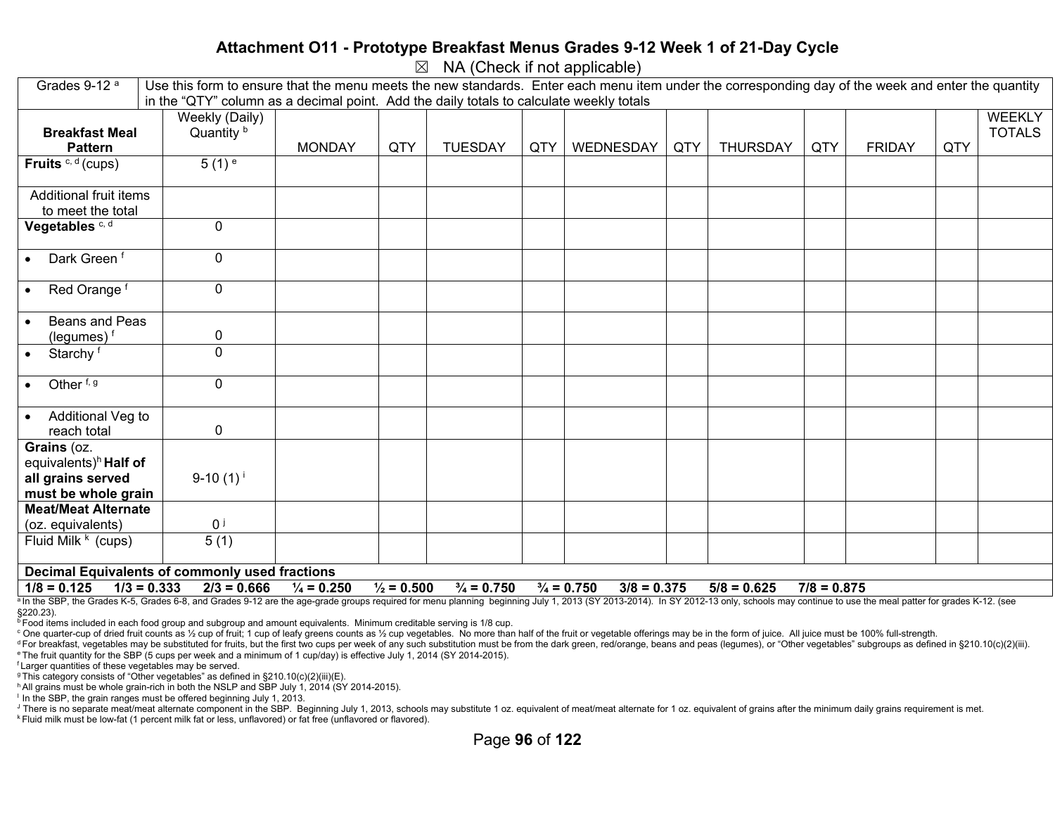# Attachment O11 - Prototype Breakfast Menus Grades 9-12 Week 1 of 21-Day Cycle

☒ NA (Check if not applicable)

| Grades 9-12 [a] | Use this form to ensure that the menu meets the new standards. Enter each menu item under the corresponding day of the week and enter the quantity in the "QTY" column as a decimal point. Add the daily totals to calculate weekly totals | | | | | | | | | | | |
|---|---|---|---|---|---|---|---|---|---|---|---|---|
| **Breakfast Meal Pattern** | Weekly (Daily) Quantity [b] | MONDAY | QTY | TUESDAY | QTY | WEDNESDAY | QTY | THURSDAY | QTY | FRIDAY | QTY | WEEKLY TOTALS |
| **Fruits** [c, d] (cups) | 5 (1) [e] | | | | | | | | | | | |
| Additional fruit items to meet the total | | | | | | | | | | | | |
| **Vegetables** [c, d] | 0 | | | | | | | | | | | |
| • Dark Green [f] | 0 | | | | | | | | | | | |
| • Red Orange [f] | 0 | | | | | | | | | | | |
| • Beans and Peas (legumes) [f] | 0 | | | | | | | | | | | |
| • Starchy [f] | 0 | | | | | | | | | | | |
| • Other [f, g] | 0 | | | | | | | | | | | |
| • Additional Veg to reach total | 0 | | | | | | | | | | | |
| **Grains** (oz. equivalents)[h] **Half of all grains served must be whole grain** | 9-10 (1) [i] | | | | | | | | | | | |
| **Meat/Meat Alternate** (oz. equivalents) | 0 [j] | | | | | | | | | | | |
| Fluid Milk [k] (cups) | 5 (1) | | | | | | | | | | | |

**Decimal Equivalents of commonly used fractions**

**1/8 = 0.125 1/3 = 0.333 2/3 = 0.666 ¼ = 0.250 ½ = 0.500 ¾ = 0.750 ¾ = 0.750 3/8 = 0.375 5/8 = 0.625 7/8 = 0.875**

[a] In the SBP, the Grades K-5, Grades 6-8, and Grades 9-12 are the age-grade groups required for menu planning beginning July 1, 2013 (SY 2013-2014). In SY 2012-13 only, schools may continue to use the meal patter for grades K-12. (see §220.23).

[b] Food items included in each food group and subgroup and amount equivalents. Minimum creditable serving is 1/8 cup.

[c] One quarter-cup of dried fruit counts as ½ cup of fruit; 1 cup of leafy greens counts as ½ cup vegetables. No more than half of the fruit or vegetable offerings may be in the form of juice. All juice must be 100% full-strength.

[d] For breakfast, vegetables may be substituted for fruits, but the first two cups per week of any such substitution must be from the dark green, red/orange, beans and peas (legumes), or "Other vegetables" subgroups as defined in §210.10(c)(2)(iii).

[e] The fruit quantity for the SBP (5 cups per week and a minimum of 1 cup/day) is effective July 1, 2014 (SY 2014-2015).

[f] Larger quantities of these vegetables may be served.

[g] This category consists of "Other vegetables" as defined in §210.10(c)(2)(iii)(E).

[h] All grains must be whole grain-rich in both the NSLP and SBP July 1, 2014 (SY 2014-2015).

[i] In the SBP, the grain ranges must be offered beginning July 1, 2013.

[j] There is no separate meat/meat alternate component in the SBP. Beginning July 1, 2013, schools may substitute 1 oz. equivalent of meat/meat alternate for 1 oz. equivalent of grains after the minimum daily grains requirement is met.

[k] Fluid milk must be low-fat (1 percent milk fat or less, unflavored) or fat free (unflavored or flavored).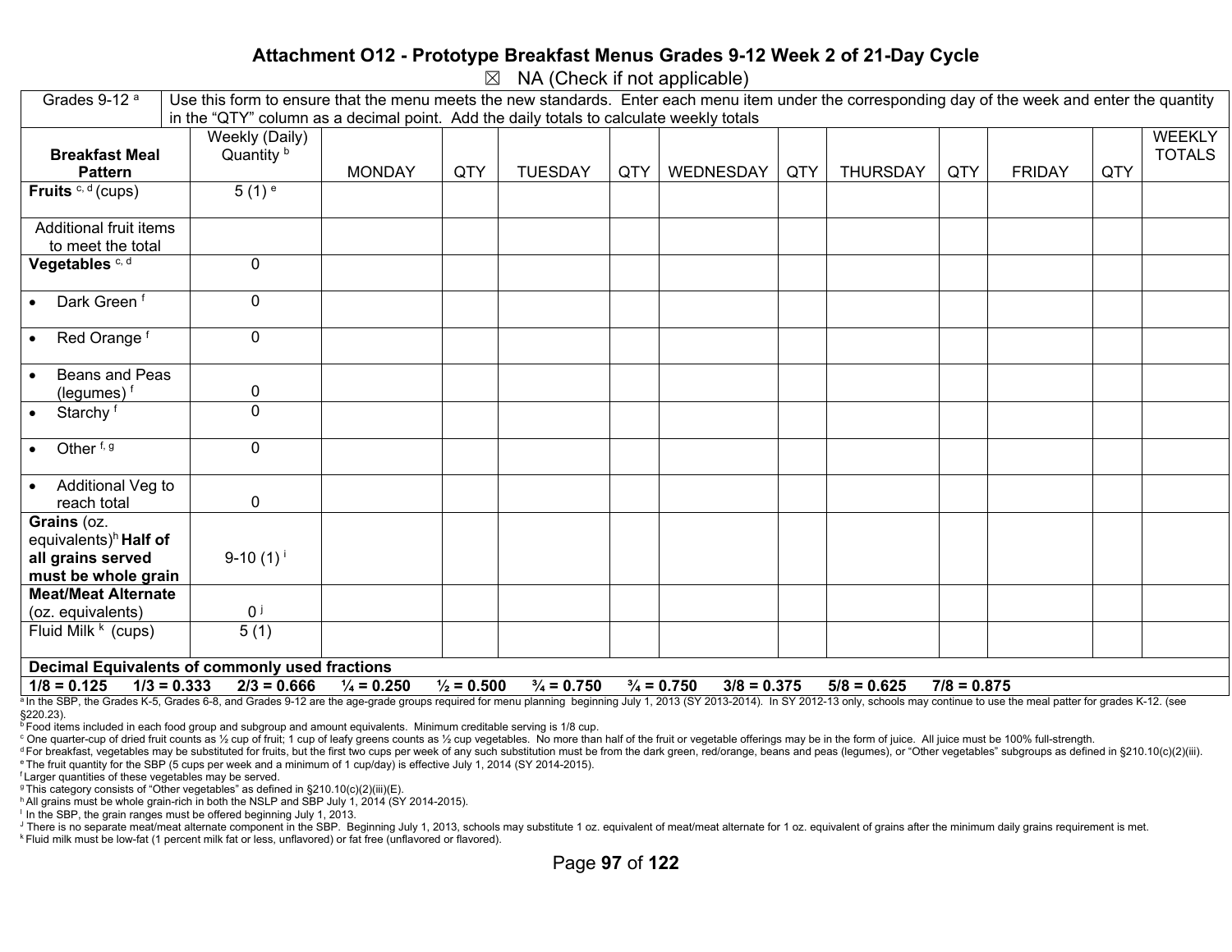## Attachment O12 - Prototype Breakfast Menus Grades 9-12 Week 2 of 21-Day Cycle

☒ NA (Check if not applicable)

| Grades 9-12 [a] | Use this form to ensure that the menu meets the new standards. Enter each menu item under the corresponding day of the week and enter the quantity in the "QTY" column as a decimal point. Add the daily totals to calculate weekly totals | | | | | | | | | | | |
|---|---|---|---|---|---|---|---|---|---|---|---|---|
| **Breakfast Meal Pattern** | Weekly (Daily) Quantity [b] | MONDAY | QTY | TUESDAY | QTY | WEDNESDAY | QTY | THURSDAY | QTY | FRIDAY | QTY | WEEKLY TOTALS |
| **Fruits** [c, d] (cups) | 5 (1) [e] | | | | | | | | | | | |
| Additional fruit items to meet the total | | | | | | | | | | | | |
| **Vegetables** [c, d] | 0 | | | | | | | | | | | |
| • Dark Green [f] | 0 | | | | | | | | | | | |
| • Red Orange [f] | 0 | | | | | | | | | | | |
| • Beans and Peas (legumes) [f] | 0 | | | | | | | | | | | |
| • Starchy [f] | 0 | | | | | | | | | | | |
| • Other [f, g] | 0 | | | | | | | | | | | |
| • Additional Veg to reach total | 0 | | | | | | | | | | | |
| **Grains** (oz. equivalents)[h] **Half of all grains served must be whole grain** | 9-10 (1) [i] | | | | | | | | | | | |
| **Meat/Meat Alternate** (oz. equivalents) | 0 [j] | | | | | | | | | | | |
| Fluid Milk [k] (cups) | 5 (1) | | | | | | | | | | | |
| **Decimal Equivalents of commonly used fractions** | | | | | | | | | | | | |
| **1/8 = 0.125 1/3 = 0.333 2/3 = 0.666 ¼ = 0.250 ½ = 0.500 ¾ = 0.750 ¾ = 0.750 3/8 = 0.375 5/8 = 0.625 7/8 = 0.875** | | | | | | | | | | | | |

[a] In the SBP, the Grades K-5, Grades 6-8, and Grades 9-12 are the age-grade groups required for menu planning beginning July 1, 2013 (SY 2013-2014). In SY 2012-13 only, schools may continue to use the meal patter for grades K-12. (see §220.23).

[b] Food items included in each food group and subgroup and amount equivalents. Minimum creditable serving is 1/8 cup.

[c] One quarter-cup of dried fruit counts as ½ cup of fruit; 1 cup of leafy greens counts as ½ cup vegetables. No more than half of the fruit or vegetable offerings may be in the form of juice. All juice must be 100% full-strength.

[d] For breakfast, vegetables may be substituted for fruits, but the first two cups per week of any such substitution must be from the dark green, red/orange, beans and peas (legumes), or "Other vegetables" subgroups as defined in §210.10(c)(2)(iii).

[e] The fruit quantity for the SBP (5 cups per week and a minimum of 1 cup/day) is effective July 1, 2014 (SY 2014-2015).

[f] Larger quantities of these vegetables may be served.

[g] This category consists of "Other vegetables" as defined in §210.10(c)(2)(iii)(E).

[h] All grains must be whole grain-rich in both the NSLP and SBP July 1, 2014 (SY 2014-2015).

[i] In the SBP, the grain ranges must be offered beginning July 1, 2013.

[j] There is no separate meat/meat alternate component in the SBP. Beginning July 1, 2013, schools may substitute 1 oz. equivalent of meat/meat alternate for 1 oz. equivalent of grains after the minimum daily grains requirement is met.

[k] Fluid milk must be low-fat (1 percent milk fat or less, unflavored) or fat free (unflavored or flavored).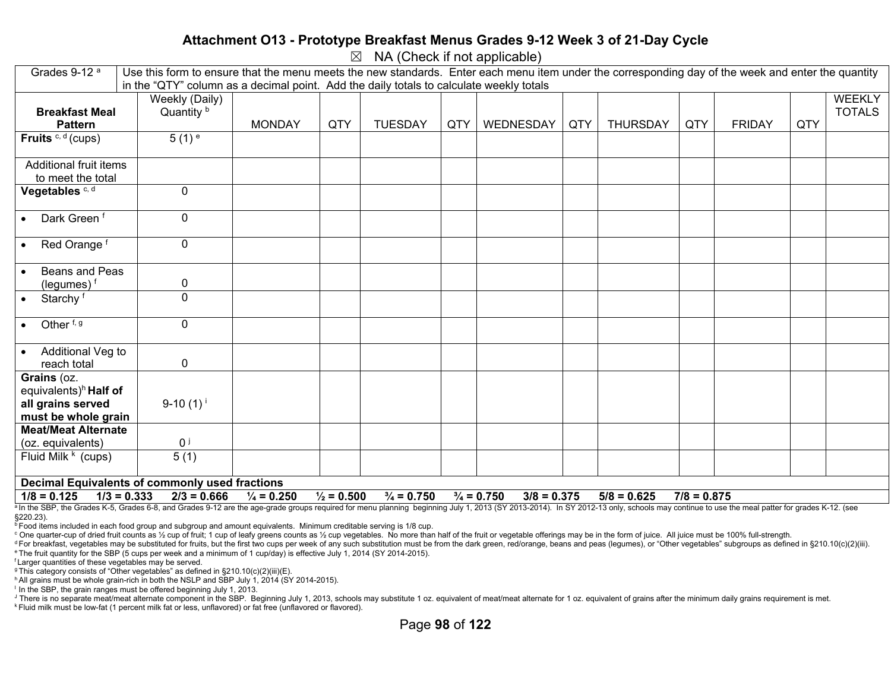# Attachment O13 - Prototype Breakfast Menus Grades 9-12 Week 3 of 21-Day Cycle

☒ NA (Check if not applicable)

| Grades 9-12 [a] | Use this form to ensure that the menu meets the new standards. Enter each menu item under the corresponding day of the week and enter the quantity in the "QTY" column as a decimal point. Add the daily totals to calculate weekly totals | | | | | | | | | | | |
|---|---|---|---|---|---|---|---|---|---|---|---|---|
| **Breakfast Meal Pattern** | Weekly (Daily) Quantity [b] | MONDAY | QTY | TUESDAY | QTY | WEDNESDAY | QTY | THURSDAY | QTY | FRIDAY | QTY | WEEKLY TOTALS |
| **Fruits** [c, d] (cups) | 5 (1) [e] | | | | | | | | | | | |
| Additional fruit items to meet the total | | | | | | | | | | | | |
| **Vegetables** [c, d] | 0 | | | | | | | | | | | |
| • Dark Green [f] | 0 | | | | | | | | | | | |
| • Red Orange [f] | 0 | | | | | | | | | | | |
| • Beans and Peas (legumes) [f] | 0 | | | | | | | | | | | |
| • Starchy [f] | 0 | | | | | | | | | | | |
| • Other [f, g] | 0 | | | | | | | | | | | |
| • Additional Veg to reach total | 0 | | | | | | | | | | | |
| **Grains** (oz. equivalents)[h] **Half of all grains served must be whole grain** | 9-10 (1) [i] | | | | | | | | | | | |
| **Meat/Meat Alternate** (oz. equivalents) | 0 [j] | | | | | | | | | | | |
| Fluid Milk [k] (cups) | 5 (1) | | | | | | | | | | | |

**Decimal Equivalents of commonly used fractions**

**1/8 = 0.125   1/3 = 0.333   2/3 = 0.666   ¼ = 0.250   ½ = 0.500   ¾ = 0.750   ¾ = 0.750   3/8 = 0.375   5/8 = 0.625   7/8 = 0.875**

[a] In the SBP, the Grades K-5, Grades 6-8, and Grades 9-12 are the age-grade groups required for menu planning beginning July 1, 2013 (SY 2013-2014). In SY 2012-13 only, schools may continue to use the meal patter for grades K-12. (see §220.23).
[b] Food items included in each food group and subgroup and amount equivalents. Minimum creditable serving is 1/8 cup.
[c] One quarter-cup of dried fruit counts as ½ cup of fruit; 1 cup of leafy greens counts as ½ cup vegetables. No more than half of the fruit or vegetable offerings may be in the form of juice. All juice must be 100% full-strength.
[d] For breakfast, vegetables may be substituted for fruits, but the first two cups per week of any such substitution must be from the dark green, red/orange, beans and peas (legumes), or "Other vegetables" subgroups as defined in §210.10(c)(2)(iii).
[e] The fruit quantity for the SBP (5 cups per week and a minimum of 1 cup/day) is effective July 1, 2014 (SY 2014-2015).
[f] Larger quantities of these vegetables may be served.
[g] This category consists of "Other vegetables" as defined in §210.10(c)(2)(iii)(E).
[h] All grains must be whole grain-rich in both the NSLP and SBP July 1, 2014 (SY 2014-2015).
[i] In the SBP, the grain ranges must be offered beginning July 1, 2013.
[j] There is no separate meat/meat alternate component in the SBP. Beginning July 1, 2013, schools may substitute 1 oz. equivalent of meat/meat alternate for 1 oz. equivalent of grains after the minimum daily grains requirement is met.
[k] Fluid milk must be low-fat (1 percent milk fat or less, unflavored) or fat free (unflavored or flavored).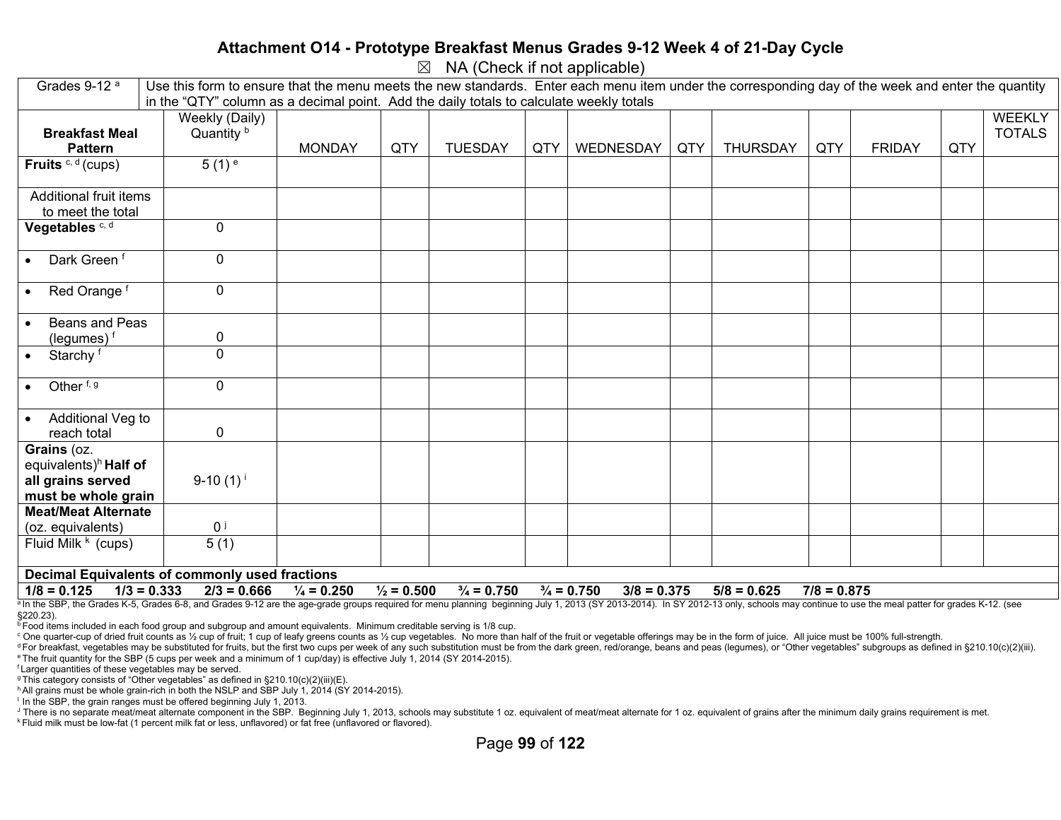## Attachment O14 - Prototype Breakfast Menus Grades 9-12 Week 4 of 21-Day Cycle

☒ NA (Check if not applicable)

| Grades 9-12 [a] | Use this form to ensure that the menu meets the new standards. Enter each menu item under the corresponding day of the week and enter the quantity in the "QTY" column as a decimal point. Add the daily totals to calculate weekly totals | | | | | | | | | | |
|---|---|---|---|---|---|---|---|---|---|---|---|
| **Breakfast Meal Pattern** | Weekly (Daily) Quantity [b] | MONDAY | QTY | TUESDAY | QTY | WEDNESDAY | QTY | THURSDAY | QTY | FRIDAY | QTY | WEEKLY TOTALS |
| **Fruits** [c, d] (cups) | 5 (1) [e] | | | | | | | | | | | |
| Additional fruit items to meet the total | | | | | | | | | | | | |
| **Vegetables** [c, d] | 0 | | | | | | | | | | | |
| • Dark Green [f] | 0 | | | | | | | | | | | |
| • Red Orange [f] | 0 | | | | | | | | | | | |
| • Beans and Peas (legumes) [f] | 0 | | | | | | | | | | | |
| • Starchy [f] | 0 | | | | | | | | | | | |
| • Other [f, g] | 0 | | | | | | | | | | | |
| • Additional Veg to reach total | 0 | | | | | | | | | | | |
| **Grains** (oz. equivalents)[h] **Half of all grains served must be whole grain** | 9-10 (1) [i] | | | | | | | | | | | |
| **Meat/Meat Alternate** (oz. equivalents) | 0 [j] | | | | | | | | | | | |
| Fluid Milk [k] (cups) | 5 (1) | | | | | | | | | | | |

**Decimal Equivalents of commonly used fractions**

**1/8 = 0.125  1/3 = 0.333  2/3 = 0.666  ¼ = 0.250  ½ = 0.500  ¾ = 0.750  ¾ = 0.750  3/8 = 0.375  5/8 = 0.625  7/8 = 0.875**

[a] In the SBP, the Grades K-5, Grades 6-8, and Grades 9-12 are the age-grade groups required for menu planning beginning July 1, 2013 (SY 2013-2014). In SY 2012-13 only, schools may continue to use the meal patter for grades K-12. (see §220.23).
[b] Food items included in each food group and subgroup and amount equivalents. Minimum creditable serving is 1/8 cup.
[c] One quarter-cup of dried fruit counts as ½ cup of fruit; 1 cup of leafy greens counts as ½ cup vegetables. No more than half of the fruit or vegetable offerings may be in the form of juice. All juice must be 100% full-strength.
[d] For breakfast, vegetables may be substituted for fruits, but the first two cups per week of any such substitution must be from the dark green, red/orange, beans and peas (legumes), or "Other vegetables" subgroups as defined in §210.10(c)(2)(iii).
[e] The fruit quantity for the SBP (5 cups per week and a minimum of 1 cup/day) is effective July 1, 2014 (SY 2014-2015).
[f] Larger quantities of these vegetables may be served.
[g] This category consists of "Other vegetables" as defined in §210.10(c)(2)(iii)(E).
[h] All grains must be whole grain-rich in both the NSLP and SBP July 1, 2014 (SY 2014-2015).
[i] In the SBP, the grain ranges must be offered beginning July 1, 2013.
[j] There is no separate meat/meat alternate component in the SBP. Beginning July 1, 2013, schools may substitute 1 oz. equivalent of meat/meat alternate for 1 oz. equivalent of grains after the minimum daily grains requirement is met.
[k] Fluid milk must be low-fat (1 percent milk fat or less, unflavored) or fat free (unflavored or flavored).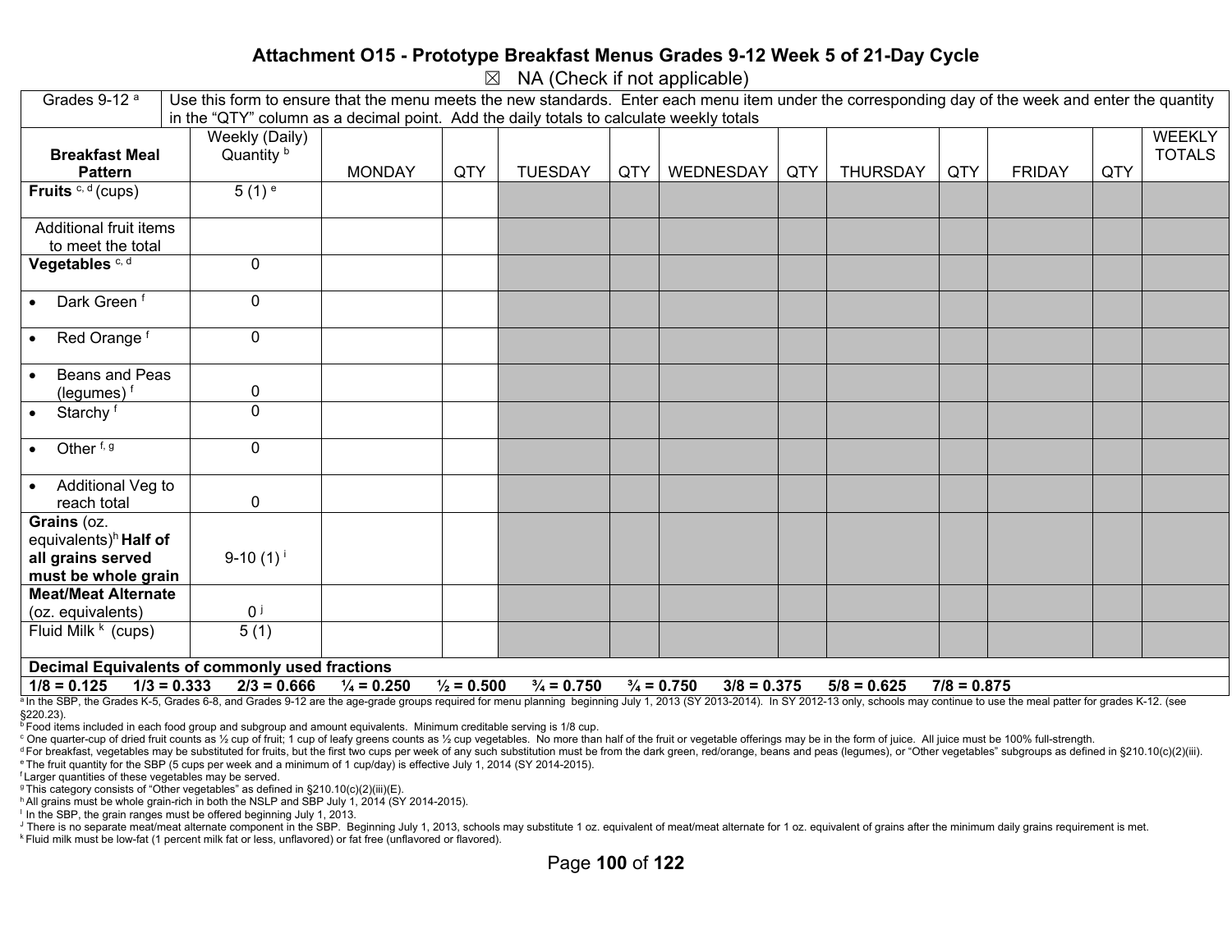## Attachment O15 - Prototype Breakfast Menus Grades 9-12 Week 5 of 21-Day Cycle

☒ NA (Check if not applicable)

| Grades 9-12 [a] | Use this form to ensure that the menu meets the new standards. Enter each menu item under the corresponding day of the week and enter the quantity in the "QTY" column as a decimal point. Add the daily totals to calculate weekly totals | | | | | | | | | | | |
|---|---|---|---|---|---|---|---|---|---|---|---|---|
| **Breakfast Meal Pattern** | Weekly (Daily) Quantity [b] | MONDAY | QTY | TUESDAY | QTY | WEDNESDAY | QTY | THURSDAY | QTY | FRIDAY | QTY | WEEKLY TOTALS |
| **Fruits** [c, d] (cups) | 5 (1) [e] | | | | | | | | | | | |
| Additional fruit items to meet the total | | | | | | | | | | | | |
| **Vegetables** [c, d] | 0 | | | | | | | | | | | |
| • Dark Green [f] | 0 | | | | | | | | | | | |
| • Red Orange [f] | 0 | | | | | | | | | | | |
| • Beans and Peas (legumes) [f] | 0 | | | | | | | | | | | |
| • Starchy [f] | 0 | | | | | | | | | | | |
| • Other [f, g] | 0 | | | | | | | | | | | |
| • Additional Veg to reach total | 0 | | | | | | | | | | | |
| **Grains** (oz. equivalents)[h] **Half of all grains served must be whole grain** | 9-10 (1) [i] | | | | | | | | | | | |
| **Meat/Meat Alternate** (oz. equivalents) | 0 [j] | | | | | | | | | | | |
| Fluid Milk [k] (cups) | 5 (1) | | | | | | | | | | | |

**Decimal Equivalents of commonly used fractions**

**1/8 = 0.125 1/3 = 0.333 2/3 = 0.666 ¼ = 0.250 ½ = 0.500 ¾ = 0.750 ¾ = 0.750 3/8 = 0.375 5/8 = 0.625 7/8 = 0.875**

[a] In the SBP, the Grades K-5, Grades 6-8, and Grades 9-12 are the age-grade groups required for menu planning beginning July 1, 2013 (SY 2013-2014). In SY 2012-13 only, schools may continue to use the meal patter for grades K-12. (see §220.23).

[b] Food items included in each food group and subgroup and amount equivalents. Minimum creditable serving is 1/8 cup.

[c] One quarter-cup of dried fruit counts as ½ cup of fruit; 1 cup of leafy greens counts as ½ cup vegetables. No more than half of the fruit or vegetable offerings may be in the form of juice. All juice must be 100% full-strength.

[d] For breakfast, vegetables may be substituted for fruits, but the first two cups per week of any such substitution must be from the dark green, red/orange, beans and peas (legumes), or "Other vegetables" subgroups as defined in §210.10(c)(2)(iii).

[e] The fruit quantity for the SBP (5 cups per week and a minimum of 1 cup/day) is effective July 1, 2014 (SY 2014-2015).

[f] Larger quantities of these vegetables may be served.

[g] This category consists of "Other vegetables" as defined in §210.10(c)(2)(iii)(E).

[h] All grains must be whole grain-rich in both the NSLP and SBP July 1, 2014 (SY 2014-2015).

[i] In the SBP, the grain ranges must be offered beginning July 1, 2013.

[j] There is no separate meat/meat alternate component in the SBP. Beginning July 1, 2013, schools may substitute 1 oz. equivalent of meat/meat alternate for 1 oz. equivalent of grains after the minimum daily grains requirement is met.

[k] Fluid milk must be low-fat (1 percent milk fat or less, unflavored) or fat free (unflavored or flavored).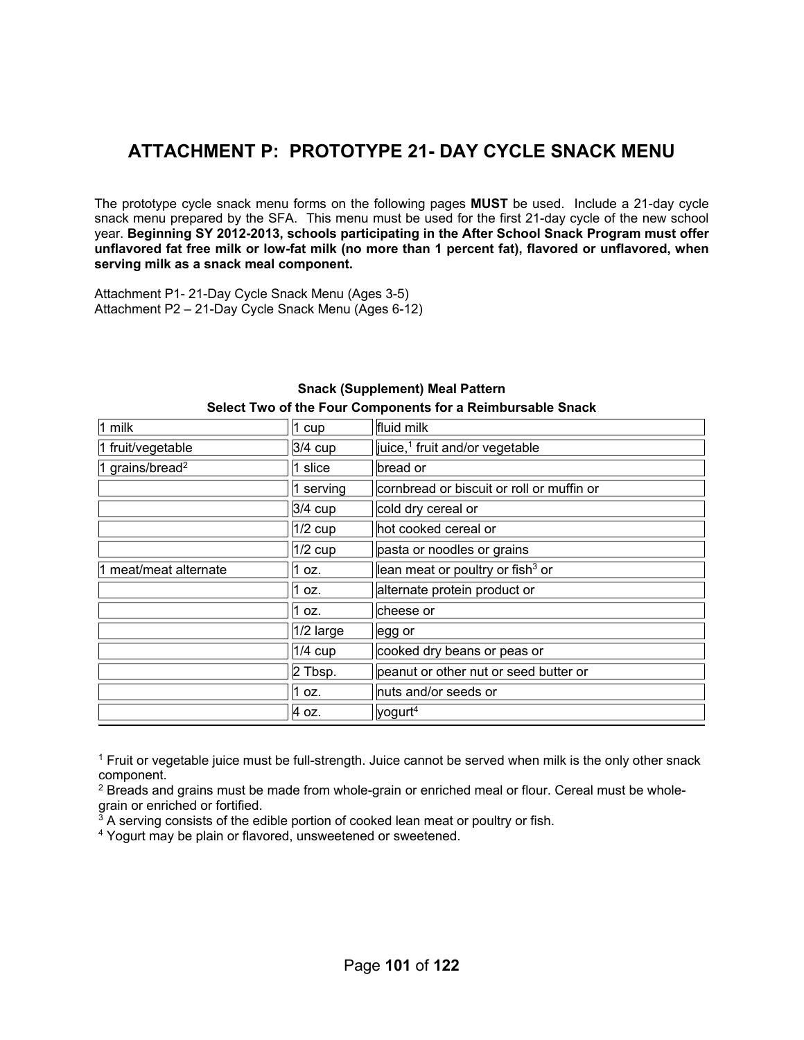# ATTACHMENT P: PROTOTYPE 21- DAY CYCLE SNACK MENU

The prototype cycle snack menu forms on the following pages **MUST** be used. Include a 21-day cycle snack menu prepared by the SFA. This menu must be used for the first 21-day cycle of the new school year. **Beginning SY 2012-2013, schools participating in the After School Snack Program must offer unflavored fat free milk or low-fat milk (no more than 1 percent fat), flavored or unflavored, when serving milk as a snack meal component.**

Attachment P1- 21-Day Cycle Snack Menu (Ages 3-5)
Attachment P2 – 21-Day Cycle Snack Menu (Ages 6-12)

**Snack (Supplement) Meal Pattern**
**Select Two of the Four Components for a Reimbursable Snack**

| | | |
|---|---|---|
| 1 milk | 1 cup | fluid milk |
| 1 fruit/vegetable | 3/4 cup | juice,[1] fruit and/or vegetable |
| 1 grains/bread[2] | 1 slice | bread or |
| | 1 serving | cornbread or biscuit or roll or muffin or |
| | 3/4 cup | cold dry cereal or |
| | 1/2 cup | hot cooked cereal or |
| | 1/2 cup | pasta or noodles or grains |
| 1 meat/meat alternate | 1 oz. | lean meat or poultry or fish[3] or |
| | 1 oz. | alternate protein product or |
| | 1 oz. | cheese or |
| | 1/2 large | egg or |
| | 1/4 cup | cooked dry beans or peas or |
| | 2 Tbsp. | peanut or other nut or seed butter or |
| | 1 oz. | nuts and/or seeds or |
| | 4 oz. | yogurt[4] |

[1] Fruit or vegetable juice must be full-strength. Juice cannot be served when milk is the only other snack component.
[2] Breads and grains must be made from whole-grain or enriched meal or flour. Cereal must be whole-grain or enriched or fortified.
[3] A serving consists of the edible portion of cooked lean meat or poultry or fish.
[4] Yogurt may be plain or flavored, unsweetened or sweetened.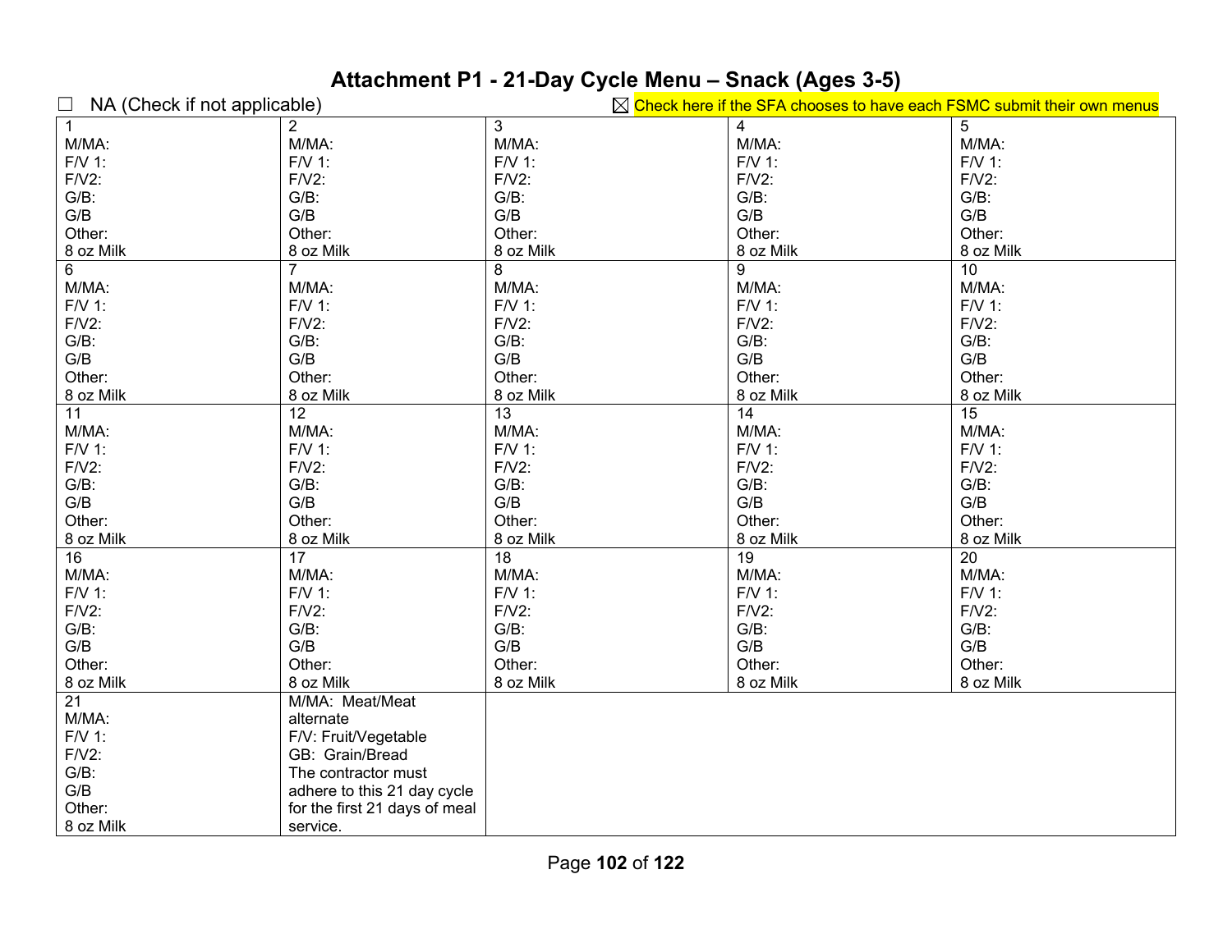# Attachment P1 - 21-Day Cycle Menu – Snack (Ages 3-5)

☐ NA (Check if not applicable) ☒ Check here if the SFA chooses to have each FSMC submit their own menus

| | | | | |
|---|---|---|---|---|
| 1<br>M/MA:<br>F/V 1:<br>F/V2:<br>G/B:<br>G/B<br>Other:<br>8 oz Milk | 2<br>M/MA:<br>F/V 1:<br>F/V2:<br>G/B:<br>G/B<br>Other:<br>8 oz Milk | 3<br>M/MA:<br>F/V 1:<br>F/V2:<br>G/B:<br>G/B<br>Other:<br>8 oz Milk | 4<br>M/MA:<br>F/V 1:<br>F/V2:<br>G/B:<br>G/B<br>Other:<br>8 oz Milk | 5<br>M/MA:<br>F/V 1:<br>F/V2:<br>G/B:<br>G/B<br>Other:<br>8 oz Milk |
| 6<br>M/MA:<br>F/V 1:<br>F/V2:<br>G/B:<br>G/B<br>Other:<br>8 oz Milk | 7<br>M/MA:<br>F/V 1:<br>F/V2:<br>G/B:<br>G/B<br>Other:<br>8 oz Milk | 8<br>M/MA:<br>F/V 1:<br>F/V2:<br>G/B:<br>G/B<br>Other:<br>8 oz Milk | 9<br>M/MA:<br>F/V 1:<br>F/V2:<br>G/B:<br>G/B<br>Other:<br>8 oz Milk | 10<br>M/MA:<br>F/V 1:<br>F/V2:<br>G/B:<br>G/B<br>Other:<br>8 oz Milk |
| 11<br>M/MA:<br>F/V 1:<br>F/V2:<br>G/B:<br>G/B<br>Other:<br>8 oz Milk | 12<br>M/MA:<br>F/V 1:<br>F/V2:<br>G/B:<br>G/B<br>Other:<br>8 oz Milk | 13<br>M/MA:<br>F/V 1:<br>F/V2:<br>G/B:<br>G/B<br>Other:<br>8 oz Milk | 14<br>M/MA:<br>F/V 1:<br>F/V2:<br>G/B:<br>G/B<br>Other:<br>8 oz Milk | 15<br>M/MA:<br>F/V 1:<br>F/V2:<br>G/B:<br>G/B<br>Other:<br>8 oz Milk |
| 16<br>M/MA:<br>F/V 1:<br>F/V2:<br>G/B:<br>G/B<br>Other:<br>8 oz Milk | 17<br>M/MA:<br>F/V 1:<br>F/V2:<br>G/B:<br>G/B<br>Other:<br>8 oz Milk | 18<br>M/MA:<br>F/V 1:<br>F/V2:<br>G/B:<br>G/B<br>Other:<br>8 oz Milk | 19<br>M/MA:<br>F/V 1:<br>F/V2:<br>G/B:<br>G/B<br>Other:<br>8 oz Milk | 20<br>M/MA:<br>F/V 1:<br>F/V2:<br>G/B:<br>G/B<br>Other:<br>8 oz Milk |
| 21<br>M/MA:<br>F/V 1:<br>F/V2:<br>G/B:<br>G/B<br>Other:<br>8 oz Milk | M/MA: Meat/Meat alternate<br>F/V: Fruit/Vegetable<br>GB: Grain/Bread<br>The contractor must adhere to this 21 day cycle for the first 21 days of meal service. | | | |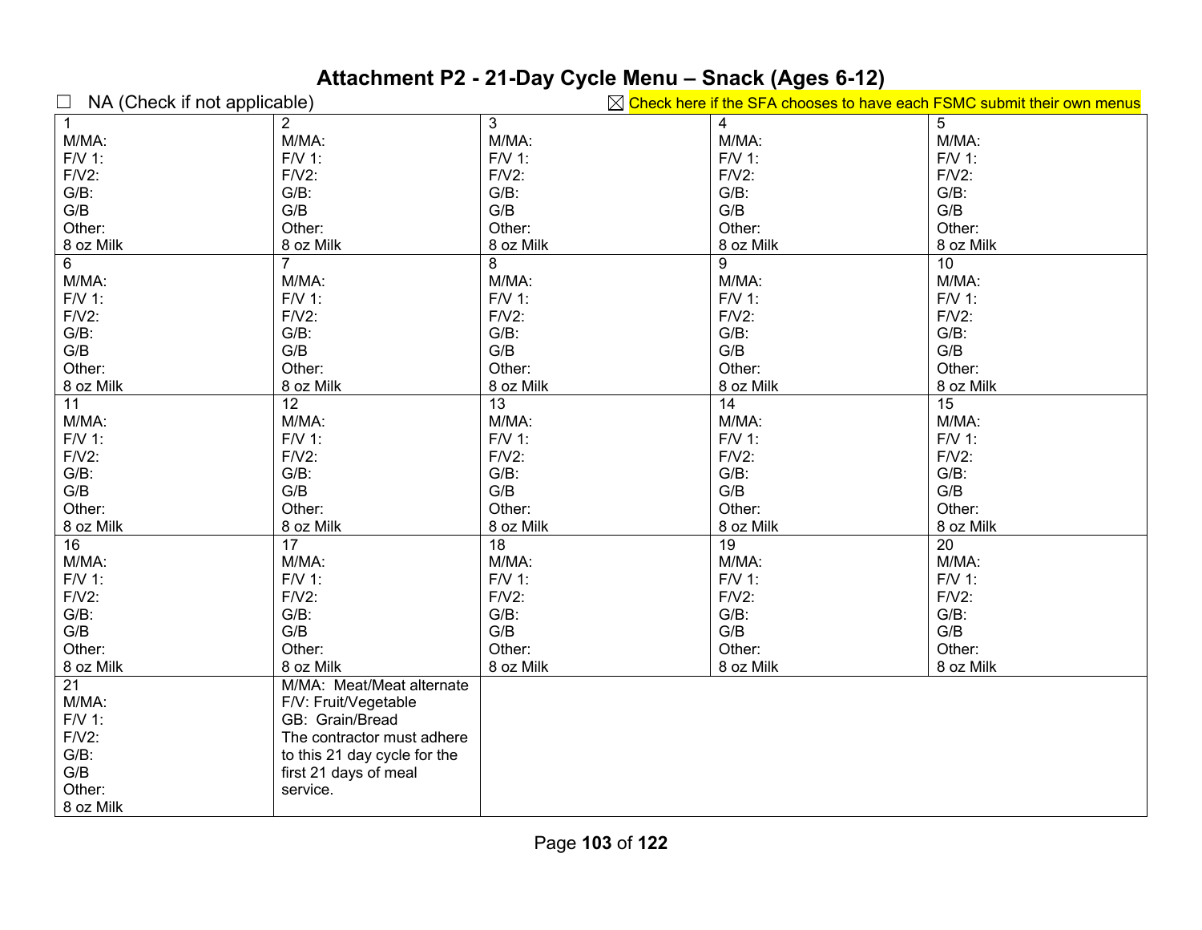# Attachment P2 - 21-Day Cycle Menu – Snack (Ages 6-12)

☐ NA (Check if not applicable) ☒ Check here if the SFA chooses to have each FSMC submit their own menus

| | | | | |
|---|---|---|---|---|
| 1<br>M/MA:<br>F/V 1:<br>F/V2:<br>G/B:<br>G/B<br>Other:<br>8 oz Milk | 2<br>M/MA:<br>F/V 1:<br>F/V2:<br>G/B:<br>G/B<br>Other:<br>8 oz Milk | 3<br>M/MA:<br>F/V 1:<br>F/V2:<br>G/B:<br>G/B<br>Other:<br>8 oz Milk | 4<br>M/MA:<br>F/V 1:<br>F/V2:<br>G/B:<br>G/B<br>Other:<br>8 oz Milk | 5<br>M/MA:<br>F/V 1:<br>F/V2:<br>G/B:<br>G/B<br>Other:<br>8 oz Milk |
| 6<br>M/MA:<br>F/V 1:<br>F/V2:<br>G/B:<br>G/B<br>Other:<br>8 oz Milk | 7<br>M/MA:<br>F/V 1:<br>F/V2:<br>G/B:<br>G/B<br>Other:<br>8 oz Milk | 8<br>M/MA:<br>F/V 1:<br>F/V2:<br>G/B:<br>G/B<br>Other:<br>8 oz Milk | 9<br>M/MA:<br>F/V 1:<br>F/V2:<br>G/B:<br>G/B<br>Other:<br>8 oz Milk | 10<br>M/MA:<br>F/V 1:<br>F/V2:<br>G/B:<br>G/B<br>Other:<br>8 oz Milk |
| 11<br>M/MA:<br>F/V 1:<br>F/V2:<br>G/B:<br>G/B<br>Other:<br>8 oz Milk | 12<br>M/MA:<br>F/V 1:<br>F/V2:<br>G/B:<br>G/B<br>Other:<br>8 oz Milk | 13<br>M/MA:<br>F/V 1:<br>F/V2:<br>G/B:<br>G/B<br>Other:<br>8 oz Milk | 14<br>M/MA:<br>F/V 1:<br>F/V2:<br>G/B:<br>G/B<br>Other:<br>8 oz Milk | 15<br>M/MA:<br>F/V 1:<br>F/V2:<br>G/B:<br>G/B<br>Other:<br>8 oz Milk |
| 16<br>M/MA:<br>F/V 1:<br>F/V2:<br>G/B:<br>G/B<br>Other:<br>8 oz Milk | 17<br>M/MA:<br>F/V 1:<br>F/V2:<br>G/B:<br>G/B<br>Other:<br>8 oz Milk | 18<br>M/MA:<br>F/V 1:<br>F/V2:<br>G/B:<br>G/B<br>Other:<br>8 oz Milk | 19<br>M/MA:<br>F/V 1:<br>F/V2:<br>G/B:<br>G/B<br>Other:<br>8 oz Milk | 20<br>M/MA:<br>F/V 1:<br>F/V2:<br>G/B:<br>G/B<br>Other:<br>8 oz Milk |
| 21<br>M/MA:<br>F/V 1:<br>F/V2:<br>G/B:<br>G/B<br>Other:<br>8 oz Milk | M/MA: Meat/Meat alternate<br>F/V: Fruit/Vegetable<br>GB: Grain/Bread<br>The contractor must adhere to this 21 day cycle for the first 21 days of meal service. | | | |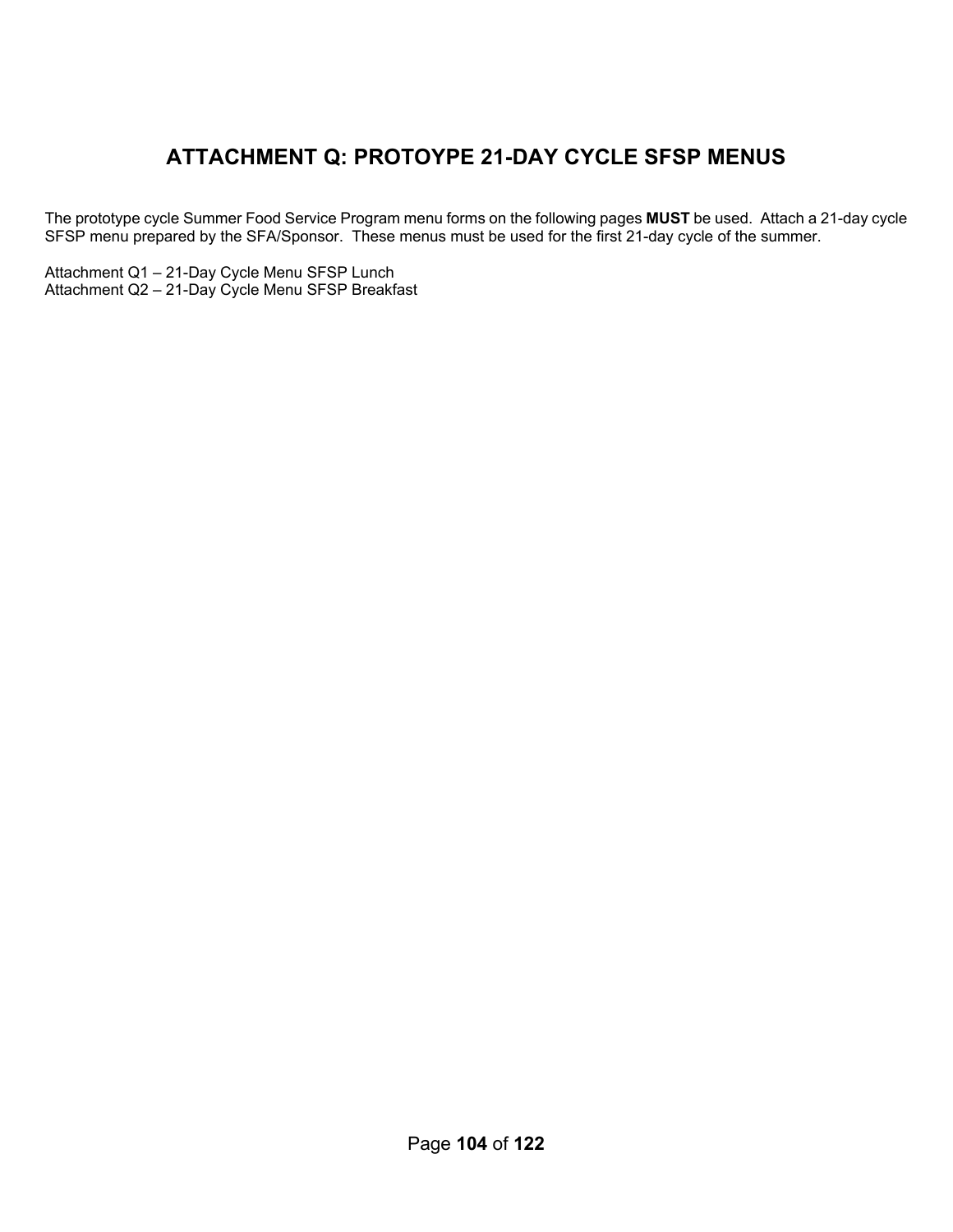# ATTACHMENT Q: PROTOYPE 21-DAY CYCLE SFSP MENUS

The prototype cycle Summer Food Service Program menu forms on the following pages **MUST** be used. Attach a 21-day cycle SFSP menu prepared by the SFA/Sponsor. These menus must be used for the first 21-day cycle of the summer.

Attachment Q1 – 21-Day Cycle Menu SFSP Lunch
Attachment Q2 – 21-Day Cycle Menu SFSP Breakfast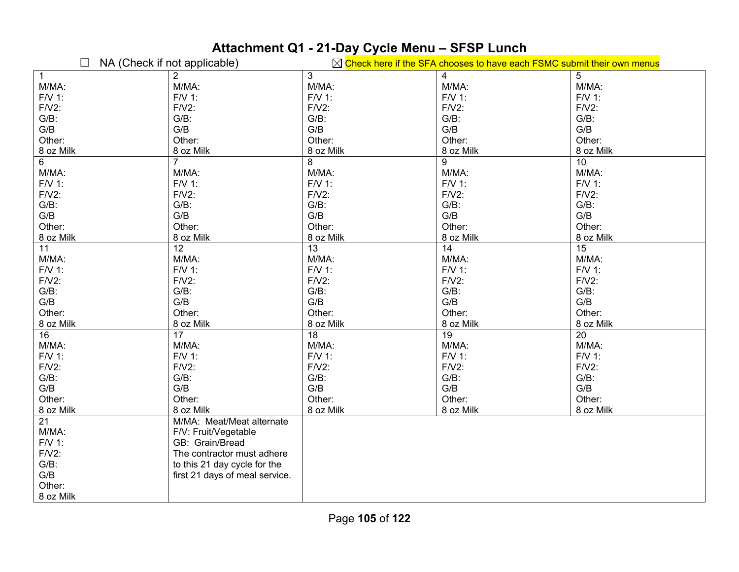# Attachment Q1 - 21-Day Cycle Menu – SFSP Lunch

☐ NA (Check if not applicable) ☒ Check here if the SFA chooses to have each FSMC submit their own menus

| | | | | |
|---|---|---|---|---|
| 1<br>M/MA:<br>F/V 1:<br>F/V2:<br>G/B:<br>G/B<br>Other:<br>8 oz Milk | 2<br>M/MA:<br>F/V 1:<br>F/V2:<br>G/B:<br>G/B<br>Other:<br>8 oz Milk | 3<br>M/MA:<br>F/V 1:<br>F/V2:<br>G/B:<br>G/B<br>Other:<br>8 oz Milk | 4<br>M/MA:<br>F/V 1:<br>F/V2:<br>G/B:<br>G/B<br>Other:<br>8 oz Milk | 5<br>M/MA:<br>F/V 1:<br>F/V2:<br>G/B:<br>G/B<br>Other:<br>8 oz Milk |
| 6<br>M/MA:<br>F/V 1:<br>F/V2:<br>G/B:<br>G/B<br>Other:<br>8 oz Milk | 7<br>M/MA:<br>F/V 1:<br>F/V2:<br>G/B:<br>G/B<br>Other:<br>8 oz Milk | 8<br>M/MA:<br>F/V 1:<br>F/V2:<br>G/B:<br>G/B<br>Other:<br>8 oz Milk | 9<br>M/MA:<br>F/V 1:<br>F/V2:<br>G/B:<br>G/B<br>Other:<br>8 oz Milk | 10<br>M/MA:<br>F/V 1:<br>F/V2:<br>G/B:<br>G/B<br>Other:<br>8 oz Milk |
| 11<br>M/MA:<br>F/V 1:<br>F/V2:<br>G/B:<br>G/B<br>Other:<br>8 oz Milk | 12<br>M/MA:<br>F/V 1:<br>F/V2:<br>G/B:<br>G/B<br>Other:<br>8 oz Milk | 13<br>M/MA:<br>F/V 1:<br>F/V2:<br>G/B:<br>G/B<br>Other:<br>8 oz Milk | 14<br>M/MA:<br>F/V 1:<br>F/V2:<br>G/B:<br>G/B<br>Other:<br>8 oz Milk | 15<br>M/MA:<br>F/V 1:<br>F/V2:<br>G/B:<br>G/B<br>Other:<br>8 oz Milk |
| 16<br>M/MA:<br>F/V 1:<br>F/V2:<br>G/B:<br>G/B<br>Other:<br>8 oz Milk | 17<br>M/MA:<br>F/V 1:<br>F/V2:<br>G/B:<br>G/B<br>Other:<br>8 oz Milk | 18<br>M/MA:<br>F/V 1:<br>F/V2:<br>G/B:<br>G/B<br>Other:<br>8 oz Milk | 19<br>M/MA:<br>F/V 1:<br>F/V2:<br>G/B:<br>G/B<br>Other:<br>8 oz Milk | 20<br>M/MA:<br>F/V 1:<br>F/V2:<br>G/B:<br>G/B<br>Other:<br>8 oz Milk |
| 21<br>M/MA:<br>F/V 1:<br>F/V2:<br>G/B:<br>G/B<br>Other:<br>8 oz Milk | M/MA: Meat/Meat alternate<br>F/V: Fruit/Vegetable<br>GB: Grain/Bread<br>The contractor must adhere to this 21 day cycle for the first 21 days of meal service. | | | |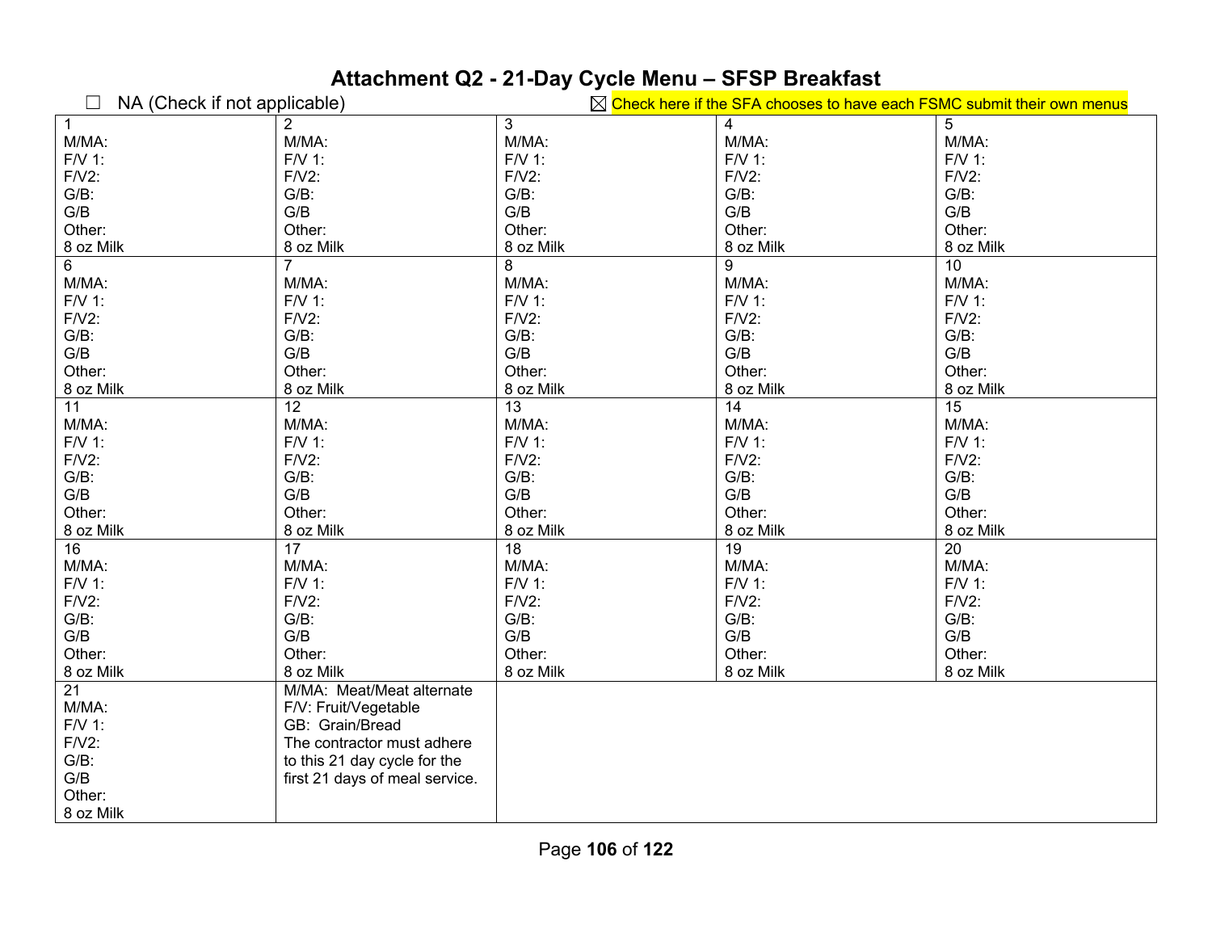# Attachment Q2 - 21-Day Cycle Menu – SFSP Breakfast

☐ NA (Check if not applicable) ☒ Check here if the SFA chooses to have each FSMC submit their own menus

| 1 | 2 | 3 | 4 | 5 |
|---|---|---|---|---|
| 1<br>M/MA:<br>F/V 1:<br>F/V2:<br>G/B:<br>G/B<br>Other:<br>8 oz Milk | 2<br>M/MA:<br>F/V 1:<br>F/V2:<br>G/B:<br>G/B<br>Other:<br>8 oz Milk | 3<br>M/MA:<br>F/V 1:<br>F/V2:<br>G/B:<br>G/B<br>Other:<br>8 oz Milk | 4<br>M/MA:<br>F/V 1:<br>F/V2:<br>G/B:<br>G/B<br>Other:<br>8 oz Milk | 5<br>M/MA:<br>F/V 1:<br>F/V2:<br>G/B:<br>G/B<br>Other:<br>8 oz Milk |
| 6<br>M/MA:<br>F/V 1:<br>F/V2:<br>G/B:<br>G/B<br>Other:<br>8 oz Milk | 7<br>M/MA:<br>F/V 1:<br>F/V2:<br>G/B:<br>G/B<br>Other:<br>8 oz Milk | 8<br>M/MA:<br>F/V 1:<br>F/V2:<br>G/B:<br>G/B<br>Other:<br>8 oz Milk | 9<br>M/MA:<br>F/V 1:<br>F/V2:<br>G/B:<br>G/B<br>Other:<br>8 oz Milk | 10<br>M/MA:<br>F/V 1:<br>F/V2:<br>G/B:<br>G/B<br>Other:<br>8 oz Milk |
| 11<br>M/MA:<br>F/V 1:<br>F/V2:<br>G/B:<br>G/B<br>Other:<br>8 oz Milk | 12<br>M/MA:<br>F/V 1:<br>F/V2:<br>G/B:<br>G/B<br>Other:<br>8 oz Milk | 13<br>M/MA:<br>F/V 1:<br>F/V2:<br>G/B:<br>G/B<br>Other:<br>8 oz Milk | 14<br>M/MA:<br>F/V 1:<br>F/V2:<br>G/B:<br>G/B<br>Other:<br>8 oz Milk | 15<br>M/MA:<br>F/V 1:<br>F/V2:<br>G/B:<br>G/B<br>Other:<br>8 oz Milk |
| 16<br>M/MA:<br>F/V 1:<br>F/V2:<br>G/B:<br>G/B<br>Other:<br>8 oz Milk | 17<br>M/MA:<br>F/V 1:<br>F/V2:<br>G/B:<br>G/B<br>Other:<br>8 oz Milk | 18<br>M/MA:<br>F/V 1:<br>F/V2:<br>G/B:<br>G/B<br>Other:<br>8 oz Milk | 19<br>M/MA:<br>F/V 1:<br>F/V2:<br>G/B:<br>G/B<br>Other:<br>8 oz Milk | 20<br>M/MA:<br>F/V 1:<br>F/V2:<br>G/B:<br>G/B<br>Other:<br>8 oz Milk |
| 21<br>M/MA:<br>F/V 1:<br>F/V2:<br>G/B:<br>G/B<br>Other:<br>8 oz Milk | M/MA: Meat/Meat alternate<br>F/V: Fruit/Vegetable<br>GB: Grain/Bread<br>The contractor must adhere to this 21 day cycle for the first 21 days of meal service. | | | |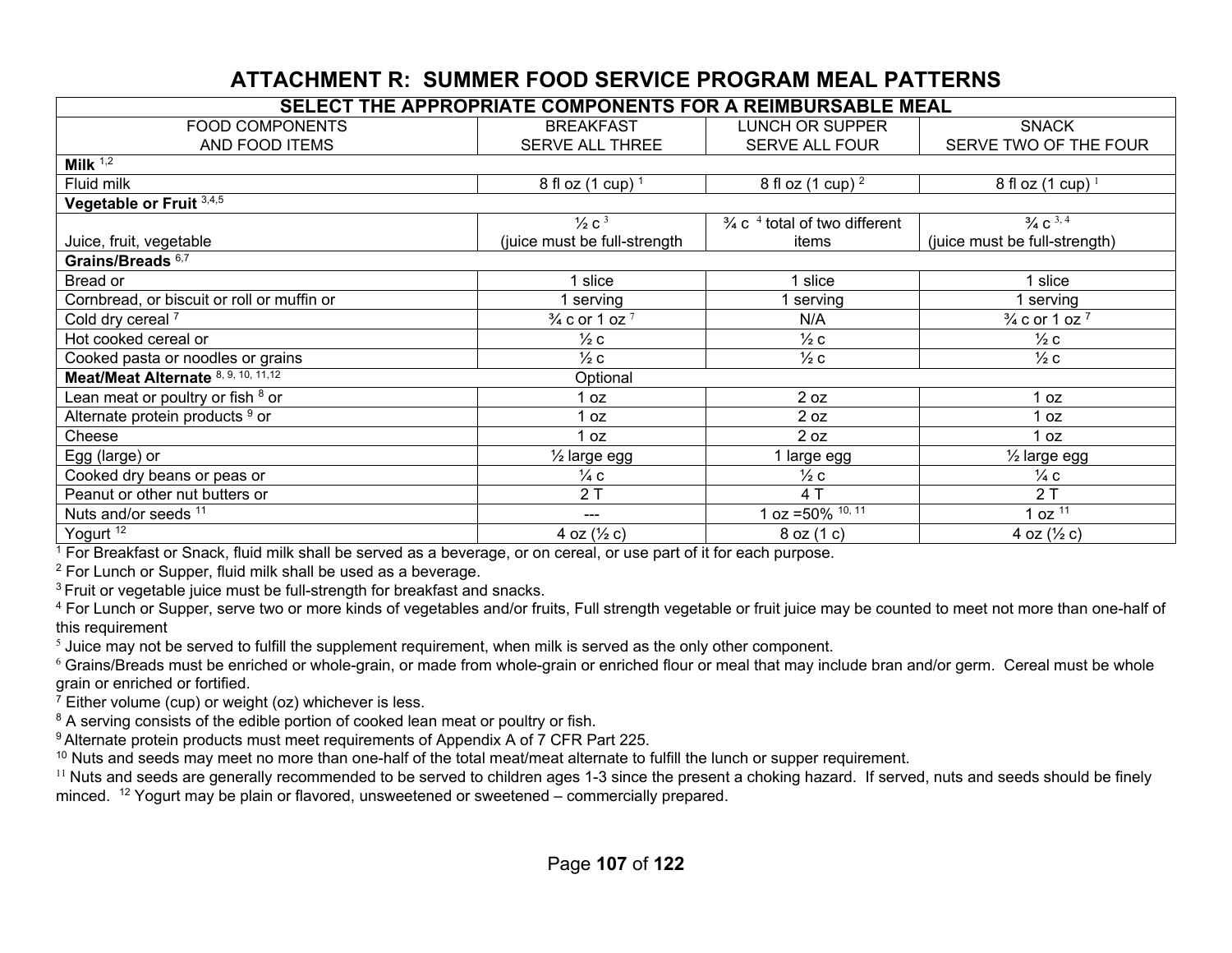# ATTACHMENT R: SUMMER FOOD SERVICE PROGRAM MEAL PATTERNS

| SELECT THE APPROPRIATE COMPONENTS FOR A REIMBURSABLE MEAL | | | |
|---|---|---|---|
| FOOD COMPONENTS AND FOOD ITEMS | BREAKFAST SERVE ALL THREE | LUNCH OR SUPPER SERVE ALL FOUR | SNACK SERVE TWO OF THE FOUR |
| **Milk** [1,2] | | | |
| Fluid milk | 8 fl oz (1 cup) [1] | 8 fl oz (1 cup) [2] | 8 fl oz (1 cup) [1] |
| **Vegetable or Fruit** [3,4,5] | | | |
| Juice, fruit, vegetable | ½ c [3] (juice must be full-strength | ¾ c [4] total of two different items | ¾ c [3, 4] (juice must be full-strength) |
| **Grains/Breads** [6,7] | | | |
| Bread or | 1 slice | 1 slice | 1 slice |
| Cornbread, or biscuit or roll or muffin or | 1 serving | 1 serving | 1 serving |
| Cold dry cereal [7] | ¾ c or 1 oz [7] | N/A | ¾ c or 1 oz [7] |
| Hot cooked cereal or | ½ c | ½ c | ½ c |
| Cooked pasta or noodles or grains | ½ c | ½ c | ½ c |
| **Meat/Meat Alternate** [8, 9, 10, 11,12] | Optional | | |
| Lean meat or poultry or fish [8] or | 1 oz | 2 oz | 1 oz |
| Alternate protein products [9] or | 1 oz | 2 oz | 1 oz |
| Cheese | 1 oz | 2 oz | 1 oz |
| Egg (large) or | ½ large egg | 1 large egg | ½ large egg |
| Cooked dry beans or peas or | ¼ c | ½ c | ¼ c |
| Peanut or other nut butters or | 2 T | 4 T | 2 T |
| Nuts and/or seeds [11] | --- | 1 oz =50% [10, 11] | 1 oz [11] |
| Yogurt [12] | 4 oz (½ c) | 8 oz (1 c) | 4 oz (½ c) |

[1] For Breakfast or Snack, fluid milk shall be served as a beverage, or on cereal, or use part of it for each purpose.

[2] For Lunch or Supper, fluid milk shall be used as a beverage.

[3] Fruit or vegetable juice must be full-strength for breakfast and snacks.

[4] For Lunch or Supper, serve two or more kinds of vegetables and/or fruits, Full strength vegetable or fruit juice may be counted to meet not more than one-half of this requirement

[5] Juice may not be served to fulfill the supplement requirement, when milk is served as the only other component.

[6] Grains/Breads must be enriched or whole-grain, or made from whole-grain or enriched flour or meal that may include bran and/or germ. Cereal must be whole grain or enriched or fortified.

[7] Either volume (cup) or weight (oz) whichever is less.

[8] A serving consists of the edible portion of cooked lean meat or poultry or fish.

[9] Alternate protein products must meet requirements of Appendix A of 7 CFR Part 225.

[10] Nuts and seeds may meet no more than one-half of the total meat/meat alternate to fulfill the lunch or supper requirement.

[11] Nuts and seeds are generally recommended to be served to children ages 1-3 since the present a choking hazard. If served, nuts and seeds should be finely minced. [12] Yogurt may be plain or flavored, unsweetened or sweetened – commercially prepared.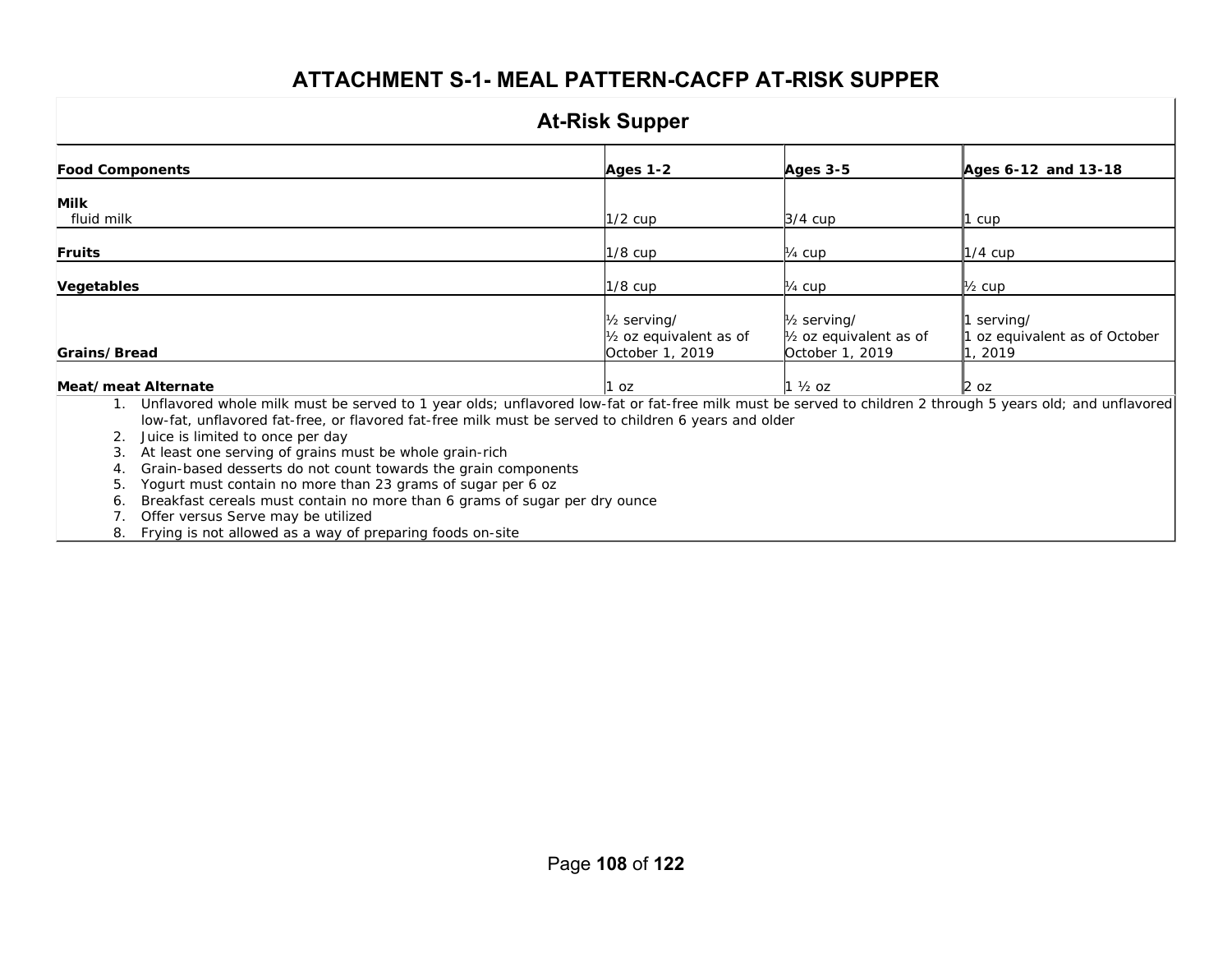# ATTACHMENT S-1- MEAL PATTERN-CACFP AT-RISK SUPPER

## At-Risk Supper

| Food Components | Ages 1-2 | Ages 3-5 | Ages 6-12 and 13-18 |
|---|---|---|---|
| **Milk**<br>fluid milk | 1/2 cup | 3/4 cup | 1 cup |
| **Fruits** | 1/8 cup | ¼ cup | 1/4 cup |
| **Vegetables** | 1/8 cup | ¼ cup | ½ cup |
| **Grains/Bread** | ½ serving/<br>½ oz equivalent as of October 1, 2019 | ½ serving/<br>½ oz equivalent as of October 1, 2019 | 1 serving/<br>1 oz equivalent as of October 1, 2019 |
| **Meat/meat Alternate** | 1 oz | 1 ½ oz | 2 oz |

1. Unflavored whole milk must be served to 1 year olds; unflavored low-fat or fat-free milk must be served to children 2 through 5 years old; and unflavored low-fat, unflavored fat-free, or flavored fat-free milk must be served to children 6 years and older
2. Juice is limited to once per day
3. At least one serving of grains must be whole grain-rich
4. Grain-based desserts do not count towards the grain components
5. Yogurt must contain no more than 23 grams of sugar per 6 oz
6. Breakfast cereals must contain no more than 6 grams of sugar per dry ounce
7. Offer versus Serve may be utilized
8. Frying is not allowed as a way of preparing foods on-site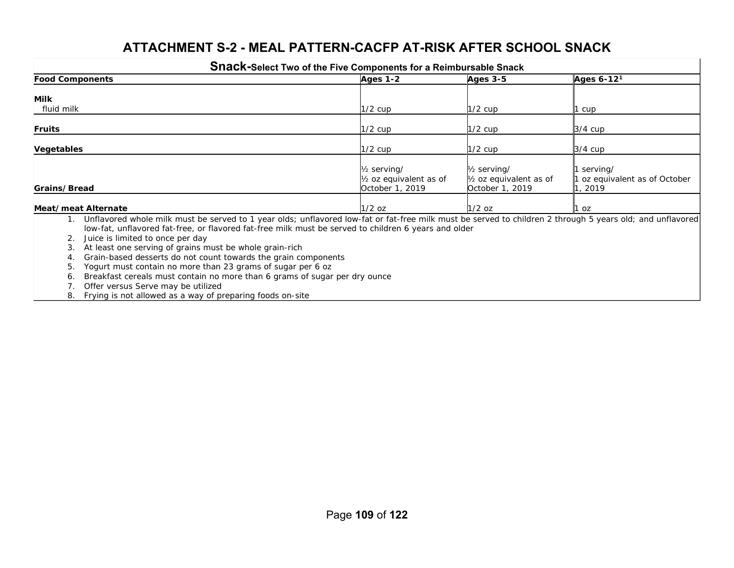# ATTACHMENT S-2 - MEAL PATTERN-CACFP AT-RISK AFTER SCHOOL SNACK

| Snack-Select Two of the Five Components for a Reimbursable Snack | | | |
|---|---|---|---|
| **Food Components** | **Ages 1-2** | **Ages 3-5** | **Ages 6-12[1]** |
| **Milk**<br>fluid milk | 1/2 cup | 1/2 cup | 1 cup |
| **Fruits** | 1/2 cup | 1/2 cup | 3/4 cup |
| **Vegetables** | 1/2 cup | 1/2 cup | 3/4 cup |
| **Grains/Bread** | ½ serving/<br>½ oz equivalent as of October 1, 2019 | ½ serving/<br>½ oz equivalent as of October 1, 2019 | 1 serving/<br>1 oz equivalent as of October 1, 2019 |
| **Meat/meat Alternate** | 1/2 oz | 1/2 oz | 1 oz |

1. Unflavored whole milk must be served to 1 year olds; unflavored low-fat or fat-free milk must be served to children 2 through 5 years old; and unflavored low-fat, unflavored fat-free, or flavored fat-free milk must be served to children 6 years and older
2. Juice is limited to once per day
3. At least one serving of grains must be whole grain-rich
4. Grain-based desserts do not count towards the grain components
5. Yogurt must contain no more than 23 grams of sugar per 6 oz
6. Breakfast cereals must contain no more than 6 grams of sugar per dry ounce
7. Offer versus Serve may be utilized
8. Frying is not allowed as a way of preparing foods on-site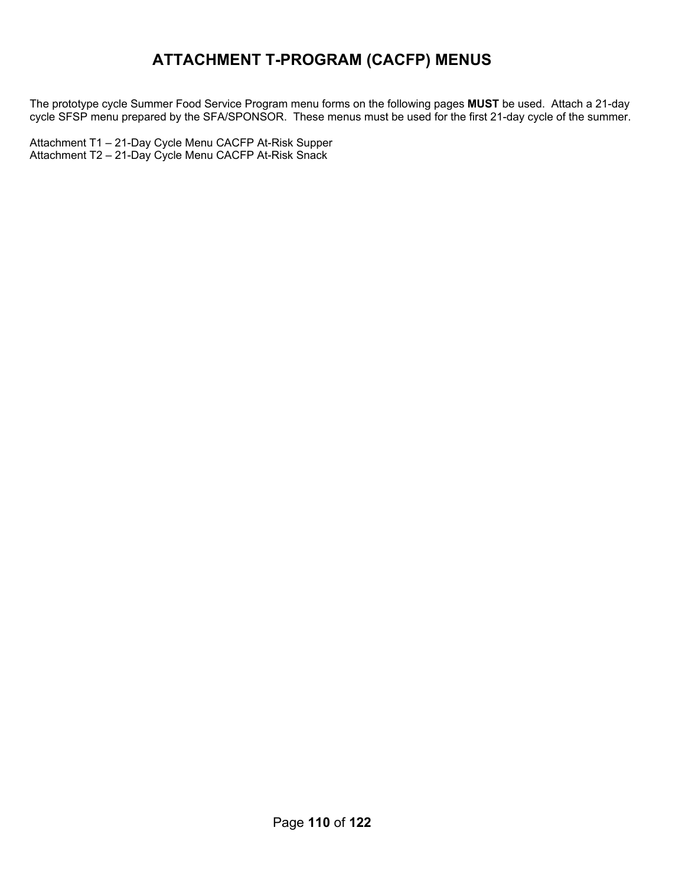# ATTACHMENT T-PROGRAM (CACFP) MENUS

The prototype cycle Summer Food Service Program menu forms on the following pages **MUST** be used. Attach a 21-day cycle SFSP menu prepared by the SFA/SPONSOR. These menus must be used for the first 21-day cycle of the summer.

Attachment T1 – 21-Day Cycle Menu CACFP At-Risk Supper
Attachment T2 – 21-Day Cycle Menu CACFP At-Risk Snack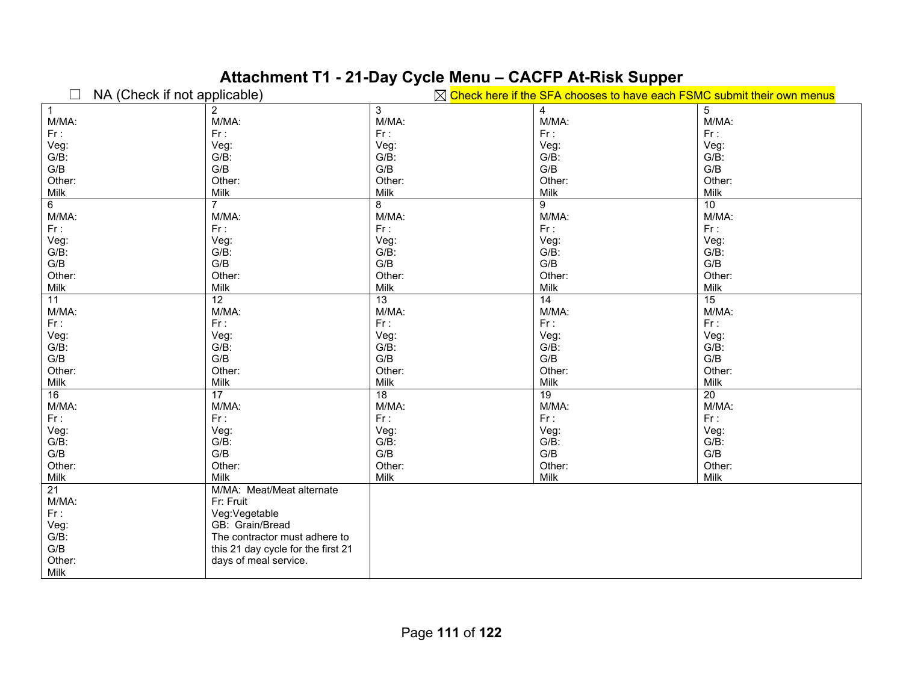# Attachment T1 - 21-Day Cycle Menu – CACFP At-Risk Supper

☐ NA (Check if not applicable) ☒ Check here if the SFA chooses to have each FSMC submit their own menus

| | | | | |
|---|---|---|---|---|
| 1<br>M/MA:<br>Fr :<br>Veg:<br>G/B:<br>G/B<br>Other:<br>Milk | 2<br>M/MA:<br>Fr :<br>Veg:<br>G/B:<br>G/B<br>Other:<br>Milk | 3<br>M/MA:<br>Fr :<br>Veg:<br>G/B:<br>G/B<br>Other:<br>Milk | 4<br>M/MA:<br>Fr :<br>Veg:<br>G/B:<br>G/B<br>Other:<br>Milk | 5<br>M/MA:<br>Fr :<br>Veg:<br>G/B:<br>G/B<br>Other:<br>Milk |
| 6<br>M/MA:<br>Fr :<br>Veg:<br>G/B:<br>G/B<br>Other:<br>Milk | 7<br>M/MA:<br>Fr :<br>Veg:<br>G/B:<br>G/B<br>Other:<br>Milk | 8<br>M/MA:<br>Fr :<br>Veg:<br>G/B:<br>G/B<br>Other:<br>Milk | 9<br>M/MA:<br>Fr :<br>Veg:<br>G/B:<br>G/B<br>Other:<br>Milk | 10<br>M/MA:<br>Fr :<br>Veg:<br>G/B:<br>G/B<br>Other:<br>Milk |
| 11<br>M/MA:<br>Fr :<br>Veg:<br>G/B:<br>G/B<br>Other:<br>Milk | 12<br>M/MA:<br>Fr :<br>Veg:<br>G/B:<br>G/B<br>Other:<br>Milk | 13<br>M/MA:<br>Fr :<br>Veg:<br>G/B:<br>G/B<br>Other:<br>Milk | 14<br>M/MA:<br>Fr :<br>Veg:<br>G/B:<br>G/B<br>Other:<br>Milk | 15<br>M/MA:<br>Fr :<br>Veg:<br>G/B:<br>G/B<br>Other:<br>Milk |
| 16<br>M/MA:<br>Fr :<br>Veg:<br>G/B:<br>G/B<br>Other:<br>Milk | 17<br>M/MA:<br>Fr :<br>Veg:<br>G/B:<br>G/B<br>Other:<br>Milk | 18<br>M/MA:<br>Fr :<br>Veg:<br>G/B:<br>G/B<br>Other:<br>Milk | 19<br>M/MA:<br>Fr :<br>Veg:<br>G/B:<br>G/B<br>Other:<br>Milk | 20<br>M/MA:<br>Fr :<br>Veg:<br>G/B:<br>G/B<br>Other:<br>Milk |
| 21<br>M/MA:<br>Fr :<br>Veg:<br>G/B:<br>G/B<br>Other:<br>Milk | M/MA: Meat/Meat alternate<br>Fr: Fruit<br>Veg:Vegetable<br>GB: Grain/Bread<br>The contractor must adhere to this 21 day cycle for the first 21 days of meal service. | | | |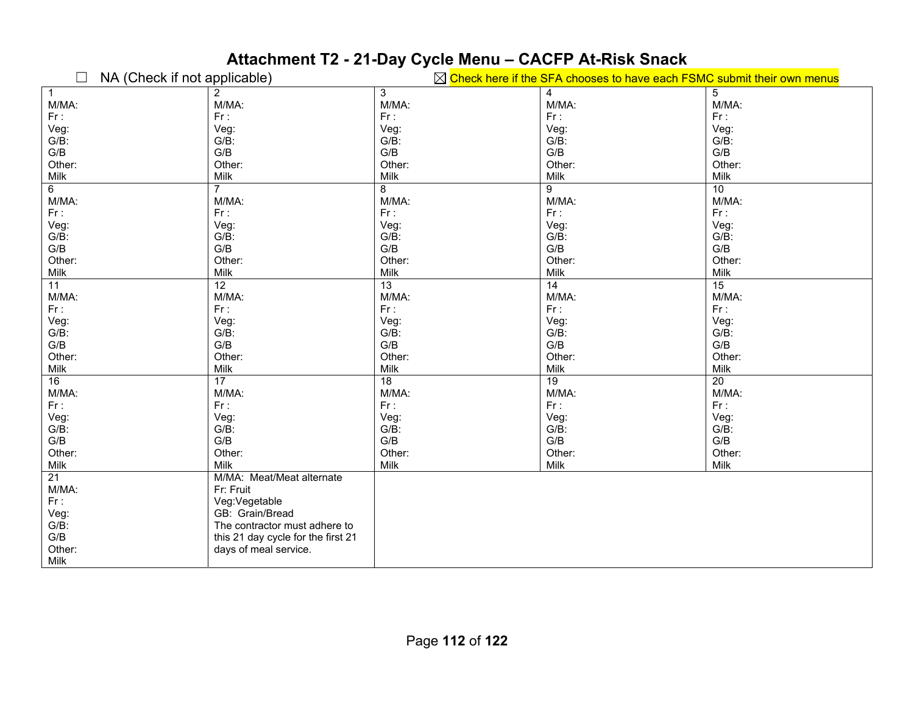# Attachment T2 - 21-Day Cycle Menu – CACFP At-Risk Snack

☐ NA (Check if not applicable) ☒ Check here if the SFA chooses to have each FSMC submit their own menus

| | | | | |
|---|---|---|---|---|
| 1<br>M/MA:<br>Fr :<br>Veg:<br>G/B:<br>G/B<br>Other:<br>Milk | 2<br>M/MA:<br>Fr :<br>Veg:<br>G/B:<br>G/B<br>Other:<br>Milk | 3<br>M/MA:<br>Fr :<br>Veg:<br>G/B:<br>G/B<br>Other:<br>Milk | 4<br>M/MA:<br>Fr :<br>Veg:<br>G/B:<br>G/B<br>Other:<br>Milk | 5<br>M/MA:<br>Fr :<br>Veg:<br>G/B:<br>G/B<br>Other:<br>Milk |
| 6<br>M/MA:<br>Fr :<br>Veg:<br>G/B:<br>G/B<br>Other:<br>Milk | 7<br>M/MA:<br>Fr :<br>Veg:<br>G/B:<br>G/B<br>Other:<br>Milk | 8<br>M/MA:<br>Fr :<br>Veg:<br>G/B:<br>G/B<br>Other:<br>Milk | 9<br>M/MA:<br>Fr :<br>Veg:<br>G/B:<br>G/B<br>Other:<br>Milk | 10<br>M/MA:<br>Fr :<br>Veg:<br>G/B:<br>G/B<br>Other:<br>Milk |
| 11<br>M/MA:<br>Fr :<br>Veg:<br>G/B:<br>G/B<br>Other:<br>Milk | 12<br>M/MA:<br>Fr :<br>Veg:<br>G/B:<br>G/B<br>Other:<br>Milk | 13<br>M/MA:<br>Fr :<br>Veg:<br>G/B:<br>G/B<br>Other:<br>Milk | 14<br>M/MA:<br>Fr :<br>Veg:<br>G/B:<br>G/B<br>Other:<br>Milk | 15<br>M/MA:<br>Fr :<br>Veg:<br>G/B:<br>G/B<br>Other:<br>Milk |
| 16<br>M/MA:<br>Fr :<br>Veg:<br>G/B:<br>G/B<br>Other:<br>Milk | 17<br>M/MA:<br>Fr :<br>Veg:<br>G/B:<br>G/B<br>Other:<br>Milk | 18<br>M/MA:<br>Fr :<br>Veg:<br>G/B:<br>G/B<br>Other:<br>Milk | 19<br>M/MA:<br>Fr :<br>Veg:<br>G/B:<br>G/B<br>Other:<br>Milk | 20<br>M/MA:<br>Fr :<br>Veg:<br>G/B:<br>G/B<br>Other:<br>Milk |
| 21<br>M/MA:<br>Fr :<br>Veg:<br>G/B:<br>G/B<br>Other:<br>Milk | M/MA: Meat/Meat alternate<br>Fr: Fruit<br>Veg:Vegetable<br>GB: Grain/Bread<br>The contractor must adhere to this 21 day cycle for the first 21 days of meal service. | | | |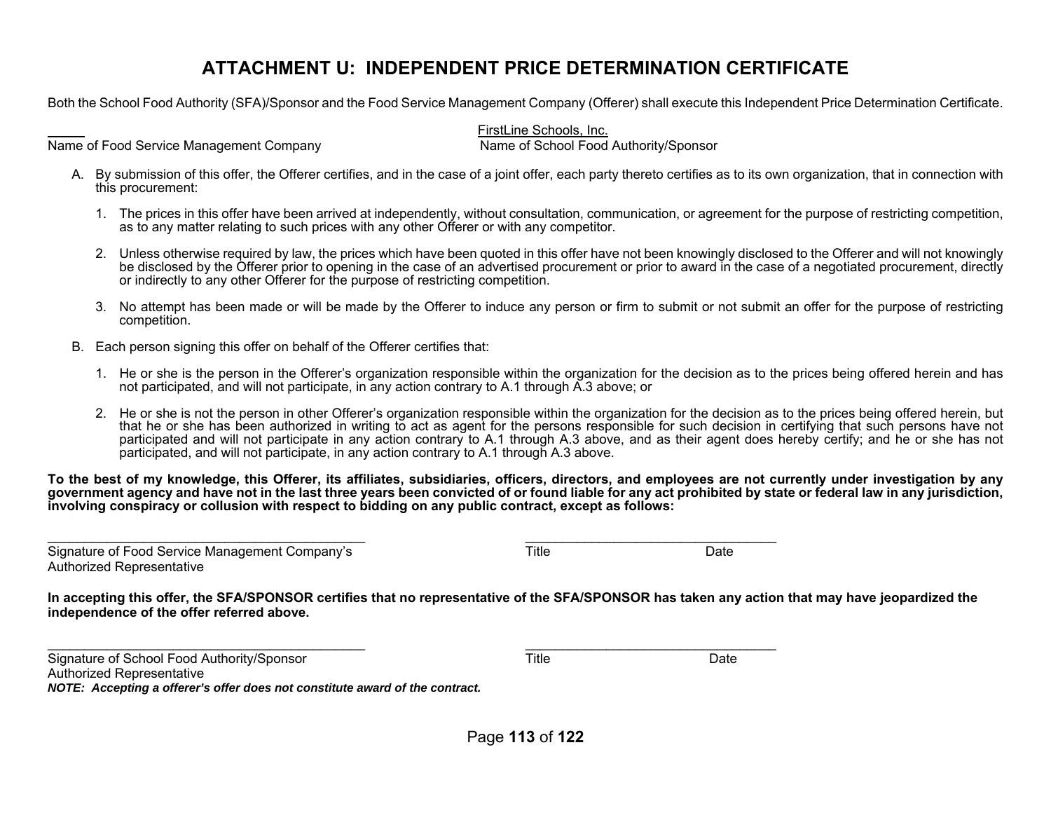# ATTACHMENT U: INDEPENDENT PRICE DETERMINATION CERTIFICATE

Both the School Food Authority (SFA)/Sponsor and the Food Service Management Company (Offerer) shall execute this Independent Price Determination Certificate.

| _____ | FirstLine Schools, Inc. |
|---|---|
| Name of Food Service Management Company | Name of School Food Authority/Sponsor |

A. By submission of this offer, the Offerer certifies, and in the case of a joint offer, each party thereto certifies as to its own organization, that in connection with this procurement:

   1. The prices in this offer have been arrived at independently, without consultation, communication, or agreement for the purpose of restricting competition, as to any matter relating to such prices with any other Offerer or with any competitor.

   2. Unless otherwise required by law, the prices which have been quoted in this offer have not been knowingly disclosed to the Offerer and will not knowingly be disclosed by the Offerer prior to opening in the case of an advertised procurement or prior to award in the case of a negotiated procurement, directly or indirectly to any other Offerer for the purpose of restricting competition.

   3. No attempt has been made or will be made by the Offerer to induce any person or firm to submit or not submit an offer for the purpose of restricting competition.

B. Each person signing this offer on behalf of the Offerer certifies that:

   1. He or she is the person in the Offerer's organization responsible within the organization for the decision as to the prices being offered herein and has not participated, and will not participate, in any action contrary to A.1 through A.3 above; or

   2. He or she is not the person in other Offerer's organization responsible within the organization for the decision as to the prices being offered herein, but that he or she has been authorized in writing to act as agent for the persons responsible for such decision in certifying that such persons have not participated and will not participate in any action contrary to A.1 through A.3 above, and as their agent does hereby certify; and he or she has not participated, and will not participate, in any action contrary to A.1 through A.3 above.

**To the best of my knowledge, this Offerer, its affiliates, subsidiaries, officers, directors, and employees are not currently under investigation by any government agency and have not in the last three years been convicted of or found liable for any act prohibited by state or federal law in any jurisdiction, involving conspiracy or collusion with respect to bidding on any public contract, except as follows:**

_____________________________________________ ___________________________________

Signature of Food Service Management Company's Authorized Representative | Title | Date

**In accepting this offer, the SFA/SPONSOR certifies that no representative of the SFA/SPONSOR has taken any action that may have jeopardized the independence of the offer referred above.**

_____________________________________________ ___________________________________

Signature of School Food Authority/Sponsor Authorized Representative | Title | Date

***NOTE: Accepting a offerer's offer does not constitute award of the contract.***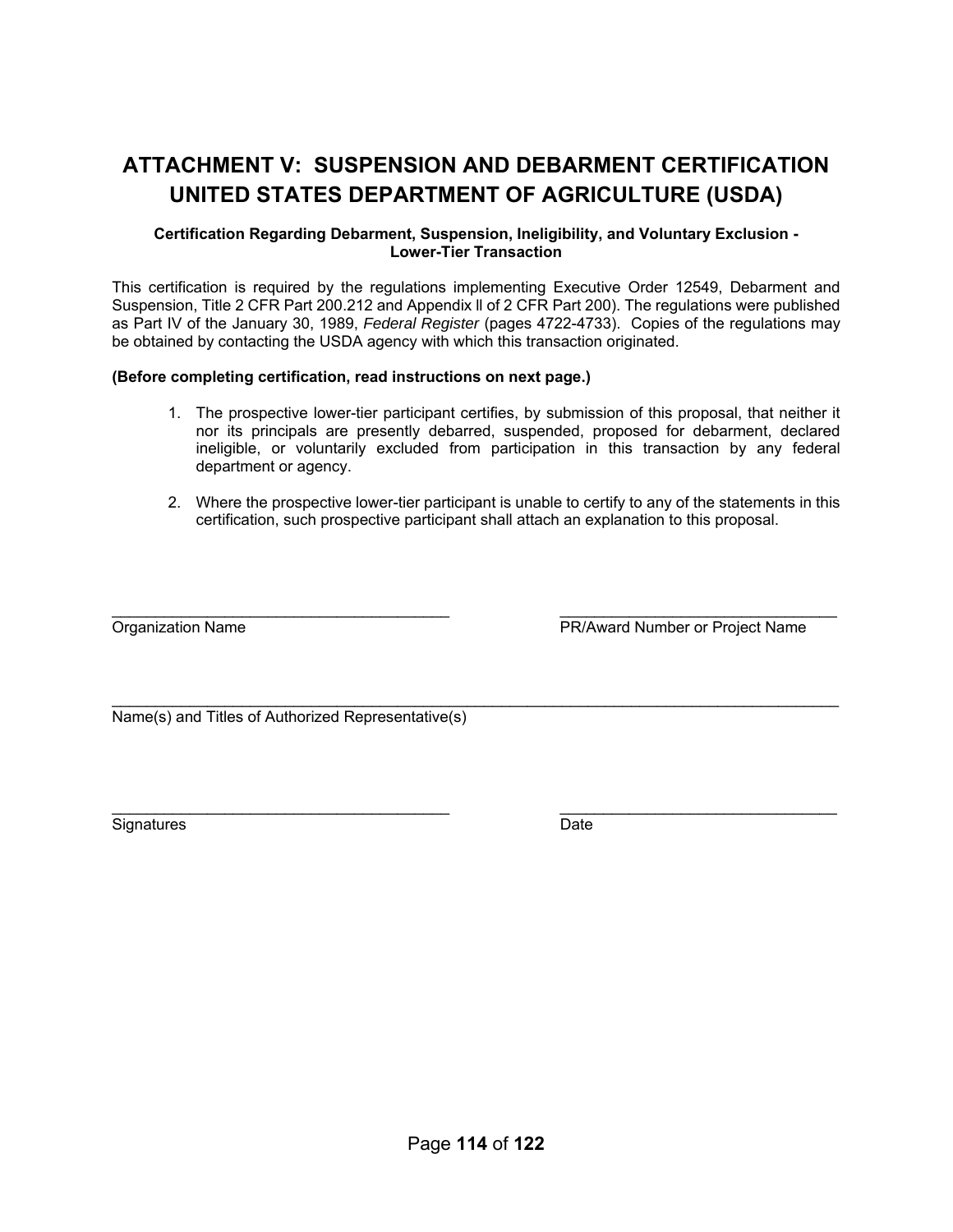# ATTACHMENT V: SUSPENSION AND DEBARMENT CERTIFICATION UNITED STATES DEPARTMENT OF AGRICULTURE (USDA)

**Certification Regarding Debarment, Suspension, Ineligibility, and Voluntary Exclusion - Lower-Tier Transaction**

This certification is required by the regulations implementing Executive Order 12549, Debarment and Suspension, Title 2 CFR Part 200.212 and Appendix ll of 2 CFR Part 200). The regulations were published as Part IV of the January 30, 1989, *Federal Register* (pages 4722-4733). Copies of the regulations may be obtained by contacting the USDA agency with which this transaction originated.

**(Before completing certification, read instructions on next page.)**

1. The prospective lower-tier participant certifies, by submission of this proposal, that neither it nor its principals are presently debarred, suspended, proposed for debarment, declared ineligible, or voluntarily excluded from participation in this transaction by any federal department or agency.

2. Where the prospective lower-tier participant is unable to certify to any of the statements in this certification, such prospective participant shall attach an explanation to this proposal.

_______________________________________ _______________________________

Organization Name PR/Award Number or Project Name

_____________________________________________________________________________

Name(s) and Titles of Authorized Representative(s)

_______________________________________ _______________________________

Signatures Date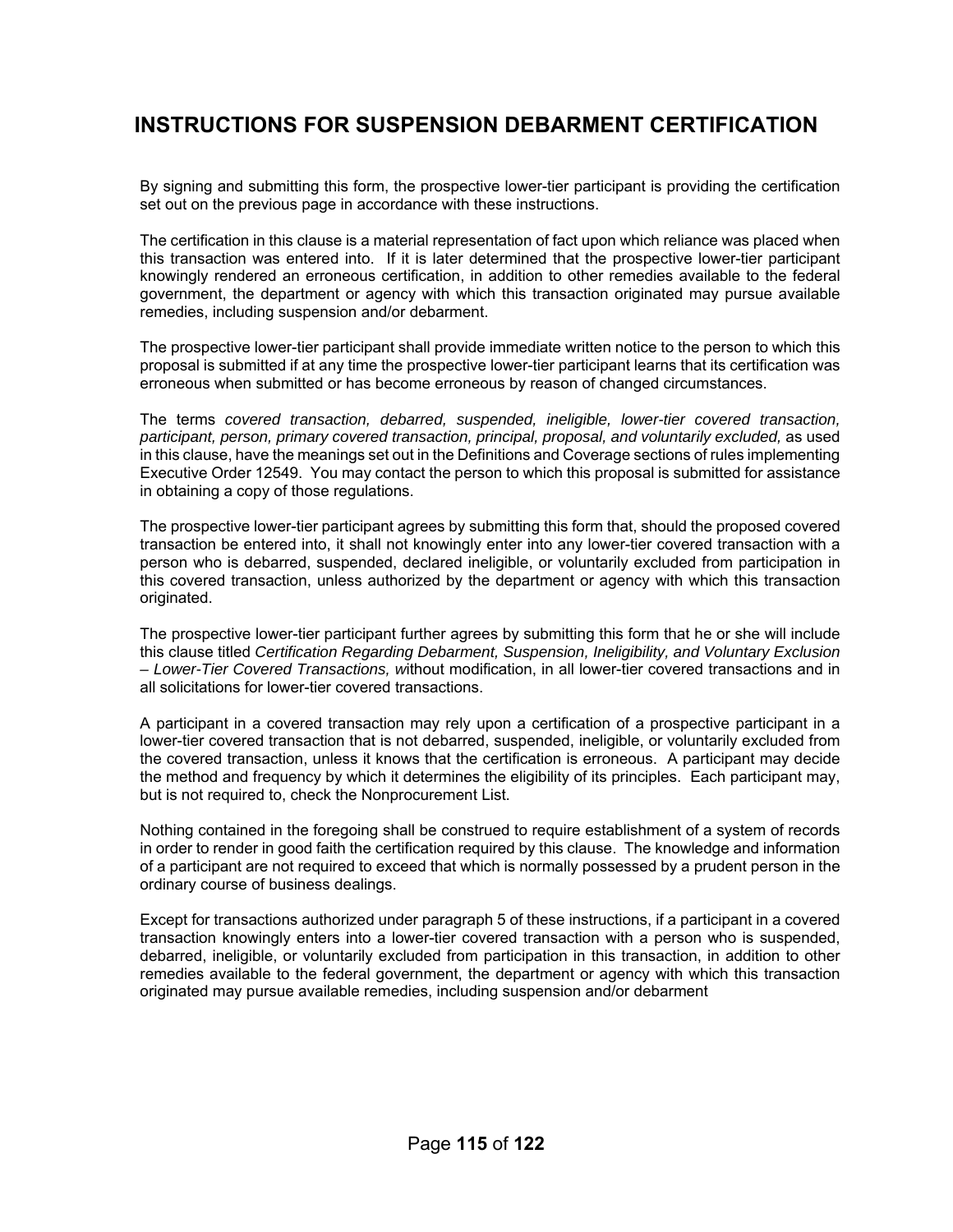# INSTRUCTIONS FOR SUSPENSION DEBARMENT CERTIFICATION

By signing and submitting this form, the prospective lower-tier participant is providing the certification set out on the previous page in accordance with these instructions.

The certification in this clause is a material representation of fact upon which reliance was placed when this transaction was entered into. If it is later determined that the prospective lower-tier participant knowingly rendered an erroneous certification, in addition to other remedies available to the federal government, the department or agency with which this transaction originated may pursue available remedies, including suspension and/or debarment.

The prospective lower-tier participant shall provide immediate written notice to the person to which this proposal is submitted if at any time the prospective lower-tier participant learns that its certification was erroneous when submitted or has become erroneous by reason of changed circumstances.

The terms *covered transaction, debarred, suspended, ineligible, lower-tier covered transaction, participant, person, primary covered transaction, principal, proposal, and voluntarily excluded,* as used in this clause, have the meanings set out in the Definitions and Coverage sections of rules implementing Executive Order 12549. You may contact the person to which this proposal is submitted for assistance in obtaining a copy of those regulations.

The prospective lower-tier participant agrees by submitting this form that, should the proposed covered transaction be entered into, it shall not knowingly enter into any lower-tier covered transaction with a person who is debarred, suspended, declared ineligible, or voluntarily excluded from participation in this covered transaction, unless authorized by the department or agency with which this transaction originated.

The prospective lower-tier participant further agrees by submitting this form that he or she will include this clause titled *Certification Regarding Debarment, Suspension, Ineligibility, and Voluntary Exclusion – Lower-Tier Covered Transactions, w*ithout modification, in all lower-tier covered transactions and in all solicitations for lower-tier covered transactions.

A participant in a covered transaction may rely upon a certification of a prospective participant in a lower-tier covered transaction that is not debarred, suspended, ineligible, or voluntarily excluded from the covered transaction, unless it knows that the certification is erroneous. A participant may decide the method and frequency by which it determines the eligibility of its principles. Each participant may, but is not required to, check the Nonprocurement List.

Nothing contained in the foregoing shall be construed to require establishment of a system of records in order to render in good faith the certification required by this clause. The knowledge and information of a participant are not required to exceed that which is normally possessed by a prudent person in the ordinary course of business dealings.

Except for transactions authorized under paragraph 5 of these instructions, if a participant in a covered transaction knowingly enters into a lower-tier covered transaction with a person who is suspended, debarred, ineligible, or voluntarily excluded from participation in this transaction, in addition to other remedies available to the federal government, the department or agency with which this transaction originated may pursue available remedies, including suspension and/or debarment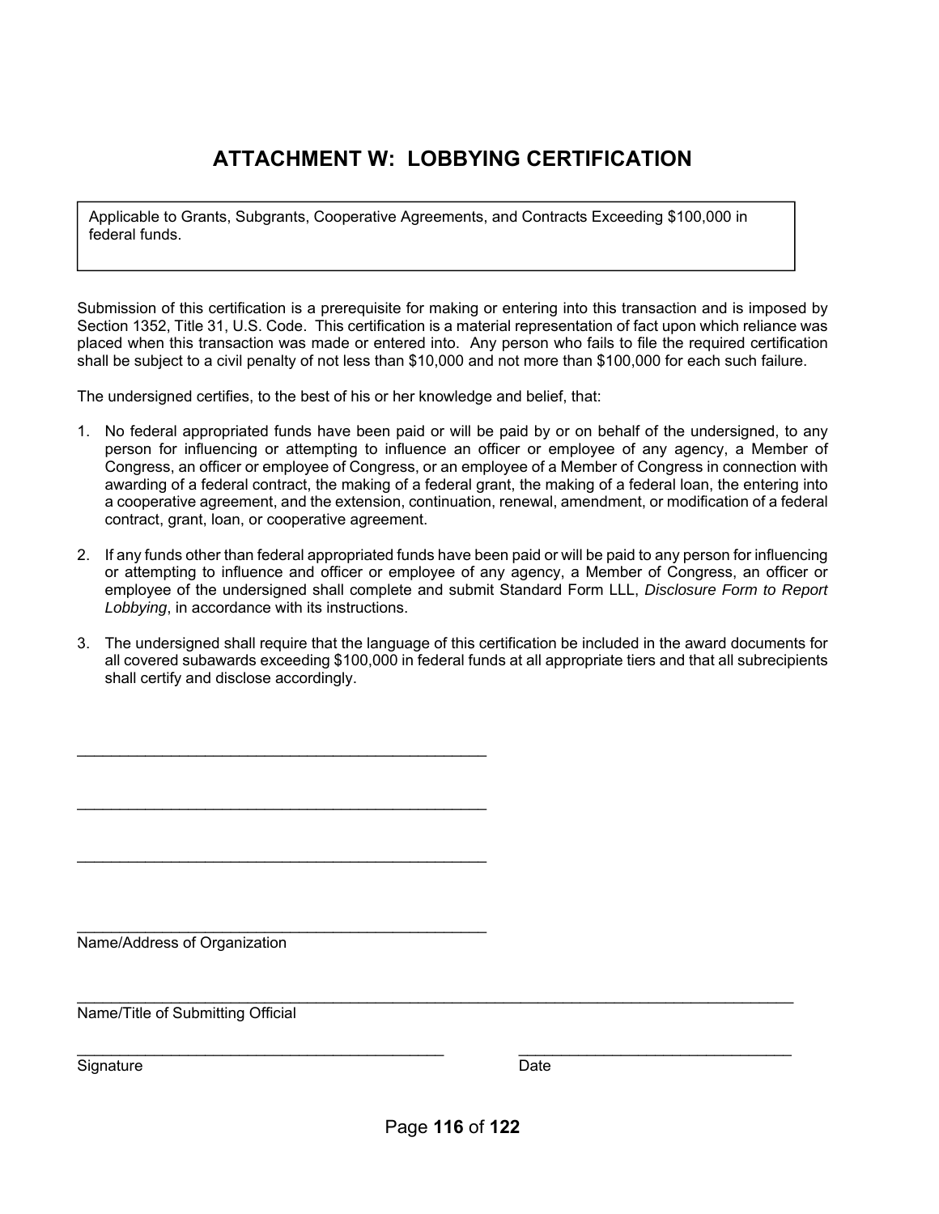# ATTACHMENT W: LOBBYING CERTIFICATION

| Applicable to Grants, Subgrants, Cooperative Agreements, and Contracts Exceeding $100,000 in federal funds. |
|---|

Submission of this certification is a prerequisite for making or entering into this transaction and is imposed by Section 1352, Title 31, U.S. Code. This certification is a material representation of fact upon which reliance was placed when this transaction was made or entered into. Any person who fails to file the required certification shall be subject to a civil penalty of not less than $10,000 and not more than $100,000 for each such failure.

The undersigned certifies, to the best of his or her knowledge and belief, that:

1. No federal appropriated funds have been paid or will be paid by or on behalf of the undersigned, to any person for influencing or attempting to influence an officer or employee of any agency, a Member of Congress, an officer or employee of Congress, or an employee of a Member of Congress in connection with awarding of a federal contract, the making of a federal grant, the making of a federal loan, the entering into a cooperative agreement, and the extension, continuation, renewal, amendment, or modification of a federal contract, grant, loan, or cooperative agreement.

2. If any funds other than federal appropriated funds have been paid or will be paid to any person for influencing or attempting to influence and officer or employee of any agency, a Member of Congress, an officer or employee of the undersigned shall complete and submit Standard Form LLL, *Disclosure Form to Report Lobbying*, in accordance with its instructions.

3. The undersigned shall require that the language of this certification be included in the award documents for all covered subawards exceeding $100,000 in federal funds at all appropriate tiers and that all subrecipients shall certify and disclose accordingly.

\_\_\_\_\_\_\_\_\_\_\_\_\_\_\_\_\_\_\_\_\_\_\_\_\_\_\_\_\_\_\_\_\_\_\_\_\_\_\_\_\_\_\_\_

\_\_\_\_\_\_\_\_\_\_\_\_\_\_\_\_\_\_\_\_\_\_\_\_\_\_\_\_\_\_\_\_\_\_\_\_\_\_\_\_\_\_\_\_

\_\_\_\_\_\_\_\_\_\_\_\_\_\_\_\_\_\_\_\_\_\_\_\_\_\_\_\_\_\_\_\_\_\_\_\_\_\_\_\_\_\_\_\_

\_\_\_\_\_\_\_\_\_\_\_\_\_\_\_\_\_\_\_\_\_\_\_\_\_\_\_\_\_\_\_\_\_\_\_\_\_\_\_\_\_\_\_\_

Name/Address of Organization

\_\_\_\_\_\_\_\_\_\_\_\_\_\_\_\_\_\_\_\_\_\_\_\_\_\_\_\_\_\_\_\_\_\_\_\_\_\_\_\_\_\_\_\_\_\_\_\_\_\_\_\_\_\_\_\_\_\_\_\_\_\_\_\_\_\_\_\_\_\_\_\_\_\_

Name/Title of Submitting Official

\_\_\_\_\_\_\_\_\_\_\_\_\_\_\_\_\_\_\_\_\_\_\_\_\_\_\_\_\_\_\_\_\_\_\_\_\_\_\_\_ \_\_\_\_\_\_\_\_\_\_\_\_\_\_\_\_\_\_\_\_\_\_\_\_\_\_\_\_\_\_

Signature Date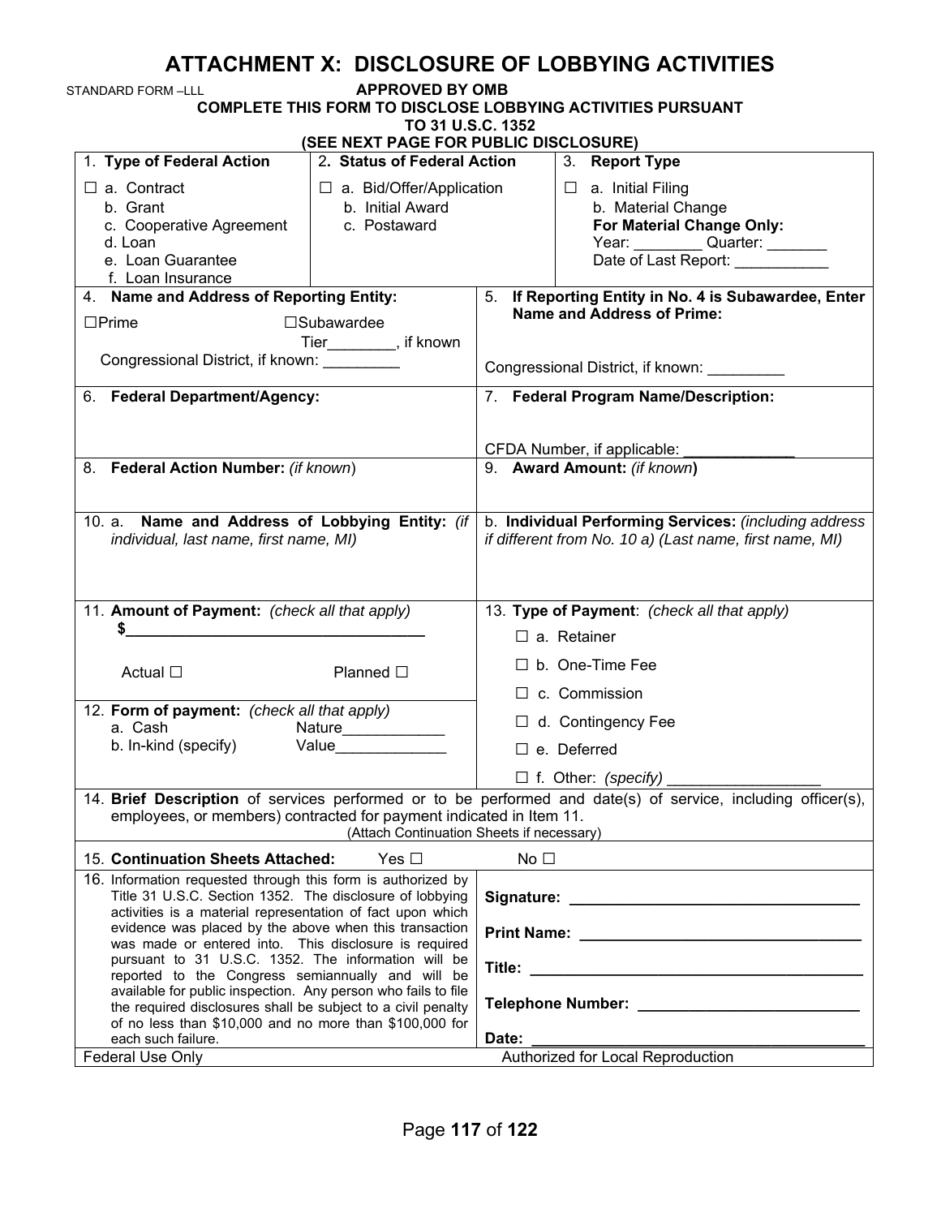# ATTACHMENT X: DISCLOSURE OF LOBBYING ACTIVITIES

STANDARD FORM –LLL

**APPROVED BY OMB**

**COMPLETE THIS FORM TO DISCLOSE LOBBYING ACTIVITIES PURSUANT TO 31 U.S.C. 1352**

**(SEE NEXT PAGE FOR PUBLIC DISCLOSURE)**

| 1. **Type of Federal Action** | 2. **Status of Federal Action** | 3. **Report Type** |
|---|---|---|
| ☐ a. Contract<br>b. Grant<br>c. Cooperative Agreement<br>d. Loan<br>e. Loan Guarantee<br>f. Loan Insurance | ☐ a. Bid/Offer/Application<br>b. Initial Award<br>c. Postaward | ☐ a. Initial Filing<br>b. Material Change<br>**For Material Change Only:**<br>Year: ________ Quarter: _______<br>Date of Last Report: ___________ |

| 4. **Name and Address of Reporting Entity:** | 5. **If Reporting Entity in No. 4 is Subawardee, Enter Name and Address of Prime:** |
|---|---|
| ☐Prime ☐Subawardee<br>Tier________, if known<br>Congressional District, if known: _________ | Congressional District, if known: _________ |
| 6. **Federal Department/Agency:** | 7. **Federal Program Name/Description:**<br><br>CFDA Number, if applicable: _____________ |
| 8. **Federal Action Number:** *(if known)* | 9. **Award Amount:** *(if known)* |
| 10. a. **Name and Address of Lobbying Entity:** *(if individual, last name, first name, MI)* | b. **Individual Performing Services:** *(including address if different from No. 10 a) (Last name, first name, MI)* |
| 11. **Amount of Payment:** *(check all that apply)*<br>$___________________________________<br><br>Actual ☐ Planned ☐ | 13. **Type of Payment**: *(check all that apply)*<br>☐ a. Retainer<br>☐ b. One-Time Fee<br>☐ c. Commission<br>☐ d. Contingency Fee<br>☐ e. Deferred<br>☐ f. Other: *(specify)* _________________ |
| 12. **Form of payment:** *(check all that apply)*<br>a. Cash Nature____________<br>b. In-kind (specify) Value_____________ | |

14. **Brief Description** of services performed or to be performed and date(s) of service, including officer(s), employees, or members) contracted for payment indicated in Item 11.
(Attach Continuation Sheets if necessary)

15. **Continuation Sheets Attached:** Yes ☐ No ☐

| 16. Information requested through this form is authorized by Title 31 U.S.C. Section 1352. The disclosure of lobbying activities is a material representation of fact upon which evidence was placed by the above when this transaction was made or entered into. This disclosure is required pursuant to 31 U.S.C. 1352. The information will be reported to the Congress semiannually and will be available for public inspection. Any person who fails to file the required disclosures shall be subject to a civil penalty of no less than $10,000 and no more than $100,000 for each such failure. | **Signature:** ________________________________<br>**Print Name:** ________________________________<br>**Title:** ________________________________<br>**Telephone Number:** ________________________<br>**Date:** ________________________________ |
|---|---|
| Federal Use Only | Authorized for Local Reproduction |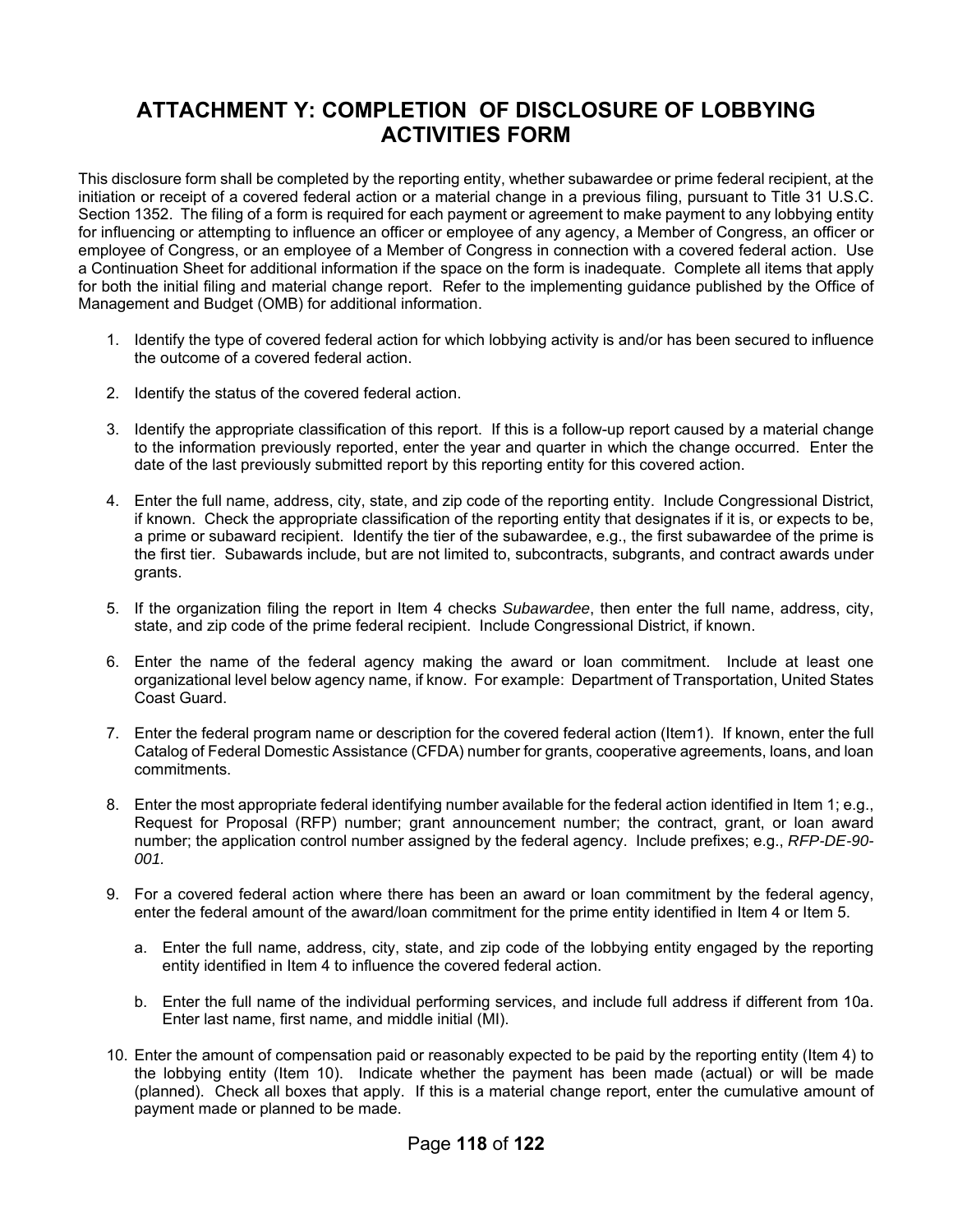# ATTACHMENT Y: COMPLETION OF DISCLOSURE OF LOBBYING ACTIVITIES FORM

This disclosure form shall be completed by the reporting entity, whether subawardee or prime federal recipient, at the initiation or receipt of a covered federal action or a material change in a previous filing, pursuant to Title 31 U.S.C. Section 1352. The filing of a form is required for each payment or agreement to make payment to any lobbying entity for influencing or attempting to influence an officer or employee of any agency, a Member of Congress, an officer or employee of Congress, or an employee of a Member of Congress in connection with a covered federal action. Use a Continuation Sheet for additional information if the space on the form is inadequate. Complete all items that apply for both the initial filing and material change report. Refer to the implementing guidance published by the Office of Management and Budget (OMB) for additional information.

1. Identify the type of covered federal action for which lobbying activity is and/or has been secured to influence the outcome of a covered federal action.

2. Identify the status of the covered federal action.

3. Identify the appropriate classification of this report. If this is a follow-up report caused by a material change to the information previously reported, enter the year and quarter in which the change occurred. Enter the date of the last previously submitted report by this reporting entity for this covered action.

4. Enter the full name, address, city, state, and zip code of the reporting entity. Include Congressional District, if known. Check the appropriate classification of the reporting entity that designates if it is, or expects to be, a prime or subaward recipient. Identify the tier of the subawardee, e.g., the first subawardee of the prime is the first tier. Subawards include, but are not limited to, subcontracts, subgrants, and contract awards under grants.

5. If the organization filing the report in Item 4 checks *Subawardee*, then enter the full name, address, city, state, and zip code of the prime federal recipient. Include Congressional District, if known.

6. Enter the name of the federal agency making the award or loan commitment. Include at least one organizational level below agency name, if know. For example: Department of Transportation, United States Coast Guard.

7. Enter the federal program name or description for the covered federal action (Item1). If known, enter the full Catalog of Federal Domestic Assistance (CFDA) number for grants, cooperative agreements, loans, and loan commitments.

8. Enter the most appropriate federal identifying number available for the federal action identified in Item 1; e.g., Request for Proposal (RFP) number; grant announcement number; the contract, grant, or loan award number; the application control number assigned by the federal agency. Include prefixes; e.g., *RFP-DE-90-001.*

9. For a covered federal action where there has been an award or loan commitment by the federal agency, enter the federal amount of the award/loan commitment for the prime entity identified in Item 4 or Item 5.

   a. Enter the full name, address, city, state, and zip code of the lobbying entity engaged by the reporting entity identified in Item 4 to influence the covered federal action.

   b. Enter the full name of the individual performing services, and include full address if different from 10a. Enter last name, first name, and middle initial (MI).

10. Enter the amount of compensation paid or reasonably expected to be paid by the reporting entity (Item 4) to the lobbying entity (Item 10). Indicate whether the payment has been made (actual) or will be made (planned). Check all boxes that apply. If this is a material change report, enter the cumulative amount of payment made or planned to be made.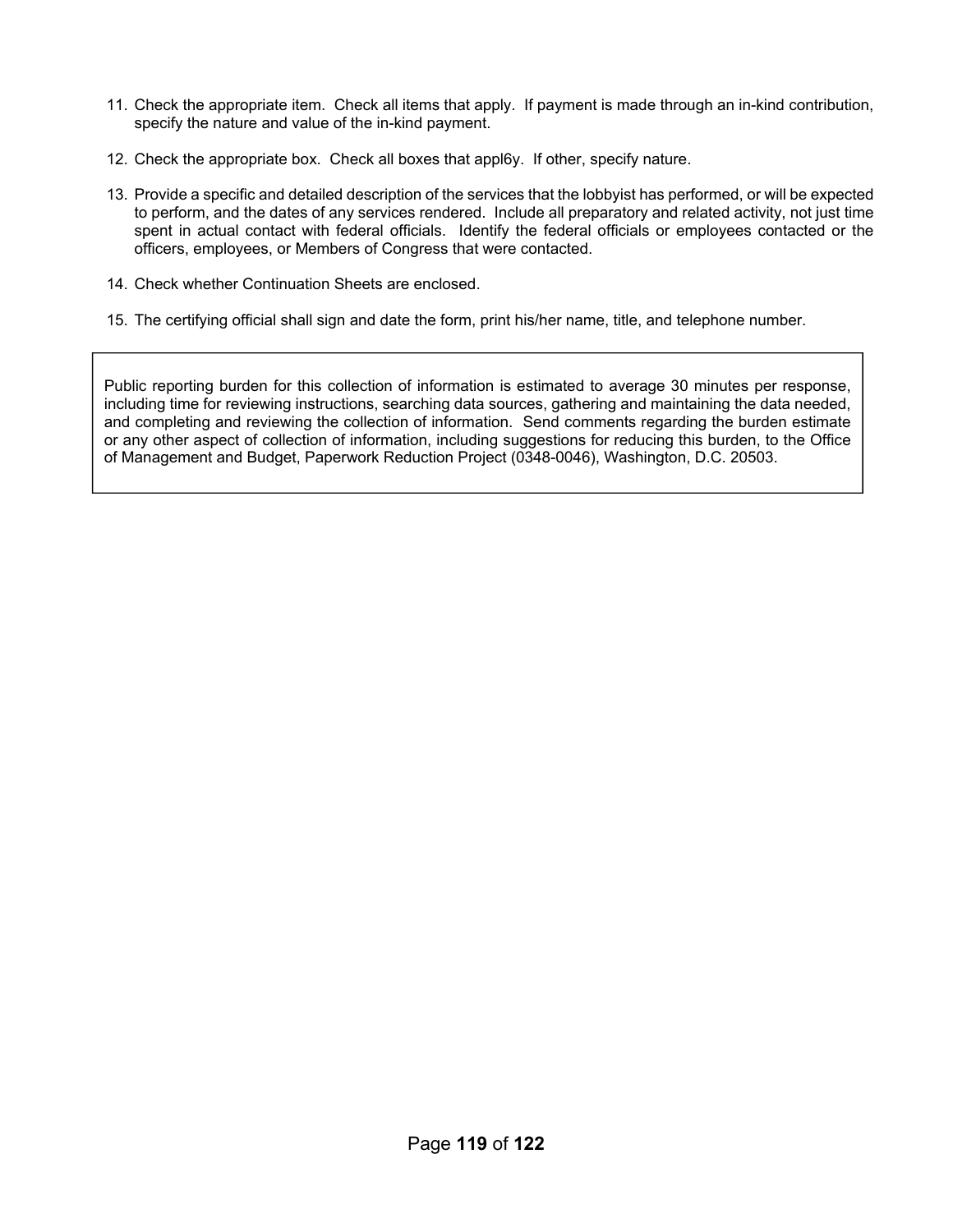11. Check the appropriate item. Check all items that apply. If payment is made through an in-kind contribution, specify the nature and value of the in-kind payment.

12. Check the appropriate box. Check all boxes that appl6y. If other, specify nature.

13. Provide a specific and detailed description of the services that the lobbyist has performed, or will be expected to perform, and the dates of any services rendered. Include all preparatory and related activity, not just time spent in actual contact with federal officials. Identify the federal officials or employees contacted or the officers, employees, or Members of Congress that were contacted.

14. Check whether Continuation Sheets are enclosed.

15. The certifying official shall sign and date the form, print his/her name, title, and telephone number.

Public reporting burden for this collection of information is estimated to average 30 minutes per response, including time for reviewing instructions, searching data sources, gathering and maintaining the data needed, and completing and reviewing the collection of information. Send comments regarding the burden estimate or any other aspect of collection of information, including suggestions for reducing this burden, to the Office of Management and Budget, Paperwork Reduction Project (0348-0046), Washington, D.C. 20503.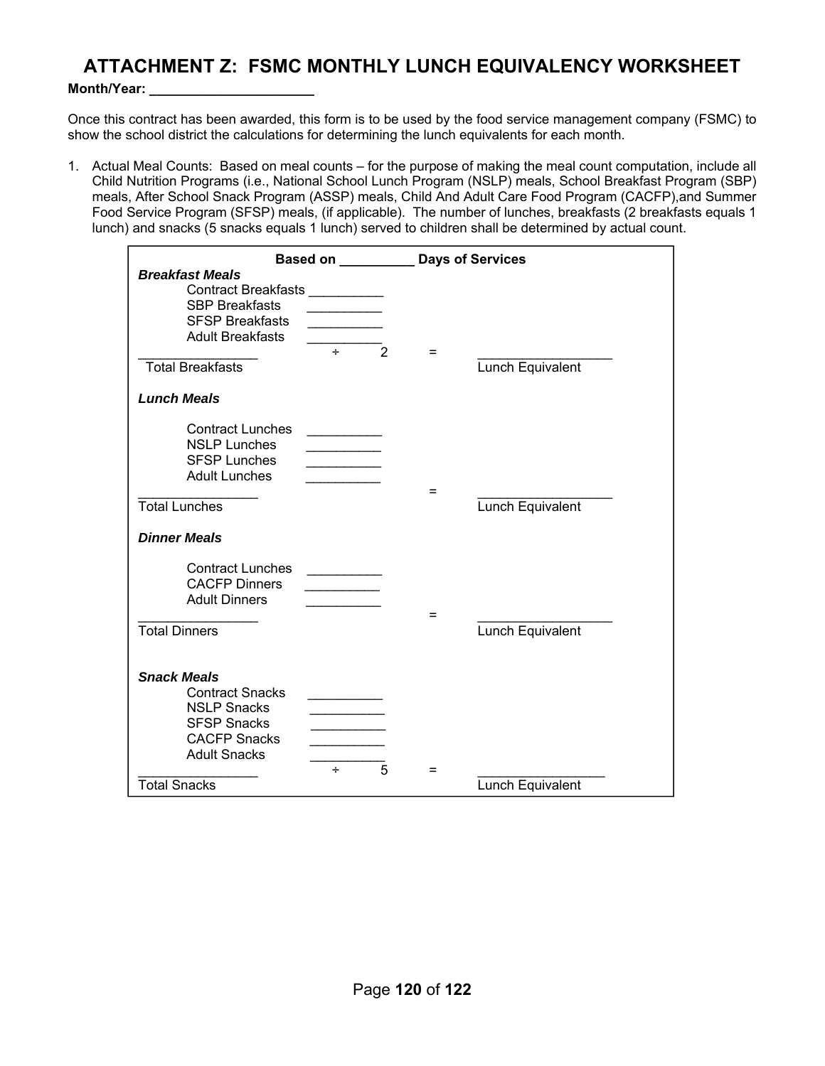# ATTACHMENT Z: FSMC MONTHLY LUNCH EQUIVALENCY WORKSHEET

**Month/Year: ____________________**

Once this contract has been awarded, this form is to be used by the food service management company (FSMC) to show the school district the calculations for determining the lunch equivalents for each month.

1. Actual Meal Counts: Based on meal counts – for the purpose of making the meal count computation, include all Child Nutrition Programs (i.e., National School Lunch Program (NSLP) meals, School Breakfast Program (SBP) meals, After School Snack Program (ASSP) meals, Child And Adult Care Food Program (CACFP),and Summer Food Service Program (SFSP) meals, (if applicable). The number of lunches, breakfasts (2 breakfasts equals 1 lunch) and snacks (5 snacks equals 1 lunch) served to children shall be determined by actual count.

**Based on __________ Days of Services**

***Breakfast Meals***

Contract Breakfasts __________
SBP Breakfasts __________
SFSP Breakfasts __________
Adult Breakfasts __________

________________ ÷ 2 = __________________
Total Breakfasts Lunch Equivalent

***Lunch Meals***

Contract Lunches __________
NSLP Lunches __________
SFSP Lunches __________
Adult Lunches __________

________________ = __________________
Total Lunches Lunch Equivalent

***Dinner Meals***

Contract Lunches __________
CACFP Dinners __________
Adult Dinners __________

________________ = __________________
Total Dinners Lunch Equivalent

***Snack Meals***

Contract Snacks __________
NSLP Snacks __________
SFSP Snacks __________
CACFP Snacks __________
Adult Snacks __________

________________ ÷ 5 = __________________
Total Snacks Lunch Equivalent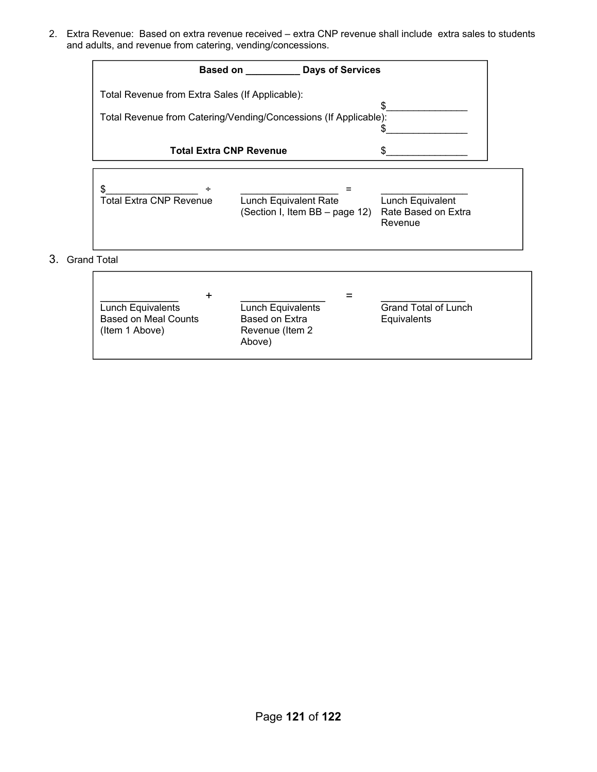2. Extra Revenue: Based on extra revenue received – extra CNP revenue shall include extra sales to students and adults, and revenue from catering, vending/concessions.

| **Based on __________ Days of Services** | |
|---|---|
| Total Revenue from Extra Sales (If Applicable): | $_______________ |
| Total Revenue from Catering/Vending/Concessions (If Applicable): | $_______________ |
| **Total Extra CNP Revenue** | $_______________ |

| $_________________ | ÷ | __________________ | = | ________________ |
|---|---|---|---|---|
| Total Extra CNP Revenue | | Lunch Equivalent Rate (Section I, Item BB – page 12) | | Lunch Equivalent Rate Based on Extra Revenue |

3. Grand Total

| ______________ | + | _______________ | = | _______________ |
|---|---|---|---|---|
| Lunch Equivalents Based on Meal Counts (Item 1 Above) | | Lunch Equivalents Based on Extra Revenue (Item 2 Above) | | Grand Total of Lunch Equivalents |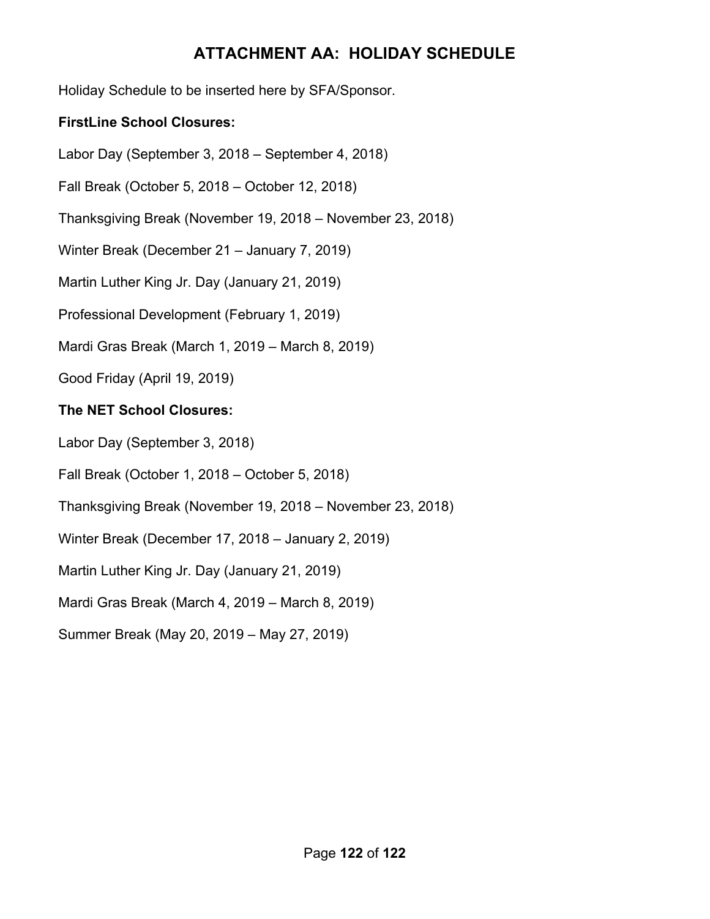# ATTACHMENT AA: HOLIDAY SCHEDULE

Holiday Schedule to be inserted here by SFA/Sponsor.

**FirstLine School Closures:**

Labor Day (September 3, 2018 – September 4, 2018)

Fall Break (October 5, 2018 – October 12, 2018)

Thanksgiving Break (November 19, 2018 – November 23, 2018)

Winter Break (December 21 – January 7, 2019)

Martin Luther King Jr. Day (January 21, 2019)

Professional Development (February 1, 2019)

Mardi Gras Break (March 1, 2019 – March 8, 2019)

Good Friday (April 19, 2019)

**The NET School Closures:**

Labor Day (September 3, 2018)

Fall Break (October 1, 2018 – October 5, 2018)

Thanksgiving Break (November 19, 2018 – November 23, 2018)

Winter Break (December 17, 2018 – January 2, 2019)

Martin Luther King Jr. Day (January 21, 2019)

Mardi Gras Break (March 4, 2019 – March 8, 2019)

Summer Break (May 20, 2019 – May 27, 2019)